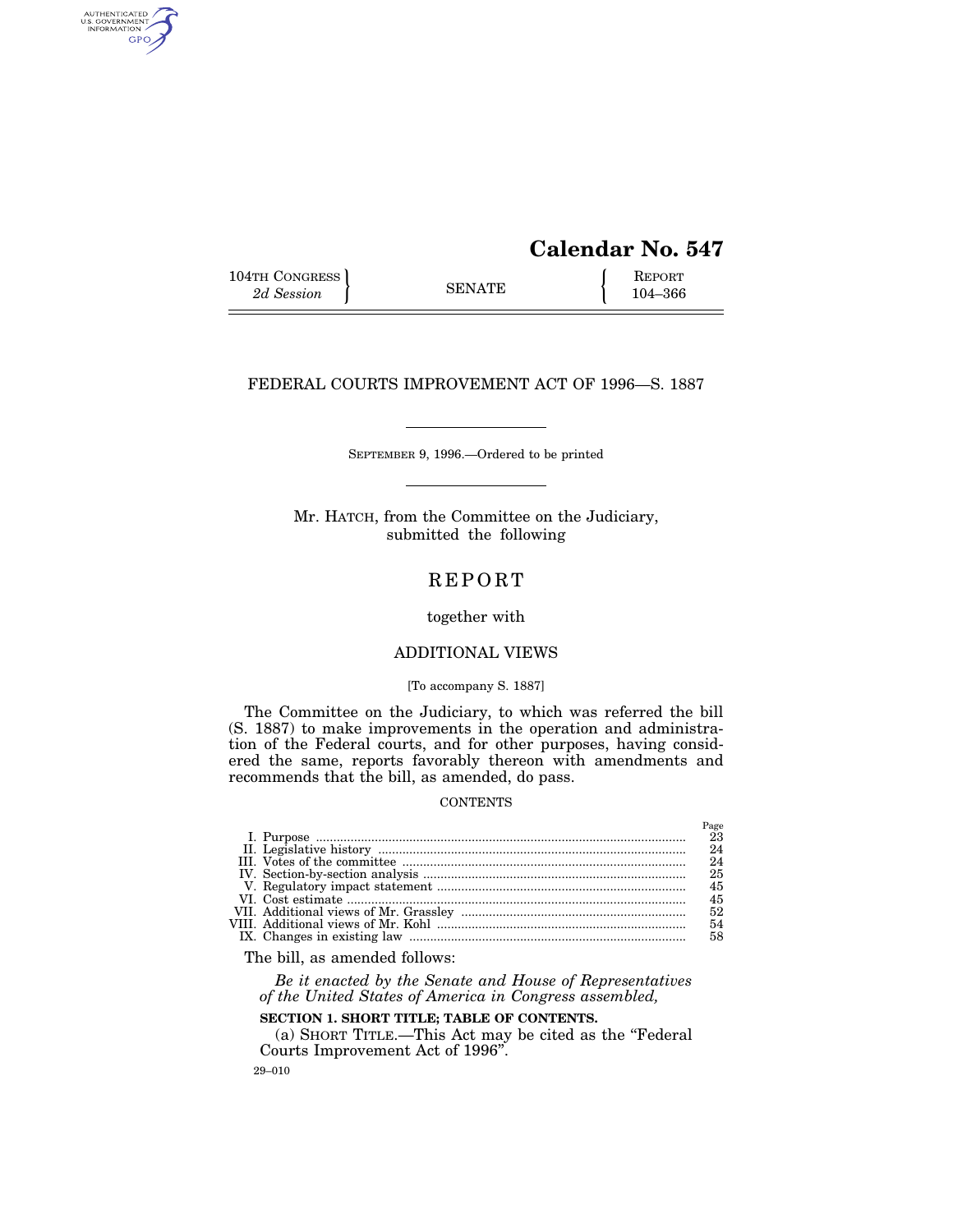# Calendar No. 547

104TH CONGRESS
*2d Session*

SENATE

REPORT
104–366

## FEDERAL COURTS IMPROVEMENT ACT OF 1996—S. 1887

SEPTEMBER 9, 1996.—Ordered to be printed

Mr. HATCH, from the Committee on the Judiciary,
submitted the following

# REPORT

together with

## ADDITIONAL VIEWS

[To accompany S. 1887]

The Committee on the Judiciary, to which was referred the bill (S. 1887) to make improvements in the operation and administration of the Federal courts, and for other purposes, having considered the same, reports favorably thereon with amendments and recommends that the bill, as amended, do pass.

CONTENTS

| | Page |
|---|---|
| I. Purpose | 23 |
| II. Legislative history | 24 |
| III. Votes of the committee | 24 |
| IV. Section-by-section analysis | 25 |
| V. Regulatory impact statement | 45 |
| VI. Cost estimate | 45 |
| VII. Additional views of Mr. Grassley | 52 |
| VIII. Additional views of Mr. Kohl | 54 |
| IX. Changes in existing law | 58 |

The bill, as amended follows:

*Be it enacted by the Senate and House of Representatives of the United States of America in Congress assembled,*

**SECTION 1. SHORT TITLE; TABLE OF CONTENTS.**

(a) SHORT TITLE.—This Act may be cited as the "Federal Courts Improvement Act of 1996".

29–010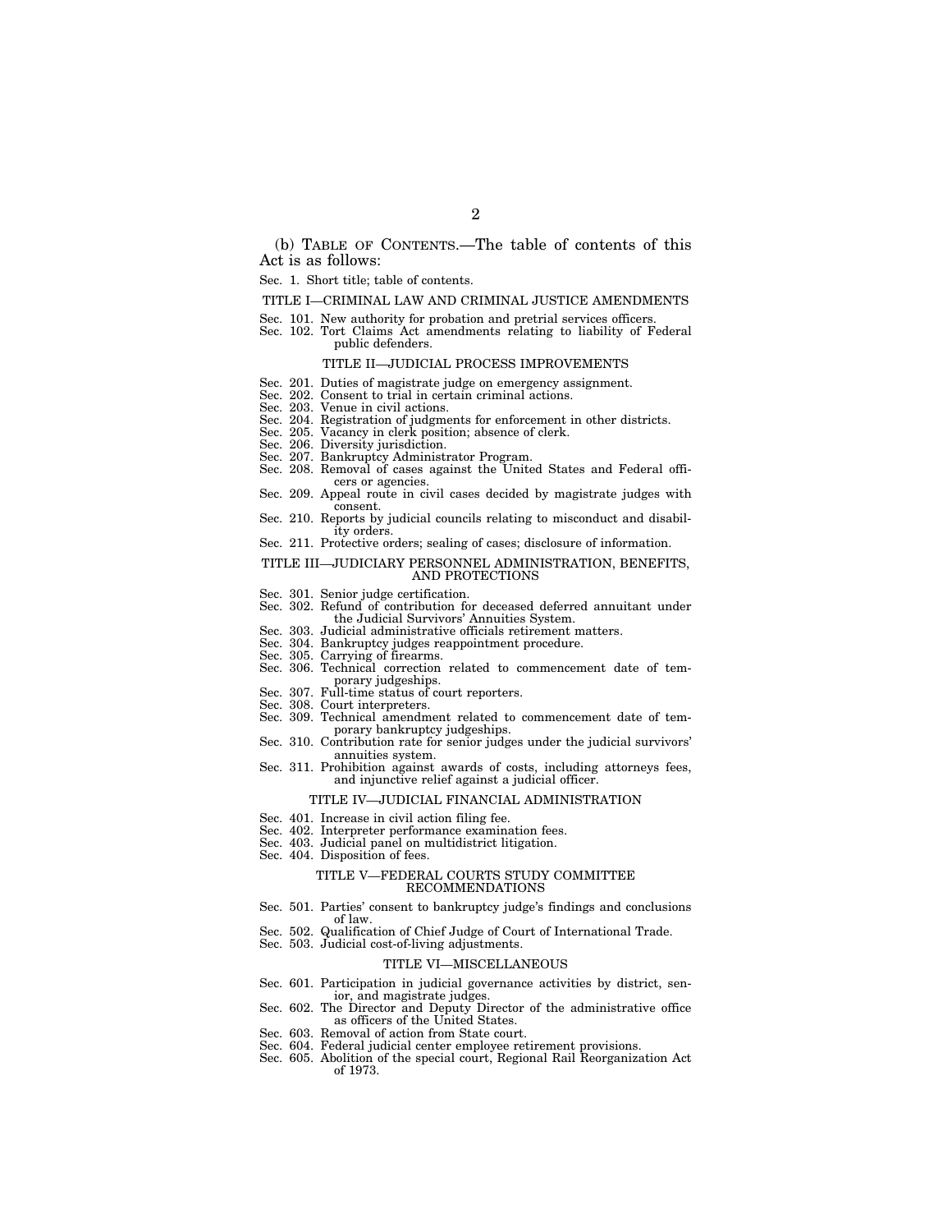(b) TABLE OF CONTENTS.—The table of contents of this Act is as follows:

Sec. 1. Short title; table of contents.

TITLE I—CRIMINAL LAW AND CRIMINAL JUSTICE AMENDMENTS

Sec. 101. New authority for probation and pretrial services officers.
Sec. 102. Tort Claims Act amendments relating to liability of Federal public defenders.

TITLE II—JUDICIAL PROCESS IMPROVEMENTS

Sec. 201. Duties of magistrate judge on emergency assignment.
Sec. 202. Consent to trial in certain criminal actions.
Sec. 203. Venue in civil actions.
Sec. 204. Registration of judgments for enforcement in other districts.
Sec. 205. Vacancy in clerk position; absence of clerk.
Sec. 206. Diversity jurisdiction.
Sec. 207. Bankruptcy Administrator Program.
Sec. 208. Removal of cases against the United States and Federal officers or agencies.
Sec. 209. Appeal route in civil cases decided by magistrate judges with consent.
Sec. 210. Reports by judicial councils relating to misconduct and disability orders.
Sec. 211. Protective orders; sealing of cases; disclosure of information.

TITLE III—JUDICIARY PERSONNEL ADMINISTRATION, BENEFITS, AND PROTECTIONS

Sec. 301. Senior judge certification.
Sec. 302. Refund of contribution for deceased deferred annuitant under the Judicial Survivors' Annuities System.
Sec. 303. Judicial administrative officials retirement matters.
Sec. 304. Bankruptcy judges reappointment procedure.
Sec. 305. Carrying of firearms.
Sec. 306. Technical correction related to commencement date of temporary judgeships.
Sec. 307. Full-time status of court reporters.
Sec. 308. Court interpreters.
Sec. 309. Technical amendment related to commencement date of temporary bankruptcy judgeships.
Sec. 310. Contribution rate for senior judges under the judicial survivors' annuities system.
Sec. 311. Prohibition against awards of costs, including attorneys fees, and injunctive relief against a judicial officer.

TITLE IV—JUDICIAL FINANCIAL ADMINISTRATION

Sec. 401. Increase in civil action filing fee.
Sec. 402. Interpreter performance examination fees.
Sec. 403. Judicial panel on multidistrict litigation.
Sec. 404. Disposition of fees.

TITLE V—FEDERAL COURTS STUDY COMMITTEE RECOMMENDATIONS

Sec. 501. Parties' consent to bankruptcy judge's findings and conclusions of law.
Sec. 502. Qualification of Chief Judge of Court of International Trade.
Sec. 503. Judicial cost-of-living adjustments.

TITLE VI—MISCELLANEOUS

Sec. 601. Participation in judicial governance activities by district, senior, and magistrate judges.
Sec. 602. The Director and Deputy Director of the administrative office as officers of the United States.
Sec. 603. Removal of action from State court.
Sec. 604. Federal judicial center employee retirement provisions.
Sec. 605. Abolition of the special court, Regional Rail Reorganization Act of 1973.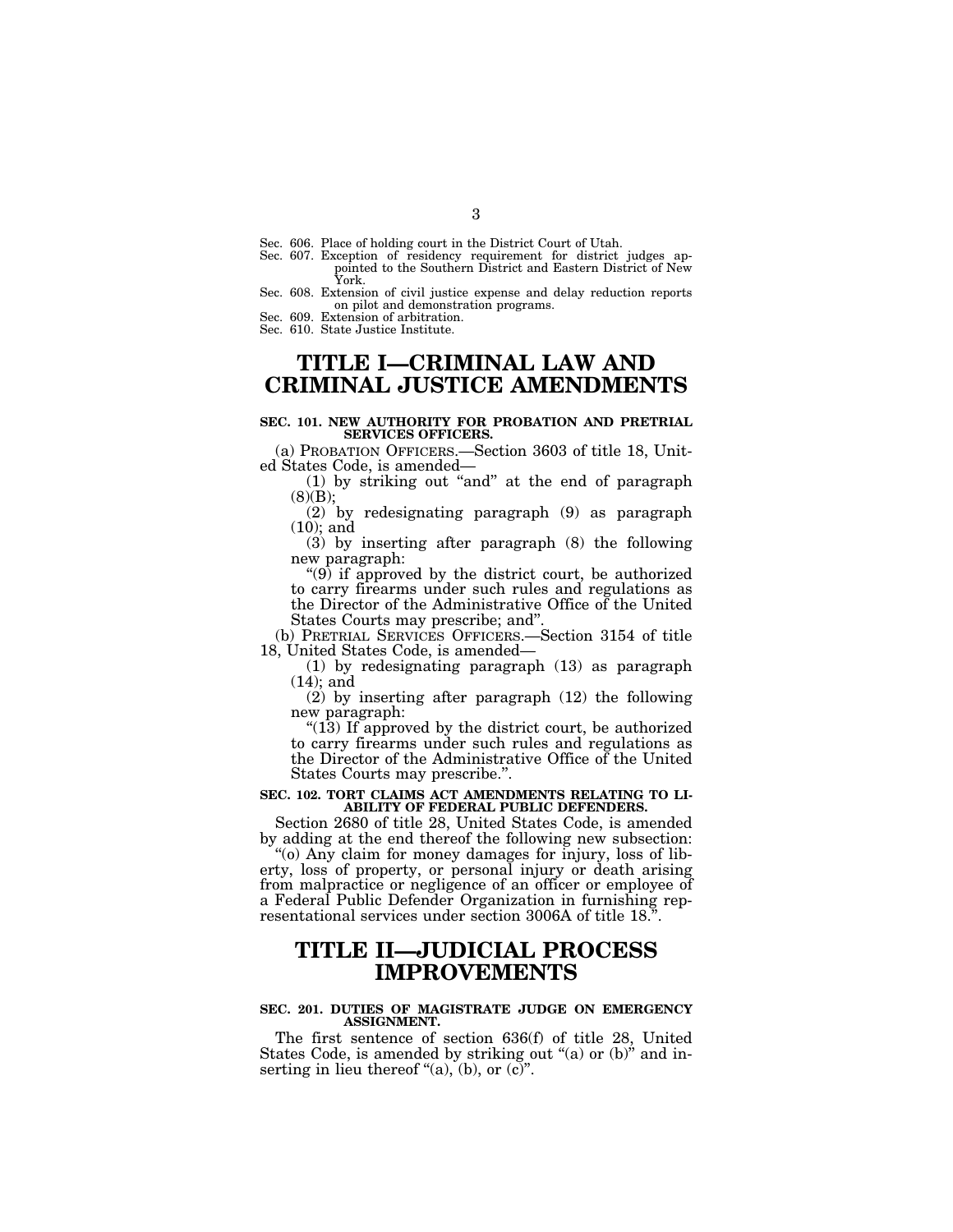Sec. 606. Place of holding court in the District Court of Utah.
Sec. 607. Exception of residency requirement for district judges appointed to the Southern District and Eastern District of New York.
Sec. 608. Extension of civil justice expense and delay reduction reports on pilot and demonstration programs.
Sec. 609. Extension of arbitration.
Sec. 610. State Justice Institute.

# TITLE I—CRIMINAL LAW AND CRIMINAL JUSTICE AMENDMENTS

### SEC. 101. NEW AUTHORITY FOR PROBATION AND PRETRIAL SERVICES OFFICERS.

(a) PROBATION OFFICERS.—Section 3603 of title 18, United States Code, is amended—

(1) by striking out "and" at the end of paragraph (8)(B);

(2) by redesignating paragraph (9) as paragraph (10); and

(3) by inserting after paragraph (8) the following new paragraph:

"(9) if approved by the district court, be authorized to carry firearms under such rules and regulations as the Director of the Administrative Office of the United States Courts may prescribe; and".

(b) PRETRIAL SERVICES OFFICERS.—Section 3154 of title 18, United States Code, is amended—

(1) by redesignating paragraph (13) as paragraph (14); and

(2) by inserting after paragraph (12) the following new paragraph:

"(13) If approved by the district court, be authorized to carry firearms under such rules and regulations as the Director of the Administrative Office of the United States Courts may prescribe.".

### SEC. 102. TORT CLAIMS ACT AMENDMENTS RELATING TO LIABILITY OF FEDERAL PUBLIC DEFENDERS.

Section 2680 of title 28, United States Code, is amended by adding at the end thereof the following new subsection:

"(o) Any claim for money damages for injury, loss of liberty, loss of property, or personal injury or death arising from malpractice or negligence of an officer or employee of a Federal Public Defender Organization in furnishing representational services under section 3006A of title 18.".

# TITLE II—JUDICIAL PROCESS IMPROVEMENTS

### SEC. 201. DUTIES OF MAGISTRATE JUDGE ON EMERGENCY ASSIGNMENT.

The first sentence of section 636(f) of title 28, United States Code, is amended by striking out "(a) or (b)" and inserting in lieu thereof "(a), (b), or (c)".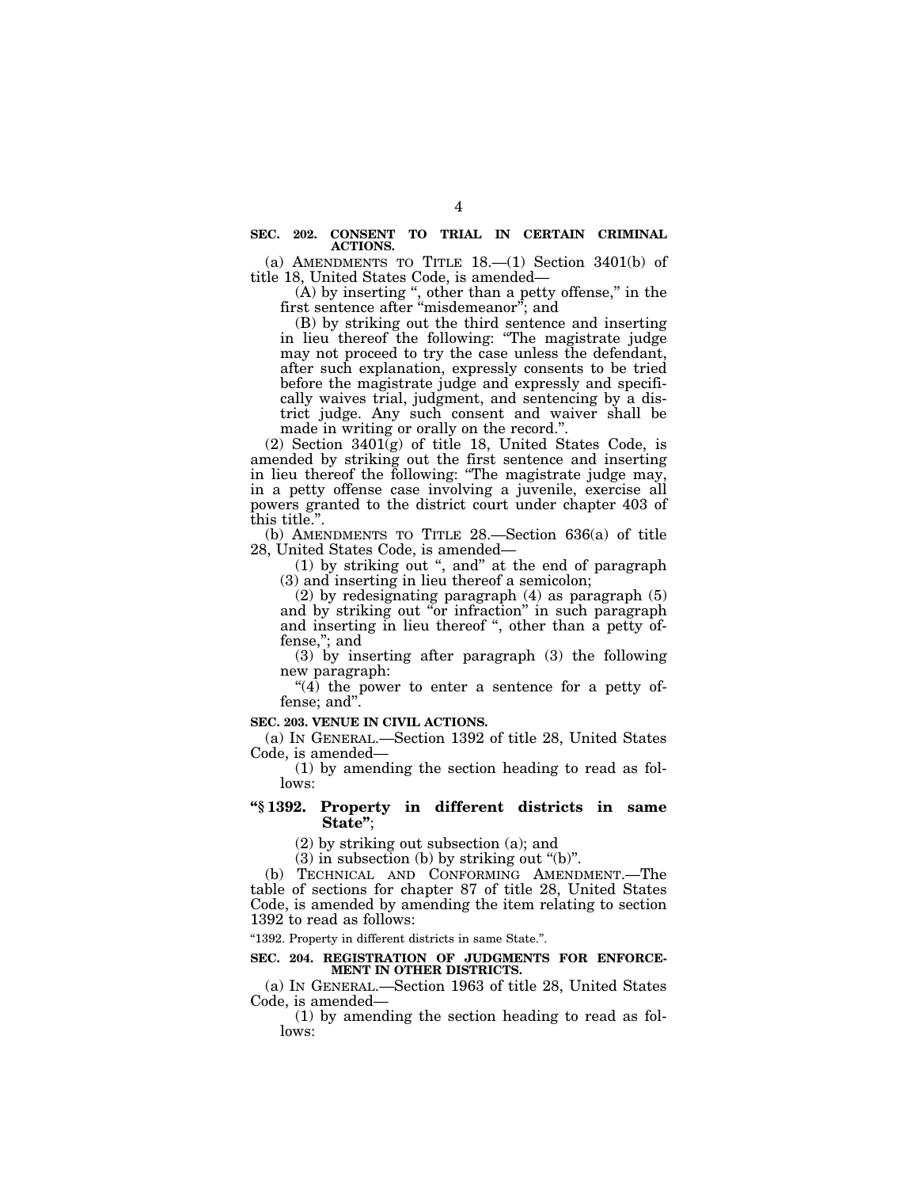**SEC. 202. CONSENT TO TRIAL IN CERTAIN CRIMINAL ACTIONS.**

(a) AMENDMENTS TO TITLE 18.—(1) Section 3401(b) of title 18, United States Code, is amended—

(A) by inserting ", other than a petty offense," in the first sentence after "misdemeanor"; and

(B) by striking out the third sentence and inserting in lieu thereof the following: "The magistrate judge may not proceed to try the case unless the defendant, after such explanation, expressly consents to be tried before the magistrate judge and expressly and specifically waives trial, judgment, and sentencing by a district judge. Any such consent and waiver shall be made in writing or orally on the record.".

(2) Section 3401(g) of title 18, United States Code, is amended by striking out the first sentence and inserting in lieu thereof the following: "The magistrate judge may, in a petty offense case involving a juvenile, exercise all powers granted to the district court under chapter 403 of this title.".

(b) AMENDMENTS TO TITLE 28.—Section 636(a) of title 28, United States Code, is amended—

(1) by striking out ", and" at the end of paragraph (3) and inserting in lieu thereof a semicolon;

(2) by redesignating paragraph (4) as paragraph (5) and by striking out "or infraction" in such paragraph and inserting in lieu thereof ", other than a petty offense,"; and

(3) by inserting after paragraph (3) the following new paragraph:

"(4) the power to enter a sentence for a petty offense; and".

**SEC. 203. VENUE IN CIVIL ACTIONS.**

(a) IN GENERAL.—Section 1392 of title 28, United States Code, is amended—

(1) by amending the section heading to read as follows:

**"§ 1392. Property in different districts in same State"**;

(2) by striking out subsection (a); and

(3) in subsection (b) by striking out "(b)".

(b) TECHNICAL AND CONFORMING AMENDMENT.—The table of sections for chapter 87 of title 28, United States Code, is amended by amending the item relating to section 1392 to read as follows:

"1392. Property in different districts in same State.".

**SEC. 204. REGISTRATION OF JUDGMENTS FOR ENFORCEMENT IN OTHER DISTRICTS.**

(a) IN GENERAL.—Section 1963 of title 28, United States Code, is amended—

(1) by amending the section heading to read as follows: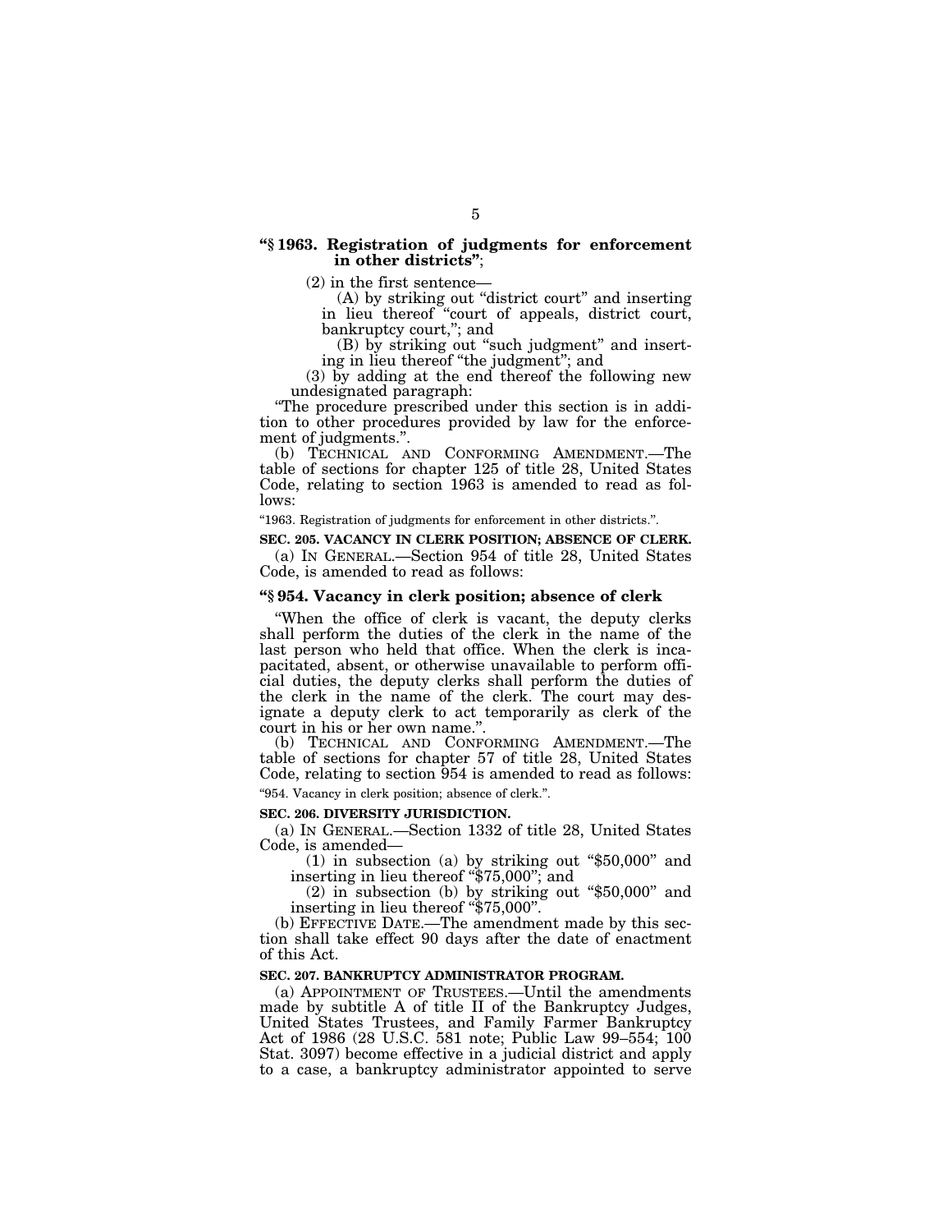**"§ 1963. Registration of judgments for enforcement in other districts"**;

(2) in the first sentence—

(A) by striking out "district court" and inserting in lieu thereof "court of appeals, district court, bankruptcy court,"; and

(B) by striking out "such judgment" and inserting in lieu thereof "the judgment"; and

(3) by adding at the end thereof the following new undesignated paragraph:

"The procedure prescribed under this section is in addition to other procedures provided by law for the enforcement of judgments.".

(b) TECHNICAL AND CONFORMING AMENDMENT.—The table of sections for chapter 125 of title 28, United States Code, relating to section 1963 is amended to read as follows:

"1963. Registration of judgments for enforcement in other districts.".

**SEC. 205. VACANCY IN CLERK POSITION; ABSENCE OF CLERK.**

(a) IN GENERAL.—Section 954 of title 28, United States Code, is amended to read as follows:

**"§ 954. Vacancy in clerk position; absence of clerk**

"When the office of clerk is vacant, the deputy clerks shall perform the duties of the clerk in the name of the last person who held that office. When the clerk is incapacitated, absent, or otherwise unavailable to perform official duties, the deputy clerks shall perform the duties of the clerk in the name of the clerk. The court may designate a deputy clerk to act temporarily as clerk of the court in his or her own name.".

(b) TECHNICAL AND CONFORMING AMENDMENT.—The table of sections for chapter 57 of title 28, United States Code, relating to section 954 is amended to read as follows:

"954. Vacancy in clerk position; absence of clerk.".

**SEC. 206. DIVERSITY JURISDICTION.**

(a) IN GENERAL.—Section 1332 of title 28, United States Code, is amended—

(1) in subsection (a) by striking out "$50,000" and inserting in lieu thereof "$75,000"; and

(2) in subsection (b) by striking out "$50,000" and inserting in lieu thereof "$75,000".

(b) EFFECTIVE DATE.—The amendment made by this section shall take effect 90 days after the date of enactment of this Act.

**SEC. 207. BANKRUPTCY ADMINISTRATOR PROGRAM.**

(a) APPOINTMENT OF TRUSTEES.—Until the amendments made by subtitle A of title II of the Bankruptcy Judges, United States Trustees, and Family Farmer Bankruptcy Act of 1986 (28 U.S.C. 581 note; Public Law 99–554; 100 Stat. 3097) become effective in a judicial district and apply to a case, a bankruptcy administrator appointed to serve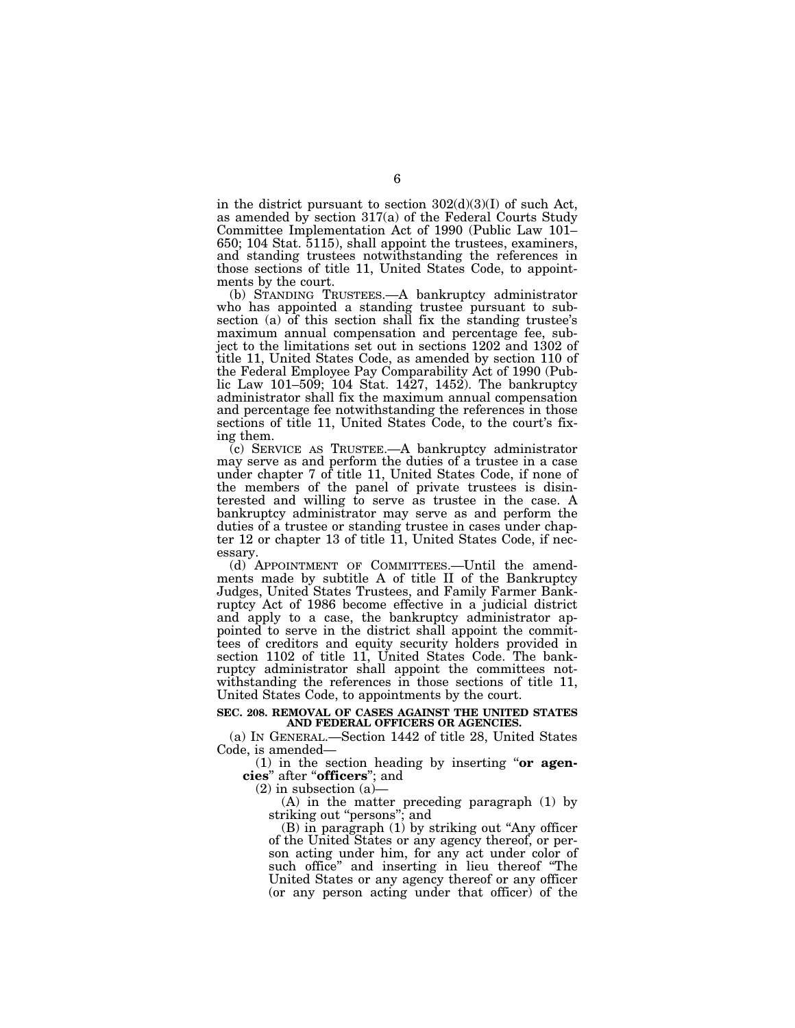in the district pursuant to section 302(d)(3)(I) of such Act, as amended by section 317(a) of the Federal Courts Study Committee Implementation Act of 1990 (Public Law 101–650; 104 Stat. 5115), shall appoint the trustees, examiners, and standing trustees notwithstanding the references in those sections of title 11, United States Code, to appointments by the court.

(b) STANDING TRUSTEES.—A bankruptcy administrator who has appointed a standing trustee pursuant to subsection (a) of this section shall fix the standing trustee's maximum annual compensation and percentage fee, subject to the limitations set out in sections 1202 and 1302 of title 11, United States Code, as amended by section 110 of the Federal Employee Pay Comparability Act of 1990 (Public Law 101–509; 104 Stat. 1427, 1452). The bankruptcy administrator shall fix the maximum annual compensation and percentage fee notwithstanding the references in those sections of title 11, United States Code, to the court's fixing them.

(c) SERVICE AS TRUSTEE.—A bankruptcy administrator may serve as and perform the duties of a trustee in a case under chapter 7 of title 11, United States Code, if none of the members of the panel of private trustees is disinterested and willing to serve as trustee in the case. A bankruptcy administrator may serve as and perform the duties of a trustee or standing trustee in cases under chapter 12 or chapter 13 of title 11, United States Code, if necessary.

(d) APPOINTMENT OF COMMITTEES.—Until the amendments made by subtitle A of title II of the Bankruptcy Judges, United States Trustees, and Family Farmer Bankruptcy Act of 1986 become effective in a judicial district and apply to a case, the bankruptcy administrator appointed to serve in the district shall appoint the committees of creditors and equity security holders provided in section 1102 of title 11, United States Code. The bankruptcy administrator shall appoint the committees notwithstanding the references in those sections of title 11, United States Code, to appointments by the court.

**SEC. 208. REMOVAL OF CASES AGAINST THE UNITED STATES AND FEDERAL OFFICERS OR AGENCIES.**

(a) IN GENERAL.—Section 1442 of title 28, United States Code, is amended—

(1) in the section heading by inserting "**or agencies**" after "**officers**"; and

(2) in subsection (a)—

(A) in the matter preceding paragraph (1) by striking out "persons"; and

(B) in paragraph (1) by striking out "Any officer of the United States or any agency thereof, or person acting under him, for any act under color of such office" and inserting in lieu thereof "The United States or any agency thereof or any officer (or any person acting under that officer) of the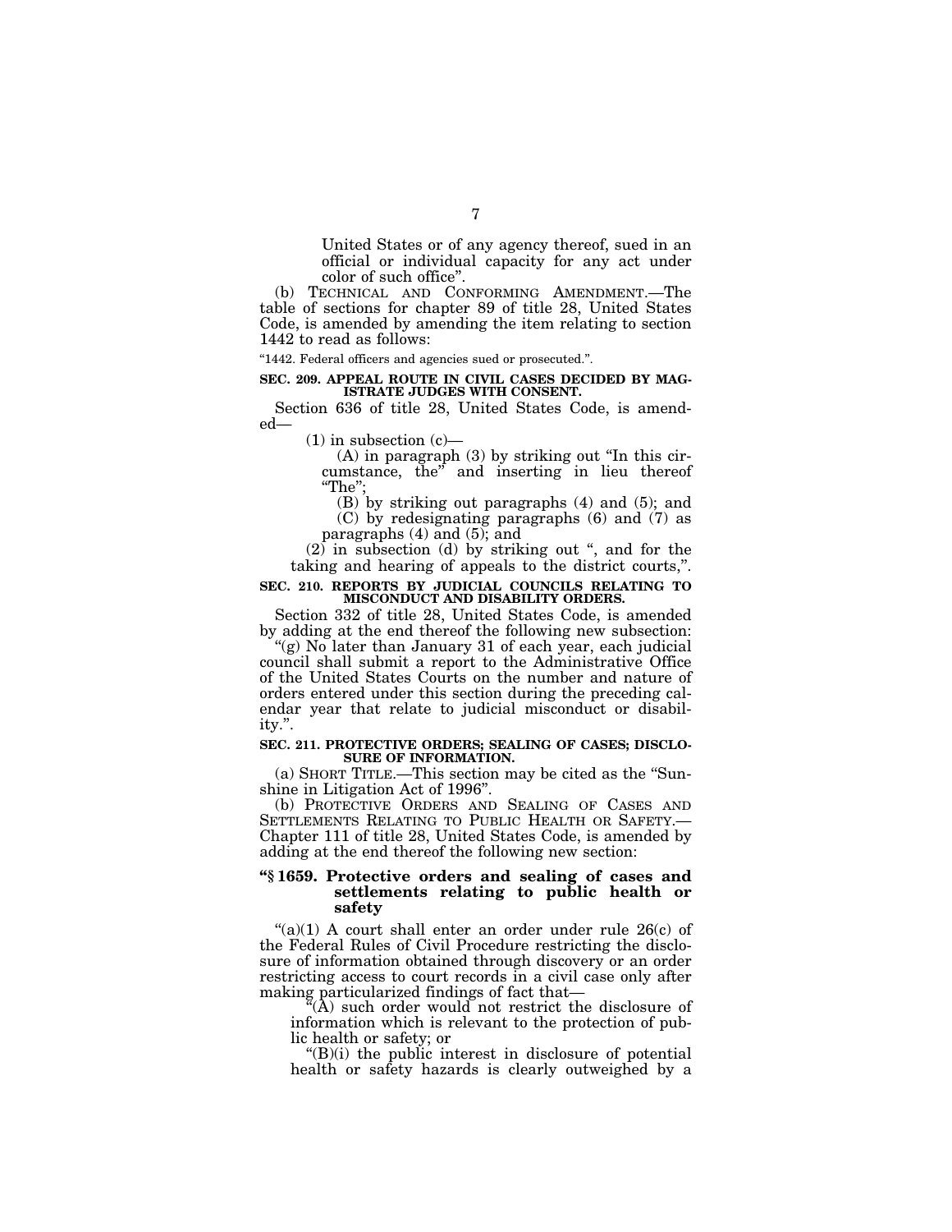United States or of any agency thereof, sued in an official or individual capacity for any act under color of such office".

(b) TECHNICAL AND CONFORMING AMENDMENT.—The table of sections for chapter 89 of title 28, United States Code, is amended by amending the item relating to section 1442 to read as follows:

"1442. Federal officers and agencies sued or prosecuted.".

**SEC. 209. APPEAL ROUTE IN CIVIL CASES DECIDED BY MAGISTRATE JUDGES WITH CONSENT.**

Section 636 of title 28, United States Code, is amended—

(1) in subsection (c)—

(A) in paragraph (3) by striking out "In this circumstance, the" and inserting in lieu thereof "The";

(B) by striking out paragraphs (4) and (5); and

(C) by redesignating paragraphs (6) and (7) as paragraphs (4) and (5); and

(2) in subsection (d) by striking out ", and for the taking and hearing of appeals to the district courts,".

**SEC. 210. REPORTS BY JUDICIAL COUNCILS RELATING TO MISCONDUCT AND DISABILITY ORDERS.**

Section 332 of title 28, United States Code, is amended by adding at the end thereof the following new subsection:

"(g) No later than January 31 of each year, each judicial council shall submit a report to the Administrative Office of the United States Courts on the number and nature of orders entered under this section during the preceding calendar year that relate to judicial misconduct or disability.".

**SEC. 211. PROTECTIVE ORDERS; SEALING OF CASES; DISCLOSURE OF INFORMATION.**

(a) SHORT TITLE.—This section may be cited as the "Sunshine in Litigation Act of 1996".

(b) PROTECTIVE ORDERS AND SEALING OF CASES AND SETTLEMENTS RELATING TO PUBLIC HEALTH OR SAFETY.—Chapter 111 of title 28, United States Code, is amended by adding at the end thereof the following new section:

**"§ 1659. Protective orders and sealing of cases and settlements relating to public health or safety**

"(a)(1) A court shall enter an order under rule 26(c) of the Federal Rules of Civil Procedure restricting the disclosure of information obtained through discovery or an order restricting access to court records in a civil case only after making particularized findings of fact that—

"(A) such order would not restrict the disclosure of information which is relevant to the protection of public health or safety; or

"(B)(i) the public interest in disclosure of potential health or safety hazards is clearly outweighed by a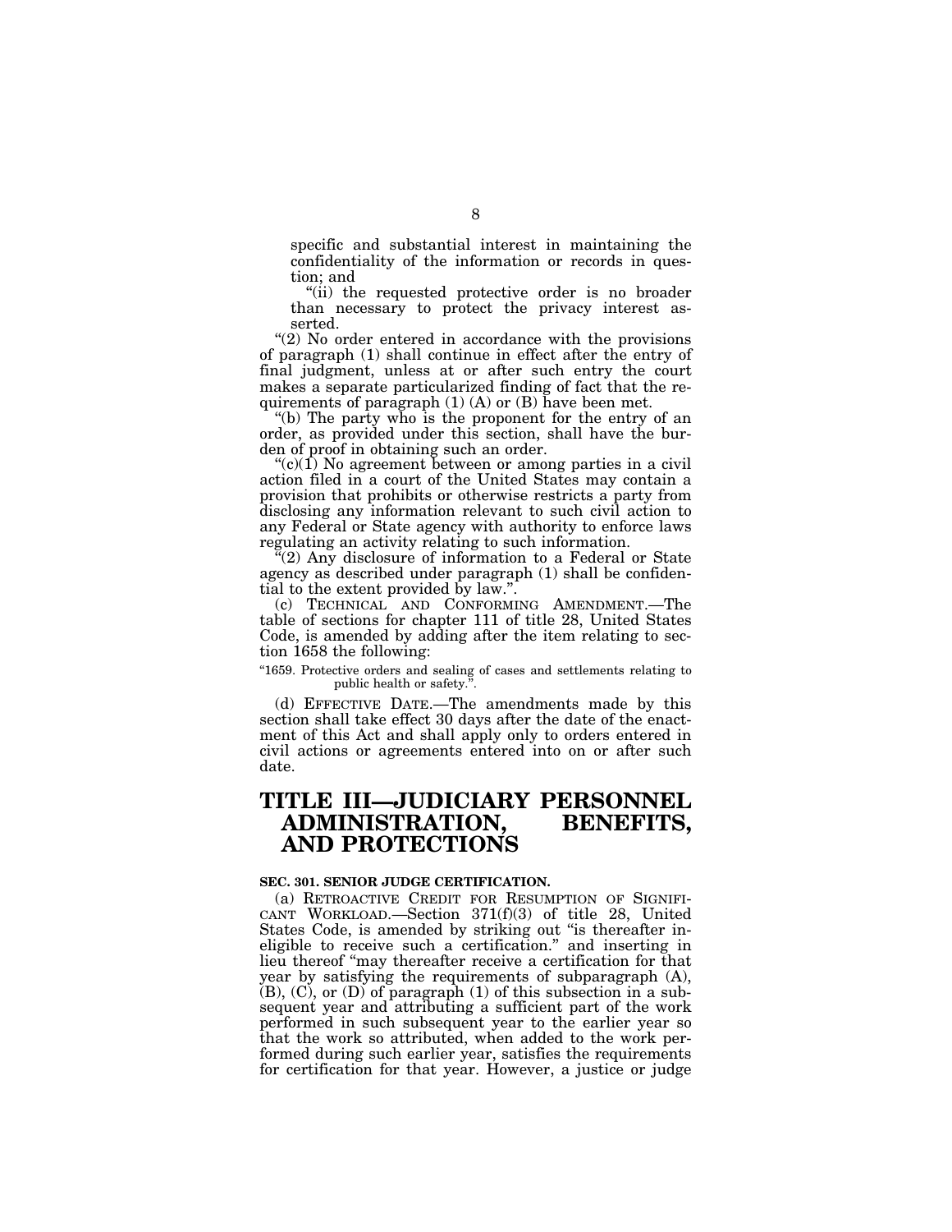specific and substantial interest in maintaining the confidentiality of the information or records in question; and

"(ii) the requested protective order is no broader than necessary to protect the privacy interest asserted.

"(2) No order entered in accordance with the provisions of paragraph (1) shall continue in effect after the entry of final judgment, unless at or after such entry the court makes a separate particularized finding of fact that the requirements of paragraph (1) (A) or (B) have been met.

"(b) The party who is the proponent for the entry of an order, as provided under this section, shall have the burden of proof in obtaining such an order.

"(c)(1) No agreement between or among parties in a civil action filed in a court of the United States may contain a provision that prohibits or otherwise restricts a party from disclosing any information relevant to such civil action to any Federal or State agency with authority to enforce laws regulating an activity relating to such information.

"(2) Any disclosure of information to a Federal or State agency as described under paragraph (1) shall be confidential to the extent provided by law.".

(c) TECHNICAL AND CONFORMING AMENDMENT.—The table of sections for chapter 111 of title 28, United States Code, is amended by adding after the item relating to section 1658 the following:

"1659. Protective orders and sealing of cases and settlements relating to public health or safety.".

(d) EFFECTIVE DATE.—The amendments made by this section shall take effect 30 days after the date of the enactment of this Act and shall apply only to orders entered in civil actions or agreements entered into on or after such date.

# TITLE III—JUDICIARY PERSONNEL ADMINISTRATION, BENEFITS, AND PROTECTIONS

### SEC. 301. SENIOR JUDGE CERTIFICATION.

(a) RETROACTIVE CREDIT FOR RESUMPTION OF SIGNIFICANT WORKLOAD.—Section 371(f)(3) of title 28, United States Code, is amended by striking out "is thereafter ineligible to receive such a certification." and inserting in lieu thereof "may thereafter receive a certification for that year by satisfying the requirements of subparagraph (A), (B), (C), or (D) of paragraph (1) of this subsection in a subsequent year and attributing a sufficient part of the work performed in such subsequent year to the earlier year so that the work so attributed, when added to the work performed during such earlier year, satisfies the requirements for certification for that year. However, a justice or judge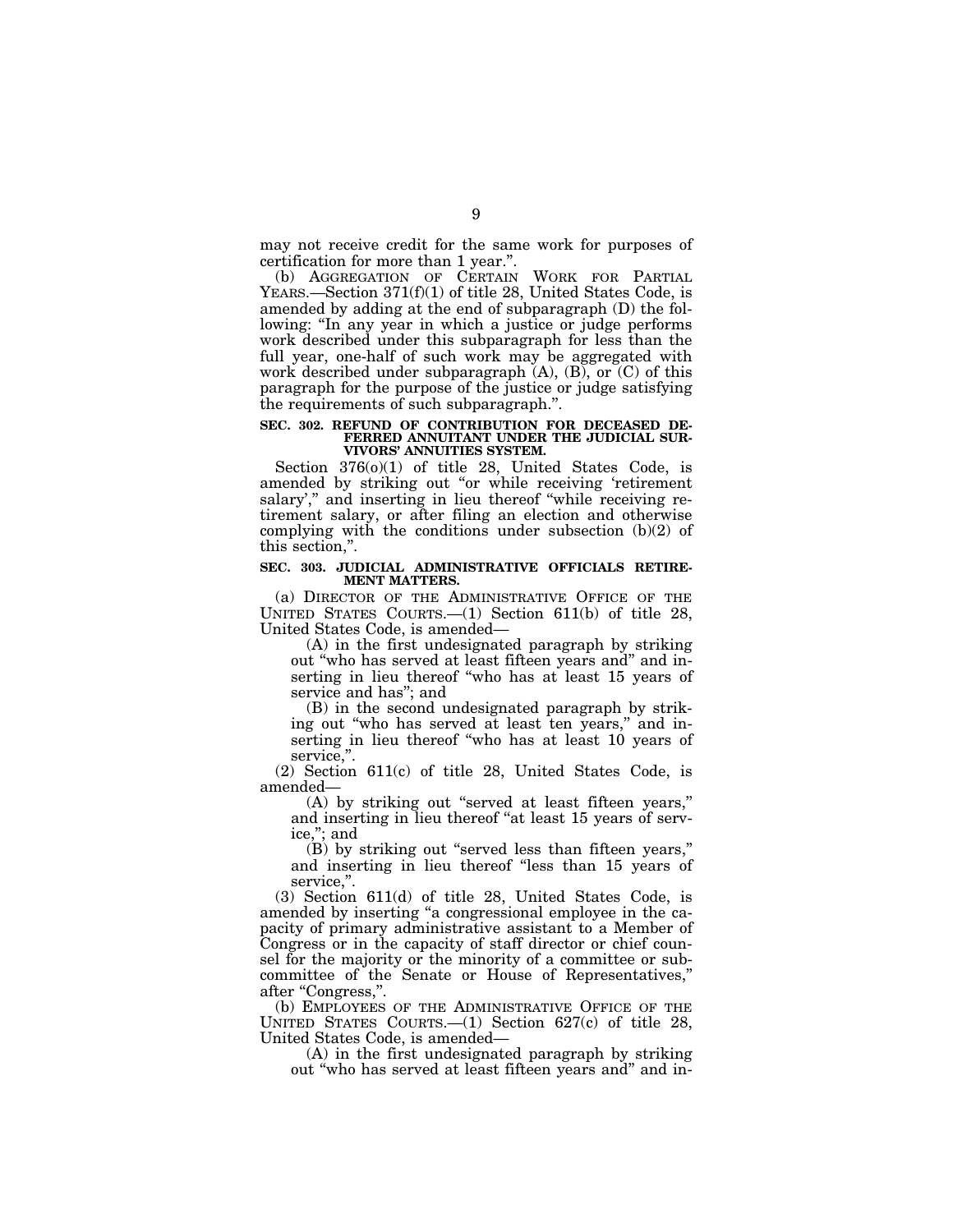may not receive credit for the same work for purposes of certification for more than 1 year.".

(b) AGGREGATION OF CERTAIN WORK FOR PARTIAL YEARS.—Section 371(f)(1) of title 28, United States Code, is amended by adding at the end of subparagraph (D) the following: "In any year in which a justice or judge performs work described under this subparagraph for less than the full year, one-half of such work may be aggregated with work described under subparagraph (A), (B), or (C) of this paragraph for the purpose of the justice or judge satisfying the requirements of such subparagraph.".

**SEC. 302. REFUND OF CONTRIBUTION FOR DECEASED DEFERRED ANNUITANT UNDER THE JUDICIAL SURVIVORS' ANNUITIES SYSTEM.**

Section 376(o)(1) of title 28, United States Code, is amended by striking out "or while receiving 'retirement salary'," and inserting in lieu thereof "while receiving retirement salary, or after filing an election and otherwise complying with the conditions under subsection (b)(2) of this section,".

**SEC. 303. JUDICIAL ADMINISTRATIVE OFFICIALS RETIREMENT MATTERS.**

(a) DIRECTOR OF THE ADMINISTRATIVE OFFICE OF THE UNITED STATES COURTS.—(1) Section 611(b) of title 28, United States Code, is amended—

(A) in the first undesignated paragraph by striking out "who has served at least fifteen years and" and inserting in lieu thereof "who has at least 15 years of service and has"; and

(B) in the second undesignated paragraph by striking out "who has served at least ten years," and inserting in lieu thereof "who has at least 10 years of service,".

(2) Section 611(c) of title 28, United States Code, is amended—

(A) by striking out "served at least fifteen years," and inserting in lieu thereof "at least 15 years of service,"; and

(B) by striking out "served less than fifteen years," and inserting in lieu thereof "less than 15 years of service,".

(3) Section 611(d) of title 28, United States Code, is amended by inserting "a congressional employee in the capacity of primary administrative assistant to a Member of Congress or in the capacity of staff director or chief counsel for the majority or the minority of a committee or subcommittee of the Senate or House of Representatives," after "Congress,".

(b) EMPLOYEES OF THE ADMINISTRATIVE OFFICE OF THE UNITED STATES COURTS.—(1) Section 627(c) of title 28, United States Code, is amended—

(A) in the first undesignated paragraph by striking out "who has served at least fifteen years and" and in-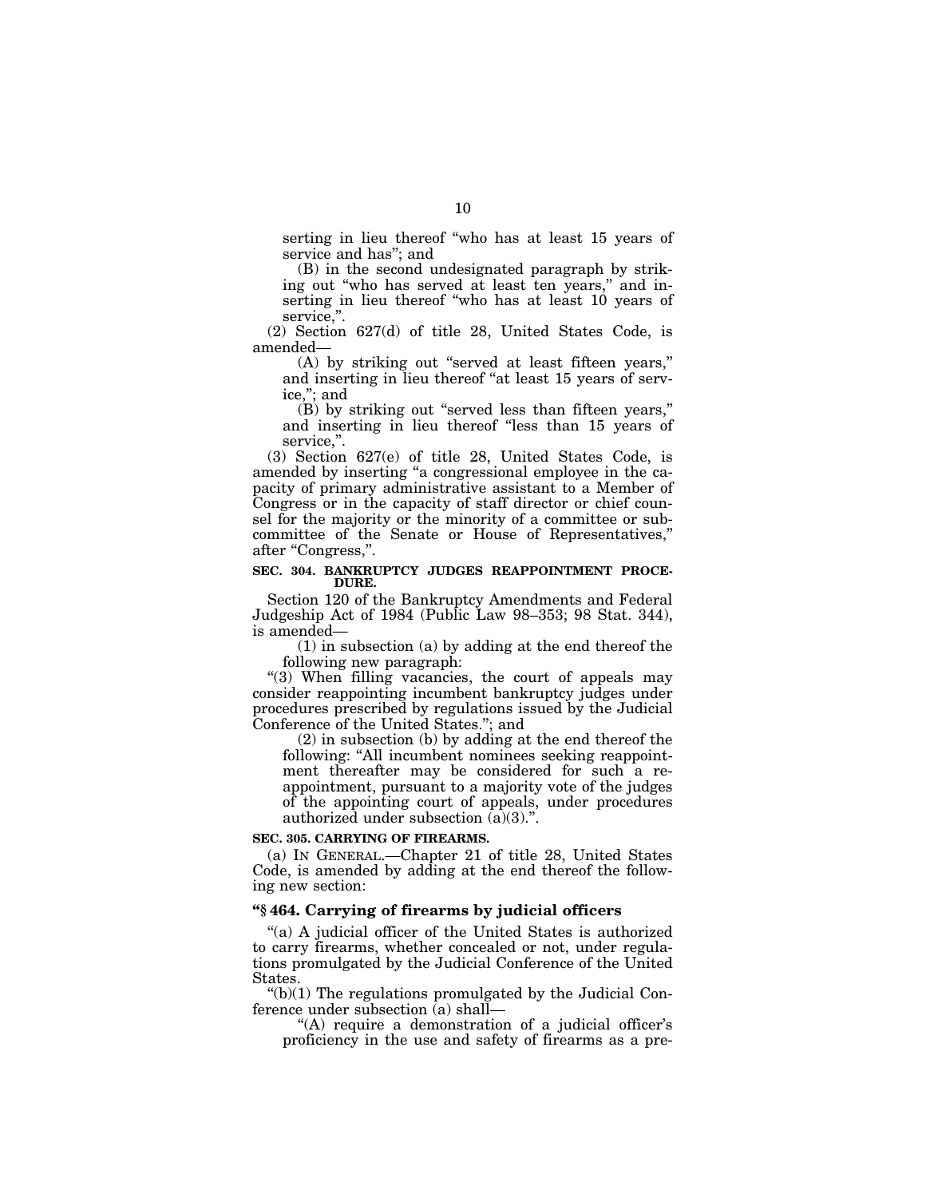serting in lieu thereof "who has at least 15 years of service and has"; and

(B) in the second undesignated paragraph by striking out "who has served at least ten years," and inserting in lieu thereof "who has at least 10 years of service,".

(2) Section 627(d) of title 28, United States Code, is amended—

(A) by striking out "served at least fifteen years," and inserting in lieu thereof "at least 15 years of service,"; and

(B) by striking out "served less than fifteen years," and inserting in lieu thereof "less than 15 years of service,".

(3) Section 627(e) of title 28, United States Code, is amended by inserting "a congressional employee in the capacity of primary administrative assistant to a Member of Congress or in the capacity of staff director or chief counsel for the majority or the minority of a committee or subcommittee of the Senate or House of Representatives," after "Congress,".

**SEC. 304. BANKRUPTCY JUDGES REAPPOINTMENT PROCEDURE.**

Section 120 of the Bankruptcy Amendments and Federal Judgeship Act of 1984 (Public Law 98–353; 98 Stat. 344), is amended—

(1) in subsection (a) by adding at the end thereof the following new paragraph:

"(3) When filling vacancies, the court of appeals may consider reappointing incumbent bankruptcy judges under procedures prescribed by regulations issued by the Judicial Conference of the United States."; and

(2) in subsection (b) by adding at the end thereof the following: "All incumbent nominees seeking reappointment thereafter may be considered for such a reappointment, pursuant to a majority vote of the judges of the appointing court of appeals, under procedures authorized under subsection (a)(3).".

**SEC. 305. CARRYING OF FIREARMS.**

(a) IN GENERAL.—Chapter 21 of title 28, United States Code, is amended by adding at the end thereof the following new section:

**"§ 464. Carrying of firearms by judicial officers**

"(a) A judicial officer of the United States is authorized to carry firearms, whether concealed or not, under regulations promulgated by the Judicial Conference of the United States.

"(b)(1) The regulations promulgated by the Judicial Conference under subsection (a) shall—

"(A) require a demonstration of a judicial officer's proficiency in the use and safety of firearms as a pre-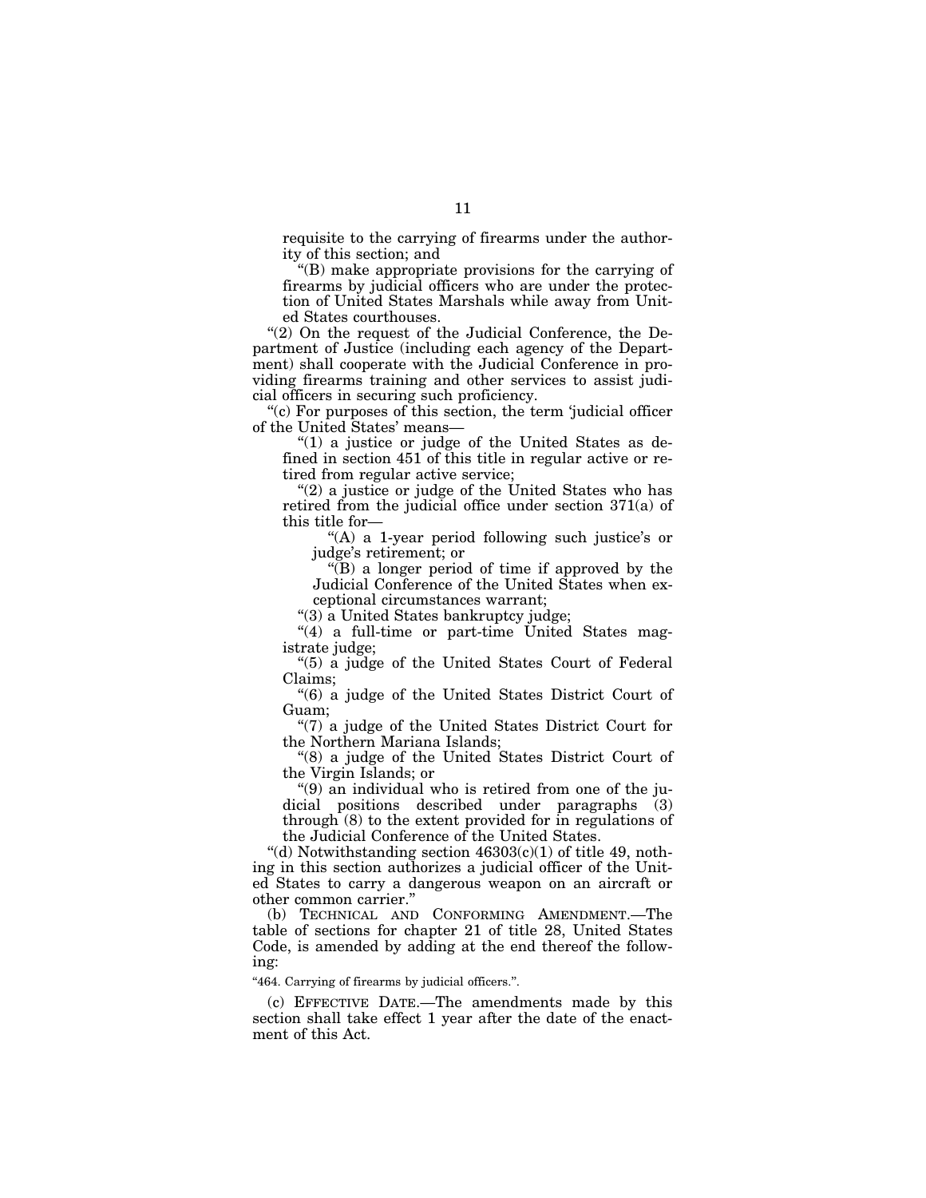requisite to the carrying of firearms under the authority of this section; and

"(B) make appropriate provisions for the carrying of firearms by judicial officers who are under the protection of United States Marshals while away from United States courthouses.

"(2) On the request of the Judicial Conference, the Department of Justice (including each agency of the Department) shall cooperate with the Judicial Conference in providing firearms training and other services to assist judicial officers in securing such proficiency.

"(c) For purposes of this section, the term 'judicial officer of the United States' means—

"(1) a justice or judge of the United States as defined in section 451 of this title in regular active or retired from regular active service;

"(2) a justice or judge of the United States who has retired from the judicial office under section 371(a) of this title for—

"(A) a 1-year period following such justice's or judge's retirement; or

"(B) a longer period of time if approved by the Judicial Conference of the United States when exceptional circumstances warrant;

"(3) a United States bankruptcy judge;

"(4) a full-time or part-time United States magistrate judge;

"(5) a judge of the United States Court of Federal Claims;

"(6) a judge of the United States District Court of Guam;

"(7) a judge of the United States District Court for the Northern Mariana Islands;

"(8) a judge of the United States District Court of the Virgin Islands; or

"(9) an individual who is retired from one of the judicial positions described under paragraphs (3) through (8) to the extent provided for in regulations of the Judicial Conference of the United States.

"(d) Notwithstanding section 46303(c)(1) of title 49, nothing in this section authorizes a judicial officer of the United States to carry a dangerous weapon on an aircraft or other common carrier."

(b) TECHNICAL AND CONFORMING AMENDMENT.—The table of sections for chapter 21 of title 28, United States Code, is amended by adding at the end thereof the following:

"464. Carrying of firearms by judicial officers.".

(c) EFFECTIVE DATE.—The amendments made by this section shall take effect 1 year after the date of the enactment of this Act.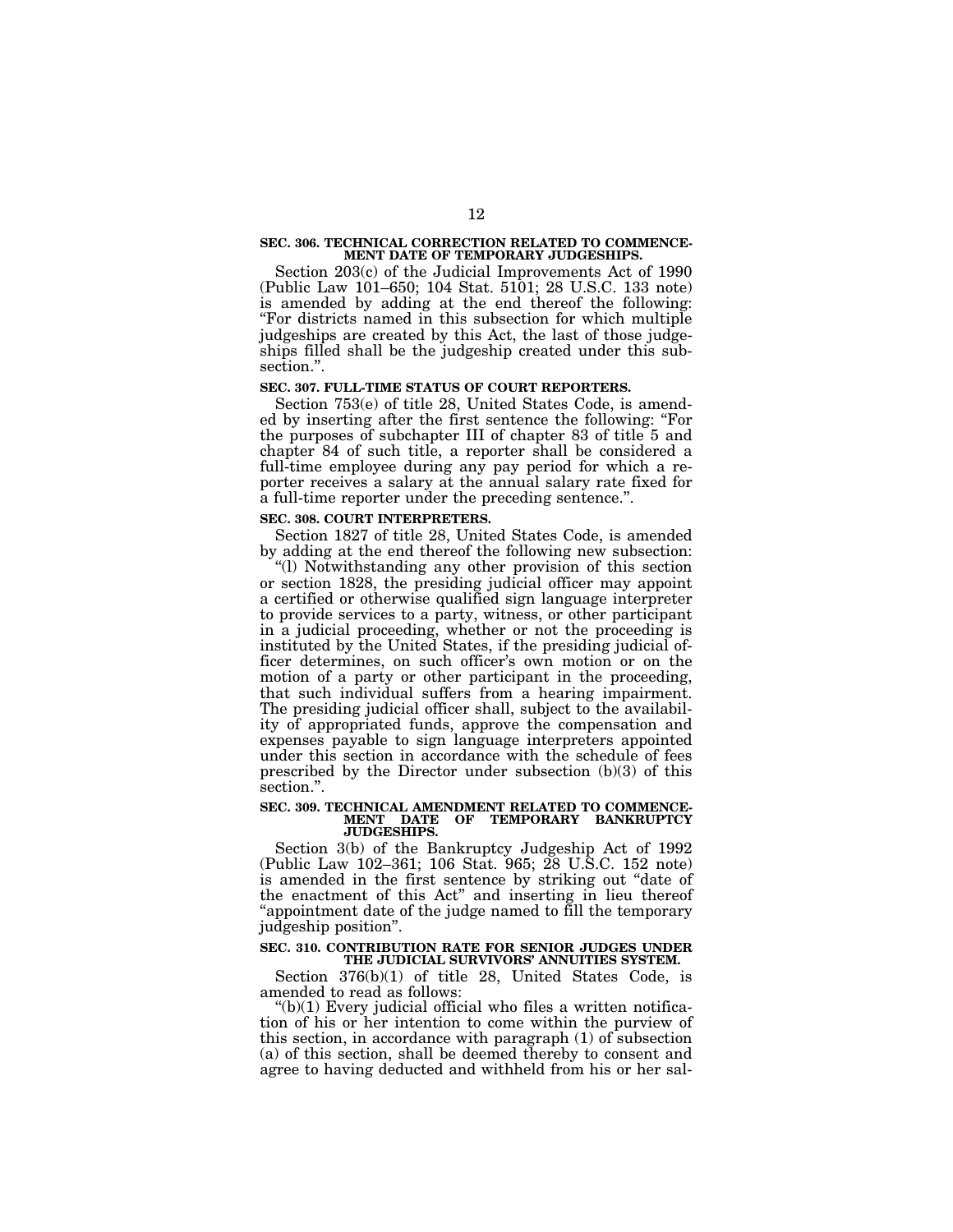**SEC. 306. TECHNICAL CORRECTION RELATED TO COMMENCEMENT DATE OF TEMPORARY JUDGESHIPS.**

Section 203(c) of the Judicial Improvements Act of 1990 (Public Law 101–650; 104 Stat. 5101; 28 U.S.C. 133 note) is amended by adding at the end thereof the following: "For districts named in this subsection for which multiple judgeships are created by this Act, the last of those judgeships filled shall be the judgeship created under this subsection.".

**SEC. 307. FULL-TIME STATUS OF COURT REPORTERS.**

Section 753(e) of title 28, United States Code, is amended by inserting after the first sentence the following: "For the purposes of subchapter III of chapter 83 of title 5 and chapter 84 of such title, a reporter shall be considered a full-time employee during any pay period for which a reporter receives a salary at the annual salary rate fixed for a full-time reporter under the preceding sentence.".

**SEC. 308. COURT INTERPRETERS.**

Section 1827 of title 28, United States Code, is amended by adding at the end thereof the following new subsection:

"(l) Notwithstanding any other provision of this section or section 1828, the presiding judicial officer may appoint a certified or otherwise qualified sign language interpreter to provide services to a party, witness, or other participant in a judicial proceeding, whether or not the proceeding is instituted by the United States, if the presiding judicial officer determines, on such officer's own motion or on the motion of a party or other participant in the proceeding, that such individual suffers from a hearing impairment. The presiding judicial officer shall, subject to the availability of appropriated funds, approve the compensation and expenses payable to sign language interpreters appointed under this section in accordance with the schedule of fees prescribed by the Director under subsection (b)(3) of this section.".

**SEC. 309. TECHNICAL AMENDMENT RELATED TO COMMENCEMENT DATE OF TEMPORARY BANKRUPTCY JUDGESHIPS.**

Section 3(b) of the Bankruptcy Judgeship Act of 1992 (Public Law 102–361; 106 Stat. 965; 28 U.S.C. 152 note) is amended in the first sentence by striking out "date of the enactment of this Act" and inserting in lieu thereof "appointment date of the judge named to fill the temporary judgeship position".

**SEC. 310. CONTRIBUTION RATE FOR SENIOR JUDGES UNDER THE JUDICIAL SURVIVORS' ANNUITIES SYSTEM.**

Section 376(b)(1) of title 28, United States Code, is amended to read as follows:

"(b)(1) Every judicial official who files a written notification of his or her intention to come within the purview of this section, in accordance with paragraph (1) of subsection (a) of this section, shall be deemed thereby to consent and agree to having deducted and withheld from his or her sal-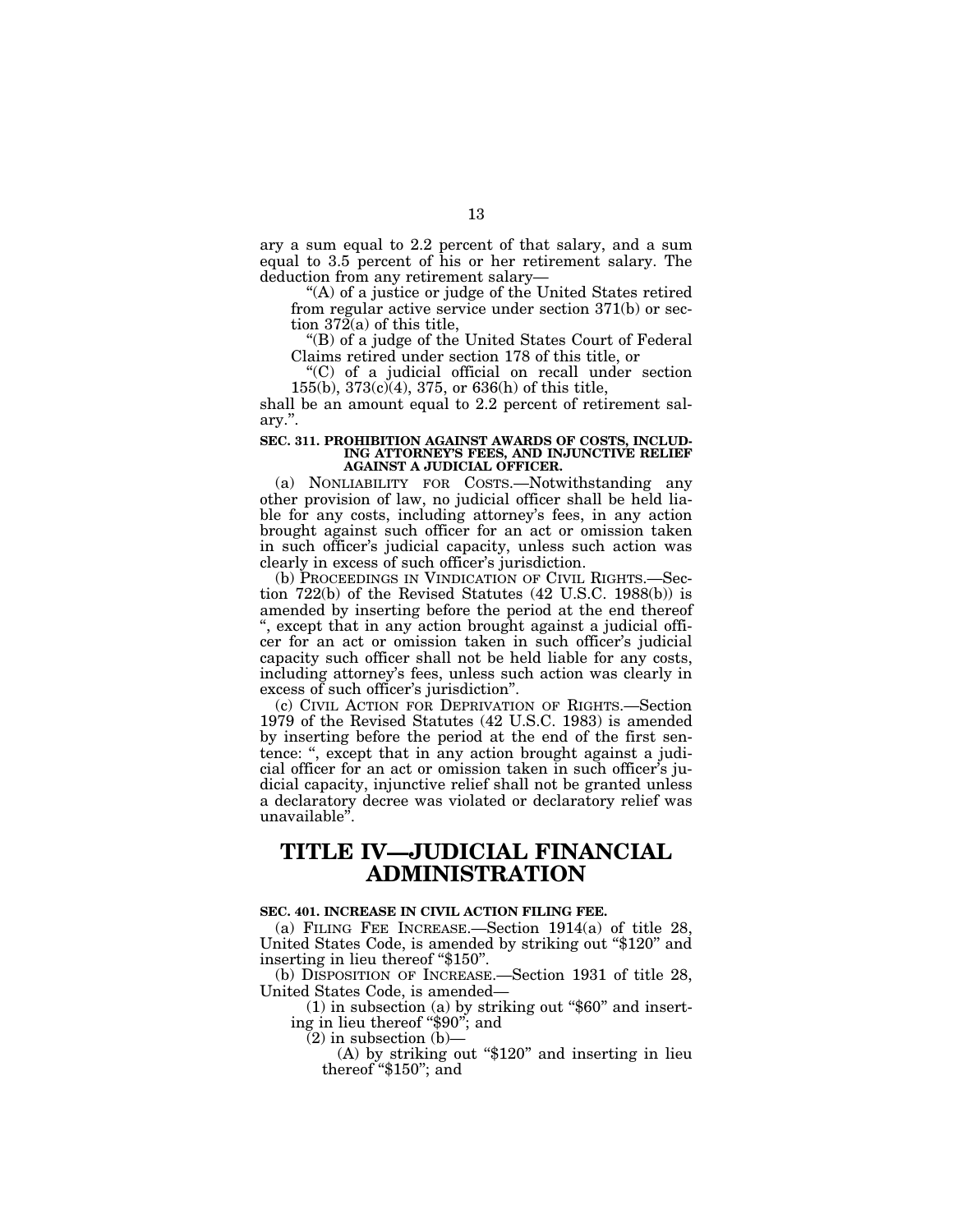ary a sum equal to 2.2 percent of that salary, and a sum equal to 3.5 percent of his or her retirement salary. The deduction from any retirement salary—

"(A) of a justice or judge of the United States retired from regular active service under section 371(b) or section 372(a) of this title,

"(B) of a judge of the United States Court of Federal Claims retired under section 178 of this title, or

"(C) of a judicial official on recall under section 155(b), 373(c)(4), 375, or 636(h) of this title,

shall be an amount equal to 2.2 percent of retirement salary.".

**SEC. 311. PROHIBITION AGAINST AWARDS OF COSTS, INCLUDING ATTORNEY'S FEES, AND INJUNCTIVE RELIEF AGAINST A JUDICIAL OFFICER.**

(a) NONLIABILITY FOR COSTS.—Notwithstanding any other provision of law, no judicial officer shall be held liable for any costs, including attorney's fees, in any action brought against such officer for an act or omission taken in such officer's judicial capacity, unless such action was clearly in excess of such officer's jurisdiction.

(b) PROCEEDINGS IN VINDICATION OF CIVIL RIGHTS.—Section 722(b) of the Revised Statutes (42 U.S.C. 1988(b)) is amended by inserting before the period at the end thereof ", except that in any action brought against a judicial officer for an act or omission taken in such officer's judicial capacity such officer shall not be held liable for any costs, including attorney's fees, unless such action was clearly in excess of such officer's jurisdiction".

(c) CIVIL ACTION FOR DEPRIVATION OF RIGHTS.—Section 1979 of the Revised Statutes (42 U.S.C. 1983) is amended by inserting before the period at the end of the first sentence: ", except that in any action brought against a judicial officer for an act or omission taken in such officer's judicial capacity, injunctive relief shall not be granted unless a declaratory decree was violated or declaratory relief was unavailable".

# TITLE IV—JUDICIAL FINANCIAL ADMINISTRATION

**SEC. 401. INCREASE IN CIVIL ACTION FILING FEE.**

(a) FILING FEE INCREASE.—Section 1914(a) of title 28, United States Code, is amended by striking out "$120" and inserting in lieu thereof "$150".

(b) DISPOSITION OF INCREASE.—Section 1931 of title 28, United States Code, is amended—

(1) in subsection (a) by striking out "$60" and inserting in lieu thereof "$90"; and

(2) in subsection (b)—

(A) by striking out "$120" and inserting in lieu thereof "$150"; and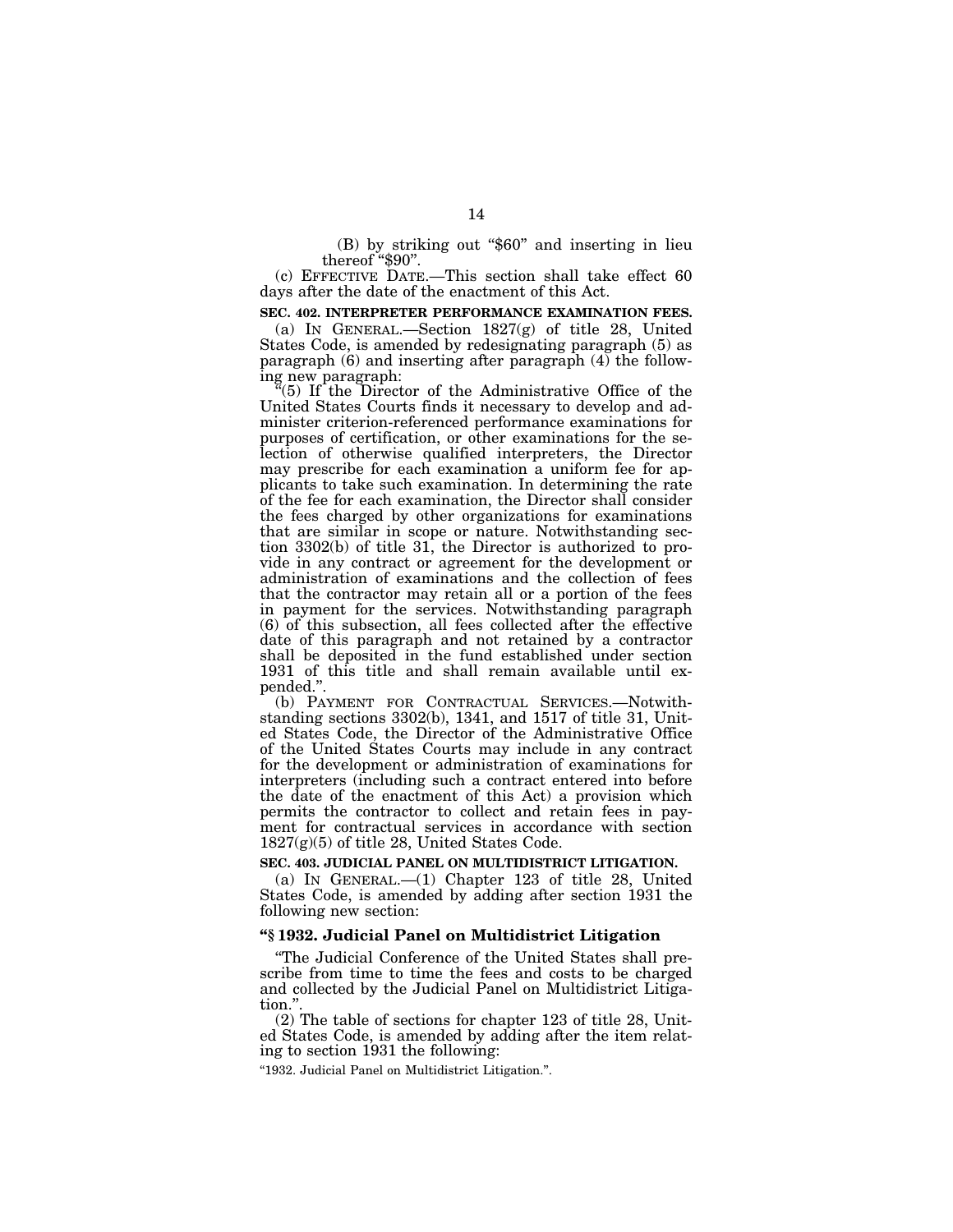(B) by striking out "$60" and inserting in lieu thereof "$90".

(c) EFFECTIVE DATE.—This section shall take effect 60 days after the date of the enactment of this Act.

**SEC. 402. INTERPRETER PERFORMANCE EXAMINATION FEES.**

(a) IN GENERAL.—Section 1827(g) of title 28, United States Code, is amended by redesignating paragraph (5) as paragraph (6) and inserting after paragraph (4) the following new paragraph:

"(5) If the Director of the Administrative Office of the United States Courts finds it necessary to develop and administer criterion-referenced performance examinations for purposes of certification, or other examinations for the selection of otherwise qualified interpreters, the Director may prescribe for each examination a uniform fee for applicants to take such examination. In determining the rate of the fee for each examination, the Director shall consider the fees charged by other organizations for examinations that are similar in scope or nature. Notwithstanding section 3302(b) of title 31, the Director is authorized to provide in any contract or agreement for the development or administration of examinations and the collection of fees that the contractor may retain all or a portion of the fees in payment for the services. Notwithstanding paragraph (6) of this subsection, all fees collected after the effective date of this paragraph and not retained by a contractor shall be deposited in the fund established under section 1931 of this title and shall remain available until expended.".

(b) PAYMENT FOR CONTRACTUAL SERVICES.—Notwithstanding sections 3302(b), 1341, and 1517 of title 31, United States Code, the Director of the Administrative Office of the United States Courts may include in any contract for the development or administration of examinations for interpreters (including such a contract entered into before the date of the enactment of this Act) a provision which permits the contractor to collect and retain fees in payment for contractual services in accordance with section 1827(g)(5) of title 28, United States Code.

**SEC. 403. JUDICIAL PANEL ON MULTIDISTRICT LITIGATION.**

(a) IN GENERAL.—(1) Chapter 123 of title 28, United States Code, is amended by adding after section 1931 the following new section:

**"§ 1932. Judicial Panel on Multidistrict Litigation**

"The Judicial Conference of the United States shall prescribe from time to time the fees and costs to be charged and collected by the Judicial Panel on Multidistrict Litigation.".

(2) The table of sections for chapter 123 of title 28, United States Code, is amended by adding after the item relating to section 1931 the following:

"1932. Judicial Panel on Multidistrict Litigation.".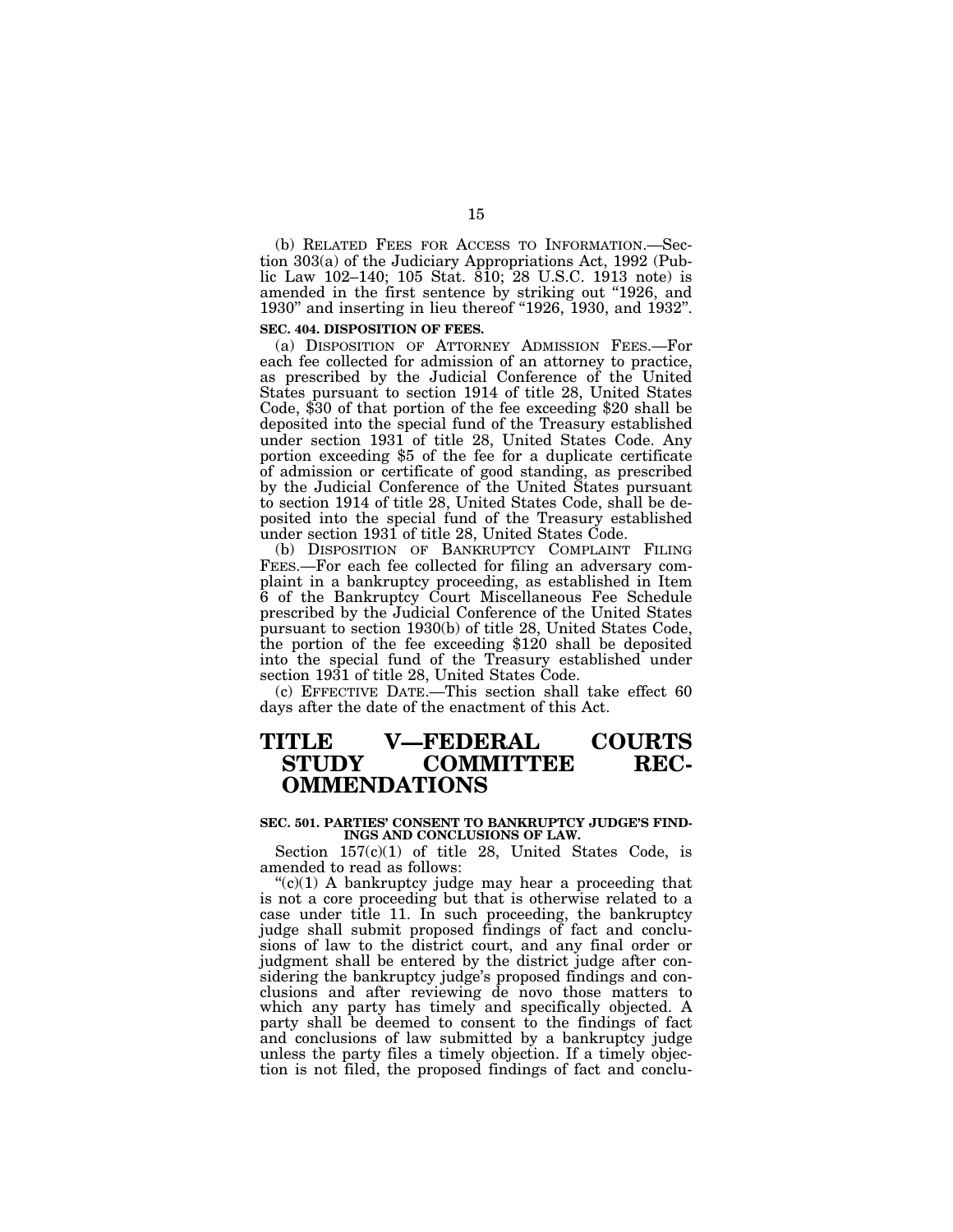(b) RELATED FEES FOR ACCESS TO INFORMATION.—Section 303(a) of the Judiciary Appropriations Act, 1992 (Public Law 102–140; 105 Stat. 810; 28 U.S.C. 1913 note) is amended in the first sentence by striking out "1926, and 1930" and inserting in lieu thereof "1926, 1930, and 1932".

**SEC. 404. DISPOSITION OF FEES.**

(a) DISPOSITION OF ATTORNEY ADMISSION FEES.—For each fee collected for admission of an attorney to practice, as prescribed by the Judicial Conference of the United States pursuant to section 1914 of title 28, United States Code, $30 of that portion of the fee exceeding $20 shall be deposited into the special fund of the Treasury established under section 1931 of title 28, United States Code. Any portion exceeding $5 of the fee for a duplicate certificate of admission or certificate of good standing, as prescribed by the Judicial Conference of the United States pursuant to section 1914 of title 28, United States Code, shall be deposited into the special fund of the Treasury established under section 1931 of title 28, United States Code.

(b) DISPOSITION OF BANKRUPTCY COMPLAINT FILING FEES.—For each fee collected for filing an adversary complaint in a bankruptcy proceeding, as established in Item 6 of the Bankruptcy Court Miscellaneous Fee Schedule prescribed by the Judicial Conference of the United States pursuant to section 1930(b) of title 28, United States Code, the portion of the fee exceeding $120 shall be deposited into the special fund of the Treasury established under section 1931 of title 28, United States Code.

(c) EFFECTIVE DATE.—This section shall take effect 60 days after the date of the enactment of this Act.

# TITLE V—FEDERAL COURTS STUDY COMMITTEE RECOMMENDATIONS

**SEC. 501. PARTIES' CONSENT TO BANKRUPTCY JUDGE'S FINDINGS AND CONCLUSIONS OF LAW.**

Section 157(c)(1) of title 28, United States Code, is amended to read as follows:

"(c)(1) A bankruptcy judge may hear a proceeding that is not a core proceeding but that is otherwise related to a case under title 11. In such proceeding, the bankruptcy judge shall submit proposed findings of fact and conclusions of law to the district court, and any final order or judgment shall be entered by the district judge after considering the bankruptcy judge's proposed findings and conclusions and after reviewing de novo those matters to which any party has timely and specifically objected. A party shall be deemed to consent to the findings of fact and conclusions of law submitted by a bankruptcy judge unless the party files a timely objection. If a timely objection is not filed, the proposed findings of fact and conclu-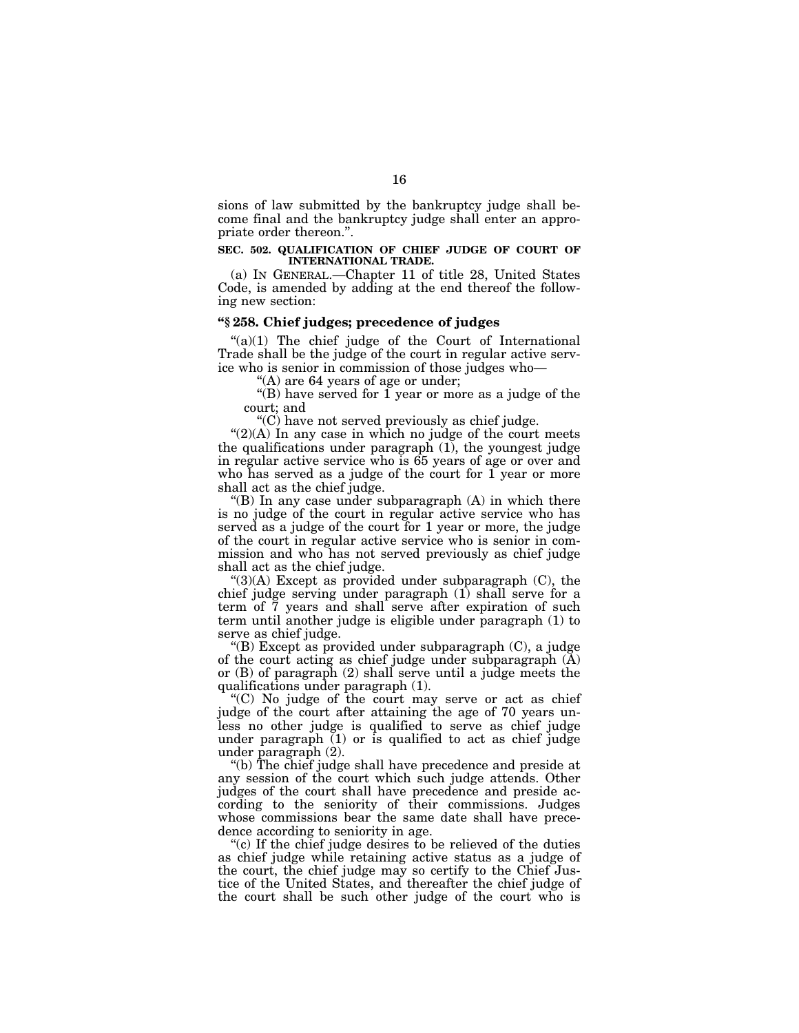sions of law submitted by the bankruptcy judge shall become final and the bankruptcy judge shall enter an appropriate order thereon.".

**SEC. 502. QUALIFICATION OF CHIEF JUDGE OF COURT OF INTERNATIONAL TRADE.**

(a) IN GENERAL.—Chapter 11 of title 28, United States Code, is amended by adding at the end thereof the following new section:

**"§ 258. Chief judges; precedence of judges**

"(a)(1) The chief judge of the Court of International Trade shall be the judge of the court in regular active service who is senior in commission of those judges who—

"(A) are 64 years of age or under;

"(B) have served for 1 year or more as a judge of the court; and

"(C) have not served previously as chief judge.

"(2)(A) In any case in which no judge of the court meets the qualifications under paragraph (1), the youngest judge in regular active service who is 65 years of age or over and who has served as a judge of the court for 1 year or more shall act as the chief judge.

"(B) In any case under subparagraph (A) in which there is no judge of the court in regular active service who has served as a judge of the court for 1 year or more, the judge of the court in regular active service who is senior in commission and who has not served previously as chief judge shall act as the chief judge.

"(3)(A) Except as provided under subparagraph (C), the chief judge serving under paragraph (1) shall serve for a term of 7 years and shall serve after expiration of such term until another judge is eligible under paragraph (1) to serve as chief judge.

"(B) Except as provided under subparagraph (C), a judge of the court acting as chief judge under subparagraph (A) or (B) of paragraph (2) shall serve until a judge meets the qualifications under paragraph (1).

"(C) No judge of the court may serve or act as chief judge of the court after attaining the age of 70 years unless no other judge is qualified to serve as chief judge under paragraph (1) or is qualified to act as chief judge under paragraph (2).

"(b) The chief judge shall have precedence and preside at any session of the court which such judge attends. Other judges of the court shall have precedence and preside according to the seniority of their commissions. Judges whose commissions bear the same date shall have precedence according to seniority in age.

"(c) If the chief judge desires to be relieved of the duties as chief judge while retaining active status as a judge of the court, the chief judge may so certify to the Chief Justice of the United States, and thereafter the chief judge of the court shall be such other judge of the court who is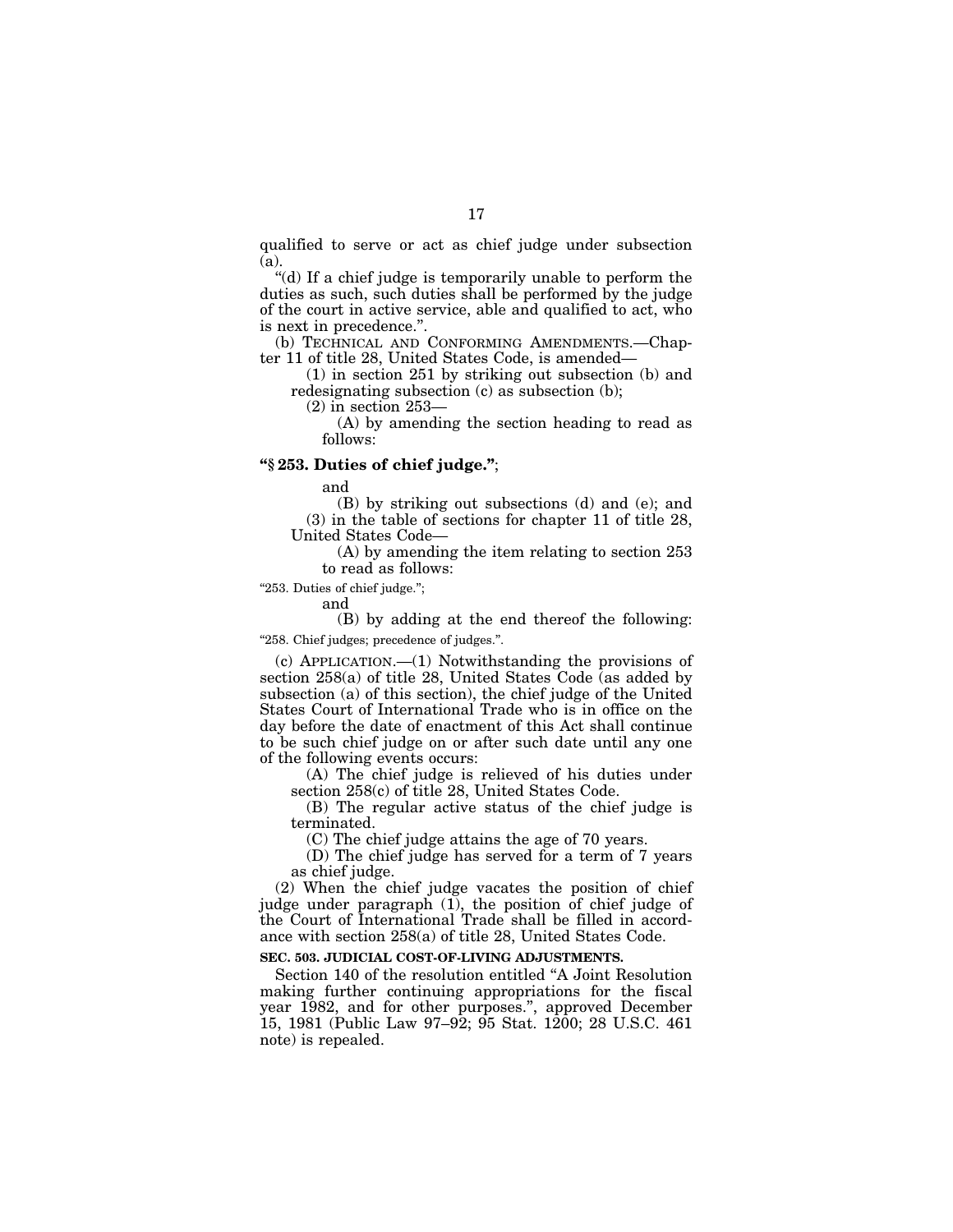qualified to serve or act as chief judge under subsection (a).

"(d) If a chief judge is temporarily unable to perform the duties as such, such duties shall be performed by the judge of the court in active service, able and qualified to act, who is next in precedence.".

(b) TECHNICAL AND CONFORMING AMENDMENTS.—Chapter 11 of title 28, United States Code, is amended—

(1) in section 251 by striking out subsection (b) and redesignating subsection (c) as subsection (b);

(2) in section 253—

(A) by amending the section heading to read as follows:

**"§ 253. Duties of chief judge."**;

and

(B) by striking out subsections (d) and (e); and

(3) in the table of sections for chapter 11 of title 28, United States Code—

(A) by amending the item relating to section 253 to read as follows:

"253. Duties of chief judge.";

and

(B) by adding at the end thereof the following:

"258. Chief judges; precedence of judges.".

(c) APPLICATION.—(1) Notwithstanding the provisions of section 258(a) of title 28, United States Code (as added by subsection (a) of this section), the chief judge of the United States Court of International Trade who is in office on the day before the date of enactment of this Act shall continue to be such chief judge on or after such date until any one of the following events occurs:

(A) The chief judge is relieved of his duties under section 258(c) of title 28, United States Code.

(B) The regular active status of the chief judge is terminated.

(C) The chief judge attains the age of 70 years.

(D) The chief judge has served for a term of 7 years as chief judge.

(2) When the chief judge vacates the position of chief judge under paragraph (1), the position of chief judge of the Court of International Trade shall be filled in accordance with section 258(a) of title 28, United States Code.

**SEC. 503. JUDICIAL COST-OF-LIVING ADJUSTMENTS.**

Section 140 of the resolution entitled "A Joint Resolution making further continuing appropriations for the fiscal year 1982, and for other purposes.", approved December 15, 1981 (Public Law 97–92; 95 Stat. 1200; 28 U.S.C. 461 note) is repealed.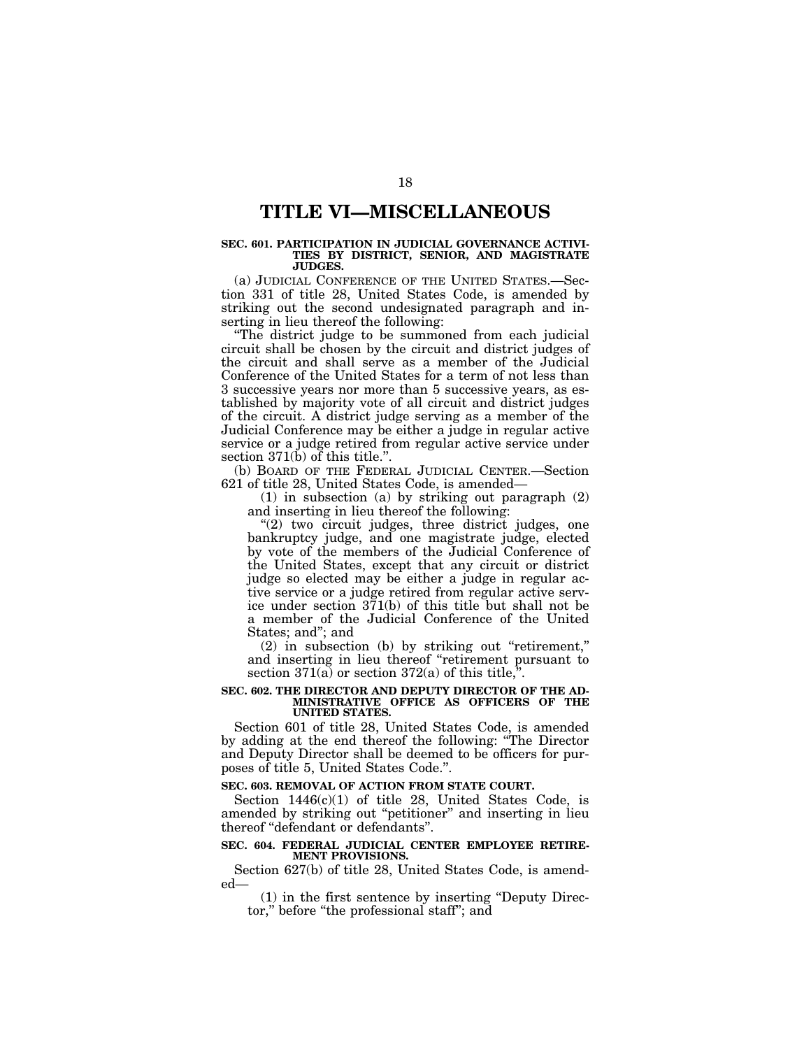# TITLE VI—MISCELLANEOUS

### SEC. 601. PARTICIPATION IN JUDICIAL GOVERNANCE ACTIVITIES BY DISTRICT, SENIOR, AND MAGISTRATE JUDGES.

(a) JUDICIAL CONFERENCE OF THE UNITED STATES.—Section 331 of title 28, United States Code, is amended by striking out the second undesignated paragraph and inserting in lieu thereof the following:

"The district judge to be summoned from each judicial circuit shall be chosen by the circuit and district judges of the circuit and shall serve as a member of the Judicial Conference of the United States for a term of not less than 3 successive years nor more than 5 successive years, as established by majority vote of all circuit and district judges of the circuit. A district judge serving as a member of the Judicial Conference may be either a judge in regular active service or a judge retired from regular active service under section 371(b) of this title.".

(b) BOARD OF THE FEDERAL JUDICIAL CENTER.—Section 621 of title 28, United States Code, is amended—

(1) in subsection (a) by striking out paragraph (2) and inserting in lieu thereof the following:

"(2) two circuit judges, three district judges, one bankruptcy judge, and one magistrate judge, elected by vote of the members of the Judicial Conference of the United States, except that any circuit or district judge so elected may be either a judge in regular active service or a judge retired from regular active service under section 371(b) of this title but shall not be a member of the Judicial Conference of the United States; and"; and

(2) in subsection (b) by striking out "retirement," and inserting in lieu thereof "retirement pursuant to section 371(a) or section 372(a) of this title,".

### SEC. 602. THE DIRECTOR AND DEPUTY DIRECTOR OF THE ADMINISTRATIVE OFFICE AS OFFICERS OF THE UNITED STATES.

Section 601 of title 28, United States Code, is amended by adding at the end thereof the following: "The Director and Deputy Director shall be deemed to be officers for purposes of title 5, United States Code.".

### SEC. 603. REMOVAL OF ACTION FROM STATE COURT.

Section 1446(c)(1) of title 28, United States Code, is amended by striking out "petitioner" and inserting in lieu thereof "defendant or defendants".

### SEC. 604. FEDERAL JUDICIAL CENTER EMPLOYEE RETIREMENT PROVISIONS.

Section 627(b) of title 28, United States Code, is amended—

(1) in the first sentence by inserting "Deputy Director," before "the professional staff"; and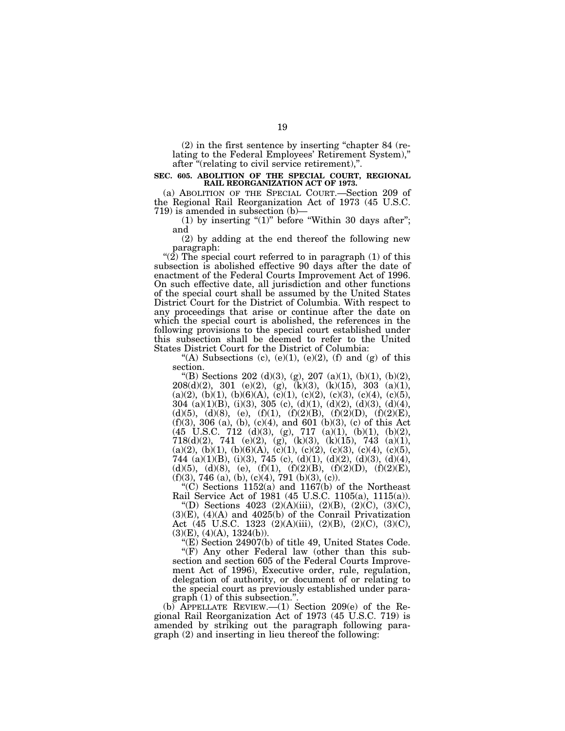(2) in the first sentence by inserting "chapter 84 (relating to the Federal Employees' Retirement System)," after "(relating to civil service retirement),".

**SEC. 605. ABOLITION OF THE SPECIAL COURT, REGIONAL RAIL REORGANIZATION ACT OF 1973.**

(a) ABOLITION OF THE SPECIAL COURT.—Section 209 of the Regional Rail Reorganization Act of 1973 (45 U.S.C. 719) is amended in subsection (b)—

(1) by inserting "(1)" before "Within 30 days after"; and

(2) by adding at the end thereof the following new paragraph:

"(2) The special court referred to in paragraph (1) of this subsection is abolished effective 90 days after the date of enactment of the Federal Courts Improvement Act of 1996. On such effective date, all jurisdiction and other functions of the special court shall be assumed by the United States District Court for the District of Columbia. With respect to any proceedings that arise or continue after the date on which the special court is abolished, the references in the following provisions to the special court established under this subsection shall be deemed to refer to the United States District Court for the District of Columbia:

"(A) Subsections (c), (e)(1), (e)(2), (f) and (g) of this section.

"(B) Sections 202 (d)(3), (g), 207 (a)(1), (b)(1), (b)(2), 208(d)(2), 301 (e)(2), (g), (k)(3), (k)(15), 303 (a)(1), (a)(2), (b)(1), (b)(6)(A), (c)(1), (c)(2), (c)(3), (c)(4), (c)(5), 304 (a)(1)(B), (i)(3), 305 (c), (d)(1), (d)(2), (d)(3), (d)(4), (d)(5), (d)(8), (e), (f)(1), (f)(2)(B), (f)(2)(D), (f)(2)(E), (f)(3), 306 (a), (b), (c)(4), and 601 (b)(3), (c) of this Act (45 U.S.C. 712 (d)(3), (g), 717 (a)(1), (b)(1), (b)(2), 718(d)(2), 741 (e)(2), (g), (k)(3), (k)(15), 743 (a)(1), (a)(2), (b)(1), (b)(6)(A), (c)(1), (c)(2), (c)(3), (c)(4), (c)(5), 744 (a)(1)(B), (i)(3), 745 (c), (d)(1), (d)(2), (d)(3), (d)(4), (d)(5), (d)(8), (e), (f)(1), (f)(2)(B), (f)(2)(D), (f)(2)(E), (f)(3), 746 (a), (b), (c)(4), 791 (b)(3), (c)).

"(C) Sections 1152(a) and 1167(b) of the Northeast Rail Service Act of 1981 (45 U.S.C. 1105(a), 1115(a)).

"(D) Sections 4023 (2)(A)(iii), (2)(B), (2)(C), (3)(C), (3)(E), (4)(A) and 4025(b) of the Conrail Privatization Act (45 U.S.C. 1323 (2)(A)(iii), (2)(B), (2)(C), (3)(C), (3)(E), (4)(A), 1324(b)).

"(E) Section 24907(b) of title 49, United States Code.

"(F) Any other Federal law (other than this subsection and section 605 of the Federal Courts Improvement Act of 1996), Executive order, rule, regulation, delegation of authority, or document of or relating to the special court as previously established under paragraph (1) of this subsection.".

(b) APPELLATE REVIEW.—(1) Section 209(e) of the Regional Rail Reorganization Act of 1973 (45 U.S.C. 719) is amended by striking out the paragraph following paragraph (2) and inserting in lieu thereof the following: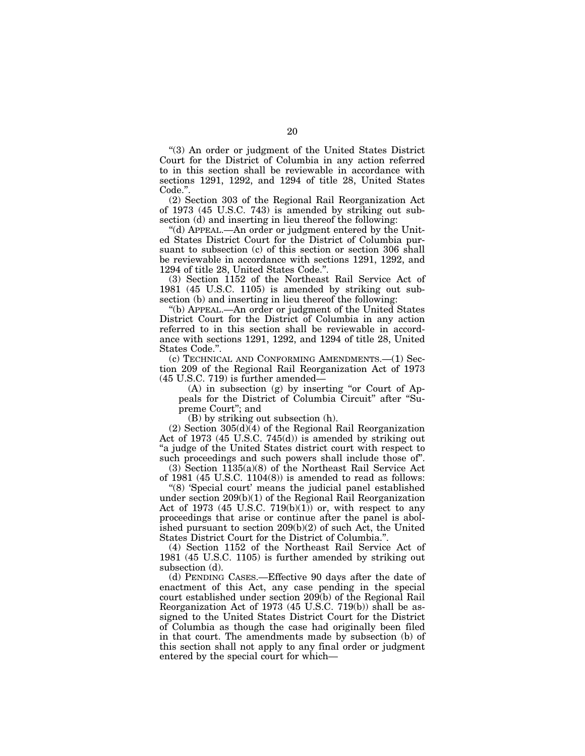"(3) An order or judgment of the United States District Court for the District of Columbia in any action referred to in this section shall be reviewable in accordance with sections 1291, 1292, and 1294 of title 28, United States Code.".

(2) Section 303 of the Regional Rail Reorganization Act of 1973 (45 U.S.C. 743) is amended by striking out subsection (d) and inserting in lieu thereof the following:

"(d) APPEAL.—An order or judgment entered by the United States District Court for the District of Columbia pursuant to subsection (c) of this section or section 306 shall be reviewable in accordance with sections 1291, 1292, and 1294 of title 28, United States Code.".

(3) Section 1152 of the Northeast Rail Service Act of 1981 (45 U.S.C. 1105) is amended by striking out subsection (b) and inserting in lieu thereof the following:

"(b) APPEAL.—An order or judgment of the United States District Court for the District of Columbia in any action referred to in this section shall be reviewable in accordance with sections 1291, 1292, and 1294 of title 28, United States Code.".

(c) TECHNICAL AND CONFORMING AMENDMENTS.—(1) Section 209 of the Regional Rail Reorganization Act of 1973 (45 U.S.C. 719) is further amended—

(A) in subsection (g) by inserting "or Court of Appeals for the District of Columbia Circuit" after "Supreme Court"; and

(B) by striking out subsection (h).

(2) Section 305(d)(4) of the Regional Rail Reorganization Act of 1973 (45 U.S.C. 745(d)) is amended by striking out "a judge of the United States district court with respect to such proceedings and such powers shall include those of".

(3) Section 1135(a)(8) of the Northeast Rail Service Act of 1981 (45 U.S.C. 1104(8)) is amended to read as follows:

"(8) 'Special court' means the judicial panel established under section 209(b)(1) of the Regional Rail Reorganization Act of 1973 (45 U.S.C. 719(b)(1)) or, with respect to any proceedings that arise or continue after the panel is abolished pursuant to section 209(b)(2) of such Act, the United States District Court for the District of Columbia.".

(4) Section 1152 of the Northeast Rail Service Act of 1981 (45 U.S.C. 1105) is further amended by striking out subsection (d).

(d) PENDING CASES.—Effective 90 days after the date of enactment of this Act, any case pending in the special court established under section 209(b) of the Regional Rail Reorganization Act of 1973 (45 U.S.C. 719(b)) shall be assigned to the United States District Court for the District of Columbia as though the case had originally been filed in that court. The amendments made by subsection (b) of this section shall not apply to any final order or judgment entered by the special court for which—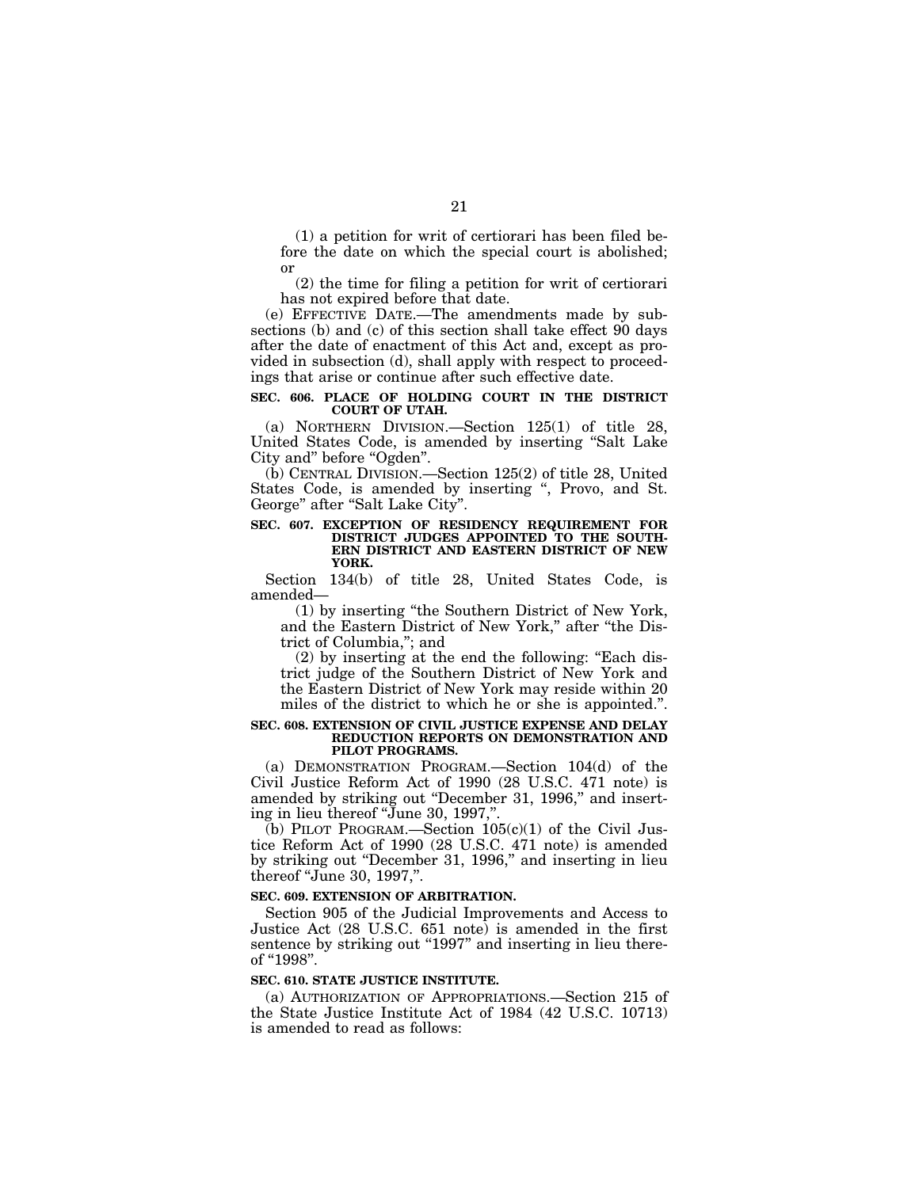(1) a petition for writ of certiorari has been filed before the date on which the special court is abolished; or

(2) the time for filing a petition for writ of certiorari has not expired before that date.

(e) EFFECTIVE DATE.—The amendments made by subsections (b) and (c) of this section shall take effect 90 days after the date of enactment of this Act and, except as provided in subsection (d), shall apply with respect to proceedings that arise or continue after such effective date.

**SEC. 606. PLACE OF HOLDING COURT IN THE DISTRICT COURT OF UTAH.**

(a) NORTHERN DIVISION.—Section 125(1) of title 28, United States Code, is amended by inserting "Salt Lake City and" before "Ogden".

(b) CENTRAL DIVISION.—Section 125(2) of title 28, United States Code, is amended by inserting ", Provo, and St. George" after "Salt Lake City".

**SEC. 607. EXCEPTION OF RESIDENCY REQUIREMENT FOR DISTRICT JUDGES APPOINTED TO THE SOUTHERN DISTRICT AND EASTERN DISTRICT OF NEW YORK.**

Section 134(b) of title 28, United States Code, is amended—

(1) by inserting "the Southern District of New York, and the Eastern District of New York," after "the District of Columbia,"; and

(2) by inserting at the end the following: "Each district judge of the Southern District of New York and the Eastern District of New York may reside within 20 miles of the district to which he or she is appointed.".

**SEC. 608. EXTENSION OF CIVIL JUSTICE EXPENSE AND DELAY REDUCTION REPORTS ON DEMONSTRATION AND PILOT PROGRAMS.**

(a) DEMONSTRATION PROGRAM.—Section 104(d) of the Civil Justice Reform Act of 1990 (28 U.S.C. 471 note) is amended by striking out "December 31, 1996," and inserting in lieu thereof "June 30, 1997,".

(b) PILOT PROGRAM.—Section 105(c)(1) of the Civil Justice Reform Act of 1990 (28 U.S.C. 471 note) is amended by striking out "December 31, 1996," and inserting in lieu thereof "June 30, 1997,".

**SEC. 609. EXTENSION OF ARBITRATION.**

Section 905 of the Judicial Improvements and Access to Justice Act (28 U.S.C. 651 note) is amended in the first sentence by striking out "1997" and inserting in lieu thereof "1998".

**SEC. 610. STATE JUSTICE INSTITUTE.**

(a) AUTHORIZATION OF APPROPRIATIONS.—Section 215 of the State Justice Institute Act of 1984 (42 U.S.C. 10713) is amended to read as follows: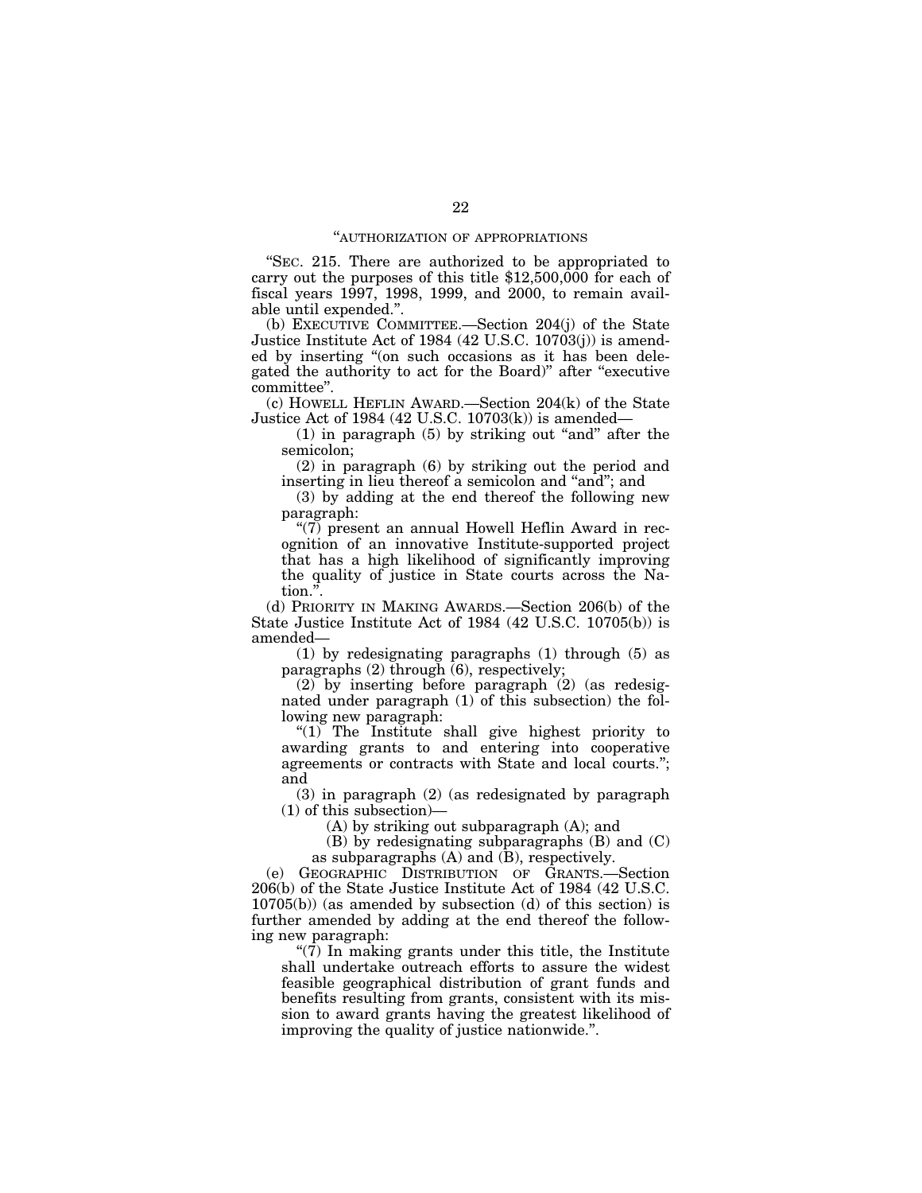"AUTHORIZATION OF APPROPRIATIONS

"SEC. 215. There are authorized to be appropriated to carry out the purposes of this title $12,500,000 for each of fiscal years 1997, 1998, 1999, and 2000, to remain available until expended.".

(b) EXECUTIVE COMMITTEE.—Section 204(j) of the State Justice Institute Act of 1984 (42 U.S.C. 10703(j)) is amended by inserting "(on such occasions as it has been delegated the authority to act for the Board)" after "executive committee".

(c) HOWELL HEFLIN AWARD.—Section 204(k) of the State Justice Act of 1984 (42 U.S.C. 10703(k)) is amended—

(1) in paragraph (5) by striking out "and" after the semicolon;

(2) in paragraph (6) by striking out the period and inserting in lieu thereof a semicolon and "and"; and

(3) by adding at the end thereof the following new paragraph:

"(7) present an annual Howell Heflin Award in recognition of an innovative Institute-supported project that has a high likelihood of significantly improving the quality of justice in State courts across the Nation.".

(d) PRIORITY IN MAKING AWARDS.—Section 206(b) of the State Justice Institute Act of 1984 (42 U.S.C. 10705(b)) is amended—

(1) by redesignating paragraphs (1) through (5) as paragraphs (2) through (6), respectively;

(2) by inserting before paragraph (2) (as redesignated under paragraph (1) of this subsection) the following new paragraph:

"(1) The Institute shall give highest priority to awarding grants to and entering into cooperative agreements or contracts with State and local courts."; and

(3) in paragraph (2) (as redesignated by paragraph (1) of this subsection)—

(A) by striking out subparagraph (A); and

(B) by redesignating subparagraphs (B) and (C) as subparagraphs (A) and (B), respectively.

(e) GEOGRAPHIC DISTRIBUTION OF GRANTS.—Section 206(b) of the State Justice Institute Act of 1984 (42 U.S.C. 10705(b)) (as amended by subsection (d) of this section) is further amended by adding at the end thereof the following new paragraph:

"(7) In making grants under this title, the Institute shall undertake outreach efforts to assure the widest feasible geographical distribution of grant funds and benefits resulting from grants, consistent with its mission to award grants having the greatest likelihood of improving the quality of justice nationwide.".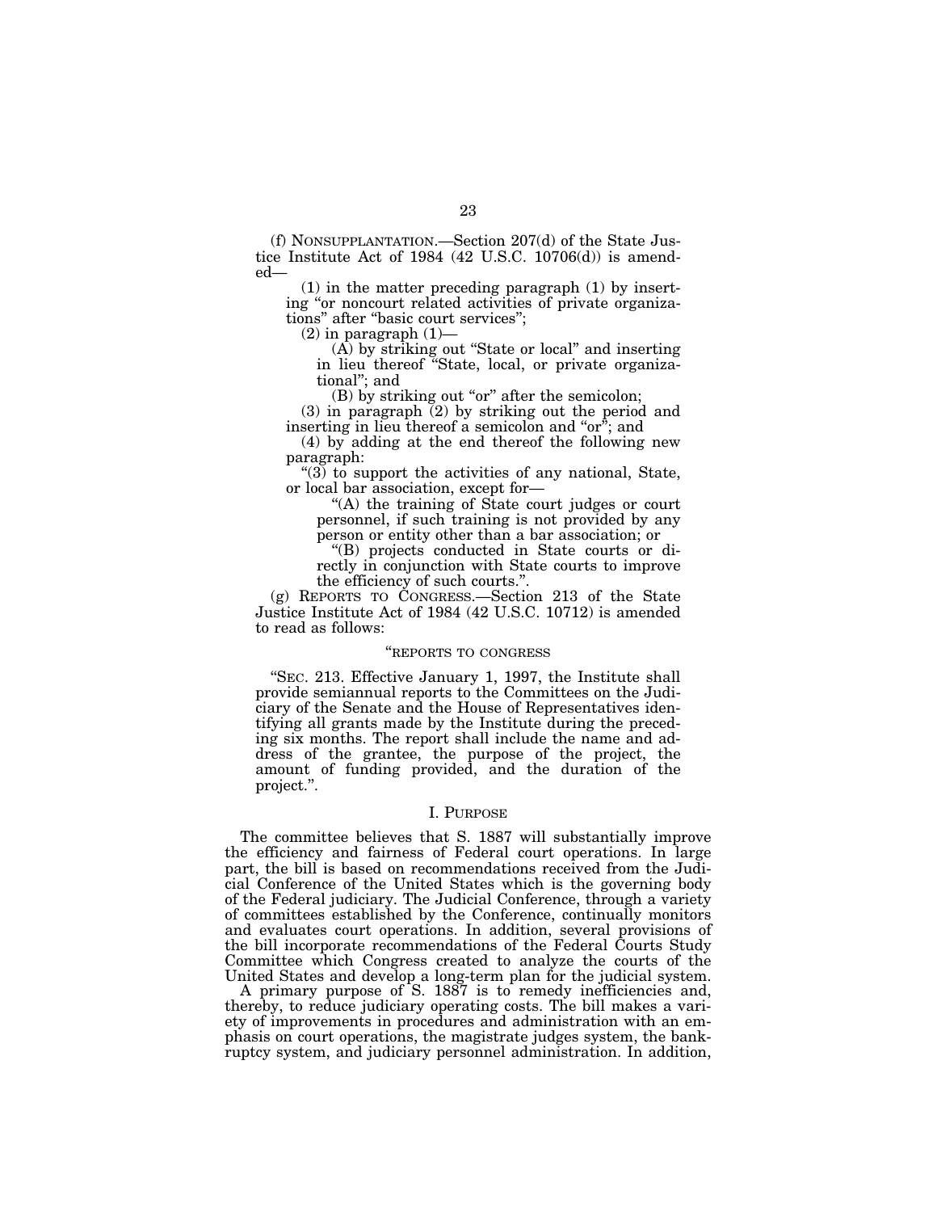(f) NONSUPPLANTATION.—Section 207(d) of the State Justice Institute Act of 1984 (42 U.S.C. 10706(d)) is amended—

(1) in the matter preceding paragraph (1) by inserting "or noncourt related activities of private organizations" after "basic court services";

(2) in paragraph (1)—

(A) by striking out "State or local" and inserting in lieu thereof "State, local, or private organizational"; and

(B) by striking out "or" after the semicolon;

(3) in paragraph (2) by striking out the period and inserting in lieu thereof a semicolon and "or"; and

(4) by adding at the end thereof the following new paragraph:

"(3) to support the activities of any national, State, or local bar association, except for—

"(A) the training of State court judges or court personnel, if such training is not provided by any person or entity other than a bar association; or

"(B) projects conducted in State courts or directly in conjunction with State courts to improve the efficiency of such courts.".

(g) REPORTS TO CONGRESS.—Section 213 of the State Justice Institute Act of 1984 (42 U.S.C. 10712) is amended to read as follows:

"REPORTS TO CONGRESS

"SEC. 213. Effective January 1, 1997, the Institute shall provide semiannual reports to the Committees on the Judiciary of the Senate and the House of Representatives identifying all grants made by the Institute during the preceding six months. The report shall include the name and address of the grantee, the purpose of the project, the amount of funding provided, and the duration of the project.".

## I. PURPOSE

The committee believes that S. 1887 will substantially improve the efficiency and fairness of Federal court operations. In large part, the bill is based on recommendations received from the Judicial Conference of the United States which is the governing body of the Federal judiciary. The Judicial Conference, through a variety of committees established by the Conference, continually monitors and evaluates court operations. In addition, several provisions of the bill incorporate recommendations of the Federal Courts Study Committee which Congress created to analyze the courts of the United States and develop a long-term plan for the judicial system.

A primary purpose of S. 1887 is to remedy inefficiencies and, thereby, to reduce judiciary operating costs. The bill makes a variety of improvements in procedures and administration with an emphasis on court operations, the magistrate judges system, the bankruptcy system, and judiciary personnel administration. In addition,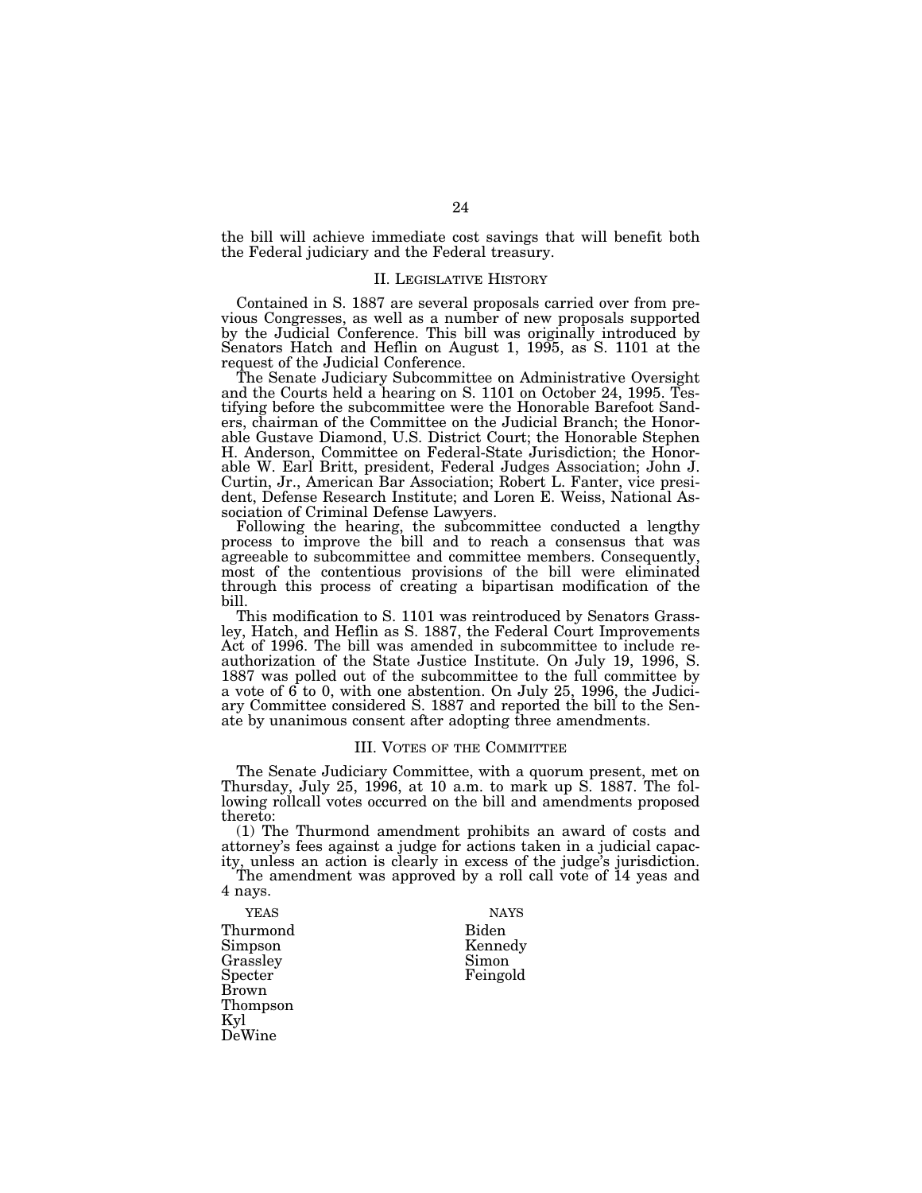the bill will achieve immediate cost savings that will benefit both the Federal judiciary and the Federal treasury.

## II. Legislative History

Contained in S. 1887 are several proposals carried over from previous Congresses, as well as a number of new proposals supported by the Judicial Conference. This bill was originally introduced by Senators Hatch and Heflin on August 1, 1995, as S. 1101 at the request of the Judicial Conference.

The Senate Judiciary Subcommittee on Administrative Oversight and the Courts held a hearing on S. 1101 on October 24, 1995. Testifying before the subcommittee were the Honorable Barefoot Sanders, chairman of the Committee on the Judicial Branch; the Honorable Gustave Diamond, U.S. District Court; the Honorable Stephen H. Anderson, Committee on Federal-State Jurisdiction; the Honorable W. Earl Britt, president, Federal Judges Association; John J. Curtin, Jr., American Bar Association; Robert L. Fanter, vice president, Defense Research Institute; and Loren E. Weiss, National Association of Criminal Defense Lawyers.

Following the hearing, the subcommittee conducted a lengthy process to improve the bill and to reach a consensus that was agreeable to subcommittee and committee members. Consequently, most of the contentious provisions of the bill were eliminated through this process of creating a bipartisan modification of the bill.

This modification to S. 1101 was reintroduced by Senators Grassley, Hatch, and Heflin as S. 1887, the Federal Court Improvements Act of 1996. The bill was amended in subcommittee to include reauthorization of the State Justice Institute. On July 19, 1996, S. 1887 was polled out of the subcommittee to the full committee by a vote of 6 to 0, with one abstention. On July 25, 1996, the Judiciary Committee considered S. 1887 and reported the bill to the Senate by unanimous consent after adopting three amendments.

## III. Votes of the Committee

The Senate Judiciary Committee, with a quorum present, met on Thursday, July 25, 1996, at 10 a.m. to mark up S. 1887. The following rollcall votes occurred on the bill and amendments proposed thereto:

(1) The Thurmond amendment prohibits an award of costs and attorney's fees against a judge for actions taken in a judicial capacity, unless an action is clearly in excess of the judge's jurisdiction.

The amendment was approved by a roll call vote of 14 yeas and 4 nays.

| YEAS | NAYS |
|---|---|
| Thurmond | Biden |
| Simpson | Kennedy |
| Grassley | Simon |
| Specter | Feingold |
| Brown | |
| Thompson | |
| Kyl | |
| DeWine | |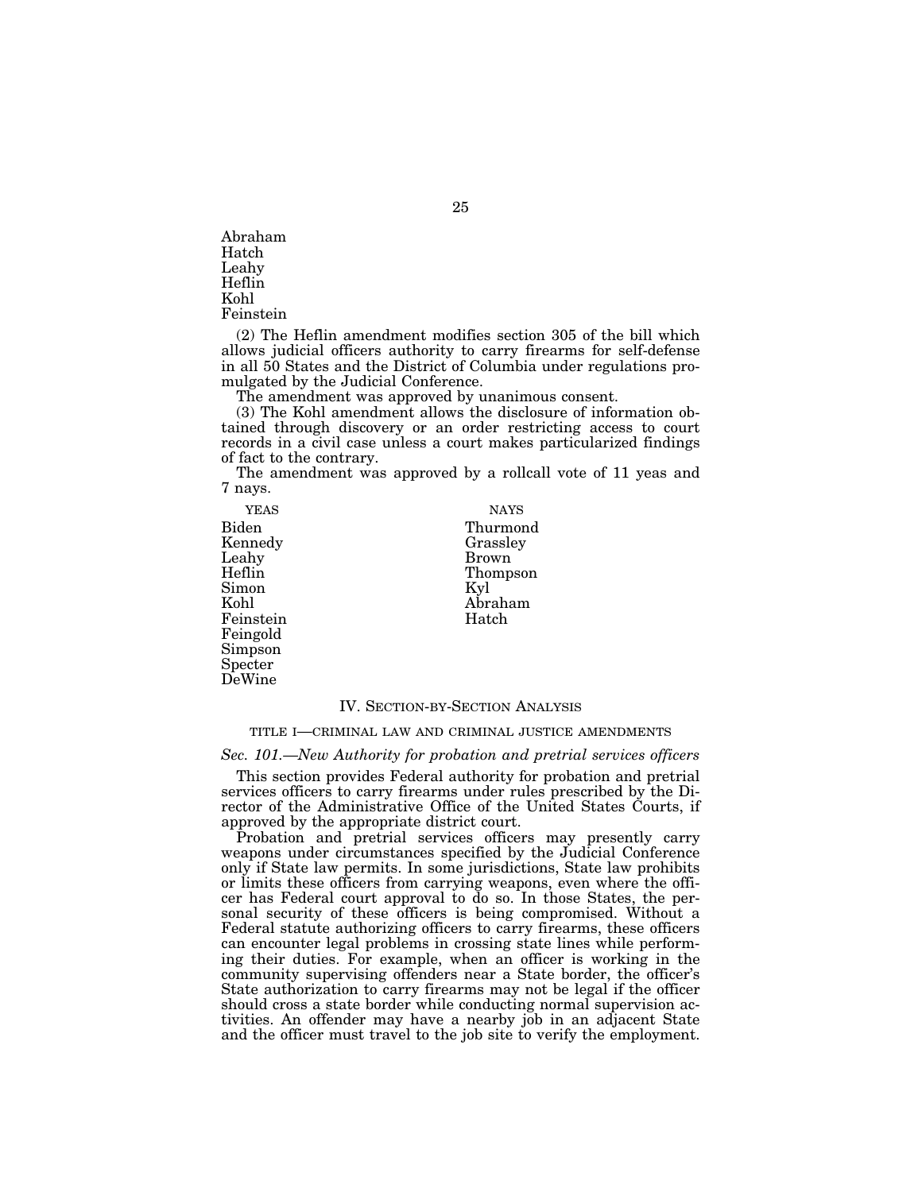Abraham
Hatch
Leahy
Heflin
Kohl
Feinstein

(2) The Heflin amendment modifies section 305 of the bill which allows judicial officers authority to carry firearms for self-defense in all 50 States and the District of Columbia under regulations promulgated by the Judicial Conference.

The amendment was approved by unanimous consent.

(3) The Kohl amendment allows the disclosure of information obtained through discovery or an order restricting access to court records in a civil case unless a court makes particularized findings of fact to the contrary.

The amendment was approved by a rollcall vote of 11 yeas and 7 nays.

| YEAS | NAYS |
|---|---|
| Biden | Thurmond |
| Kennedy | Grassley |
| Leahy | Brown |
| Heflin | Thompson |
| Simon | Kyl |
| Kohl | Abraham |
| Feinstein | Hatch |
| Feingold | |
| Simpson | |
| Specter | |
| DeWine | |

## IV. Section-by-Section Analysis

### Title I—Criminal Law and Criminal Justice Amendments

#### *Sec. 101.—New Authority for probation and pretrial services officers*

This section provides Federal authority for probation and pretrial services officers to carry firearms under rules prescribed by the Director of the Administrative Office of the United States Courts, if approved by the appropriate district court.

Probation and pretrial services officers may presently carry weapons under circumstances specified by the Judicial Conference only if State law permits. In some jurisdictions, State law prohibits or limits these officers from carrying weapons, even where the officer has Federal court approval to do so. In those States, the personal security of these officers is being compromised. Without a Federal statute authorizing officers to carry firearms, these officers can encounter legal problems in crossing state lines while performing their duties. For example, when an officer is working in the community supervising offenders near a State border, the officer's State authorization to carry firearms may not be legal if the officer should cross a state border while conducting normal supervision activities. An offender may have a nearby job in an adjacent State and the officer must travel to the job site to verify the employment.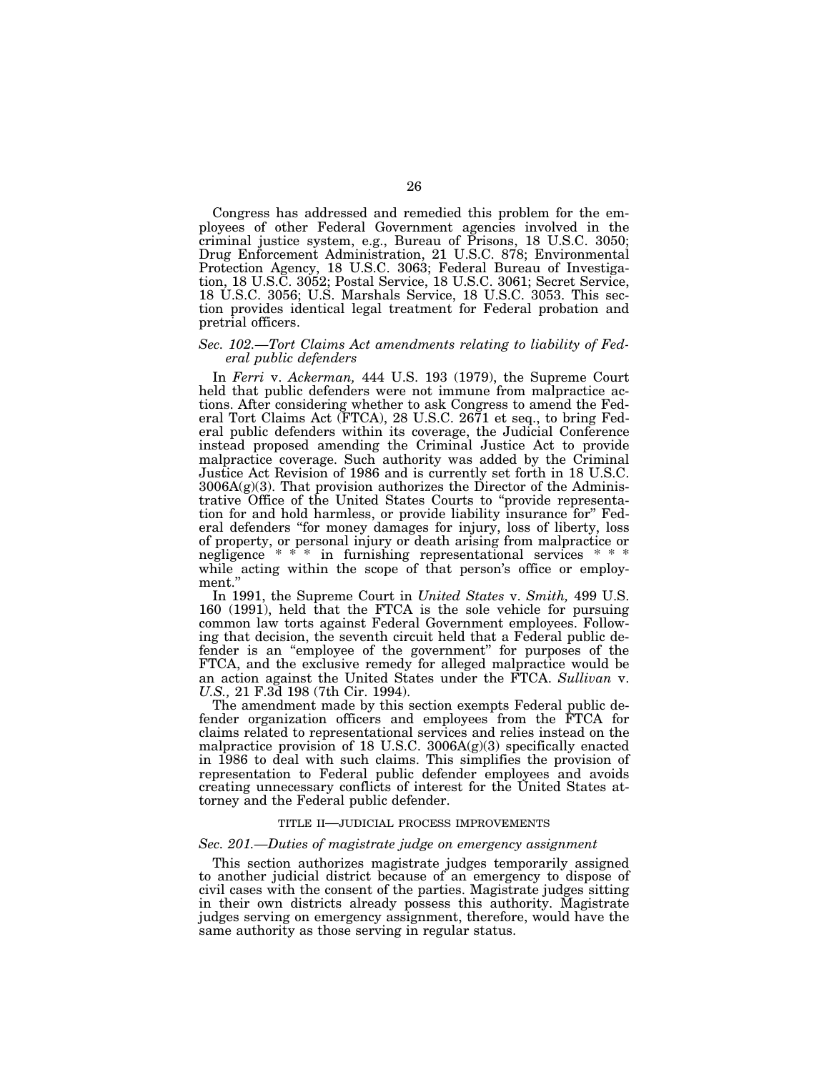Congress has addressed and remedied this problem for the employees of other Federal Government agencies involved in the criminal justice system, e.g., Bureau of Prisons, 18 U.S.C. 3050; Drug Enforcement Administration, 21 U.S.C. 878; Environmental Protection Agency, 18 U.S.C. 3063; Federal Bureau of Investigation, 18 U.S.C. 3052; Postal Service, 18 U.S.C. 3061; Secret Service, 18 U.S.C. 3056; U.S. Marshals Service, 18 U.S.C. 3053. This section provides identical legal treatment for Federal probation and pretrial officers.

### *Sec. 102.—Tort Claims Act amendments relating to liability of Federal public defenders*

In *Ferri* v. *Ackerman,* 444 U.S. 193 (1979), the Supreme Court held that public defenders were not immune from malpractice actions. After considering whether to ask Congress to amend the Federal Tort Claims Act (FTCA), 28 U.S.C. 2671 et seq., to bring Federal public defenders within its coverage, the Judicial Conference instead proposed amending the Criminal Justice Act to provide malpractice coverage. Such authority was added by the Criminal Justice Act Revision of 1986 and is currently set forth in 18 U.S.C. 3006A(g)(3). That provision authorizes the Director of the Administrative Office of the United States Courts to "provide representation for and hold harmless, or provide liability insurance for" Federal defenders "for money damages for injury, loss of liberty, loss of property, or personal injury or death arising from malpractice or negligence * * * in furnishing representational services * * * while acting within the scope of that person's office or employment."

In 1991, the Supreme Court in *United States* v. *Smith,* 499 U.S. 160 (1991), held that the FTCA is the sole vehicle for pursuing common law torts against Federal Government employees. Following that decision, the seventh circuit held that a Federal public defender is an "employee of the government" for purposes of the FTCA, and the exclusive remedy for alleged malpractice would be an action against the United States under the FTCA. *Sullivan* v. *U.S.,* 21 F.3d 198 (7th Cir. 1994).

The amendment made by this section exempts Federal public defender organization officers and employees from the FTCA for claims related to representational services and relies instead on the malpractice provision of 18 U.S.C. 3006A(g)(3) specifically enacted in 1986 to deal with such claims. This simplifies the provision of representation to Federal public defender employees and avoids creating unnecessary conflicts of interest for the United States attorney and the Federal public defender.

## TITLE II—JUDICIAL PROCESS IMPROVEMENTS

### *Sec. 201.—Duties of magistrate judge on emergency assignment*

This section authorizes magistrate judges temporarily assigned to another judicial district because of an emergency to dispose of civil cases with the consent of the parties. Magistrate judges sitting in their own districts already possess this authority. Magistrate judges serving on emergency assignment, therefore, would have the same authority as those serving in regular status.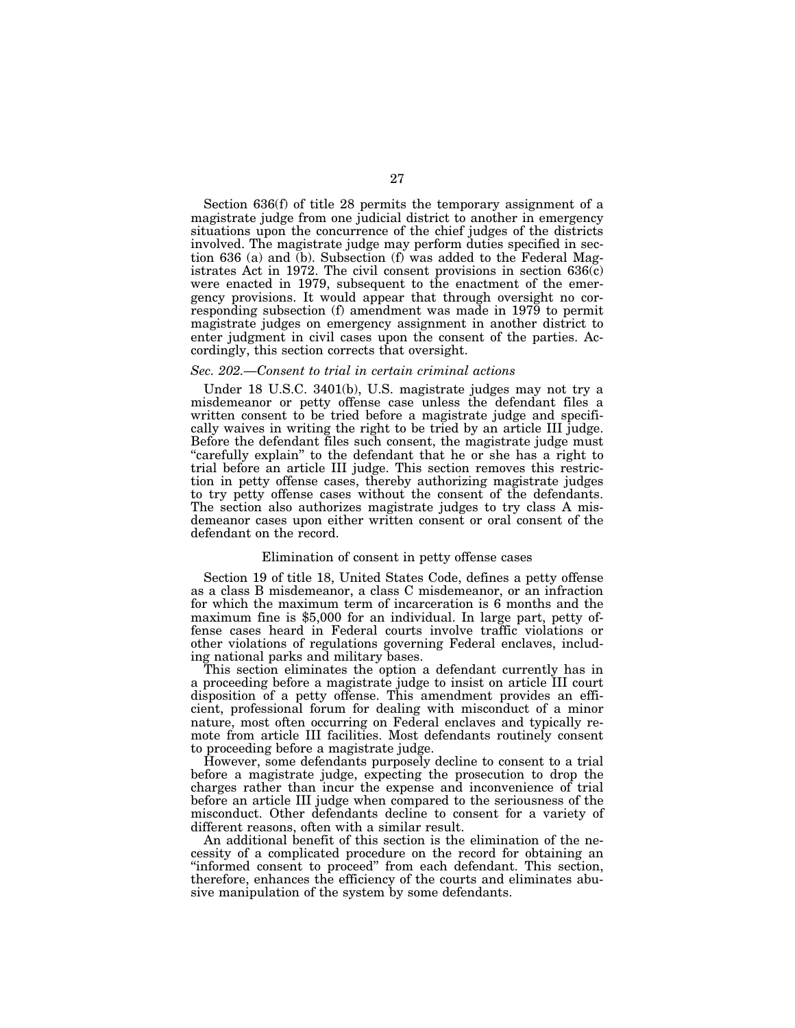Section 636(f) of title 28 permits the temporary assignment of a magistrate judge from one judicial district to another in emergency situations upon the concurrence of the chief judges of the districts involved. The magistrate judge may perform duties specified in section 636 (a) and (b). Subsection (f) was added to the Federal Magistrates Act in 1972. The civil consent provisions in section 636(c) were enacted in 1979, subsequent to the enactment of the emergency provisions. It would appear that through oversight no corresponding subsection (f) amendment was made in 1979 to permit magistrate judges on emergency assignment in another district to enter judgment in civil cases upon the consent of the parties. Accordingly, this section corrects that oversight.

*Sec. 202.—Consent to trial in certain criminal actions*

Under 18 U.S.C. 3401(b), U.S. magistrate judges may not try a misdemeanor or petty offense case unless the defendant files a written consent to be tried before a magistrate judge and specifically waives in writing the right to be tried by an article III judge. Before the defendant files such consent, the magistrate judge must "carefully explain" to the defendant that he or she has a right to trial before an article III judge. This section removes this restriction in petty offense cases, thereby authorizing magistrate judges to try petty offense cases without the consent of the defendants. The section also authorizes magistrate judges to try class A misdemeanor cases upon either written consent or oral consent of the defendant on the record.

Elimination of consent in petty offense cases

Section 19 of title 18, United States Code, defines a petty offense as a class B misdemeanor, a class C misdemeanor, or an infraction for which the maximum term of incarceration is 6 months and the maximum fine is $5,000 for an individual. In large part, petty offense cases heard in Federal courts involve traffic violations or other violations of regulations governing Federal enclaves, including national parks and military bases.

This section eliminates the option a defendant currently has in a proceeding before a magistrate judge to insist on article III court disposition of a petty offense. This amendment provides an efficient, professional forum for dealing with misconduct of a minor nature, most often occurring on Federal enclaves and typically remote from article III facilities. Most defendants routinely consent to proceeding before a magistrate judge.

However, some defendants purposely decline to consent to a trial before a magistrate judge, expecting the prosecution to drop the charges rather than incur the expense and inconvenience of trial before an article III judge when compared to the seriousness of the misconduct. Other defendants decline to consent for a variety of different reasons, often with a similar result.

An additional benefit of this section is the elimination of the necessity of a complicated procedure on the record for obtaining an "informed consent to proceed" from each defendant. This section, therefore, enhances the efficiency of the courts and eliminates abusive manipulation of the system by some defendants.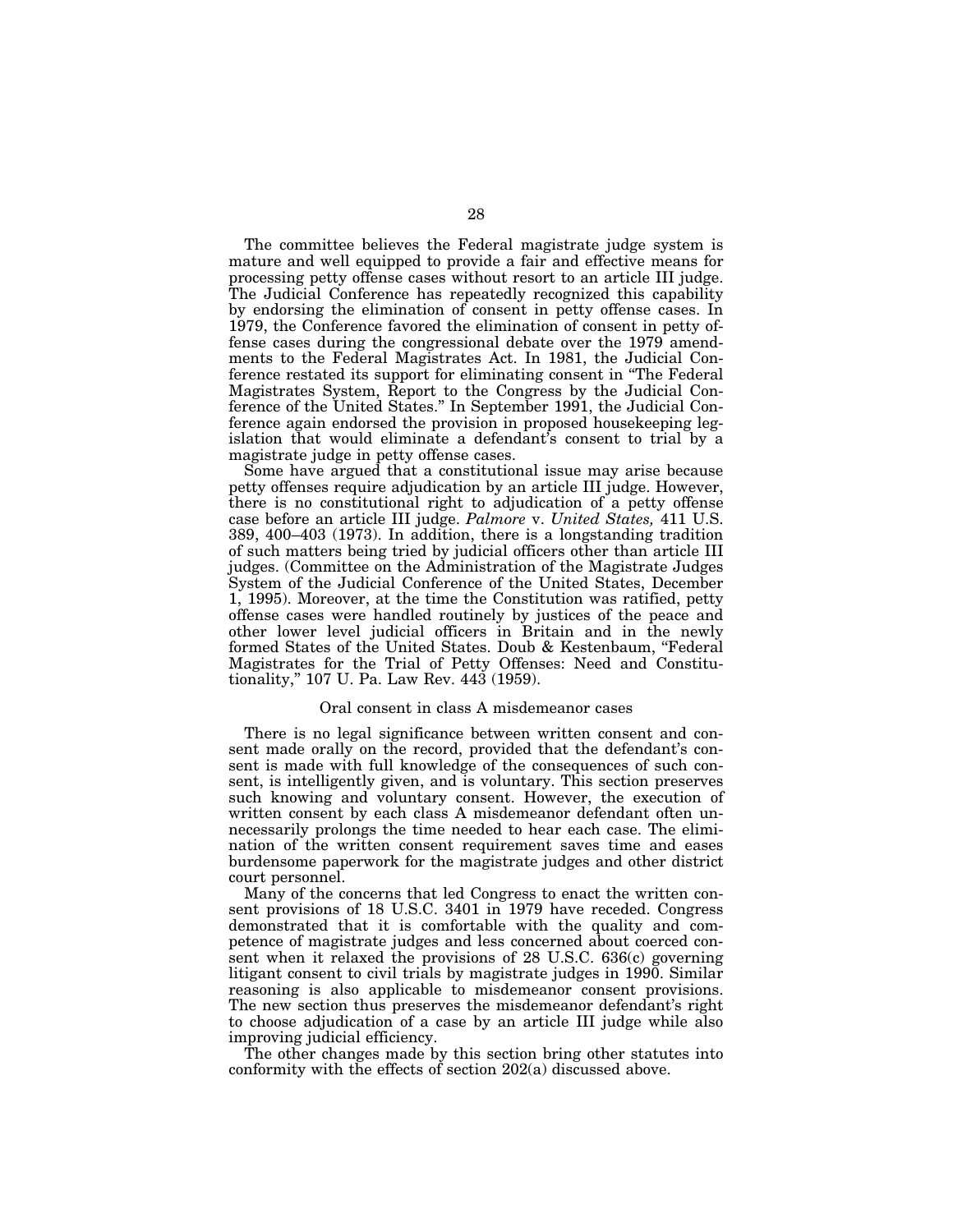The committee believes the Federal magistrate judge system is mature and well equipped to provide a fair and effective means for processing petty offense cases without resort to an article III judge. The Judicial Conference has repeatedly recognized this capability by endorsing the elimination of consent in petty offense cases. In 1979, the Conference favored the elimination of consent in petty offense cases during the congressional debate over the 1979 amendments to the Federal Magistrates Act. In 1981, the Judicial Conference restated its support for eliminating consent in "The Federal Magistrates System, Report to the Congress by the Judicial Conference of the United States." In September 1991, the Judicial Conference again endorsed the provision in proposed housekeeping legislation that would eliminate a defendant's consent to trial by a magistrate judge in petty offense cases.

Some have argued that a constitutional issue may arise because petty offenses require adjudication by an article III judge. However, there is no constitutional right to adjudication of a petty offense case before an article III judge. *Palmore* v. *United States,* 411 U.S. 389, 400–403 (1973). In addition, there is a longstanding tradition of such matters being tried by judicial officers other than article III judges. (Committee on the Administration of the Magistrate Judges System of the Judicial Conference of the United States, December 1, 1995). Moreover, at the time the Constitution was ratified, petty offense cases were handled routinely by justices of the peace and other lower level judicial officers in Britain and in the newly formed States of the United States. Doub & Kestenbaum, "Federal Magistrates for the Trial of Petty Offenses: Need and Constitutionality," 107 U. Pa. Law Rev. 443 (1959).

Oral consent in class A misdemeanor cases

There is no legal significance between written consent and consent made orally on the record, provided that the defendant's consent is made with full knowledge of the consequences of such consent, is intelligently given, and is voluntary. This section preserves such knowing and voluntary consent. However, the execution of written consent by each class A misdemeanor defendant often unnecessarily prolongs the time needed to hear each case. The elimination of the written consent requirement saves time and eases burdensome paperwork for the magistrate judges and other district court personnel.

Many of the concerns that led Congress to enact the written consent provisions of 18 U.S.C. 3401 in 1979 have receded. Congress demonstrated that it is comfortable with the quality and competence of magistrate judges and less concerned about coerced consent when it relaxed the provisions of 28 U.S.C. 636(c) governing litigant consent to civil trials by magistrate judges in 1990. Similar reasoning is also applicable to misdemeanor consent provisions. The new section thus preserves the misdemeanor defendant's right to choose adjudication of a case by an article III judge while also improving judicial efficiency.

The other changes made by this section bring other statutes into conformity with the effects of section 202(a) discussed above.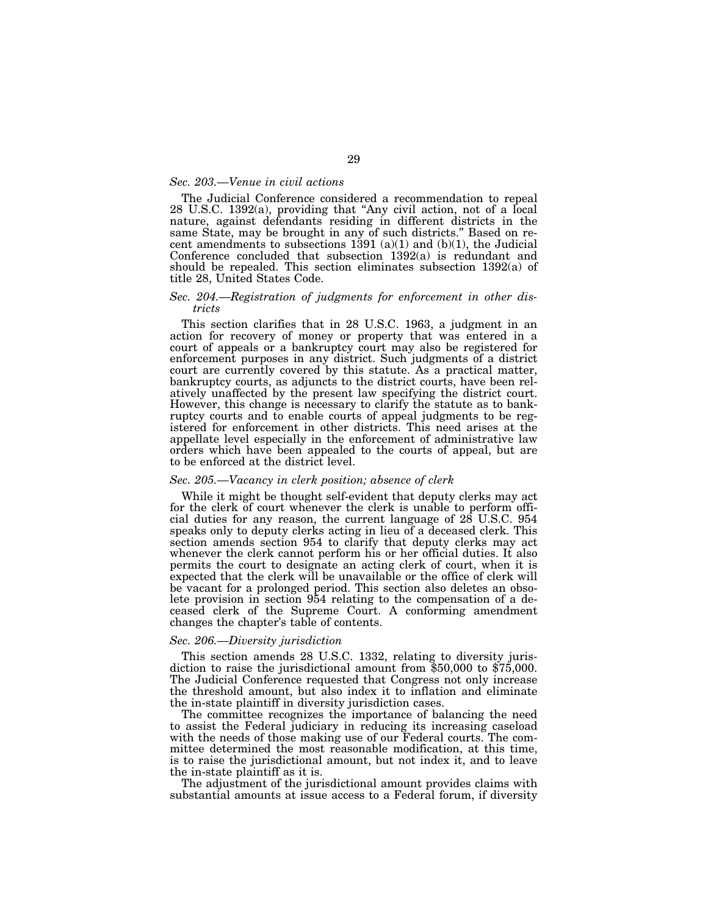*Sec. 203.—Venue in civil actions*

The Judicial Conference considered a recommendation to repeal 28 U.S.C. 1392(a), providing that "Any civil action, not of a local nature, against defendants residing in different districts in the same State, may be brought in any of such districts." Based on recent amendments to subsections 1391 (a)(1) and (b)(1), the Judicial Conference concluded that subsection 1392(a) is redundant and should be repealed. This section eliminates subsection 1392(a) of title 28, United States Code.

*Sec. 204.—Registration of judgments for enforcement in other districts*

This section clarifies that in 28 U.S.C. 1963, a judgment in an action for recovery of money or property that was entered in a court of appeals or a bankruptcy court may also be registered for enforcement purposes in any district. Such judgments of a district court are currently covered by this statute. As a practical matter, bankruptcy courts, as adjuncts to the district courts, have been relatively unaffected by the present law specifying the district court. However, this change is necessary to clarify the statute as to bankruptcy courts and to enable courts of appeal judgments to be registered for enforcement in other districts. This need arises at the appellate level especially in the enforcement of administrative law orders which have been appealed to the courts of appeal, but are to be enforced at the district level.

*Sec. 205.—Vacancy in clerk position; absence of clerk*

While it might be thought self-evident that deputy clerks may act for the clerk of court whenever the clerk is unable to perform official duties for any reason, the current language of 28 U.S.C. 954 speaks only to deputy clerks acting in lieu of a deceased clerk. This section amends section 954 to clarify that deputy clerks may act whenever the clerk cannot perform his or her official duties. It also permits the court to designate an acting clerk of court, when it is expected that the clerk will be unavailable or the office of clerk will be vacant for a prolonged period. This section also deletes an obsolete provision in section 954 relating to the compensation of a deceased clerk of the Supreme Court. A conforming amendment changes the chapter's table of contents.

*Sec. 206.—Diversity jurisdiction*

This section amends 28 U.S.C. 1332, relating to diversity jurisdiction to raise the jurisdictional amount from $50,000 to $75,000. The Judicial Conference requested that Congress not only increase the threshold amount, but also index it to inflation and eliminate the in-state plaintiff in diversity jurisdiction cases.

The committee recognizes the importance of balancing the need to assist the Federal judiciary in reducing its increasing caseload with the needs of those making use of our Federal courts. The committee determined the most reasonable modification, at this time, is to raise the jurisdictional amount, but not index it, and to leave the in-state plaintiff as it is.

The adjustment of the jurisdictional amount provides claims with substantial amounts at issue access to a Federal forum, if diversity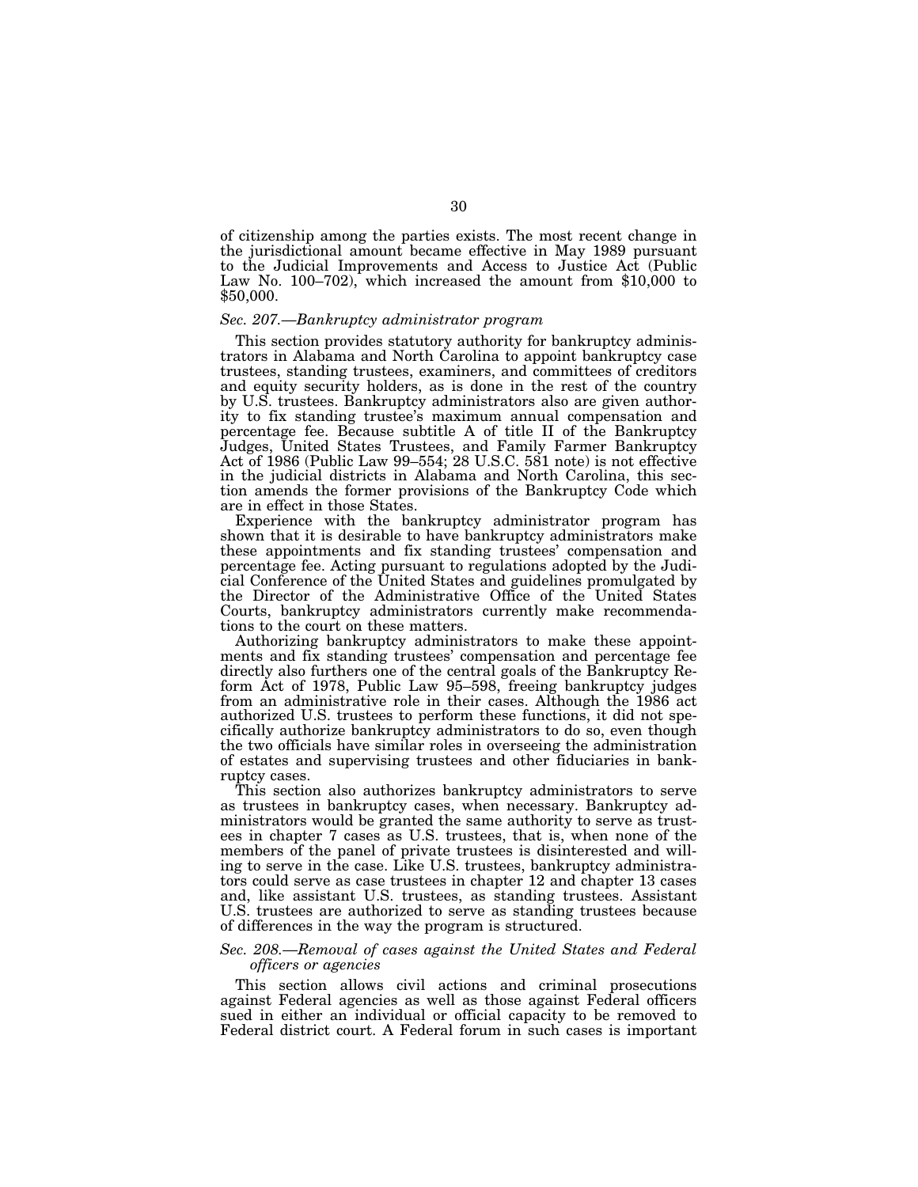of citizenship among the parties exists. The most recent change in the jurisdictional amount became effective in May 1989 pursuant to the Judicial Improvements and Access to Justice Act (Public Law No. 100–702), which increased the amount from $10,000 to $50,000.

*Sec. 207.—Bankruptcy administrator program*

This section provides statutory authority for bankruptcy administrators in Alabama and North Carolina to appoint bankruptcy case trustees, standing trustees, examiners, and committees of creditors and equity security holders, as is done in the rest of the country by U.S. trustees. Bankruptcy administrators also are given authority to fix standing trustee's maximum annual compensation and percentage fee. Because subtitle A of title II of the Bankruptcy Judges, United States Trustees, and Family Farmer Bankruptcy Act of 1986 (Public Law 99–554; 28 U.S.C. 581 note) is not effective in the judicial districts in Alabama and North Carolina, this section amends the former provisions of the Bankruptcy Code which are in effect in those States.

Experience with the bankruptcy administrator program has shown that it is desirable to have bankruptcy administrators make these appointments and fix standing trustees' compensation and percentage fee. Acting pursuant to regulations adopted by the Judicial Conference of the United States and guidelines promulgated by the Director of the Administrative Office of the United States Courts, bankruptcy administrators currently make recommendations to the court on these matters.

Authorizing bankruptcy administrators to make these appointments and fix standing trustees' compensation and percentage fee directly also furthers one of the central goals of the Bankruptcy Reform Act of 1978, Public Law 95–598, freeing bankruptcy judges from an administrative role in their cases. Although the 1986 act authorized U.S. trustees to perform these functions, it did not specifically authorize bankruptcy administrators to do so, even though the two officials have similar roles in overseeing the administration of estates and supervising trustees and other fiduciaries in bankruptcy cases.

This section also authorizes bankruptcy administrators to serve as trustees in bankruptcy cases, when necessary. Bankruptcy administrators would be granted the same authority to serve as trustees in chapter 7 cases as U.S. trustees, that is, when none of the members of the panel of private trustees is disinterested and willing to serve in the case. Like U.S. trustees, bankruptcy administrators could serve as case trustees in chapter 12 and chapter 13 cases and, like assistant U.S. trustees, as standing trustees. Assistant U.S. trustees are authorized to serve as standing trustees because of differences in the way the program is structured.

*Sec. 208.—Removal of cases against the United States and Federal officers or agencies*

This section allows civil actions and criminal prosecutions against Federal agencies as well as those against Federal officers sued in either an individual or official capacity to be removed to Federal district court. A Federal forum in such cases is important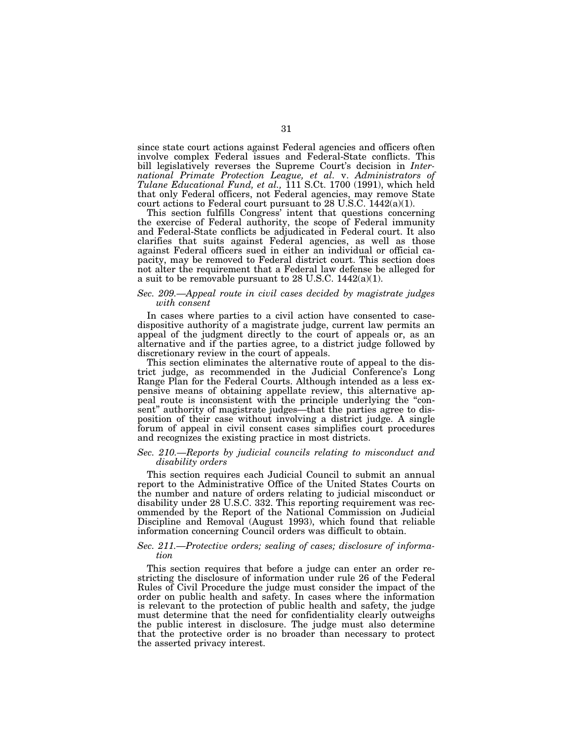since state court actions against Federal agencies and officers often involve complex Federal issues and Federal-State conflicts. This bill legislatively reverses the Supreme Court's decision in *International Primate Protection League, et al.* v. *Administrators of Tulane Educational Fund, et al.,* 111 S.Ct. 1700 (1991), which held that only Federal officers, not Federal agencies, may remove State court actions to Federal court pursuant to 28 U.S.C. 1442(a)(1).

This section fulfills Congress' intent that questions concerning the exercise of Federal authority, the scope of Federal immunity and Federal-State conflicts be adjudicated in Federal court. It also clarifies that suits against Federal agencies, as well as those against Federal officers sued in either an individual or official capacity, may be removed to Federal district court. This section does not alter the requirement that a Federal law defense be alleged for a suit to be removable pursuant to 28 U.S.C. 1442(a)(1).

### *Sec. 209.—Appeal route in civil cases decided by magistrate judges with consent*

In cases where parties to a civil action have consented to case-dispositive authority of a magistrate judge, current law permits an appeal of the judgment directly to the court of appeals or, as an alternative and if the parties agree, to a district judge followed by discretionary review in the court of appeals.

This section eliminates the alternative route of appeal to the district judge, as recommended in the Judicial Conference's Long Range Plan for the Federal Courts. Although intended as a less expensive means of obtaining appellate review, this alternative appeal route is inconsistent with the principle underlying the "consent" authority of magistrate judges—that the parties agree to disposition of their case without involving a district judge. A single forum of appeal in civil consent cases simplifies court procedures and recognizes the existing practice in most districts.

### *Sec. 210.—Reports by judicial councils relating to misconduct and disability orders*

This section requires each Judicial Council to submit an annual report to the Administrative Office of the United States Courts on the number and nature of orders relating to judicial misconduct or disability under 28 U.S.C. 332. This reporting requirement was recommended by the Report of the National Commission on Judicial Discipline and Removal (August 1993), which found that reliable information concerning Council orders was difficult to obtain.

### *Sec. 211.—Protective orders; sealing of cases; disclosure of information*

This section requires that before a judge can enter an order restricting the disclosure of information under rule 26 of the Federal Rules of Civil Procedure the judge must consider the impact of the order on public health and safety. In cases where the information is relevant to the protection of public health and safety, the judge must determine that the need for confidentiality clearly outweighs the public interest in disclosure. The judge must also determine that the protective order is no broader than necessary to protect the asserted privacy interest.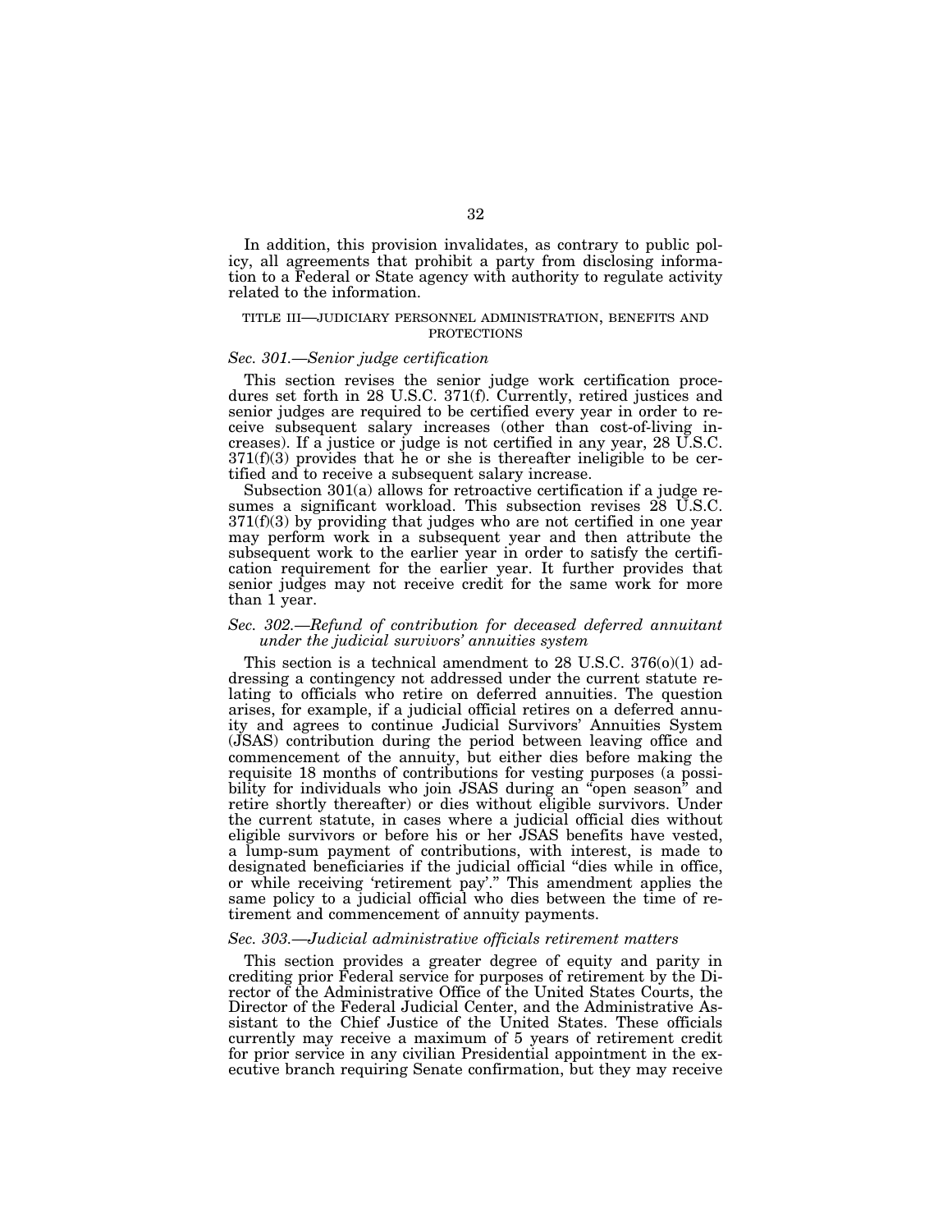In addition, this provision invalidates, as contrary to public policy, all agreements that prohibit a party from disclosing information to a Federal or State agency with authority to regulate activity related to the information.

## TITLE III—JUDICIARY PERSONNEL ADMINISTRATION, BENEFITS AND PROTECTIONS

### *Sec. 301.—Senior judge certification*

This section revises the senior judge work certification procedures set forth in 28 U.S.C. 371(f). Currently, retired justices and senior judges are required to be certified every year in order to receive subsequent salary increases (other than cost-of-living increases). If a justice or judge is not certified in any year, 28 U.S.C. 371(f)(3) provides that he or she is thereafter ineligible to be certified and to receive a subsequent salary increase.

Subsection 301(a) allows for retroactive certification if a judge resumes a significant workload. This subsection revises 28 U.S.C. 371(f)(3) by providing that judges who are not certified in one year may perform work in a subsequent year and then attribute the subsequent work to the earlier year in order to satisfy the certification requirement for the earlier year. It further provides that senior judges may not receive credit for the same work for more than 1 year.

### *Sec. 302.—Refund of contribution for deceased deferred annuitant under the judicial survivors' annuities system*

This section is a technical amendment to 28 U.S.C. 376(o)(1) addressing a contingency not addressed under the current statute relating to officials who retire on deferred annuities. The question arises, for example, if a judicial official retires on a deferred annuity and agrees to continue Judicial Survivors' Annuities System (JSAS) contribution during the period between leaving office and commencement of the annuity, but either dies before making the requisite 18 months of contributions for vesting purposes (a possibility for individuals who join JSAS during an "open season" and retire shortly thereafter) or dies without eligible survivors. Under the current statute, in cases where a judicial official dies without eligible survivors or before his or her JSAS benefits have vested, a lump-sum payment of contributions, with interest, is made to designated beneficiaries if the judicial official "dies while in office, or while receiving 'retirement pay'." This amendment applies the same policy to a judicial official who dies between the time of retirement and commencement of annuity payments.

### *Sec. 303.—Judicial administrative officials retirement matters*

This section provides a greater degree of equity and parity in crediting prior Federal service for purposes of retirement by the Director of the Administrative Office of the United States Courts, the Director of the Federal Judicial Center, and the Administrative Assistant to the Chief Justice of the United States. These officials currently may receive a maximum of 5 years of retirement credit for prior service in any civilian Presidential appointment in the executive branch requiring Senate confirmation, but they may receive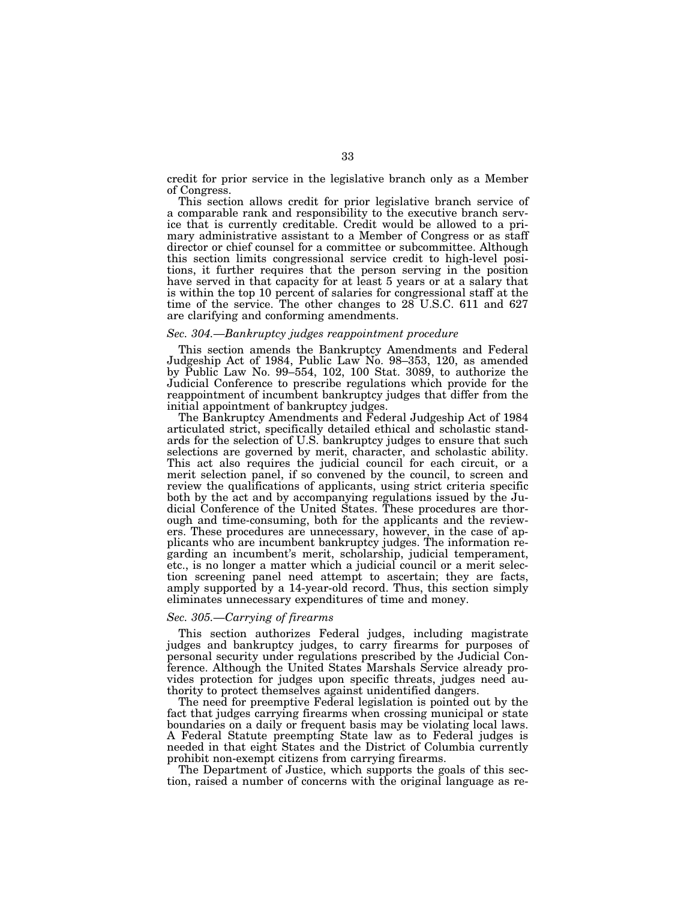credit for prior service in the legislative branch only as a Member of Congress.

This section allows credit for prior legislative branch service of a comparable rank and responsibility to the executive branch service that is currently creditable. Credit would be allowed to a primary administrative assistant to a Member of Congress or as staff director or chief counsel for a committee or subcommittee. Although this section limits congressional service credit to high-level positions, it further requires that the person serving in the position have served in that capacity for at least 5 years or at a salary that is within the top 10 percent of salaries for congressional staff at the time of the service. The other changes to 28 U.S.C. 611 and 627 are clarifying and conforming amendments.

*Sec. 304.—Bankruptcy judges reappointment procedure*

This section amends the Bankruptcy Amendments and Federal Judgeship Act of 1984, Public Law No. 98–353, 120, as amended by Public Law No. 99–554, 102, 100 Stat. 3089, to authorize the Judicial Conference to prescribe regulations which provide for the reappointment of incumbent bankruptcy judges that differ from the initial appointment of bankruptcy judges.

The Bankruptcy Amendments and Federal Judgeship Act of 1984 articulated strict, specifically detailed ethical and scholastic standards for the selection of U.S. bankruptcy judges to ensure that such selections are governed by merit, character, and scholastic ability. This act also requires the judicial council for each circuit, or a merit selection panel, if so convened by the council, to screen and review the qualifications of applicants, using strict criteria specific both by the act and by accompanying regulations issued by the Judicial Conference of the United States. These procedures are thorough and time-consuming, both for the applicants and the reviewers. These procedures are unnecessary, however, in the case of applicants who are incumbent bankruptcy judges. The information regarding an incumbent's merit, scholarship, judicial temperament, etc., is no longer a matter which a judicial council or a merit selection screening panel need attempt to ascertain; they are facts, amply supported by a 14-year-old record. Thus, this section simply eliminates unnecessary expenditures of time and money.

*Sec. 305.—Carrying of firearms*

This section authorizes Federal judges, including magistrate judges and bankruptcy judges, to carry firearms for purposes of personal security under regulations prescribed by the Judicial Conference. Although the United States Marshals Service already provides protection for judges upon specific threats, judges need authority to protect themselves against unidentified dangers.

The need for preemptive Federal legislation is pointed out by the fact that judges carrying firearms when crossing municipal or state boundaries on a daily or frequent basis may be violating local laws. A Federal Statute preempting State law as to Federal judges is needed in that eight States and the District of Columbia currently prohibit non-exempt citizens from carrying firearms.

The Department of Justice, which supports the goals of this section, raised a number of concerns with the original language as re-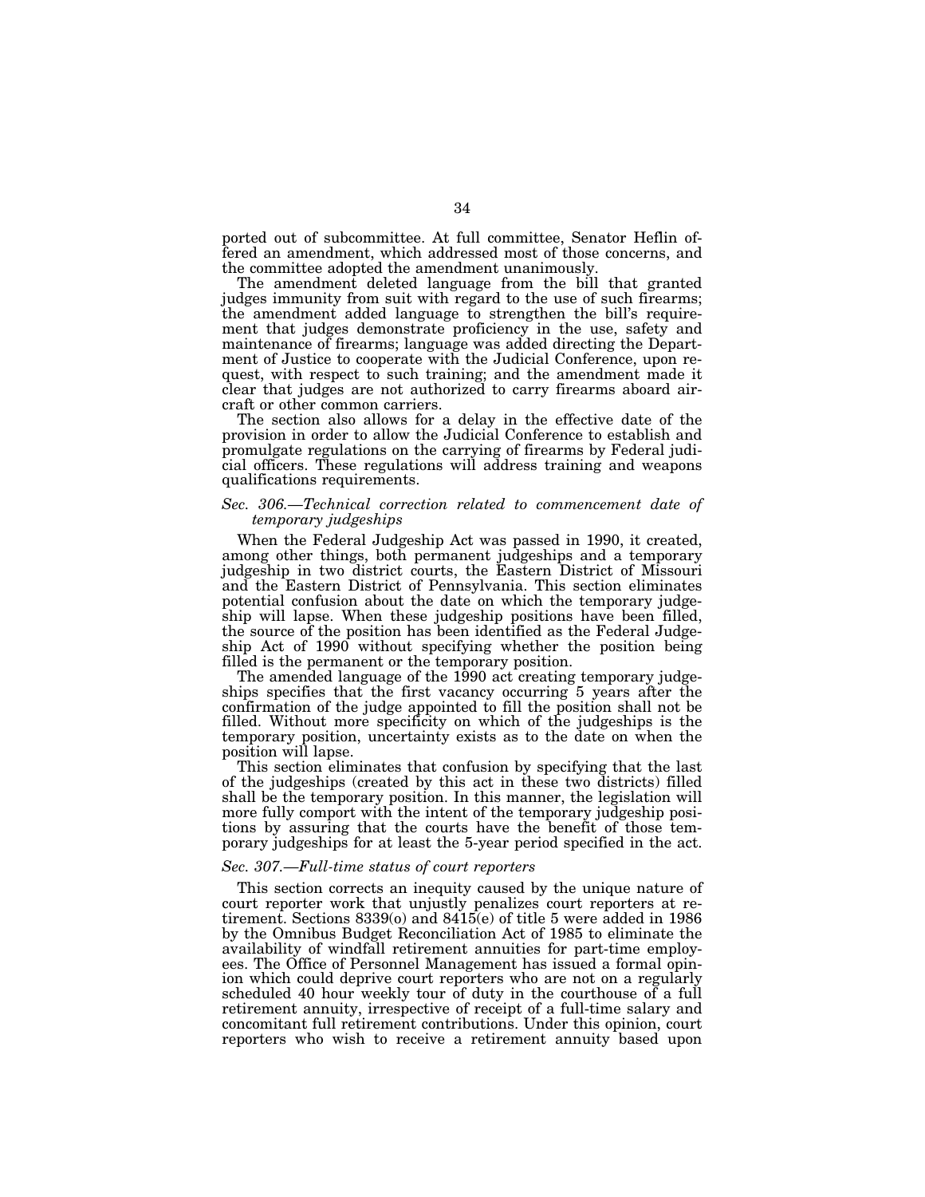ported out of subcommittee. At full committee, Senator Heflin offered an amendment, which addressed most of those concerns, and the committee adopted the amendment unanimously.

The amendment deleted language from the bill that granted judges immunity from suit with regard to the use of such firearms; the amendment added language to strengthen the bill's requirement that judges demonstrate proficiency in the use, safety and maintenance of firearms; language was added directing the Department of Justice to cooperate with the Judicial Conference, upon request, with respect to such training; and the amendment made it clear that judges are not authorized to carry firearms aboard aircraft or other common carriers.

The section also allows for a delay in the effective date of the provision in order to allow the Judicial Conference to establish and promulgate regulations on the carrying of firearms by Federal judicial officers. These regulations will address training and weapons qualifications requirements.

*Sec. 306.—Technical correction related to commencement date of temporary judgeships*

When the Federal Judgeship Act was passed in 1990, it created, among other things, both permanent judgeships and a temporary judgeship in two district courts, the Eastern District of Missouri and the Eastern District of Pennsylvania. This section eliminates potential confusion about the date on which the temporary judgeship will lapse. When these judgeship positions have been filled, the source of the position has been identified as the Federal Judgeship Act of 1990 without specifying whether the position being filled is the permanent or the temporary position.

The amended language of the 1990 act creating temporary judgeships specifies that the first vacancy occurring 5 years after the confirmation of the judge appointed to fill the position shall not be filled. Without more specificity on which of the judgeships is the temporary position, uncertainty exists as to the date on when the position will lapse.

This section eliminates that confusion by specifying that the last of the judgeships (created by this act in these two districts) filled shall be the temporary position. In this manner, the legislation will more fully comport with the intent of the temporary judgeship positions by assuring that the courts have the benefit of those temporary judgeships for at least the 5-year period specified in the act.

*Sec. 307.—Full-time status of court reporters*

This section corrects an inequity caused by the unique nature of court reporter work that unjustly penalizes court reporters at retirement. Sections 8339(o) and 8415(e) of title 5 were added in 1986 by the Omnibus Budget Reconciliation Act of 1985 to eliminate the availability of windfall retirement annuities for part-time employees. The Office of Personnel Management has issued a formal opinion which could deprive court reporters who are not on a regularly scheduled 40 hour weekly tour of duty in the courthouse of a full retirement annuity, irrespective of receipt of a full-time salary and concomitant full retirement contributions. Under this opinion, court reporters who wish to receive a retirement annuity based upon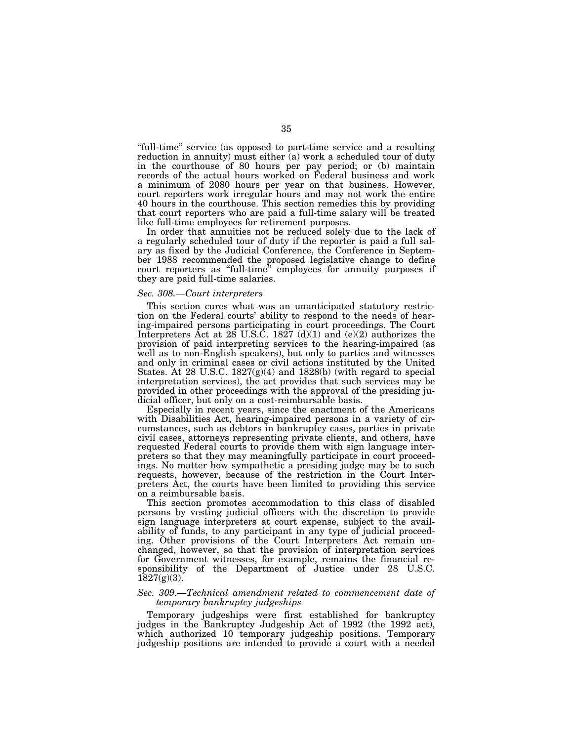"full-time" service (as opposed to part-time service and a resulting reduction in annuity) must either (a) work a scheduled tour of duty in the courthouse of 80 hours per pay period; or (b) maintain records of the actual hours worked on Federal business and work a minimum of 2080 hours per year on that business. However, court reporters work irregular hours and may not work the entire 40 hours in the courthouse. This section remedies this by providing that court reporters who are paid a full-time salary will be treated like full-time employees for retirement purposes.

In order that annuities not be reduced solely due to the lack of a regularly scheduled tour of duty if the reporter is paid a full salary as fixed by the Judicial Conference, the Conference in September 1988 recommended the proposed legislative change to define court reporters as "full-time" employees for annuity purposes if they are paid full-time salaries.

*Sec. 308.—Court interpreters*

This section cures what was an unanticipated statutory restriction on the Federal courts' ability to respond to the needs of hearing-impaired persons participating in court proceedings. The Court Interpreters Act at 28 U.S.C. 1827 (d)(1) and (e)(2) authorizes the provision of paid interpreting services to the hearing-impaired (as well as to non-English speakers), but only to parties and witnesses and only in criminal cases or civil actions instituted by the United States. At 28 U.S.C. 1827(g)(4) and 1828(b) (with regard to special interpretation services), the act provides that such services may be provided in other proceedings with the approval of the presiding judicial officer, but only on a cost-reimbursable basis.

Especially in recent years, since the enactment of the Americans with Disabilities Act, hearing-impaired persons in a variety of circumstances, such as debtors in bankruptcy cases, parties in private civil cases, attorneys representing private clients, and others, have requested Federal courts to provide them with sign language interpreters so that they may meaningfully participate in court proceedings. No matter how sympathetic a presiding judge may be to such requests, however, because of the restriction in the Court Interpreters Act, the courts have been limited to providing this service on a reimbursable basis.

This section promotes accommodation to this class of disabled persons by vesting judicial officers with the discretion to provide sign language interpreters at court expense, subject to the availability of funds, to any participant in any type of judicial proceeding. Other provisions of the Court Interpreters Act remain unchanged, however, so that the provision of interpretation services for Government witnesses, for example, remains the financial responsibility of the Department of Justice under 28 U.S.C. 1827(g)(3).

*Sec. 309.—Technical amendment related to commencement date of temporary bankruptcy judgeships*

Temporary judgeships were first established for bankruptcy judges in the Bankruptcy Judgeship Act of 1992 (the 1992 act), which authorized 10 temporary judgeship positions. Temporary judgeship positions are intended to provide a court with a needed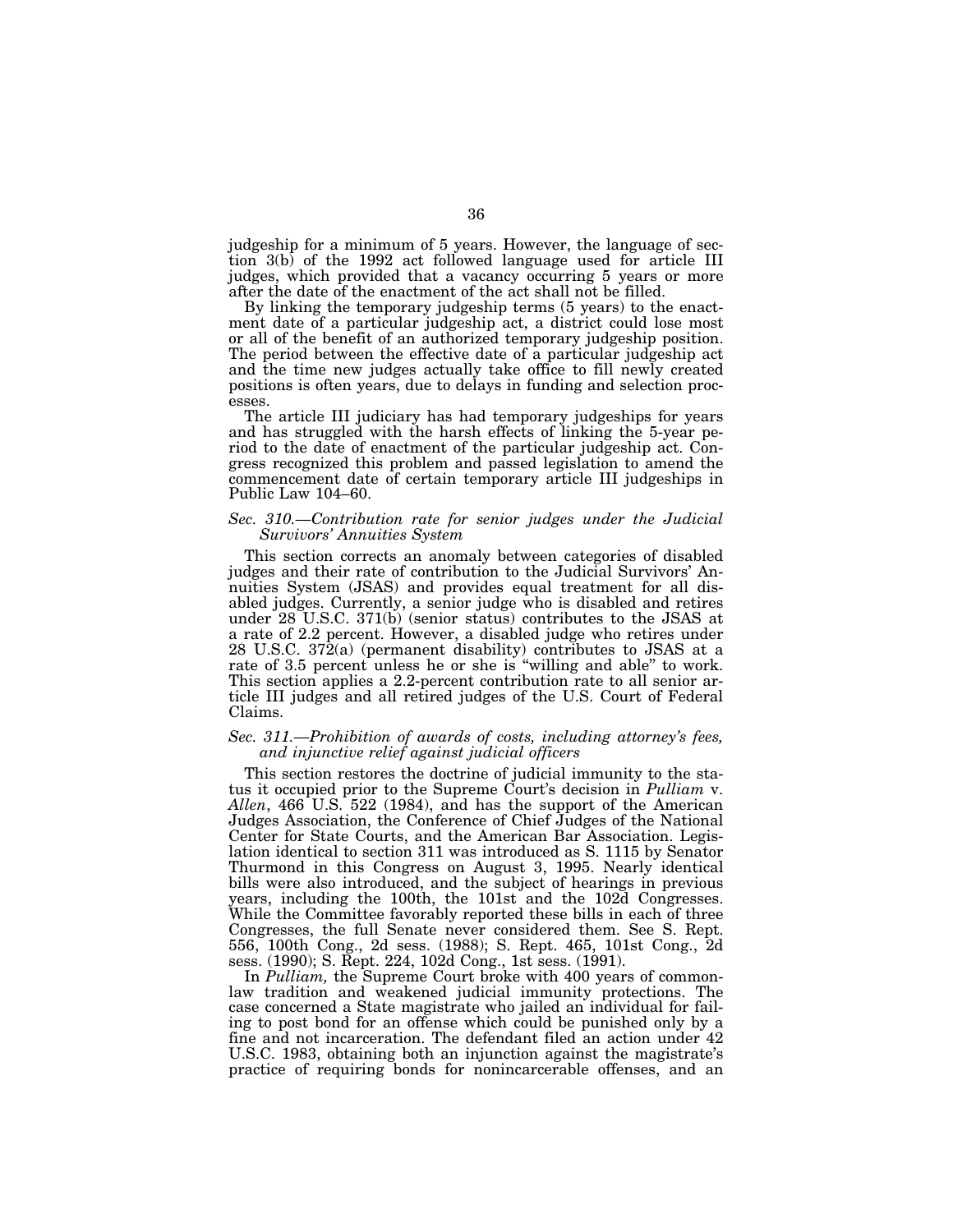judgeship for a minimum of 5 years. However, the language of section 3(b) of the 1992 act followed language used for article III judges, which provided that a vacancy occurring 5 years or more after the date of the enactment of the act shall not be filled.

By linking the temporary judgeship terms (5 years) to the enactment date of a particular judgeship act, a district could lose most or all of the benefit of an authorized temporary judgeship position. The period between the effective date of a particular judgeship act and the time new judges actually take office to fill newly created positions is often years, due to delays in funding and selection processes.

The article III judiciary has had temporary judgeships for years and has struggled with the harsh effects of linking the 5-year period to the date of enactment of the particular judgeship act. Congress recognized this problem and passed legislation to amend the commencement date of certain temporary article III judgeships in Public Law 104–60.

*Sec. 310.—Contribution rate for senior judges under the Judicial Survivors' Annuities System*

This section corrects an anomaly between categories of disabled judges and their rate of contribution to the Judicial Survivors' Annuities System (JSAS) and provides equal treatment for all disabled judges. Currently, a senior judge who is disabled and retires under 28 U.S.C. 371(b) (senior status) contributes to the JSAS at a rate of 2.2 percent. However, a disabled judge who retires under 28 U.S.C. 372(a) (permanent disability) contributes to JSAS at a rate of 3.5 percent unless he or she is "willing and able" to work. This section applies a 2.2-percent contribution rate to all senior article III judges and all retired judges of the U.S. Court of Federal Claims.

*Sec. 311.—Prohibition of awards of costs, including attorney's fees, and injunctive relief against judicial officers*

This section restores the doctrine of judicial immunity to the status it occupied prior to the Supreme Court's decision in *Pulliam* v. *Allen*, 466 U.S. 522 (1984), and has the support of the American Judges Association, the Conference of Chief Judges of the National Center for State Courts, and the American Bar Association. Legislation identical to section 311 was introduced as S. 1115 by Senator Thurmond in this Congress on August 3, 1995. Nearly identical bills were also introduced, and the subject of hearings in previous years, including the 100th, the 101st and the 102d Congresses. While the Committee favorably reported these bills in each of three Congresses, the full Senate never considered them. See S. Rept. 556, 100th Cong., 2d sess. (1988); S. Rept. 465, 101st Cong., 2d sess. (1990); S. Rept. 224, 102d Cong., 1st sess. (1991).

In *Pulliam,* the Supreme Court broke with 400 years of common-law tradition and weakened judicial immunity protections. The case concerned a State magistrate who jailed an individual for failing to post bond for an offense which could be punished only by a fine and not incarceration. The defendant filed an action under 42 U.S.C. 1983, obtaining both an injunction against the magistrate's practice of requiring bonds for nonincarcerable offenses, and an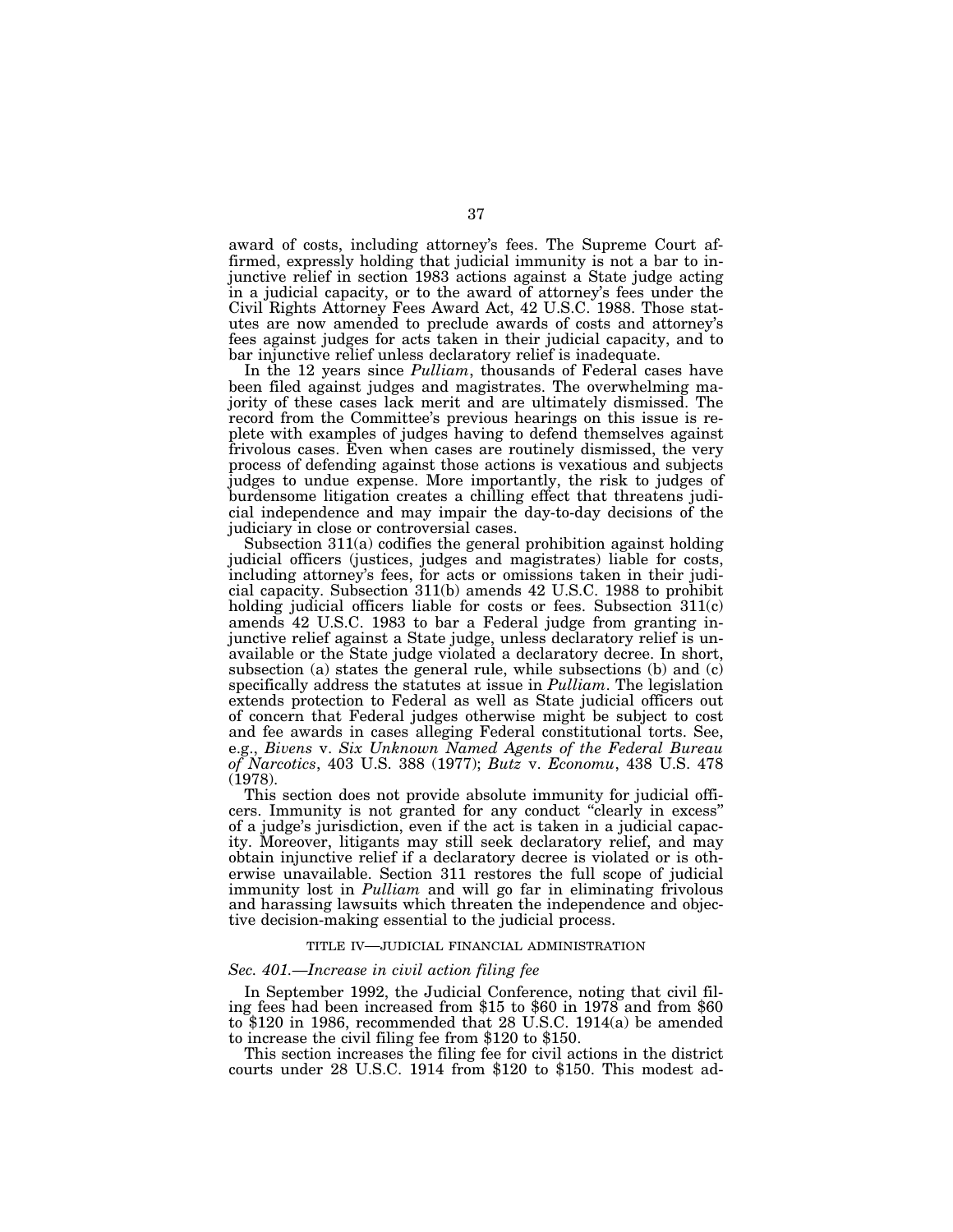award of costs, including attorney's fees. The Supreme Court affirmed, expressly holding that judicial immunity is not a bar to injunctive relief in section 1983 actions against a State judge acting in a judicial capacity, or to the award of attorney's fees under the Civil Rights Attorney Fees Award Act, 42 U.S.C. 1988. Those statutes are now amended to preclude awards of costs and attorney's fees against judges for acts taken in their judicial capacity, and to bar injunctive relief unless declaratory relief is inadequate.

In the 12 years since *Pulliam*, thousands of Federal cases have been filed against judges and magistrates. The overwhelming majority of these cases lack merit and are ultimately dismissed. The record from the Committee's previous hearings on this issue is replete with examples of judges having to defend themselves against frivolous cases. Even when cases are routinely dismissed, the very process of defending against those actions is vexatious and subjects judges to undue expense. More importantly, the risk to judges of burdensome litigation creates a chilling effect that threatens judicial independence and may impair the day-to-day decisions of the judiciary in close or controversial cases.

Subsection 311(a) codifies the general prohibition against holding judicial officers (justices, judges and magistrates) liable for costs, including attorney's fees, for acts or omissions taken in their judicial capacity. Subsection 311(b) amends 42 U.S.C. 1988 to prohibit holding judicial officers liable for costs or fees. Subsection 311(c) amends 42 U.S.C. 1983 to bar a Federal judge from granting injunctive relief against a State judge, unless declaratory relief is unavailable or the State judge violated a declaratory decree. In short, subsection (a) states the general rule, while subsections (b) and (c) specifically address the statutes at issue in *Pulliam*. The legislation extends protection to Federal as well as State judicial officers out of concern that Federal judges otherwise might be subject to cost and fee awards in cases alleging Federal constitutional torts. See, e.g., *Bivens* v. *Six Unknown Named Agents of the Federal Bureau of Narcotics*, 403 U.S. 388 (1977); *Butz* v. *Economu*, 438 U.S. 478 (1978).

This section does not provide absolute immunity for judicial officers. Immunity is not granted for any conduct "clearly in excess" of a judge's jurisdiction, even if the act is taken in a judicial capacity. Moreover, litigants may still seek declaratory relief, and may obtain injunctive relief if a declaratory decree is violated or is otherwise unavailable. Section 311 restores the full scope of judicial immunity lost in *Pulliam* and will go far in eliminating frivolous and harassing lawsuits which threaten the independence and objective decision-making essential to the judicial process.

## TITLE IV—JUDICIAL FINANCIAL ADMINISTRATION

### *Sec. 401.—Increase in civil action filing fee*

In September 1992, the Judicial Conference, noting that civil filing fees had been increased from $15 to $60 in 1978 and from $60 to $120 in 1986, recommended that 28 U.S.C. 1914(a) be amended to increase the civil filing fee from $120 to $150.

This section increases the filing fee for civil actions in the district courts under 28 U.S.C. 1914 from $120 to $150. This modest ad-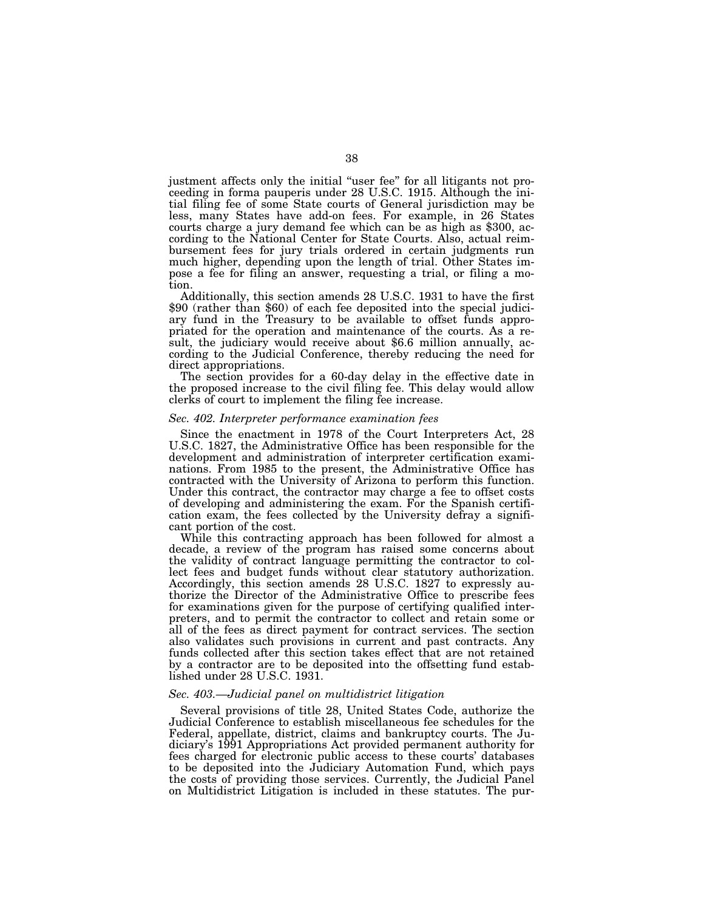justment affects only the initial "user fee" for all litigants not proceeding in forma pauperis under 28 U.S.C. 1915. Although the initial filing fee of some State courts of General jurisdiction may be less, many States have add-on fees. For example, in 26 States courts charge a jury demand fee which can be as high as $300, according to the National Center for State Courts. Also, actual reimbursement fees for jury trials ordered in certain judgments run much higher, depending upon the length of trial. Other States impose a fee for filing an answer, requesting a trial, or filing a motion.

Additionally, this section amends 28 U.S.C. 1931 to have the first $90 (rather than $60) of each fee deposited into the special judiciary fund in the Treasury to be available to offset funds appropriated for the operation and maintenance of the courts. As a result, the judiciary would receive about $6.6 million annually, according to the Judicial Conference, thereby reducing the need for direct appropriations.

The section provides for a 60-day delay in the effective date in the proposed increase to the civil filing fee. This delay would allow clerks of court to implement the filing fee increase.

*Sec. 402. Interpreter performance examination fees*

Since the enactment in 1978 of the Court Interpreters Act, 28 U.S.C. 1827, the Administrative Office has been responsible for the development and administration of interpreter certification examinations. From 1985 to the present, the Administrative Office has contracted with the University of Arizona to perform this function. Under this contract, the contractor may charge a fee to offset costs of developing and administering the exam. For the Spanish certification exam, the fees collected by the University defray a significant portion of the cost.

While this contracting approach has been followed for almost a decade, a review of the program has raised some concerns about the validity of contract language permitting the contractor to collect fees and budget funds without clear statutory authorization. Accordingly, this section amends 28 U.S.C. 1827 to expressly authorize the Director of the Administrative Office to prescribe fees for examinations given for the purpose of certifying qualified interpreters, and to permit the contractor to collect and retain some or all of the fees as direct payment for contract services. The section also validates such provisions in current and past contracts. Any funds collected after this section takes effect that are not retained by a contractor are to be deposited into the offsetting fund established under 28 U.S.C. 1931.

*Sec. 403.—Judicial panel on multidistrict litigation*

Several provisions of title 28, United States Code, authorize the Judicial Conference to establish miscellaneous fee schedules for the Federal, appellate, district, claims and bankruptcy courts. The Judiciary's 1991 Appropriations Act provided permanent authority for fees charged for electronic public access to these courts' databases to be deposited into the Judiciary Automation Fund, which pays the costs of providing those services. Currently, the Judicial Panel on Multidistrict Litigation is included in these statutes. The pur-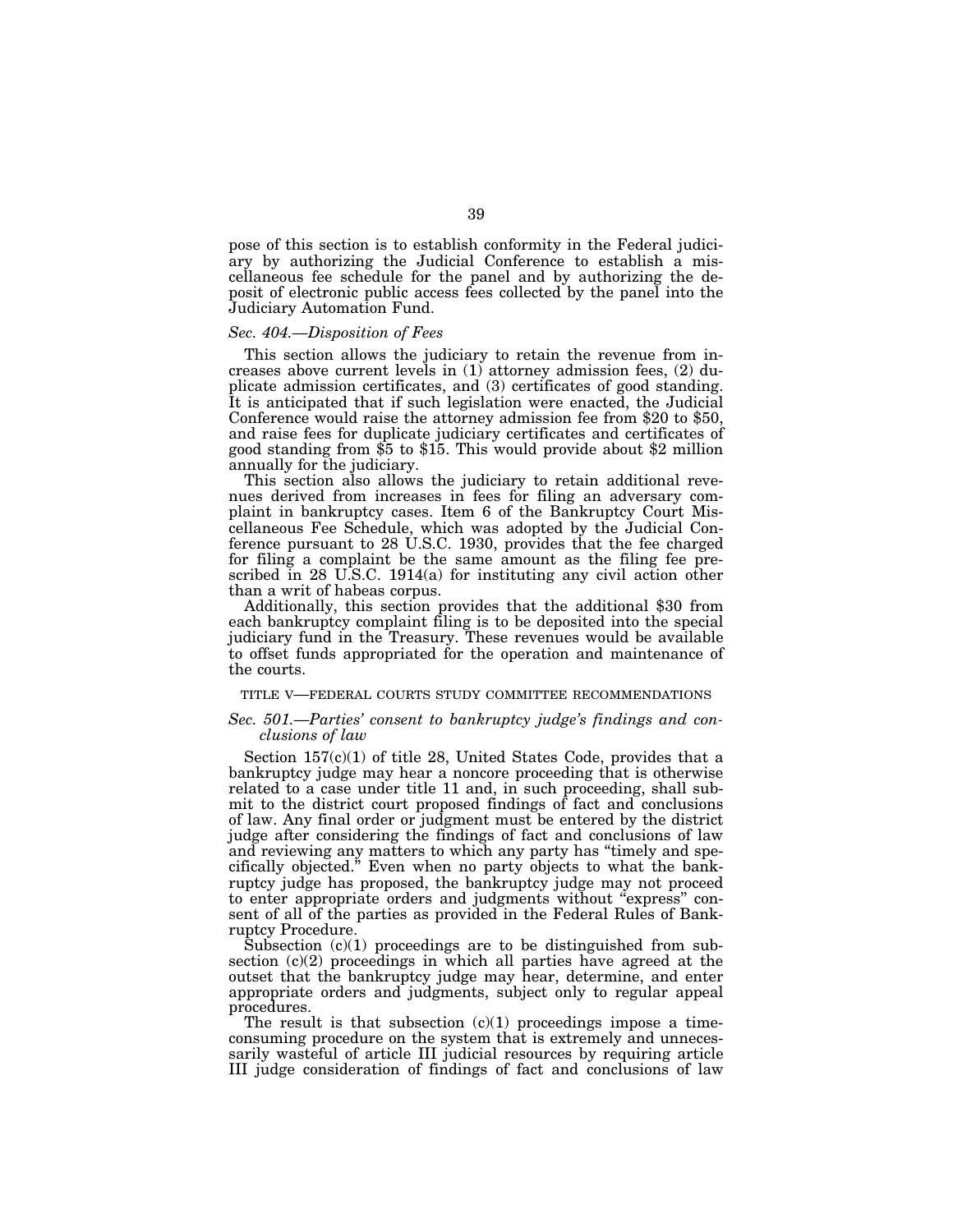pose of this section is to establish conformity in the Federal judiciary by authorizing the Judicial Conference to establish a miscellaneous fee schedule for the panel and by authorizing the deposit of electronic public access fees collected by the panel into the Judiciary Automation Fund.

### *Sec. 404.—Disposition of Fees*

This section allows the judiciary to retain the revenue from increases above current levels in (1) attorney admission fees, (2) duplicate admission certificates, and (3) certificates of good standing. It is anticipated that if such legislation were enacted, the Judicial Conference would raise the attorney admission fee from $20 to $50, and raise fees for duplicate judiciary certificates and certificates of good standing from $5 to $15. This would provide about $2 million annually for the judiciary.

This section also allows the judiciary to retain additional revenues derived from increases in fees for filing an adversary complaint in bankruptcy cases. Item 6 of the Bankruptcy Court Miscellaneous Fee Schedule, which was adopted by the Judicial Conference pursuant to 28 U.S.C. 1930, provides that the fee charged for filing a complaint be the same amount as the filing fee prescribed in 28 U.S.C. 1914(a) for instituting any civil action other than a writ of habeas corpus.

Additionally, this section provides that the additional $30 from each bankruptcy complaint filing is to be deposited into the special judiciary fund in the Treasury. These revenues would be available to offset funds appropriated for the operation and maintenance of the courts.

## TITLE V—FEDERAL COURTS STUDY COMMITTEE RECOMMENDATIONS

### *Sec. 501.—Parties' consent to bankruptcy judge's findings and conclusions of law*

Section 157(c)(1) of title 28, United States Code, provides that a bankruptcy judge may hear a noncore proceeding that is otherwise related to a case under title 11 and, in such proceeding, shall submit to the district court proposed findings of fact and conclusions of law. Any final order or judgment must be entered by the district judge after considering the findings of fact and conclusions of law and reviewing any matters to which any party has "timely and specifically objected." Even when no party objects to what the bankruptcy judge has proposed, the bankruptcy judge may not proceed to enter appropriate orders and judgments without "express" consent of all of the parties as provided in the Federal Rules of Bankruptcy Procedure.

Subsection (c)(1) proceedings are to be distinguished from subsection (c)(2) proceedings in which all parties have agreed at the outset that the bankruptcy judge may hear, determine, and enter appropriate orders and judgments, subject only to regular appeal procedures.

The result is that subsection (c)(1) proceedings impose a time-consuming procedure on the system that is extremely and unnecessarily wasteful of article III judicial resources by requiring article III judge consideration of findings of fact and conclusions of law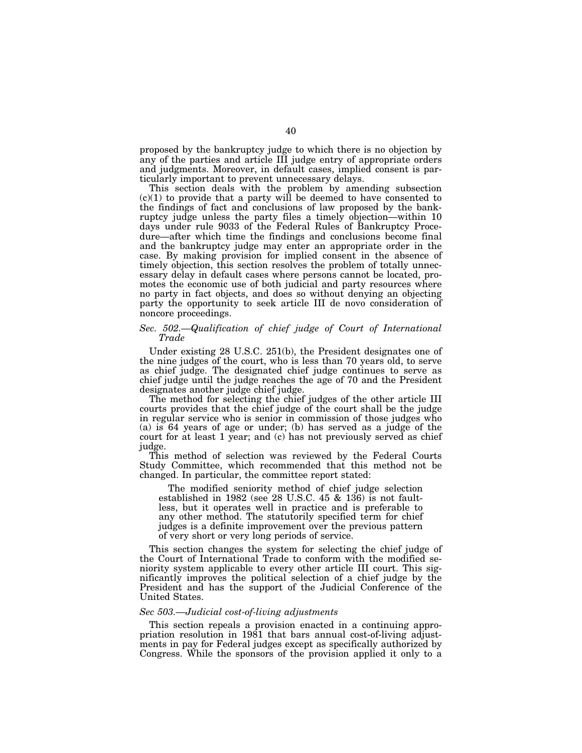proposed by the bankruptcy judge to which there is no objection by any of the parties and article III judge entry of appropriate orders and judgments. Moreover, in default cases, implied consent is particularly important to prevent unnecessary delays.

This section deals with the problem by amending subsection (c)(1) to provide that a party will be deemed to have consented to the findings of fact and conclusions of law proposed by the bankruptcy judge unless the party files a timely objection—within 10 days under rule 9033 of the Federal Rules of Bankruptcy Procedure—after which time the findings and conclusions become final and the bankruptcy judge may enter an appropriate order in the case. By making provision for implied consent in the absence of timely objection, this section resolves the problem of totally unnecessary delay in default cases where persons cannot be located, promotes the economic use of both judicial and party resources where no party in fact objects, and does so without denying an objecting party the opportunity to seek article III de novo consideration of noncore proceedings.

*Sec. 502.—Qualification of chief judge of Court of International Trade*

Under existing 28 U.S.C. 251(b), the President designates one of the nine judges of the court, who is less than 70 years old, to serve as chief judge. The designated chief judge continues to serve as chief judge until the judge reaches the age of 70 and the President designates another judge chief judge.

The method for selecting the chief judges of the other article III courts provides that the chief judge of the court shall be the judge in regular service who is senior in commission of those judges who (a) is 64 years of age or under; (b) has served as a judge of the court for at least 1 year; and (c) has not previously served as chief judge.

This method of selection was reviewed by the Federal Courts Study Committee, which recommended that this method not be changed. In particular, the committee report stated:

> The modified seniority method of chief judge selection established in 1982 (see 28 U.S.C. 45 & 136) is not faultless, but it operates well in practice and is preferable to any other method. The statutorily specified term for chief judges is a definite improvement over the previous pattern of very short or very long periods of service.

This section changes the system for selecting the chief judge of the Court of International Trade to conform with the modified seniority system applicable to every other article III court. This significantly improves the political selection of a chief judge by the President and has the support of the Judicial Conference of the United States.

*Sec 503.—Judicial cost-of-living adjustments*

This section repeals a provision enacted in a continuing appropriation resolution in 1981 that bars annual cost-of-living adjustments in pay for Federal judges except as specifically authorized by Congress. While the sponsors of the provision applied it only to a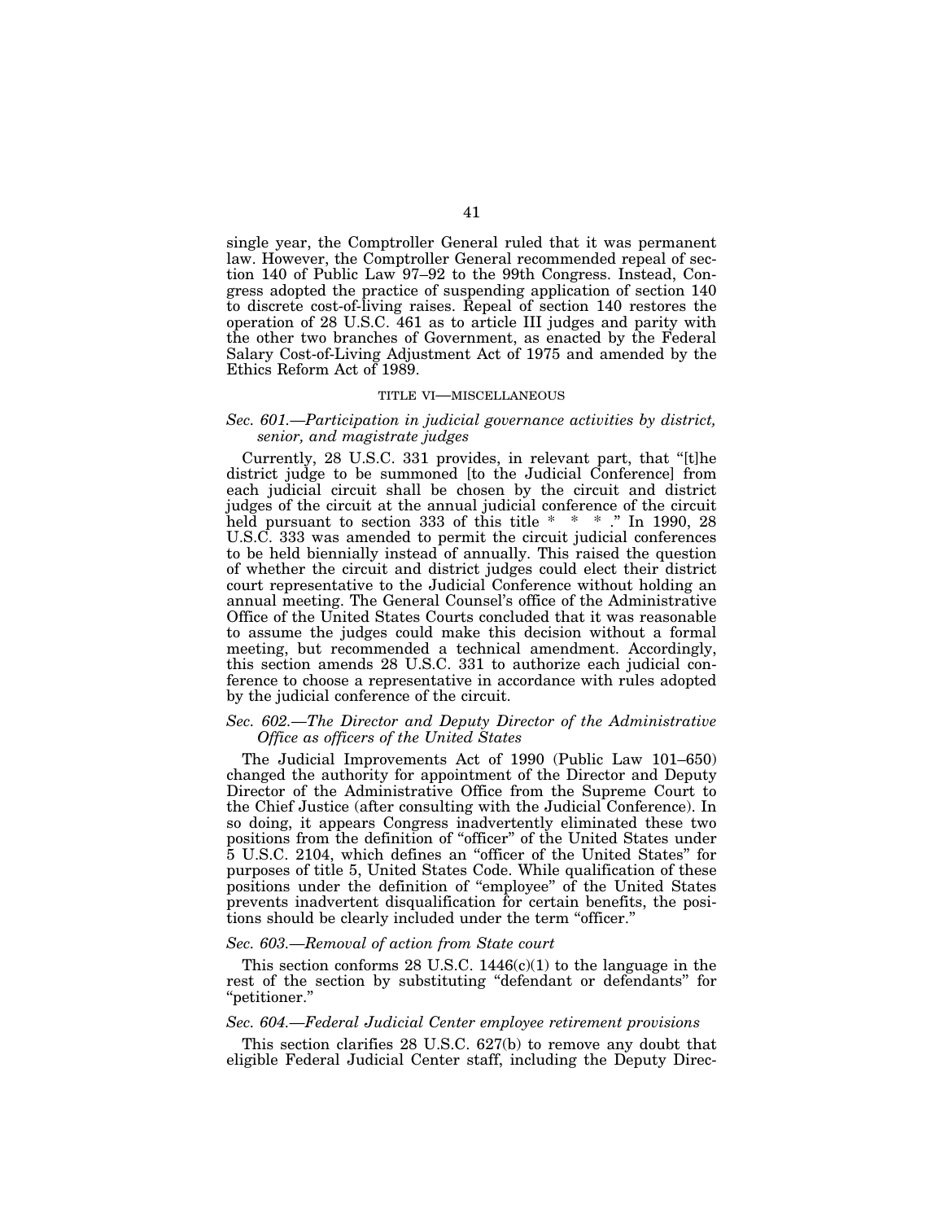single year, the Comptroller General ruled that it was permanent law. However, the Comptroller General recommended repeal of section 140 of Public Law 97–92 to the 99th Congress. Instead, Congress adopted the practice of suspending application of section 140 to discrete cost-of-living raises. Repeal of section 140 restores the operation of 28 U.S.C. 461 as to article III judges and parity with the other two branches of Government, as enacted by the Federal Salary Cost-of-Living Adjustment Act of 1975 and amended by the Ethics Reform Act of 1989.

## TITLE VI—MISCELLANEOUS

### *Sec. 601.—Participation in judicial governance activities by district, senior, and magistrate judges*

Currently, 28 U.S.C. 331 provides, in relevant part, that "[t]he district judge to be summoned [to the Judicial Conference] from each judicial circuit shall be chosen by the circuit and district judges of the circuit at the annual judicial conference of the circuit held pursuant to section 333 of this title * * * ." In 1990, 28 U.S.C. 333 was amended to permit the circuit judicial conferences to be held biennially instead of annually. This raised the question of whether the circuit and district judges could elect their district court representative to the Judicial Conference without holding an annual meeting. The General Counsel's office of the Administrative Office of the United States Courts concluded that it was reasonable to assume the judges could make this decision without a formal meeting, but recommended a technical amendment. Accordingly, this section amends 28 U.S.C. 331 to authorize each judicial conference to choose a representative in accordance with rules adopted by the judicial conference of the circuit.

### *Sec. 602.—The Director and Deputy Director of the Administrative Office as officers of the United States*

The Judicial Improvements Act of 1990 (Public Law 101–650) changed the authority for appointment of the Director and Deputy Director of the Administrative Office from the Supreme Court to the Chief Justice (after consulting with the Judicial Conference). In so doing, it appears Congress inadvertently eliminated these two positions from the definition of "officer" of the United States under 5 U.S.C. 2104, which defines an "officer of the United States" for purposes of title 5, United States Code. While qualification of these positions under the definition of "employee" of the United States prevents inadvertent disqualification for certain benefits, the positions should be clearly included under the term "officer."

### *Sec. 603.—Removal of action from State court*

This section conforms 28 U.S.C. 1446(c)(1) to the language in the rest of the section by substituting "defendant or defendants" for "petitioner."

### *Sec. 604.—Federal Judicial Center employee retirement provisions*

This section clarifies 28 U.S.C. 627(b) to remove any doubt that eligible Federal Judicial Center staff, including the Deputy Direc-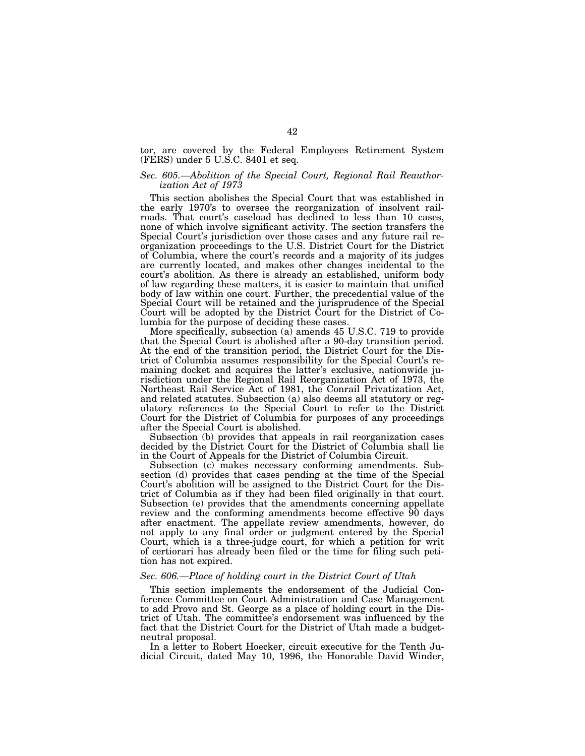tor, are covered by the Federal Employees Retirement System (FERS) under 5 U.S.C. 8401 et seq.

*Sec. 605.—Abolition of the Special Court, Regional Rail Reauthorization Act of 1973*

This section abolishes the Special Court that was established in the early 1970's to oversee the reorganization of insolvent railroads. That court's caseload has declined to less than 10 cases, none of which involve significant activity. The section transfers the Special Court's jurisdiction over those cases and any future rail reorganization proceedings to the U.S. District Court for the District of Columbia, where the court's records and a majority of its judges are currently located, and makes other changes incidental to the court's abolition. As there is already an established, uniform body of law regarding these matters, it is easier to maintain that unified body of law within one court. Further, the precedential value of the Special Court will be retained and the jurisprudence of the Special Court will be adopted by the District Court for the District of Columbia for the purpose of deciding these cases.

More specifically, subsection (a) amends 45 U.S.C. 719 to provide that the Special Court is abolished after a 90-day transition period. At the end of the transition period, the District Court for the District of Columbia assumes responsibility for the Special Court's remaining docket and acquires the latter's exclusive, nationwide jurisdiction under the Regional Rail Reorganization Act of 1973, the Northeast Rail Service Act of 1981, the Conrail Privatization Act, and related statutes. Subsection (a) also deems all statutory or regulatory references to the Special Court to refer to the District Court for the District of Columbia for purposes of any proceedings after the Special Court is abolished.

Subsection (b) provides that appeals in rail reorganization cases decided by the District Court for the District of Columbia shall lie in the Court of Appeals for the District of Columbia Circuit.

Subsection (c) makes necessary conforming amendments. Subsection (d) provides that cases pending at the time of the Special Court's abolition will be assigned to the District Court for the District of Columbia as if they had been filed originally in that court. Subsection (e) provides that the amendments concerning appellate review and the conforming amendments become effective 90 days after enactment. The appellate review amendments, however, do not apply to any final order or judgment entered by the Special Court, which is a three-judge court, for which a petition for writ of certiorari has already been filed or the time for filing such petition has not expired.

*Sec. 606.—Place of holding court in the District Court of Utah*

This section implements the endorsement of the Judicial Conference Committee on Court Administration and Case Management to add Provo and St. George as a place of holding court in the District of Utah. The committee's endorsement was influenced by the fact that the District Court for the District of Utah made a budget-neutral proposal.

In a letter to Robert Hoecker, circuit executive for the Tenth Judicial Circuit, dated May 10, 1996, the Honorable David Winder,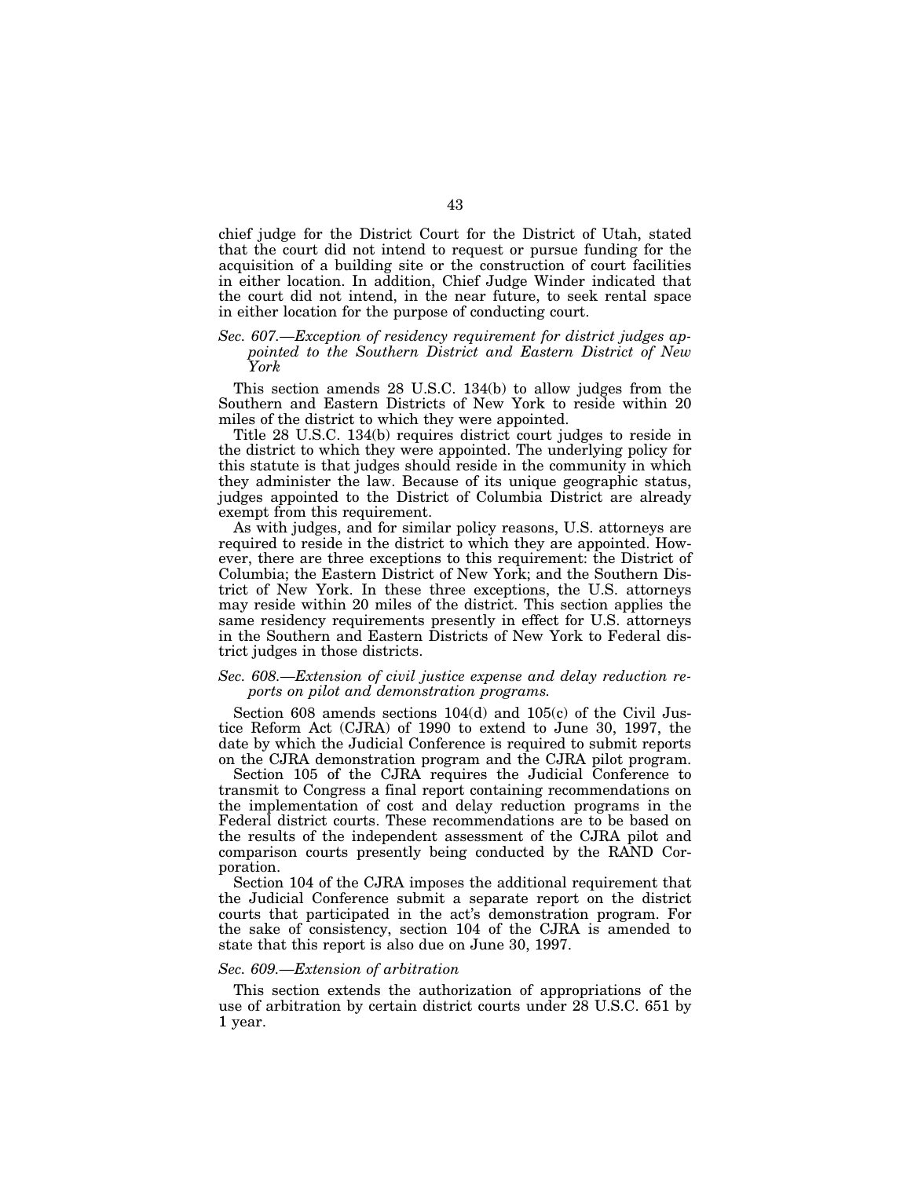chief judge for the District Court for the District of Utah, stated that the court did not intend to request or pursue funding for the acquisition of a building site or the construction of court facilities in either location. In addition, Chief Judge Winder indicated that the court did not intend, in the near future, to seek rental space in either location for the purpose of conducting court.

*Sec. 607.—Exception of residency requirement for district judges appointed to the Southern District and Eastern District of New York*

This section amends 28 U.S.C. 134(b) to allow judges from the Southern and Eastern Districts of New York to reside within 20 miles of the district to which they were appointed.

Title 28 U.S.C. 134(b) requires district court judges to reside in the district to which they were appointed. The underlying policy for this statute is that judges should reside in the community in which they administer the law. Because of its unique geographic status, judges appointed to the District of Columbia District are already exempt from this requirement.

As with judges, and for similar policy reasons, U.S. attorneys are required to reside in the district to which they are appointed. However, there are three exceptions to this requirement: the District of Columbia; the Eastern District of New York; and the Southern District of New York. In these three exceptions, the U.S. attorneys may reside within 20 miles of the district. This section applies the same residency requirements presently in effect for U.S. attorneys in the Southern and Eastern Districts of New York to Federal district judges in those districts.

*Sec. 608.—Extension of civil justice expense and delay reduction reports on pilot and demonstration programs.*

Section 608 amends sections 104(d) and 105(c) of the Civil Justice Reform Act (CJRA) of 1990 to extend to June 30, 1997, the date by which the Judicial Conference is required to submit reports on the CJRA demonstration program and the CJRA pilot program.

Section 105 of the CJRA requires the Judicial Conference to transmit to Congress a final report containing recommendations on the implementation of cost and delay reduction programs in the Federal district courts. These recommendations are to be based on the results of the independent assessment of the CJRA pilot and comparison courts presently being conducted by the RAND Corporation.

Section 104 of the CJRA imposes the additional requirement that the Judicial Conference submit a separate report on the district courts that participated in the act's demonstration program. For the sake of consistency, section 104 of the CJRA is amended to state that this report is also due on June 30, 1997.

*Sec. 609.—Extension of arbitration*

This section extends the authorization of appropriations of the use of arbitration by certain district courts under 28 U.S.C. 651 by 1 year.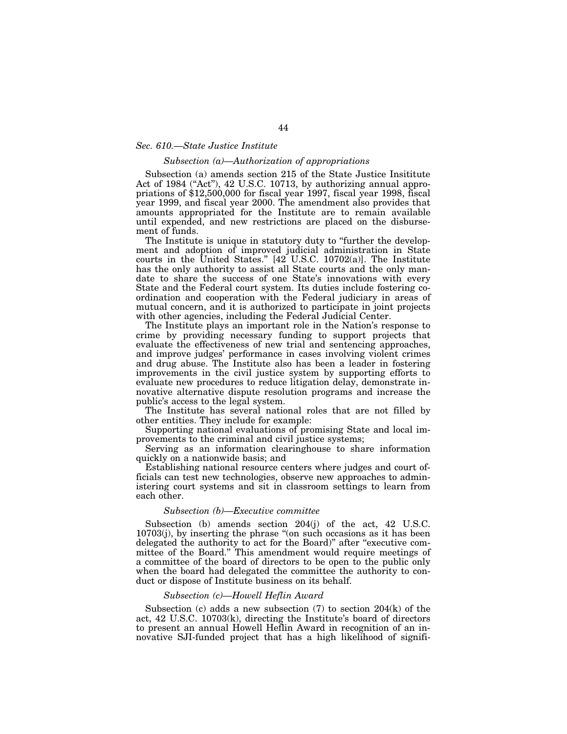### *Sec. 610.—State Justice Institute*

#### *Subsection (a)—Authorization of appropriations*

Subsection (a) amends section 215 of the State Justice Insititute Act of 1984 ("Act"), 42 U.S.C. 10713, by authorizing annual appropriations of $12,500,000 for fiscal year 1997, fiscal year 1998, fiscal year 1999, and fiscal year 2000. The amendment also provides that amounts appropriated for the Institute are to remain available until expended, and new restrictions are placed on the disbursement of funds.

The Institute is unique in statutory duty to "further the development and adoption of improved judicial administration in State courts in the United States." [42 U.S.C. 10702(a)]. The Institute has the only authority to assist all State courts and the only mandate to share the success of one State's innovations with every State and the Federal court system. Its duties include fostering coordination and cooperation with the Federal judiciary in areas of mutual concern, and it is authorized to participate in joint projects with other agencies, including the Federal Judicial Center.

The Institute plays an important role in the Nation's response to crime by providing necessary funding to support projects that evaluate the effectiveness of new trial and sentencing approaches, and improve judges' performance in cases involving violent crimes and drug abuse. The Institute also has been a leader in fostering improvements in the civil justice system by supporting efforts to evaluate new procedures to reduce litigation delay, demonstrate innovative alternative dispute resolution programs and increase the public's access to the legal system.

The Institute has several national roles that are not filled by other entities. They include for example:

Supporting national evaluations of promising State and local improvements to the criminal and civil justice systems;

Serving as an information clearinghouse to share information quickly on a nationwide basis; and

Establishing national resource centers where judges and court officials can test new technologies, observe new approaches to administering court systems and sit in classroom settings to learn from each other.

#### *Subsection (b)—Executive committee*

Subsection (b) amends section 204(j) of the act, 42 U.S.C. 10703(j), by inserting the phrase "(on such occasions as it has been delegated the authority to act for the Board)" after "executive committee of the Board." This amendment would require meetings of a committee of the board of directors to be open to the public only when the board had delegated the committee the authority to conduct or dispose of Institute business on its behalf.

#### *Subsection (c)—Howell Heflin Award*

Subsection (c) adds a new subsection (7) to section 204(k) of the act, 42 U.S.C. 10703(k), directing the Institute's board of directors to present an annual Howell Heflin Award in recognition of an innovative SJI-funded project that has a high likelihood of signifi-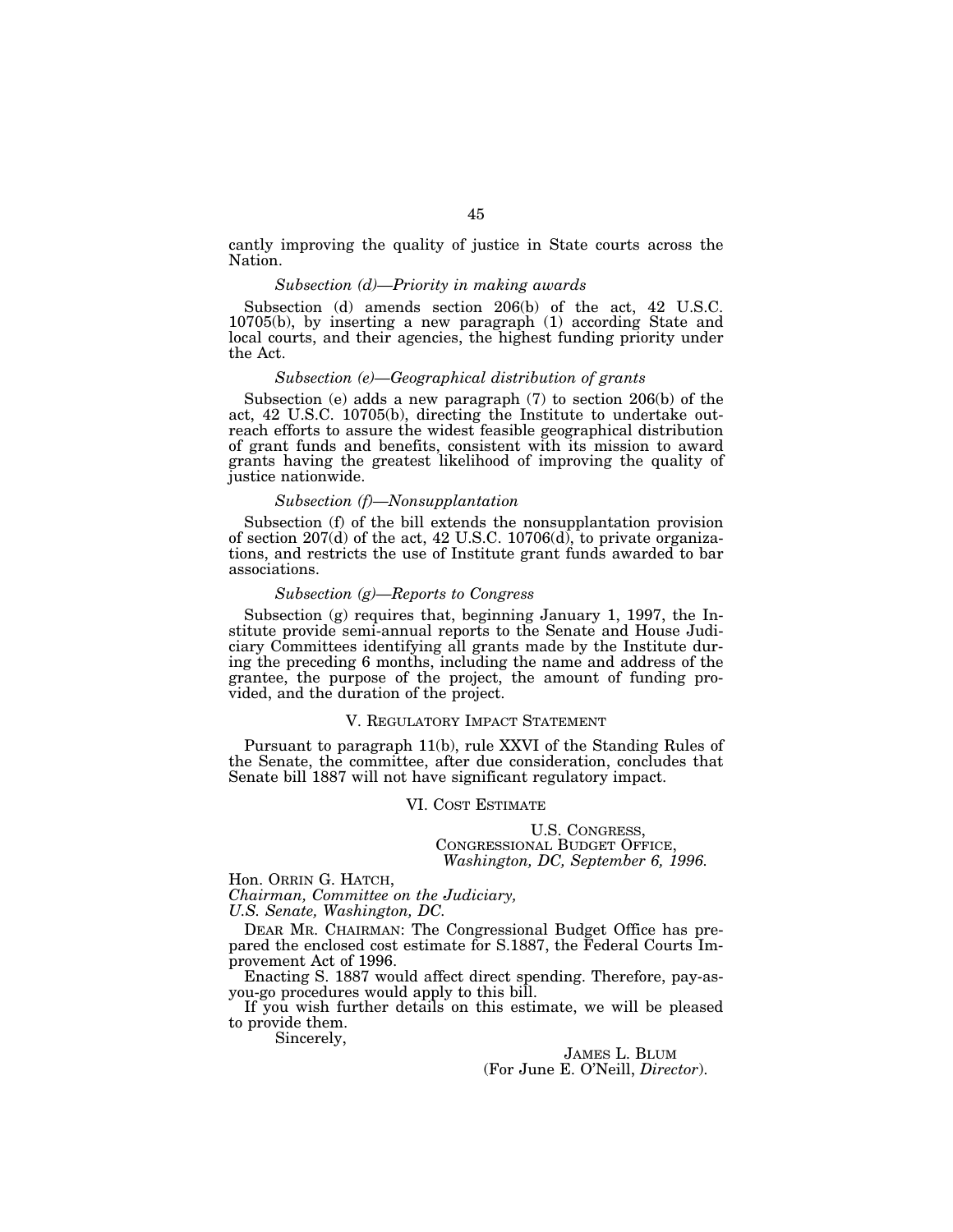cantly improving the quality of justice in State courts across the Nation.

*Subsection (d)—Priority in making awards*

Subsection (d) amends section 206(b) of the act, 42 U.S.C. 10705(b), by inserting a new paragraph (1) according State and local courts, and their agencies, the highest funding priority under the Act.

*Subsection (e)—Geographical distribution of grants*

Subsection (e) adds a new paragraph (7) to section 206(b) of the act, 42 U.S.C. 10705(b), directing the Institute to undertake outreach efforts to assure the widest feasible geographical distribution of grant funds and benefits, consistent with its mission to award grants having the greatest likelihood of improving the quality of justice nationwide.

*Subsection (f)—Nonsupplantation*

Subsection (f) of the bill extends the nonsupplantation provision of section 207(d) of the act, 42 U.S.C. 10706(d), to private organizations, and restricts the use of Institute grant funds awarded to bar associations.

*Subsection (g)—Reports to Congress*

Subsection (g) requires that, beginning January 1, 1997, the Institute provide semi-annual reports to the Senate and House Judiciary Committees identifying all grants made by the Institute during the preceding 6 months, including the name and address of the grantee, the purpose of the project, the amount of funding provided, and the duration of the project.

## V. Regulatory Impact Statement

Pursuant to paragraph 11(b), rule XXVI of the Standing Rules of the Senate, the committee, after due consideration, concludes that Senate bill 1887 will not have significant regulatory impact.

## VI. Cost Estimate

U.S. Congress,
Congressional Budget Office,
*Washington, DC, September 6, 1996.*

Hon. Orrin G. Hatch,
*Chairman, Committee on the Judiciary,*
*U.S. Senate, Washington, DC.*

Dear Mr. Chairman: The Congressional Budget Office has prepared the enclosed cost estimate for S.1887, the Federal Courts Improvement Act of 1996.

Enacting S. 1887 would affect direct spending. Therefore, pay-as-you-go procedures would apply to this bill.

If you wish further details on this estimate, we will be pleased to provide them.

Sincerely,

James L. Blum
(For June E. O'Neill, *Director*).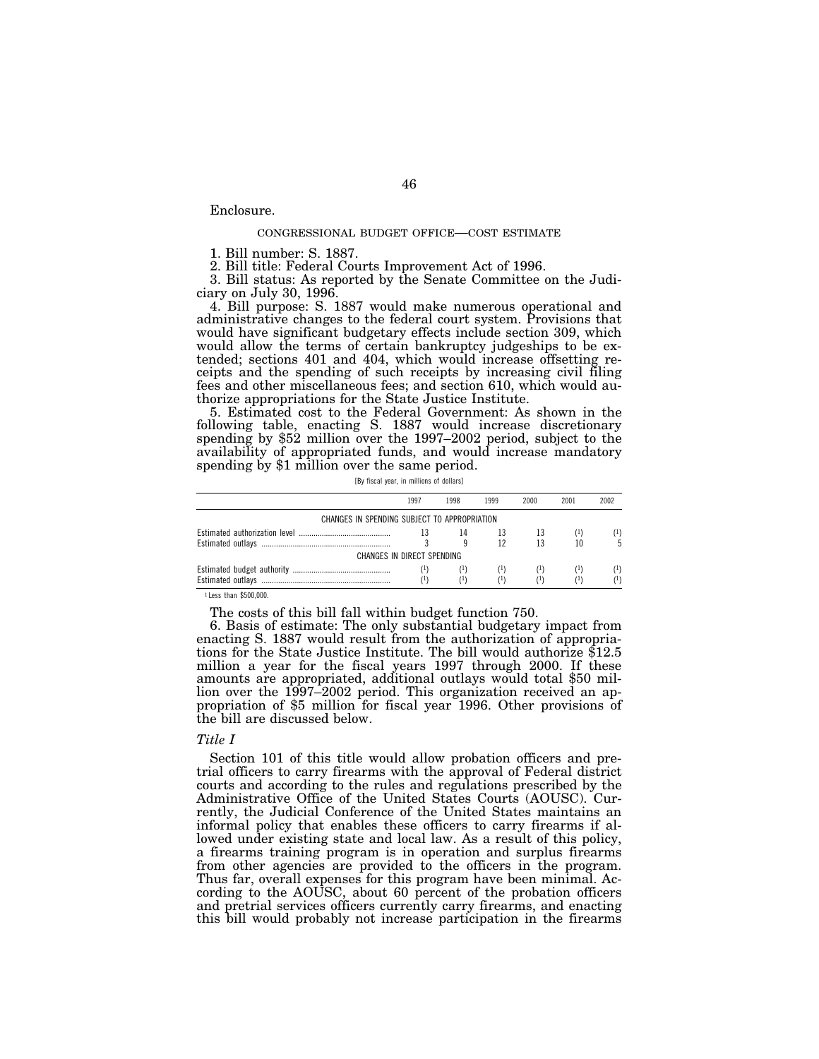Enclosure.

CONGRESSIONAL BUDGET OFFICE—COST ESTIMATE

1. Bill number: S. 1887.

2. Bill title: Federal Courts Improvement Act of 1996.

3. Bill status: As reported by the Senate Committee on the Judiciary on July 30, 1996.

4. Bill purpose: S. 1887 would make numerous operational and administrative changes to the federal court system. Provisions that would have significant budgetary effects include section 309, which would allow the terms of certain bankruptcy judgeships to be extended; sections 401 and 404, which would increase offsetting receipts and the spending of such receipts by increasing civil filing fees and other miscellaneous fees; and section 610, which would authorize appropriations for the State Justice Institute.

5. Estimated cost to the Federal Government: As shown in the following table, enacting S. 1887 would increase discretionary spending by $52 million over the 1997–2002 period, subject to the availability of appropriated funds, and would increase mandatory spending by $1 million over the same period.

[By fiscal year, in millions of dollars]

| | 1997 | 1998 | 1999 | 2000 | 2001 | 2002 |
|---|---|---|---|---|---|---|
| CHANGES IN SPENDING SUBJECT TO APPROPRIATION | | | | | | |
| Estimated authorization level | 13 | 14 | 13 | 13 | (1) | (1) |
| Estimated outlays | 3 | 9 | 12 | 13 | 10 | 5 |
| CHANGES IN DIRECT SPENDING | | | | | | |
| Estimated budget authority | (1) | (1) | (1) | (1) | (1) | (1) |
| Estimated outlays | (1) | (1) | (1) | (1) | (1) | (1) |

[1] Less than $500,000.

The costs of this bill fall within budget function 750.

6. Basis of estimate: The only substantial budgetary impact from enacting S. 1887 would result from the authorization of appropriations for the State Justice Institute. The bill would authorize $12.5 million a year for the fiscal years 1997 through 2000. If these amounts are appropriated, additional outlays would total $50 million over the 1997–2002 period. This organization received an appropriation of $5 million for fiscal year 1996. Other provisions of the bill are discussed below.

### *Title I*

Section 101 of this title would allow probation officers and pretrial officers to carry firearms with the approval of Federal district courts and according to the rules and regulations prescribed by the Administrative Office of the United States Courts (AOUSC). Currently, the Judicial Conference of the United States maintains an informal policy that enables these officers to carry firearms if allowed under existing state and local law. As a result of this policy, a firearms training program is in operation and surplus firearms from other agencies are provided to the officers in the program. Thus far, overall expenses for this program have been minimal. According to the AOUSC, about 60 percent of the probation officers and pretrial services officers currently carry firearms, and enacting this bill would probably not increase participation in the firearms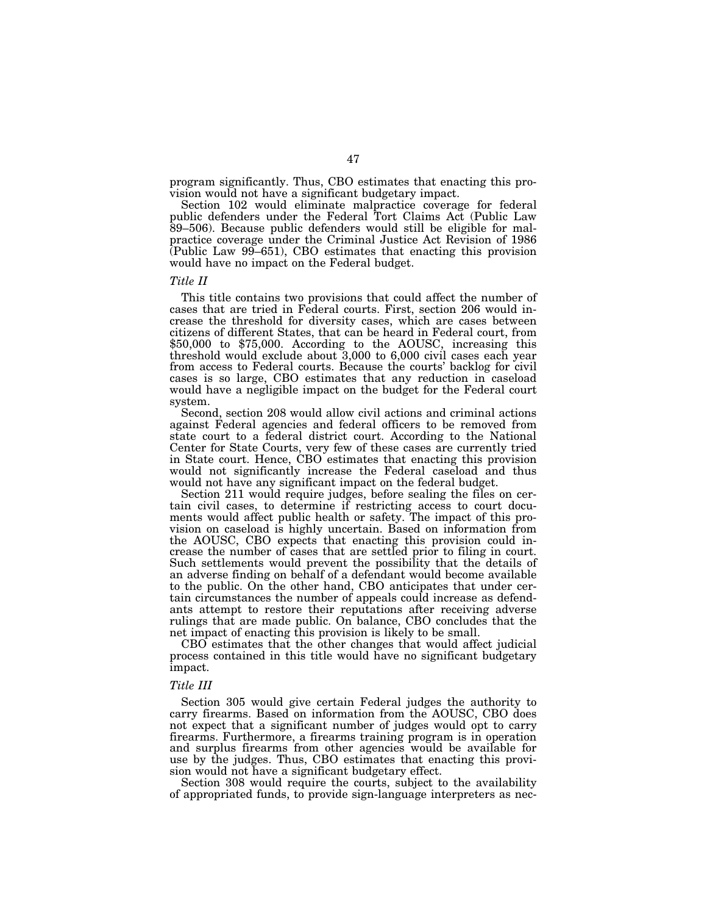program significantly. Thus, CBO estimates that enacting this provision would not have a significant budgetary impact.

Section 102 would eliminate malpractice coverage for federal public defenders under the Federal Tort Claims Act (Public Law 89–506). Because public defenders would still be eligible for malpractice coverage under the Criminal Justice Act Revision of 1986 (Public Law 99–651), CBO estimates that enacting this provision would have no impact on the Federal budget.

*Title II*

This title contains two provisions that could affect the number of cases that are tried in Federal courts. First, section 206 would increase the threshold for diversity cases, which are cases between citizens of different States, that can be heard in Federal court, from $50,000 to $75,000. According to the AOUSC, increasing this threshold would exclude about 3,000 to 6,000 civil cases each year from access to Federal courts. Because the courts' backlog for civil cases is so large, CBO estimates that any reduction in caseload would have a negligible impact on the budget for the Federal court system.

Second, section 208 would allow civil actions and criminal actions against Federal agencies and federal officers to be removed from state court to a federal district court. According to the National Center for State Courts, very few of these cases are currently tried in State court. Hence, CBO estimates that enacting this provision would not significantly increase the Federal caseload and thus would not have any significant impact on the federal budget.

Section 211 would require judges, before sealing the files on certain civil cases, to determine if restricting access to court documents would affect public health or safety. The impact of this provision on caseload is highly uncertain. Based on information from the AOUSC, CBO expects that enacting this provision could increase the number of cases that are settled prior to filing in court. Such settlements would prevent the possibility that the details of an adverse finding on behalf of a defendant would become available to the public. On the other hand, CBO anticipates that under certain circumstances the number of appeals could increase as defendants attempt to restore their reputations after receiving adverse rulings that are made public. On balance, CBO concludes that the net impact of enacting this provision is likely to be small.

CBO estimates that the other changes that would affect judicial process contained in this title would have no significant budgetary impact.

*Title III*

Section 305 would give certain Federal judges the authority to carry firearms. Based on information from the AOUSC, CBO does not expect that a significant number of judges would opt to carry firearms. Furthermore, a firearms training program is in operation and surplus firearms from other agencies would be available for use by the judges. Thus, CBO estimates that enacting this provision would not have a significant budgetary effect.

Section 308 would require the courts, subject to the availability of appropriated funds, to provide sign-language interpreters as nec-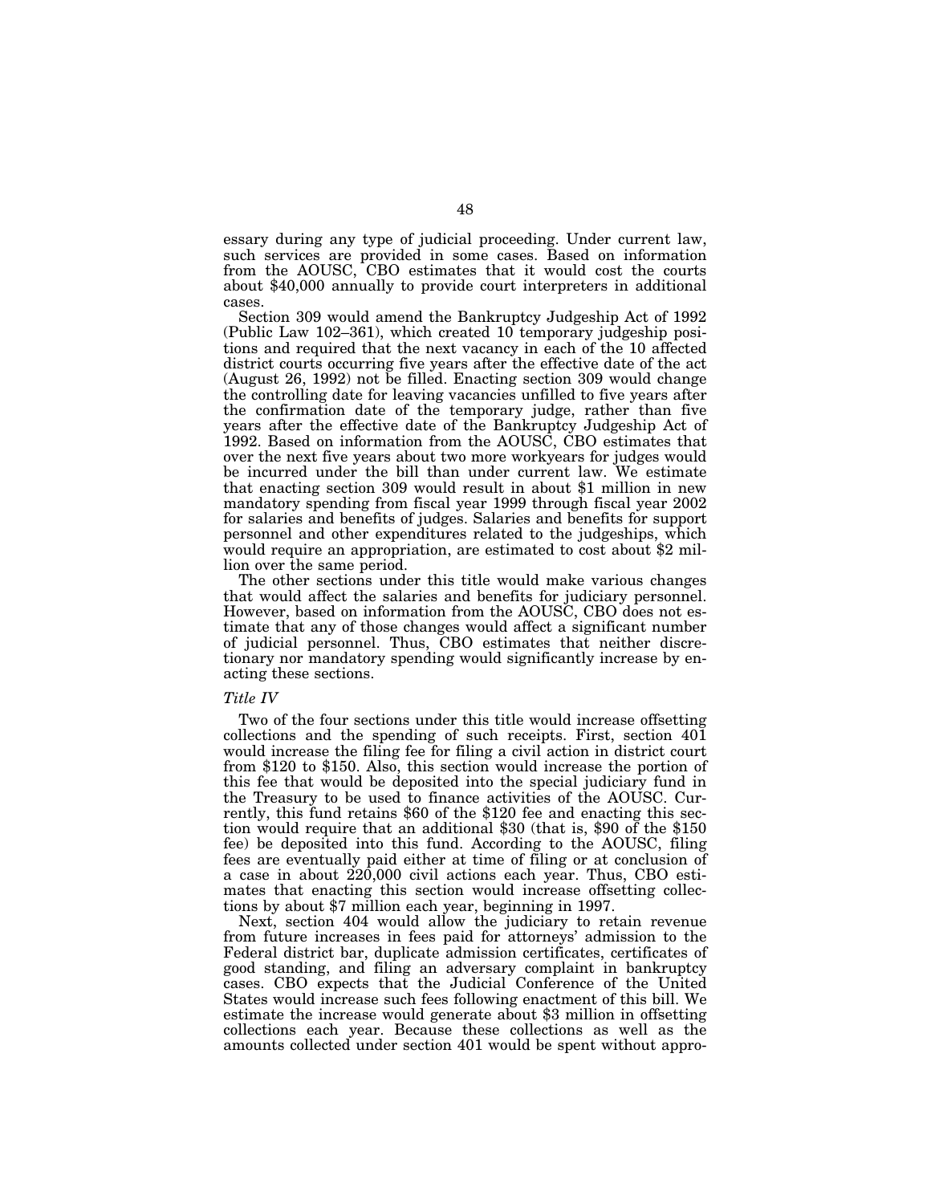essary during any type of judicial proceeding. Under current law, such services are provided in some cases. Based on information from the AOUSC, CBO estimates that it would cost the courts about $40,000 annually to provide court interpreters in additional cases.

Section 309 would amend the Bankruptcy Judgeship Act of 1992 (Public Law 102–361), which created 10 temporary judgeship positions and required that the next vacancy in each of the 10 affected district courts occurring five years after the effective date of the act (August 26, 1992) not be filled. Enacting section 309 would change the controlling date for leaving vacancies unfilled to five years after the confirmation date of the temporary judge, rather than five years after the effective date of the Bankruptcy Judgeship Act of 1992. Based on information from the AOUSC, CBO estimates that over the next five years about two more workyears for judges would be incurred under the bill than under current law. We estimate that enacting section 309 would result in about $1 million in new mandatory spending from fiscal year 1999 through fiscal year 2002 for salaries and benefits of judges. Salaries and benefits for support personnel and other expenditures related to the judgeships, which would require an appropriation, are estimated to cost about $2 million over the same period.

The other sections under this title would make various changes that would affect the salaries and benefits for judiciary personnel. However, based on information from the AOUSC, CBO does not estimate that any of those changes would affect a significant number of judicial personnel. Thus, CBO estimates that neither discretionary nor mandatory spending would significantly increase by enacting these sections.

*Title IV*

Two of the four sections under this title would increase offsetting collections and the spending of such receipts. First, section 401 would increase the filing fee for filing a civil action in district court from $120 to $150. Also, this section would increase the portion of this fee that would be deposited into the special judiciary fund in the Treasury to be used to finance activities of the AOUSC. Currently, this fund retains $60 of the $120 fee and enacting this section would require that an additional $30 (that is, $90 of the $150 fee) be deposited into this fund. According to the AOUSC, filing fees are eventually paid either at time of filing or at conclusion of a case in about 220,000 civil actions each year. Thus, CBO estimates that enacting this section would increase offsetting collections by about $7 million each year, beginning in 1997.

Next, section 404 would allow the judiciary to retain revenue from future increases in fees paid for attorneys' admission to the Federal district bar, duplicate admission certificates, certificates of good standing, and filing an adversary complaint in bankruptcy cases. CBO expects that the Judicial Conference of the United States would increase such fees following enactment of this bill. We estimate the increase would generate about $3 million in offsetting collections each year. Because these collections as well as the amounts collected under section 401 would be spent without appro-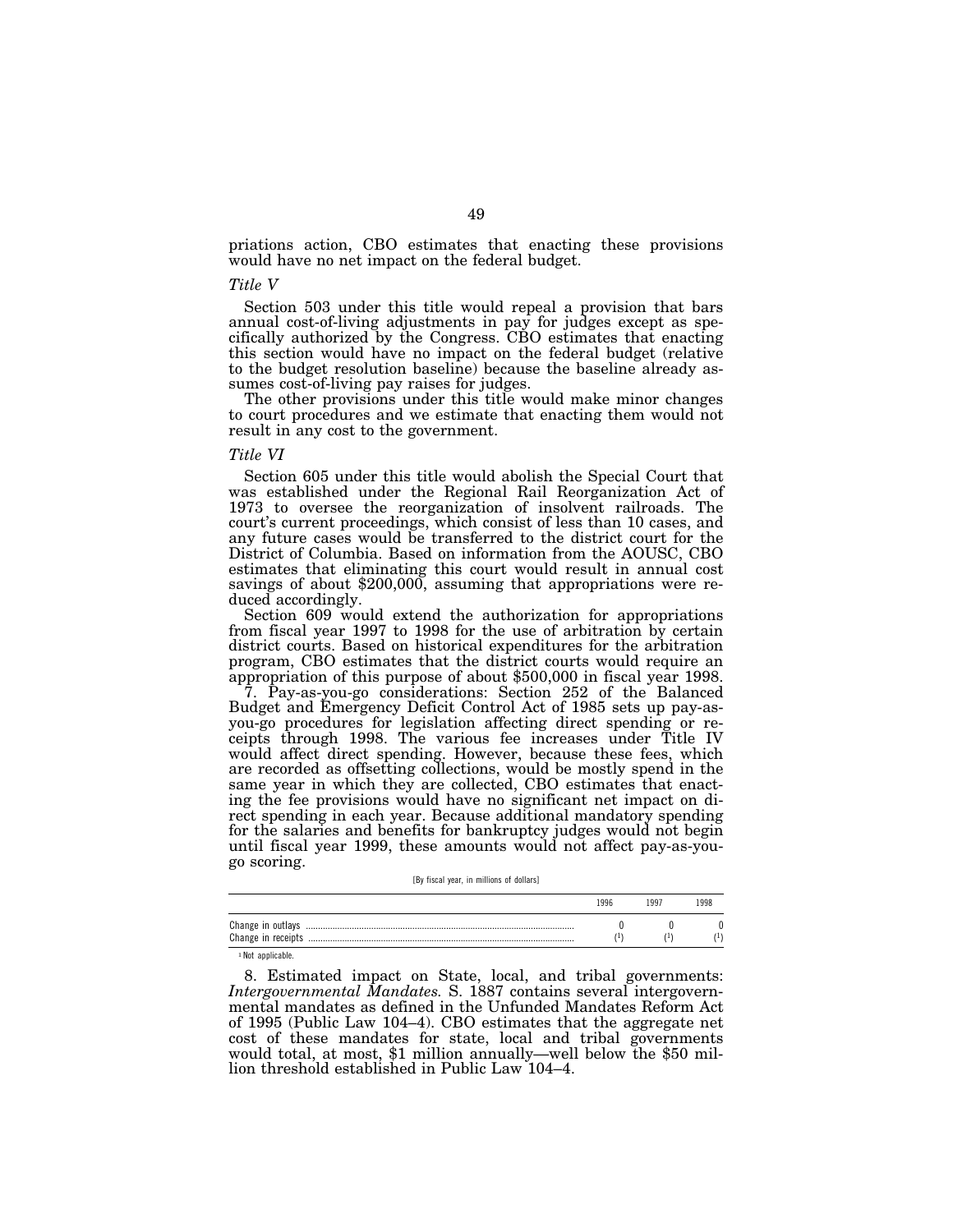priations action, CBO estimates that enacting these provisions would have no net impact on the federal budget.

*Title V*

Section 503 under this title would repeal a provision that bars annual cost-of-living adjustments in pay for judges except as specifically authorized by the Congress. CBO estimates that enacting this section would have no impact on the federal budget (relative to the budget resolution baseline) because the baseline already assumes cost-of-living pay raises for judges.

The other provisions under this title would make minor changes to court procedures and we estimate that enacting them would not result in any cost to the government.

*Title VI*

Section 605 under this title would abolish the Special Court that was established under the Regional Rail Reorganization Act of 1973 to oversee the reorganization of insolvent railroads. The court's current proceedings, which consist of less than 10 cases, and any future cases would be transferred to the district court for the District of Columbia. Based on information from the AOUSC, CBO estimates that eliminating this court would result in annual cost savings of about $200,000, assuming that appropriations were reduced accordingly.

Section 609 would extend the authorization for appropriations from fiscal year 1997 to 1998 for the use of arbitration by certain district courts. Based on historical expenditures for the arbitration program, CBO estimates that the district courts would require an appropriation of this purpose of about $500,000 in fiscal year 1998.

7. Pay-as-you-go considerations: Section 252 of the Balanced Budget and Emergency Deficit Control Act of 1985 sets up pay-as-you-go procedures for legislation affecting direct spending or receipts through 1998. The various fee increases under Title IV would affect direct spending. However, because these fees, which are recorded as offsetting collections, would be mostly spend in the same year in which they are collected, CBO estimates that enacting the fee provisions would have no significant net impact on direct spending in each year. Because additional mandatory spending for the salaries and benefits for bankruptcy judges would not begin until fiscal year 1999, these amounts would not affect pay-as-you-go scoring.

[By fiscal year, in millions of dollars]

| | 1996 | 1997 | 1998 |
|---|---|---|---|
| Change in outlays | 0 | 0 | 0 |
| Change in receipts | (1) | (1) | (1) |

[1] Not applicable.

8. Estimated impact on State, local, and tribal governments: *Intergovernmental Mandates.* S. 1887 contains several intergovernmental mandates as defined in the Unfunded Mandates Reform Act of 1995 (Public Law 104–4). CBO estimates that the aggregate net cost of these mandates for state, local and tribal governments would total, at most, $1 million annually—well below the $50 million threshold established in Public Law 104–4.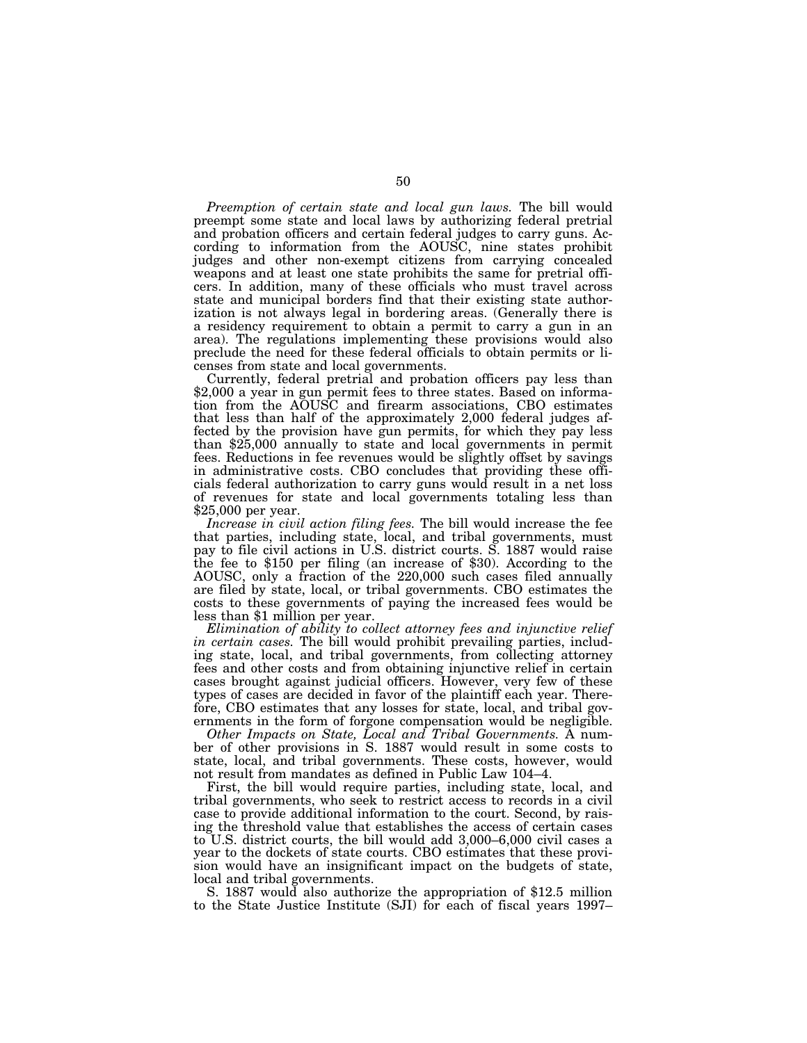*Preemption of certain state and local gun laws.* The bill would preempt some state and local laws by authorizing federal pretrial and probation officers and certain federal judges to carry guns. According to information from the AOUSC, nine states prohibit judges and other non-exempt citizens from carrying concealed weapons and at least one state prohibits the same for pretrial officers. In addition, many of these officials who must travel across state and municipal borders find that their existing state authorization is not always legal in bordering areas. (Generally there is a residency requirement to obtain a permit to carry a gun in an area). The regulations implementing these provisions would also preclude the need for these federal officials to obtain permits or licenses from state and local governments.

Currently, federal pretrial and probation officers pay less than $2,000 a year in gun permit fees to three states. Based on information from the AOUSC and firearm associations, CBO estimates that less than half of the approximately 2,000 federal judges affected by the provision have gun permits, for which they pay less than $25,000 annually to state and local governments in permit fees. Reductions in fee revenues would be slightly offset by savings in administrative costs. CBO concludes that providing these officials federal authorization to carry guns would result in a net loss of revenues for state and local governments totaling less than $25,000 per year.

*Increase in civil action filing fees.* The bill would increase the fee that parties, including state, local, and tribal governments, must pay to file civil actions in U.S. district courts. S. 1887 would raise the fee to $150 per filing (an increase of $30). According to the AOUSC, only a fraction of the 220,000 such cases filed annually are filed by state, local, or tribal governments. CBO estimates the costs to these governments of paying the increased fees would be less than $1 million per year.

*Elimination of ability to collect attorney fees and injunctive relief in certain cases.* The bill would prohibit prevailing parties, including state, local, and tribal governments, from collecting attorney fees and other costs and from obtaining injunctive relief in certain cases brought against judicial officers. However, very few of these types of cases are decided in favor of the plaintiff each year. Therefore, CBO estimates that any losses for state, local, and tribal governments in the form of forgone compensation would be negligible.

*Other Impacts on State, Local and Tribal Governments.* A number of other provisions in S. 1887 would result in some costs to state, local, and tribal governments. These costs, however, would not result from mandates as defined in Public Law 104–4.

First, the bill would require parties, including state, local, and tribal governments, who seek to restrict access to records in a civil case to provide additional information to the court. Second, by raising the threshold value that establishes the access of certain cases to U.S. district courts, the bill would add 3,000–6,000 civil cases a year to the dockets of state courts. CBO estimates that these provision would have an insignificant impact on the budgets of state, local and tribal governments.

S. 1887 would also authorize the appropriation of $12.5 million to the State Justice Institute (SJI) for each of fiscal years 1997–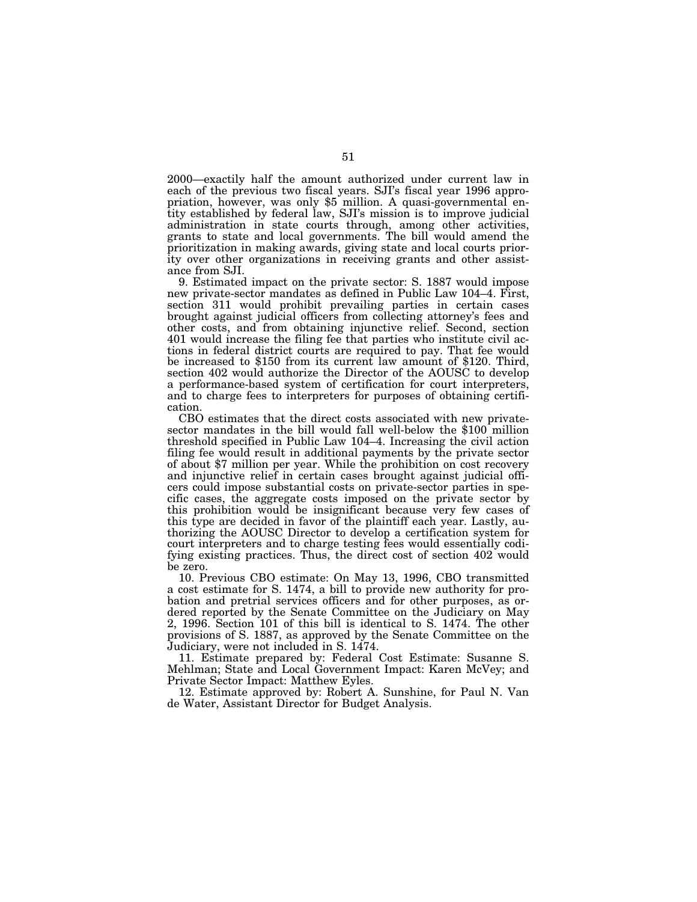2000—exactly half the amount authorized under current law in each of the previous two fiscal years. SJI's fiscal year 1996 appropriation, however, was only $5 million. A quasi-governmental entity established by federal law, SJI's mission is to improve judicial administration in state courts through, among other activities, grants to state and local governments. The bill would amend the prioritization in making awards, giving state and local courts priority over other organizations in receiving grants and other assistance from SJI.

9. Estimated impact on the private sector: S. 1887 would impose new private-sector mandates as defined in Public Law 104–4. First, section 311 would prohibit prevailing parties in certain cases brought against judicial officers from collecting attorney's fees and other costs, and from obtaining injunctive relief. Second, section 401 would increase the filing fee that parties who institute civil actions in federal district courts are required to pay. That fee would be increased to $150 from its current law amount of $120. Third, section 402 would authorize the Director of the AOUSC to develop a performance-based system of certification for court interpreters, and to charge fees to interpreters for purposes of obtaining certification.

CBO estimates that the direct costs associated with new private-sector mandates in the bill would fall well-below the $100 million threshold specified in Public Law 104–4. Increasing the civil action filing fee would result in additional payments by the private sector of about $7 million per year. While the prohibition on cost recovery and injunctive relief in certain cases brought against judicial officers could impose substantial costs on private-sector parties in specific cases, the aggregate costs imposed on the private sector by this prohibition would be insignificant because very few cases of this type are decided in favor of the plaintiff each year. Lastly, authorizing the AOUSC Director to develop a certification system for court interpreters and to charge testing fees would essentially codifying existing practices. Thus, the direct cost of section 402 would be zero.

10. Previous CBO estimate: On May 13, 1996, CBO transmitted a cost estimate for S. 1474, a bill to provide new authority for probation and pretrial services officers and for other purposes, as ordered reported by the Senate Committee on the Judiciary on May 2, 1996. Section 101 of this bill is identical to S. 1474. The other provisions of S. 1887, as approved by the Senate Committee on the Judiciary, were not included in S. 1474.

11. Estimate prepared by: Federal Cost Estimate: Susanne S. Mehlman; State and Local Government Impact: Karen McVey; and Private Sector Impact: Matthew Eyles.

12. Estimate approved by: Robert A. Sunshine, for Paul N. Van de Water, Assistant Director for Budget Analysis.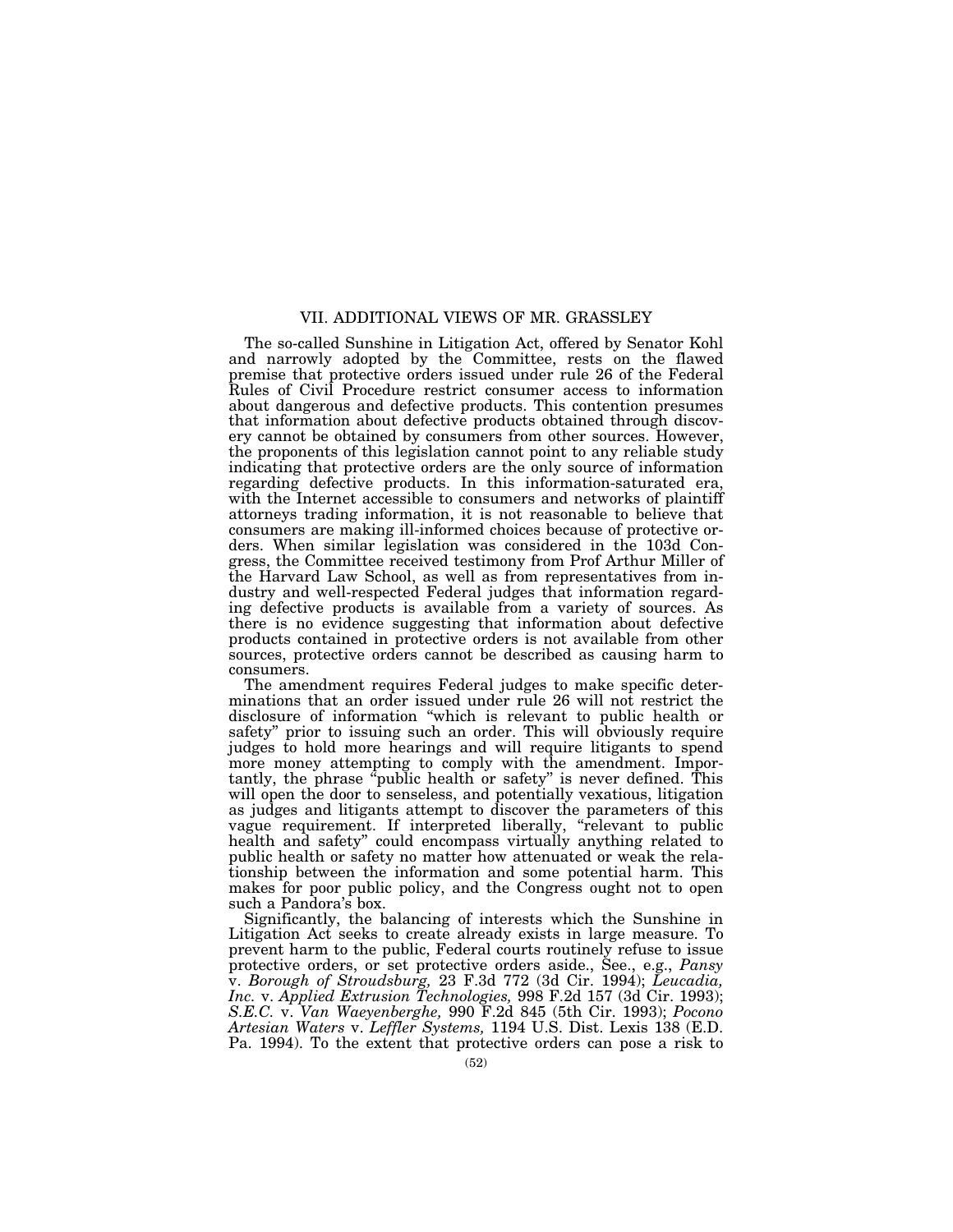## VII. ADDITIONAL VIEWS OF MR. GRASSLEY

The so-called Sunshine in Litigation Act, offered by Senator Kohl and narrowly adopted by the Committee, rests on the flawed premise that protective orders issued under rule 26 of the Federal Rules of Civil Procedure restrict consumer access to information about dangerous and defective products. This contention presumes that information about defective products obtained through discovery cannot be obtained by consumers from other sources. However, the proponents of this legislation cannot point to any reliable study indicating that protective orders are the only source of information regarding defective products. In this information-saturated era, with the Internet accessible to consumers and networks of plaintiff attorneys trading information, it is not reasonable to believe that consumers are making ill-informed choices because of protective orders. When similar legislation was considered in the 103d Congress, the Committee received testimony from Prof Arthur Miller of the Harvard Law School, as well as from representatives from industry and well-respected Federal judges that information regarding defective products is available from a variety of sources. As there is no evidence suggesting that information about defective products contained in protective orders is not available from other sources, protective orders cannot be described as causing harm to consumers.

The amendment requires Federal judges to make specific determinations that an order issued under rule 26 will not restrict the disclosure of information "which is relevant to public health or safety" prior to issuing such an order. This will obviously require judges to hold more hearings and will require litigants to spend more money attempting to comply with the amendment. Importantly, the phrase "public health or safety" is never defined. This will open the door to senseless, and potentially vexatious, litigation as judges and litigants attempt to discover the parameters of this vague requirement. If interpreted liberally, "relevant to public health and safety" could encompass virtually anything related to public health or safety no matter how attenuated or weak the relationship between the information and some potential harm. This makes for poor public policy, and the Congress ought not to open such a Pandora's box.

Significantly, the balancing of interests which the Sunshine in Litigation Act seeks to create already exists in large measure. To prevent harm to the public, Federal courts routinely refuse to issue protective orders, or set protective orders aside., See., e.g., *Pansy* v. *Borough of Stroudsburg,* 23 F.3d 772 (3d Cir. 1994); *Leucadia, Inc.* v. *Applied Extrusion Technologies,* 998 F.2d 157 (3d Cir. 1993); *S.E.C.* v. *Van Waeyenberghe,* 990 F.2d 845 (5th Cir. 1993); *Pocono Artesian Waters* v. *Leffler Systems,* 1194 U.S. Dist. Lexis 138 (E.D. Pa. 1994). To the extent that protective orders can pose a risk to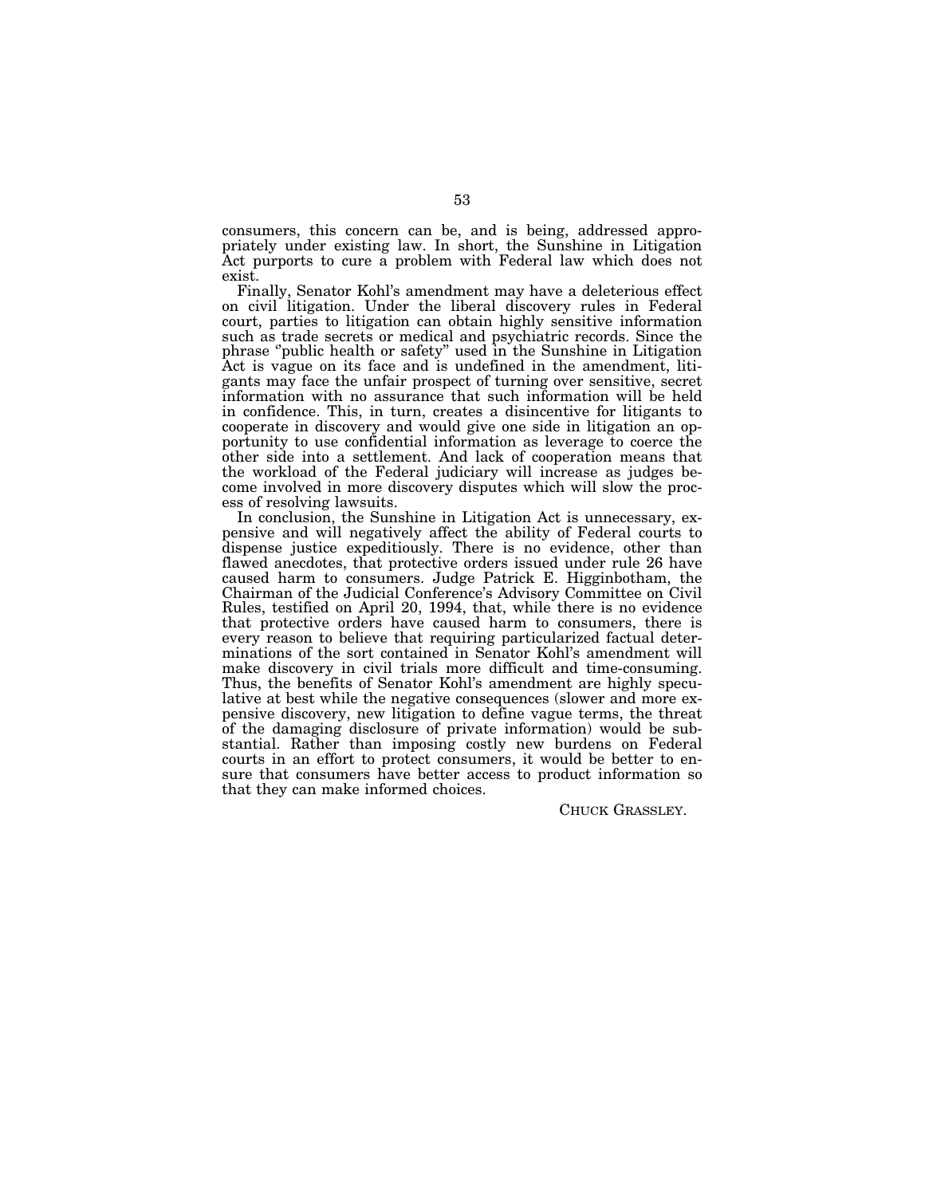consumers, this concern can be, and is being, addressed appropriately under existing law. In short, the Sunshine in Litigation Act purports to cure a problem with Federal law which does not exist.

Finally, Senator Kohl's amendment may have a deleterious effect on civil litigation. Under the liberal discovery rules in Federal court, parties to litigation can obtain highly sensitive information such as trade secrets or medical and psychiatric records. Since the phrase "public health or safety" used in the Sunshine in Litigation Act is vague on its face and is undefined in the amendment, litigants may face the unfair prospect of turning over sensitive, secret information with no assurance that such information will be held in confidence. This, in turn, creates a disincentive for litigants to cooperate in discovery and would give one side in litigation an opportunity to use confidential information as leverage to coerce the other side into a settlement. And lack of cooperation means that the workload of the Federal judiciary will increase as judges become involved in more discovery disputes which will slow the process of resolving lawsuits.

In conclusion, the Sunshine in Litigation Act is unnecessary, expensive and will negatively affect the ability of Federal courts to dispense justice expeditiously. There is no evidence, other than flawed anecdotes, that protective orders issued under rule 26 have caused harm to consumers. Judge Patrick E. Higginbotham, the Chairman of the Judicial Conference's Advisory Committee on Civil Rules, testified on April 20, 1994, that, while there is no evidence that protective orders have caused harm to consumers, there is every reason to believe that requiring particularized factual determinations of the sort contained in Senator Kohl's amendment will make discovery in civil trials more difficult and time-consuming. Thus, the benefits of Senator Kohl's amendment are highly speculative at best while the negative consequences (slower and more expensive discovery, new litigation to define vague terms, the threat of the damaging disclosure of private information) would be substantial. Rather than imposing costly new burdens on Federal courts in an effort to protect consumers, it would be better to ensure that consumers have better access to product information so that they can make informed choices.

CHUCK GRASSLEY.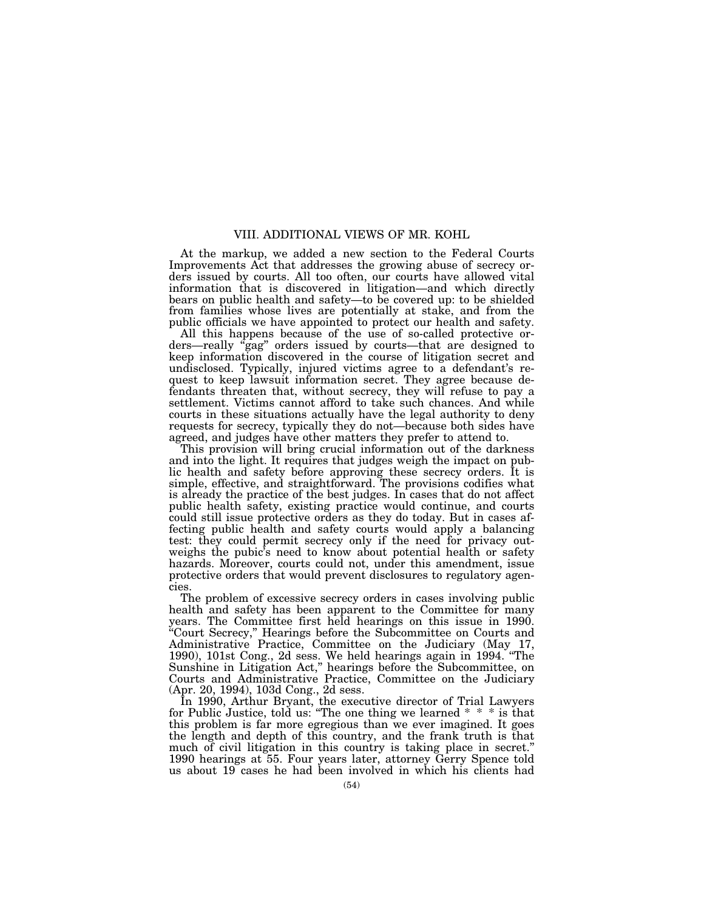## VIII. ADDITIONAL VIEWS OF MR. KOHL

At the markup, we added a new section to the Federal Courts Improvements Act that addresses the growing abuse of secrecy orders issued by courts. All too often, our courts have allowed vital information that is discovered in litigation—and which directly bears on public health and safety—to be covered up: to be shielded from families whose lives are potentially at stake, and from the public officials we have appointed to protect our health and safety.

All this happens because of the use of so-called protective orders—really "gag" orders issued by courts—that are designed to keep information discovered in the course of litigation secret and undisclosed. Typically, injured victims agree to a defendant's request to keep lawsuit information secret. They agree because defendants threaten that, without secrecy, they will refuse to pay a settlement. Victims cannot afford to take such chances. And while courts in these situations actually have the legal authority to deny requests for secrecy, typically they do not—because both sides have agreed, and judges have other matters they prefer to attend to.

This provision will bring crucial information out of the darkness and into the light. It requires that judges weigh the impact on public health and safety before approving these secrecy orders. It is simple, effective, and straightforward. The provisions codifies what is already the practice of the best judges. In cases that do not affect public health safety, existing practice would continue, and courts could still issue protective orders as they do today. But in cases affecting public health and safety courts would apply a balancing test: they could permit secrecy only if the need for privacy outweighs the pubic's need to know about potential health or safety hazards. Moreover, courts could not, under this amendment, issue protective orders that would prevent disclosures to regulatory agencies.

The problem of excessive secrecy orders in cases involving public health and safety has been apparent to the Committee for many years. The Committee first held hearings on this issue in 1990. "Court Secrecy," Hearings before the Subcommittee on Courts and Administrative Practice, Committee on the Judiciary (May 17, 1990), 101st Cong., 2d sess. We held hearings again in 1994. "The Sunshine in Litigation Act," hearings before the Subcommittee, on Courts and Administrative Practice, Committee on the Judiciary (Apr. 20, 1994), 103d Cong., 2d sess.

In 1990, Arthur Bryant, the executive director of Trial Lawyers for Public Justice, told us: "The one thing we learned * * * is that this problem is far more egregious than we ever imagined. It goes the length and depth of this country, and the frank truth is that much of civil litigation in this country is taking place in secret." 1990 hearings at 55. Four years later, attorney Gerry Spence told us about 19 cases he had been involved in which his clients had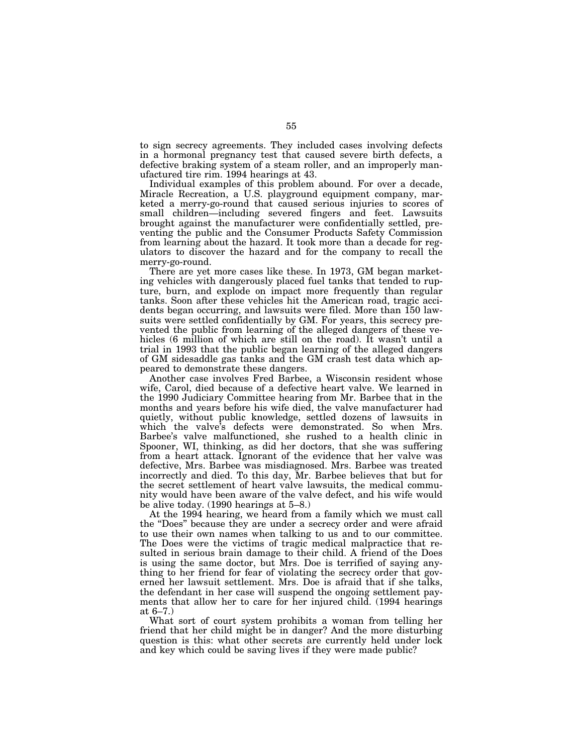to sign secrecy agreements. They included cases involving defects in a hormonal pregnancy test that caused severe birth defects, a defective braking system of a steam roller, and an improperly manufactured tire rim. 1994 hearings at 43.

Individual examples of this problem abound. For over a decade, Miracle Recreation, a U.S. playground equipment company, marketed a merry-go-round that caused serious injuries to scores of small children—including severed fingers and feet. Lawsuits brought against the manufacturer were confidentially settled, preventing the public and the Consumer Products Safety Commission from learning about the hazard. It took more than a decade for regulators to discover the hazard and for the company to recall the merry-go-round.

There are yet more cases like these. In 1973, GM began marketing vehicles with dangerously placed fuel tanks that tended to rupture, burn, and explode on impact more frequently than regular tanks. Soon after these vehicles hit the American road, tragic accidents began occurring, and lawsuits were filed. More than 150 lawsuits were settled confidentially by GM. For years, this secrecy prevented the public from learning of the alleged dangers of these vehicles (6 million of which are still on the road). It wasn't until a trial in 1993 that the public began learning of the alleged dangers of GM sidesaddle gas tanks and the GM crash test data which appeared to demonstrate these dangers.

Another case involves Fred Barbee, a Wisconsin resident whose wife, Carol, died because of a defective heart valve. We learned in the 1990 Judiciary Committee hearing from Mr. Barbee that in the months and years before his wife died, the valve manufacturer had quietly, without public knowledge, settled dozens of lawsuits in which the valve's defects were demonstrated. So when Mrs. Barbee's valve malfunctioned, she rushed to a health clinic in Spooner, WI, thinking, as did her doctors, that she was suffering from a heart attack. Ignorant of the evidence that her valve was defective, Mrs. Barbee was misdiagnosed. Mrs. Barbee was treated incorrectly and died. To this day, Mr. Barbee believes that but for the secret settlement of heart valve lawsuits, the medical community would have been aware of the valve defect, and his wife would be alive today. (1990 hearings at 5–8.)

At the 1994 hearing, we heard from a family which we must call the "Does" because they are under a secrecy order and were afraid to use their own names when talking to us and to our committee. The Does were the victims of tragic medical malpractice that resulted in serious brain damage to their child. A friend of the Does is using the same doctor, but Mrs. Doe is terrified of saying anything to her friend for fear of violating the secrecy order that governed her lawsuit settlement. Mrs. Doe is afraid that if she talks, the defendant in her case will suspend the ongoing settlement payments that allow her to care for her injured child. (1994 hearings at 6–7.)

What sort of court system prohibits a woman from telling her friend that her child might be in danger? And the more disturbing question is this: what other secrets are currently held under lock and key which could be saving lives if they were made public?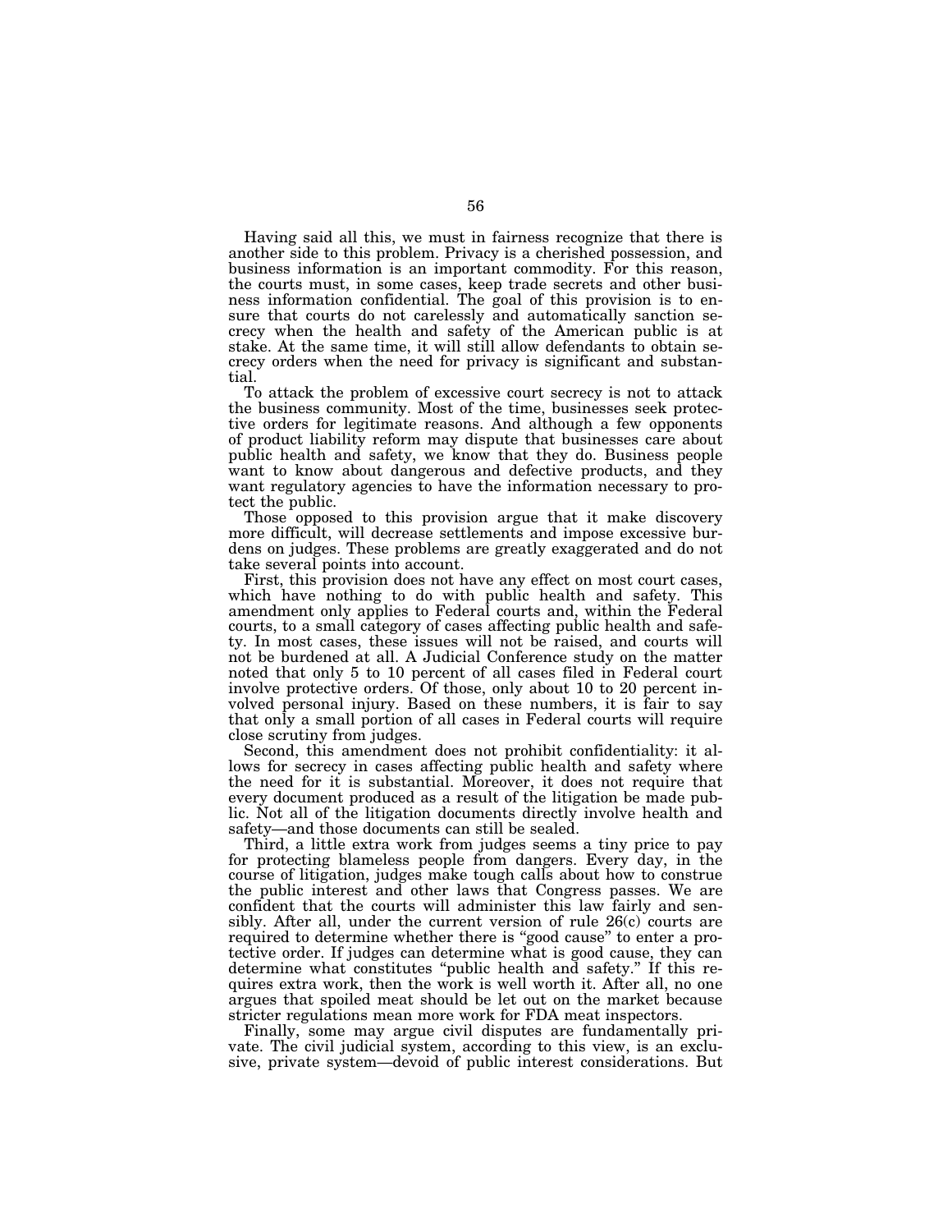Having said all this, we must in fairness recognize that there is another side to this problem. Privacy is a cherished possession, and business information is an important commodity. For this reason, the courts must, in some cases, keep trade secrets and other business information confidential. The goal of this provision is to ensure that courts do not carelessly and automatically sanction secrecy when the health and safety of the American public is at stake. At the same time, it will still allow defendants to obtain secrecy orders when the need for privacy is significant and substantial.

To attack the problem of excessive court secrecy is not to attack the business community. Most of the time, businesses seek protective orders for legitimate reasons. And although a few opponents of product liability reform may dispute that businesses care about public health and safety, we know that they do. Business people want to know about dangerous and defective products, and they want regulatory agencies to have the information necessary to protect the public.

Those opposed to this provision argue that it make discovery more difficult, will decrease settlements and impose excessive burdens on judges. These problems are greatly exaggerated and do not take several points into account.

First, this provision does not have any effect on most court cases, which have nothing to do with public health and safety. This amendment only applies to Federal courts and, within the Federal courts, to a small category of cases affecting public health and safety. In most cases, these issues will not be raised, and courts will not be burdened at all. A Judicial Conference study on the matter noted that only 5 to 10 percent of all cases filed in Federal court involve protective orders. Of those, only about 10 to 20 percent involved personal injury. Based on these numbers, it is fair to say that only a small portion of all cases in Federal courts will require close scrutiny from judges.

Second, this amendment does not prohibit confidentiality: it allows for secrecy in cases affecting public health and safety where the need for it is substantial. Moreover, it does not require that every document produced as a result of the litigation be made public. Not all of the litigation documents directly involve health and safety—and those documents can still be sealed.

Third, a little extra work from judges seems a tiny price to pay for protecting blameless people from dangers. Every day, in the course of litigation, judges make tough calls about how to construe the public interest and other laws that Congress passes. We are confident that the courts will administer this law fairly and sensibly. After all, under the current version of rule 26(c) courts are required to determine whether there is "good cause" to enter a protective order. If judges can determine what is good cause, they can determine what constitutes "public health and safety." If this requires extra work, then the work is well worth it. After all, no one argues that spoiled meat should be let out on the market because stricter regulations mean more work for FDA meat inspectors.

Finally, some may argue civil disputes are fundamentally private. The civil judicial system, according to this view, is an exclusive, private system—devoid of public interest considerations. But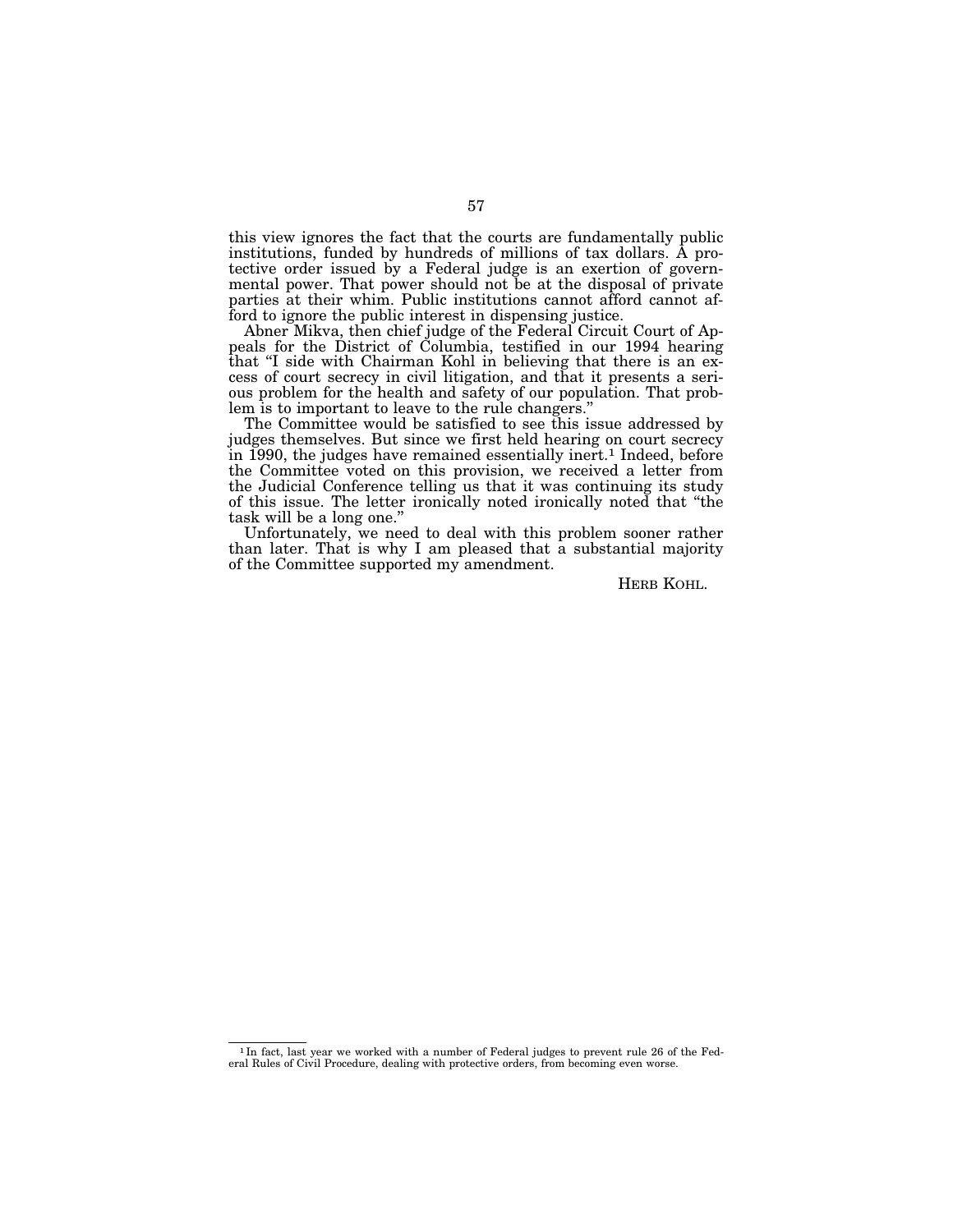this view ignores the fact that the courts are fundamentally public institutions, funded by hundreds of millions of tax dollars. A protective order issued by a Federal judge is an exertion of governmental power. That power should not be at the disposal of private parties at their whim. Public institutions cannot afford cannot afford to ignore the public interest in dispensing justice.

Abner Mikva, then chief judge of the Federal Circuit Court of Appeals for the District of Columbia, testified in our 1994 hearing that "I side with Chairman Kohl in believing that there is an excess of court secrecy in civil litigation, and that it presents a serious problem for the health and safety of our population. That problem is to important to leave to the rule changers."

The Committee would be satisfied to see this issue addressed by judges themselves. But since we first held hearing on court secrecy in 1990, the judges have remained essentially inert.[1] Indeed, before the Committee voted on this provision, we received a letter from the Judicial Conference telling us that it was continuing its study of this issue. The letter ironically noted ironically noted that "the task will be a long one."

Unfortunately, we need to deal with this problem sooner rather than later. That is why I am pleased that a substantial majority of the Committee supported my amendment.

HERB KOHL.

---

[1] In fact, last year we worked with a number of Federal judges to prevent rule 26 of the Federal Rules of Civil Procedure, dealing with protective orders, from becoming even worse.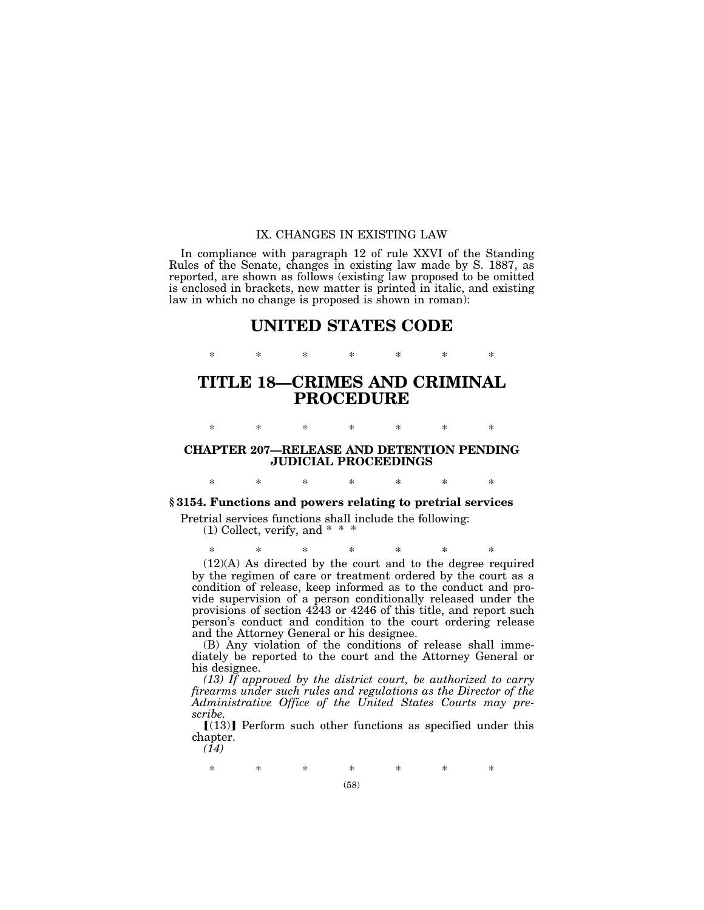## IX. CHANGES IN EXISTING LAW

In compliance with paragraph 12 of rule XXVI of the Standing Rules of the Senate, changes in existing law made by S. 1887, as reported, are shown as follows (existing law proposed to be omitted is enclosed in brackets, new matter is printed in italic, and existing law in which no change is proposed is shown in roman):

# UNITED STATES CODE

\* \* \* \* \* \* \*

# TITLE 18—CRIMES AND CRIMINAL PROCEDURE

\* \* \* \* \* \* \*

### CHAPTER 207—RELEASE AND DETENTION PENDING JUDICIAL PROCEEDINGS

\* \* \* \* \* \* \*

**§ 3154. Functions and powers relating to pretrial services**

Pretrial services functions shall include the following:

(1) Collect, verify, and \* \* \*

\* \* \* \* \* \* \*

(12)(A) As directed by the court and to the degree required by the regimen of care or treatment ordered by the court as a condition of release, keep informed as to the conduct and provide supervision of a person conditionally released under the provisions of section 4243 or 4246 of this title, and report such person's conduct and condition to the court ordering release and the Attorney General or his designee.

(B) Any violation of the conditions of release shall immediately be reported to the court and the Attorney General or his designee.

*(13) If approved by the district court, be authorized to carry firearms under such rules and regulations as the Director of the Administrative Office of the United States Courts may prescribe.*

⟦(13)⟧ Perform such other functions as specified under this chapter.

*(14)*

\* \* \* \* \* \* \*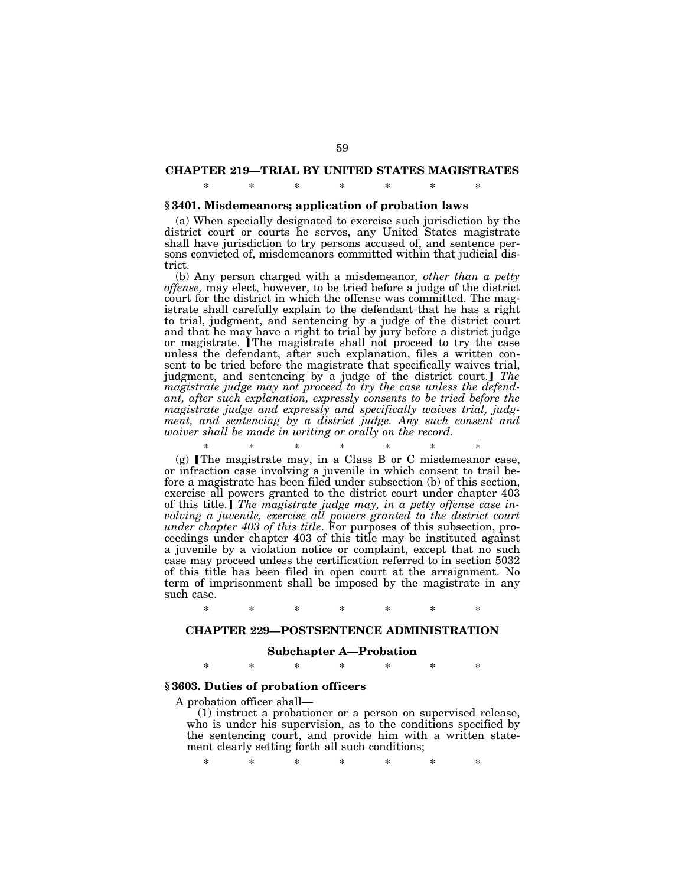## CHAPTER 219—TRIAL BY UNITED STATES MAGISTRATES

\* \* \* \* \* \* \*

### § 3401. Misdemeanors; application of probation laws

(a) When specially designated to exercise such jurisdiction by the district court or courts he serves, any United States magistrate shall have jurisdiction to try persons accused of, and sentence persons convicted of, misdemeanors committed within that judicial district.

(b) Any person charged with a misdemeanor*, other than a petty offense,* may elect, however, to be tried before a judge of the district court for the district in which the offense was committed. The magistrate shall carefully explain to the defendant that he has a right to trial, judgment, and sentencing by a judge of the district court and that he may have a right to trial by jury before a district judge or magistrate. [The magistrate shall not proceed to try the case unless the defendant, after such explanation, files a written consent to be tried before the magistrate that specifically waives trial, judgment, and sentencing by a judge of the district court.] *The magistrate judge may not proceed to try the case unless the defendant, after such explanation, expressly consents to be tried before the magistrate judge and expressly and specifically waives trial, judgment, and sentencing by a district judge. Any such consent and waiver shall be made in writing or orally on the record.*

\* \* \* \* \* \* \*

(g) [The magistrate may, in a Class B or C misdemeanor case, or infraction case involving a juvenile in which consent to trail before a magistrate has been filed under subsection (b) of this section, exercise all powers granted to the district court under chapter 403 of this title.] *The magistrate judge may, in a petty offense case involving a juvenile, exercise all powers granted to the district court under chapter 403 of this title*. For purposes of this subsection, proceedings under chapter 403 of this title may be instituted against a juvenile by a violation notice or complaint, except that no such case may proceed unless the certification referred to in section 5032 of this title has been filed in open court at the arraignment. No term of imprisonment shall be imposed by the magistrate in any such case.

\* \* \* \* \* \* \*

## CHAPTER 229—POSTSENTENCE ADMINISTRATION

### Subchapter A—Probation

\* \* \* \* \* \* \*

### § 3603. Duties of probation officers

A probation officer shall—

(1) instruct a probationer or a person on supervised release, who is under his supervision, as to the conditions specified by the sentencing court, and provide him with a written statement clearly setting forth all such conditions;

\* \* \* \* \* \* \*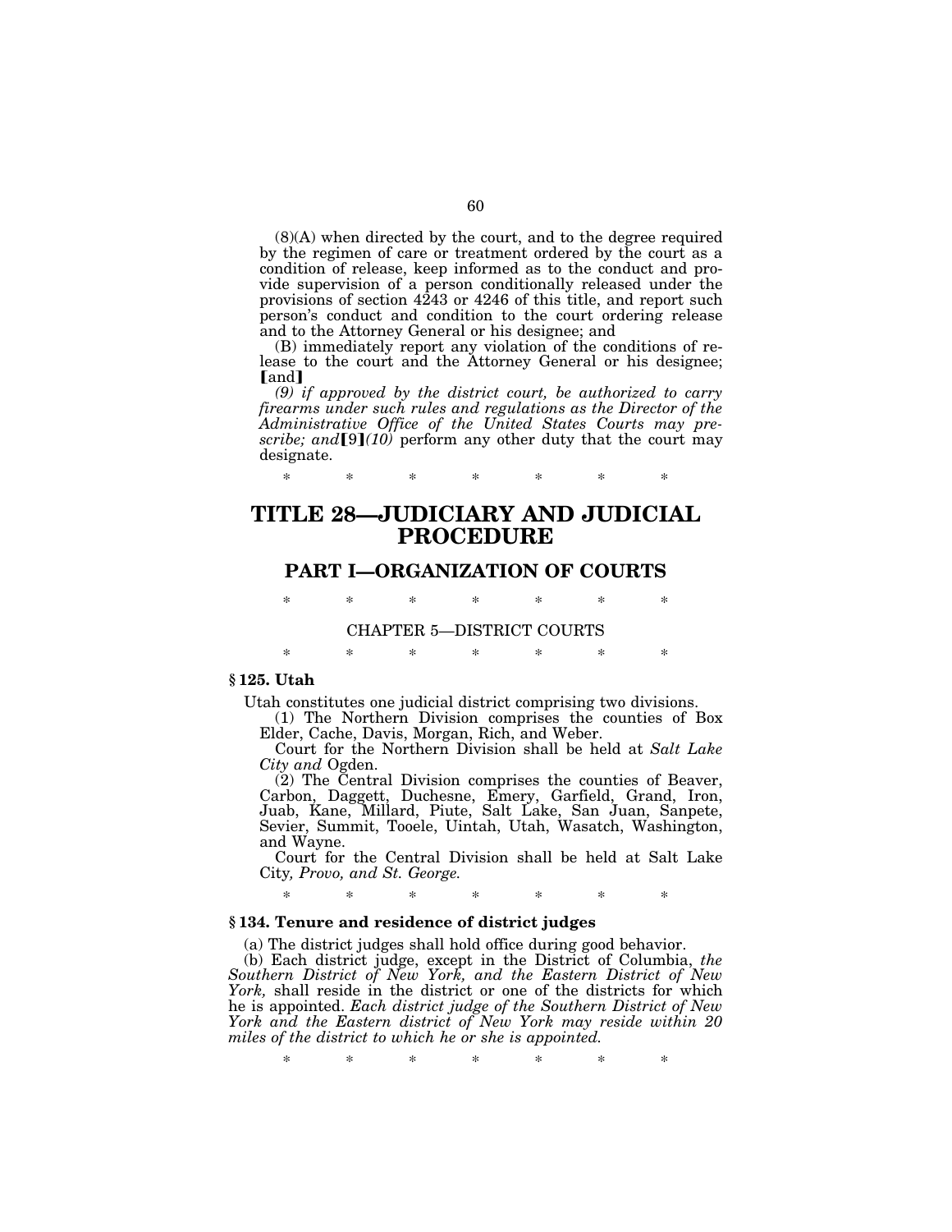(8)(A) when directed by the court, and to the degree required by the regimen of care or treatment ordered by the court as a condition of release, keep informed as to the conduct and provide supervision of a person conditionally released under the provisions of section 4243 or 4246 of this title, and report such person's conduct and condition to the court ordering release and to the Attorney General or his designee; and

(B) immediately report any violation of the conditions of release to the court and the Attorney General or his designee; **[**and**]**

*(9) if approved by the district court, be authorized to carry firearms under such rules and regulations as the Director of the Administrative Office of the United States Courts may prescribe; and***[**9**]***(10)* perform any other duty that the court may designate.

\* \* \* \* \* \* \*

# TITLE 28—JUDICIARY AND JUDICIAL PROCEDURE

## PART I—ORGANIZATION OF COURTS

\* \* \* \* \* \* \*

CHAPTER 5—DISTRICT COURTS

\* \* \* \* \* \* \*

**§ 125. Utah**

Utah constitutes one judicial district comprising two divisions.

(1) The Northern Division comprises the counties of Box Elder, Cache, Davis, Morgan, Rich, and Weber.

Court for the Northern Division shall be held at *Salt Lake City and* Ogden.

(2) The Central Division comprises the counties of Beaver, Carbon, Daggett, Duchesne, Emery, Garfield, Grand, Iron, Juab, Kane, Millard, Piute, Salt Lake, San Juan, Sanpete, Sevier, Summit, Tooele, Uintah, Utah, Wasatch, Washington, and Wayne.

Court for the Central Division shall be held at Salt Lake City*, Provo, and St. George.*

\* \* \* \* \* \* \*

**§ 134. Tenure and residence of district judges**

(a) The district judges shall hold office during good behavior.

(b) Each district judge, except in the District of Columbia, *the Southern District of New York, and the Eastern District of New York,* shall reside in the district or one of the districts for which he is appointed. *Each district judge of the Southern District of New York and the Eastern district of New York may reside within 20 miles of the district to which he or she is appointed.*

\* \* \* \* \* \* \*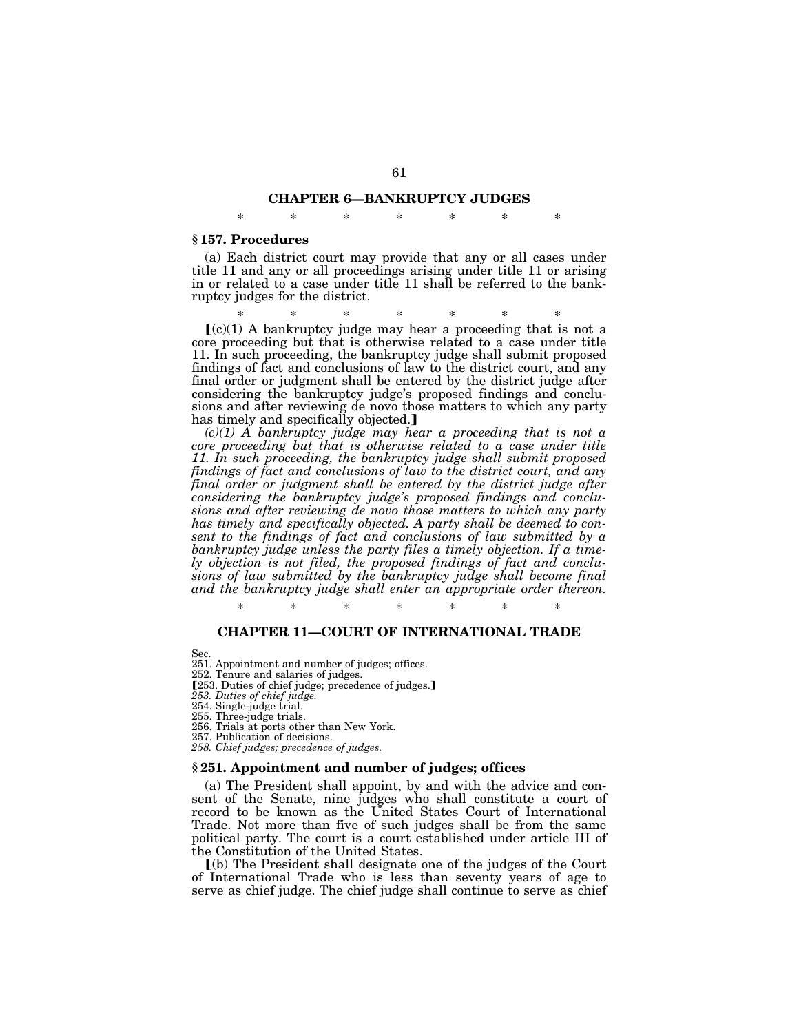## CHAPTER 6—BANKRUPTCY JUDGES

\* \* \* \* \* \* \*

### § 157. Procedures

(a) Each district court may provide that any or all cases under title 11 and any or all proceedings arising under title 11 or arising in or related to a case under title 11 shall be referred to the bankruptcy judges for the district.

\* \* \* \* \* \* \*

【(c)(1) A bankruptcy judge may hear a proceeding that is not a core proceeding but that is otherwise related to a case under title 11. In such proceeding, the bankruptcy judge shall submit proposed findings of fact and conclusions of law to the district court, and any final order or judgment shall be entered by the district judge after considering the bankruptcy judge's proposed findings and conclusions and after reviewing de novo those matters to which any party has timely and specifically objected.】

*(c)(1) A bankruptcy judge may hear a proceeding that is not a core proceeding but that is otherwise related to a case under title 11. In such proceeding, the bankruptcy judge shall submit proposed findings of fact and conclusions of law to the district court, and any final order or judgment shall be entered by the district judge after considering the bankruptcy judge's proposed findings and conclusions and after reviewing de novo those matters to which any party has timely and specifically objected. A party shall be deemed to consent to the findings of fact and conclusions of law submitted by a bankruptcy judge unless the party files a timely objection. If a timely objection is not filed, the proposed findings of fact and conclusions of law submitted by the bankruptcy judge shall become final and the bankruptcy judge shall enter an appropriate order thereon.*

\* \* \* \* \* \* \*

## CHAPTER 11—COURT OF INTERNATIONAL TRADE

Sec.
251. Appointment and number of judges; offices.
252. Tenure and salaries of judges.
【253. Duties of chief judge; precedence of judges.】
*253. Duties of chief judge.*
254. Single-judge trial.
255. Three-judge trials.
256. Trials at ports other than New York.
257. Publication of decisions.
*258. Chief judges; precedence of judges.*

### § 251. Appointment and number of judges; offices

(a) The President shall appoint, by and with the advice and consent of the Senate, nine judges who shall constitute a court of record to be known as the United States Court of International Trade. Not more than five of such judges shall be from the same political party. The court is a court established under article III of the Constitution of the United States.

【(b) The President shall designate one of the judges of the Court of International Trade who is less than seventy years of age to serve as chief judge. The chief judge shall continue to serve as chief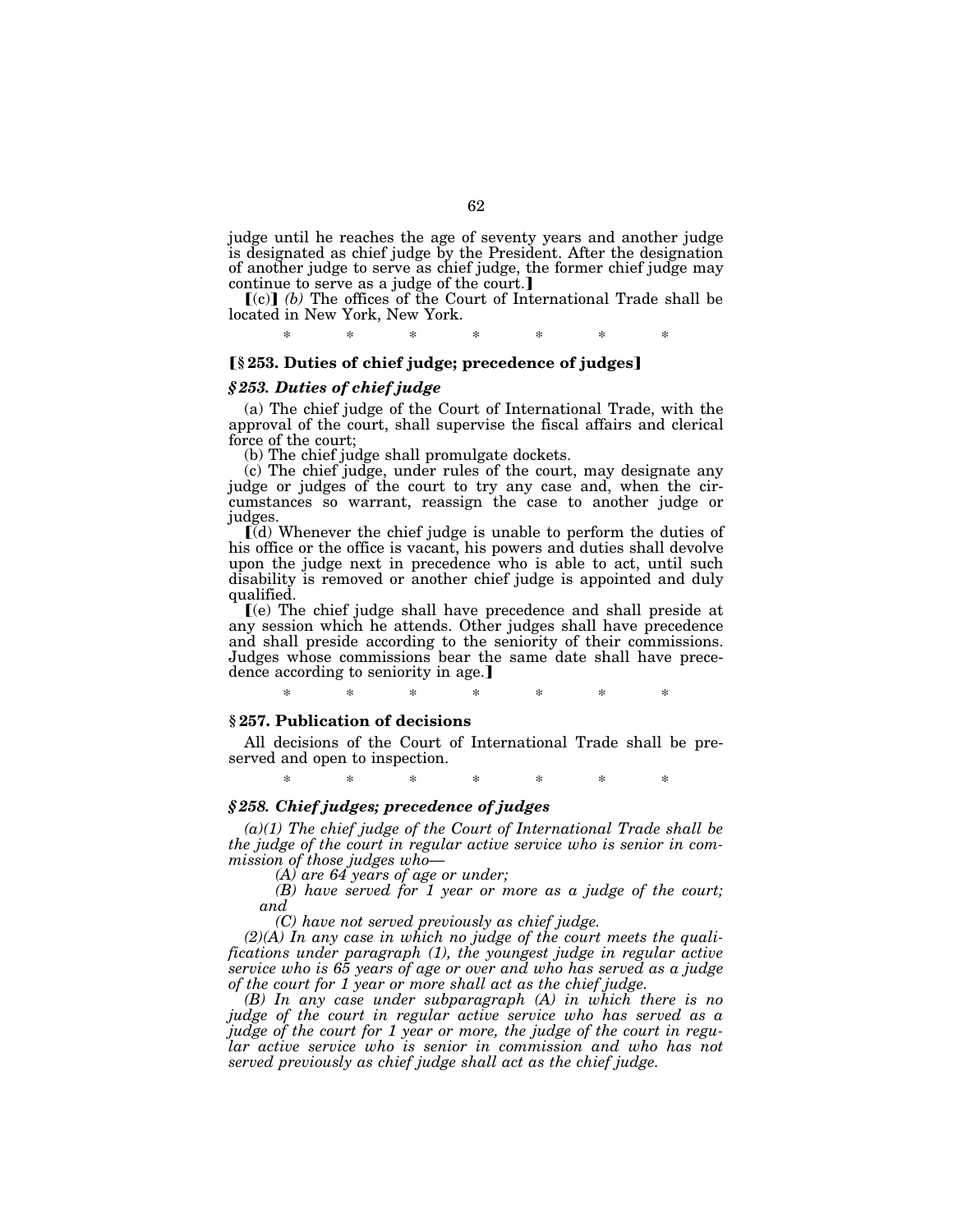judge until he reaches the age of seventy years and another judge is designated as chief judge by the President. After the designation of another judge to serve as chief judge, the former chief judge may continue to serve as a judge of the court.]

[(c)] *(b)* The offices of the Court of International Trade shall be located in New York, New York.

\* \* \* \* \* \* \*

### [§ 253. Duties of chief judge; precedence of judges]

### *§ 253. Duties of chief judge*

(a) The chief judge of the Court of International Trade, with the approval of the court, shall supervise the fiscal affairs and clerical force of the court;

(b) The chief judge shall promulgate dockets.

(c) The chief judge, under rules of the court, may designate any judge or judges of the court to try any case and, when the circumstances so warrant, reassign the case to another judge or judges.

[(d) Whenever the chief judge is unable to perform the duties of his office or the office is vacant, his powers and duties shall devolve upon the judge next in precedence who is able to act, until such disability is removed or another chief judge is appointed and duly qualified.

[(e) The chief judge shall have precedence and shall preside at any session which he attends. Other judges shall have precedence and shall preside according to the seniority of their commissions. Judges whose commissions bear the same date shall have precedence according to seniority in age.]

\* \* \* \* \* \* \*

### § 257. Publication of decisions

All decisions of the Court of International Trade shall be preserved and open to inspection.

\* \* \* \* \* \* \*

### *§ 258. Chief judges; precedence of judges*

*(a)(1) The chief judge of the Court of International Trade shall be the judge of the court in regular active service who is senior in commission of those judges who—*

*(A) are 64 years of age or under;*

*(B) have served for 1 year or more as a judge of the court; and*

*(C) have not served previously as chief judge.*

*(2)(A) In any case in which no judge of the court meets the qualifications under paragraph (1), the youngest judge in regular active service who is 65 years of age or over and who has served as a judge of the court for 1 year or more shall act as the chief judge.*

*(B) In any case under subparagraph (A) in which there is no judge of the court in regular active service who has served as a judge of the court for 1 year or more, the judge of the court in regular active service who is senior in commission and who has not served previously as chief judge shall act as the chief judge.*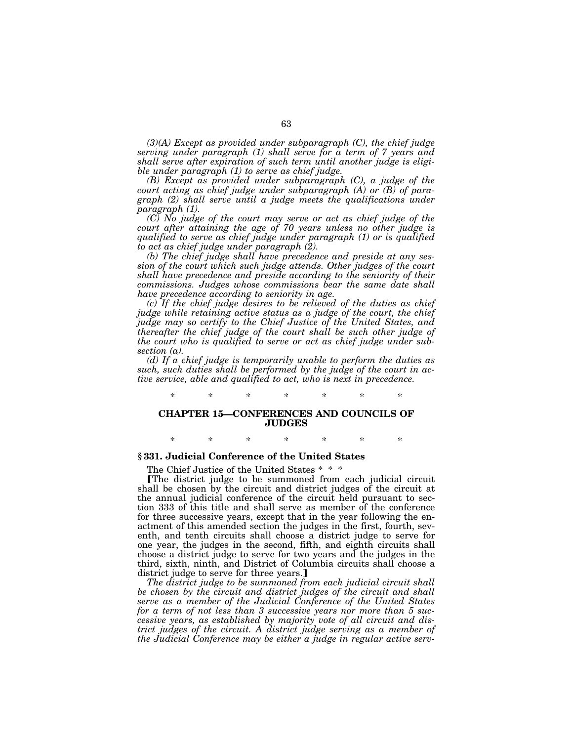*(3)(A) Except as provided under subparagraph (C), the chief judge serving under paragraph (1) shall serve for a term of 7 years and shall serve after expiration of such term until another judge is eligible under paragraph (1) to serve as chief judge.*

*(B) Except as provided under subparagraph (C), a judge of the court acting as chief judge under subparagraph (A) or (B) of paragraph (2) shall serve until a judge meets the qualifications under paragraph (1).*

*(C) No judge of the court may serve or act as chief judge of the court after attaining the age of 70 years unless no other judge is qualified to serve as chief judge under paragraph (1) or is qualified to act as chief judge under paragraph (2).*

*(b) The chief judge shall have precedence and preside at any session of the court which such judge attends. Other judges of the court shall have precedence and preside according to the seniority of their commissions. Judges whose commissions bear the same date shall have precedence according to seniority in age.*

*(c) If the chief judge desires to be relieved of the duties as chief judge while retaining active status as a judge of the court, the chief judge may so certify to the Chief Justice of the United States, and thereafter the chief judge of the court shall be such other judge of the court who is qualified to serve or act as chief judge under subsection (a).*

*(d) If a chief judge is temporarily unable to perform the duties as such, such duties shall be performed by the judge of the court in active service, able and qualified to act, who is next in precedence.*

\* \* \* \* \* \* \*

## CHAPTER 15—CONFERENCES AND COUNCILS OF JUDGES

\* \* \* \* \* \* \*

### § 331. Judicial Conference of the United States

The Chief Justice of the United States \* \* \*

[The district judge to be summoned from each judicial circuit shall be chosen by the circuit and district judges of the circuit at the annual judicial conference of the circuit held pursuant to section 333 of this title and shall serve as member of the conference for three successive years, except that in the year following the enactment of this amended section the judges in the first, fourth, seventh, and tenth circuits shall choose a district judge to serve for one year, the judges in the second, fifth, and eighth circuits shall choose a district judge to serve for two years and the judges in the third, sixth, ninth, and District of Columbia circuits shall choose a district judge to serve for three years.]

*The district judge to be summoned from each judicial circuit shall be chosen by the circuit and district judges of the circuit and shall serve as a member of the Judicial Conference of the United States for a term of not less than 3 successive years nor more than 5 successive years, as established by majority vote of all circuit and district judges of the circuit. A district judge serving as a member of the Judicial Conference may be either a judge in regular active serv-*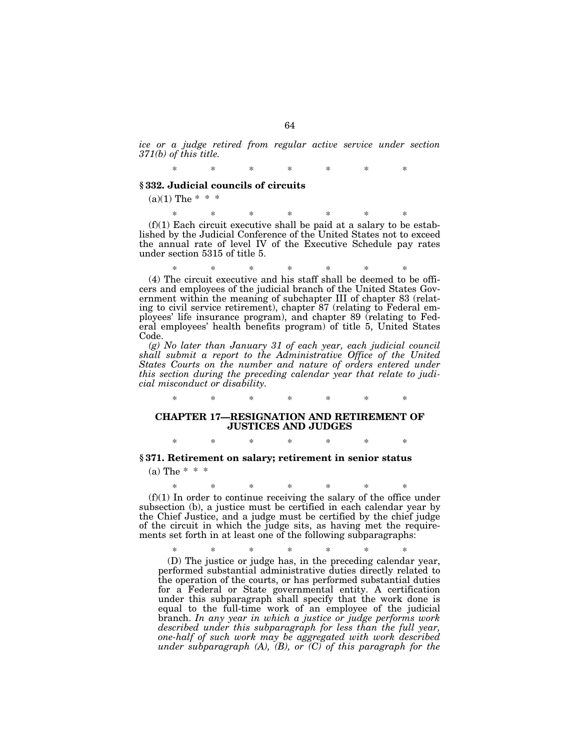*ice or a judge retired from regular active service under section 371(b) of this title.*

\* \* \* \* \* \* \*

### § 332. Judicial councils of circuits

(a)(1) The \* \* \*

\* \* \* \* \* \* \*

(f)(1) Each circuit executive shall be paid at a salary to be established by the Judicial Conference of the United States not to exceed the annual rate of level IV of the Executive Schedule pay rates under section 5315 of title 5.

\* \* \* \* \* \* \*

(4) The circuit executive and his staff shall be deemed to be officers and employees of the judicial branch of the United States Government within the meaning of subchapter III of chapter 83 (relating to civil service retirement), chapter 87 (relating to Federal employees' life insurance program), and chapter 89 (relating to Federal employees' health benefits program) of title 5, United States Code.

*(g) No later than January 31 of each year, each judicial council shall submit a report to the Administrative Office of the United States Courts on the number and nature of orders entered under this section during the preceding calendar year that relate to judicial misconduct or disability.*

\* \* \* \* \* \* \*

## CHAPTER 17—RESIGNATION AND RETIREMENT OF JUSTICES AND JUDGES

\* \* \* \* \* \* \*

### § 371. Retirement on salary; retirement in senior status

(a) The \* \* \*

\* \* \* \* \* \* \*

(f)(1) In order to continue receiving the salary of the office under subsection (b), a justice must be certified in each calendar year by the Chief Justice, and a judge must be certified by the chief judge of the circuit in which the judge sits, as having met the requirements set forth in at least one of the following subparagraphs:

\* \* \* \* \* \* \*

(D) The justice or judge has, in the preceding calendar year, performed substantial administrative duties directly related to the operation of the courts, or has performed substantial duties for a Federal or State governmental entity. A certification under this subparagraph shall specify that the work done is equal to the full-time work of an employee of the judicial branch. *In any year in which a justice or judge performs work described under this subparagraph for less than the full year, one-half of such work may be aggregated with work described under subparagraph (A), (B), or (C) of this paragraph for the*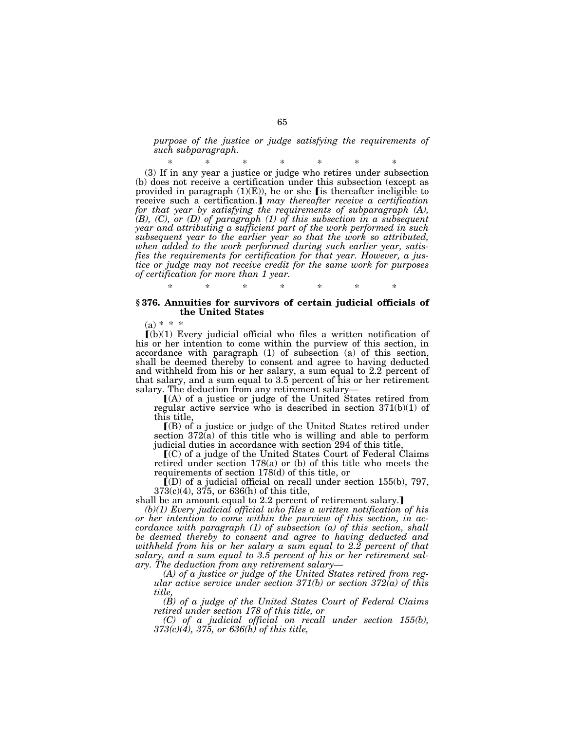*purpose of the justice or judge satisfying the requirements of such subparagraph.*

\* \* \* \* \* \* \*

(3) If in any year a justice or judge who retires under subsection (b) does not receive a certification under this subsection (except as provided in paragraph (1)(E)), he or she ⟦is thereafter ineligible to receive such a certification.⟧ *may thereafter receive a certification for that year by satisfying the requirements of subparagraph (A), (B), (C), or (D) of paragraph (1) of this subsection in a subsequent year and attributing a sufficient part of the work performed in such subsequent year to the earlier year so that the work so attributed, when added to the work performed during such earlier year, satisfies the requirements for certification for that year. However, a justice or judge may not receive credit for the same work for purposes of certification for more than 1 year.*

\* \* \* \* \* \* \*

### § 376. Annuities for survivors of certain judicial officials of the United States

(a) \* \* \*

⟦(b)(1) Every judicial official who files a written notification of his or her intention to come within the purview of this section, in accordance with paragraph (1) of subsection (a) of this section, shall be deemed thereby to consent and agree to having deducted and withheld from his or her salary, a sum equal to 2.2 percent of that salary, and a sum equal to 3.5 percent of his or her retirement salary. The deduction from any retirement salary—

⟦(A) of a justice or judge of the United States retired from regular active service who is described in section 371(b)(1) of this title,

⟦(B) of a justice or judge of the United States retired under section 372(a) of this title who is willing and able to perform judicial duties in accordance with section 294 of this title,

⟦(C) of a judge of the United States Court of Federal Claims retired under section 178(a) or (b) of this title who meets the requirements of section 178(d) of this title, or

⟦(D) of a judicial official on recall under section 155(b), 797, 373(c)(4), 375, or 636(h) of this title,

shall be an amount equal to 2.2 percent of retirement salary.⟧

*(b)(1) Every judicial official who files a written notification of his or her intention to come within the purview of this section, in accordance with paragraph (1) of subsection (a) of this section, shall be deemed thereby to consent and agree to having deducted and withheld from his or her salary a sum equal to 2.2 percent of that salary, and a sum equal to 3.5 percent of his or her retirement salary. The deduction from any retirement salary—*

*(A) of a justice or judge of the United States retired from regular active service under section 371(b) or section 372(a) of this title,*

*(B) of a judge of the United States Court of Federal Claims retired under section 178 of this title, or*

*(C) of a judicial official on recall under section 155(b), 373(c)(4), 375, or 636(h) of this title,*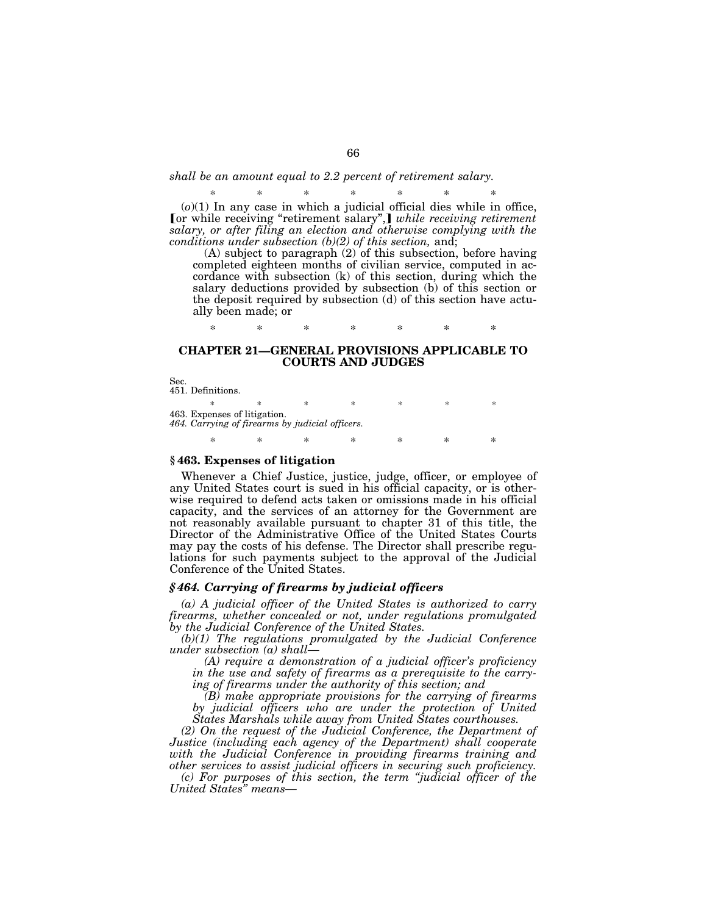*shall be an amount equal to 2.2 percent of retirement salary.*

\* \* \* \* \* \* \*

(*o*)(1) In any case in which a judicial official dies while in office, [or while receiving "retirement salary",] *while receiving retirement salary, or after filing an election and otherwise complying with the conditions under subsection (b)(2) of this section,* and;

(A) subject to paragraph (2) of this subsection, before having completed eighteen months of civilian service, computed in accordance with subsection (k) of this section, during which the salary deductions provided by subsection (b) of this section or the deposit required by subsection (d) of this section have actually been made; or

\* \* \* \* \* \* \*

## CHAPTER 21—GENERAL PROVISIONS APPLICABLE TO COURTS AND JUDGES

Sec.
451. Definitions.

\* \* \* \* \* \* \*

463. Expenses of litigation.
*464. Carrying of firearms by judicial officers.*

\* \* \* \* \* \* \*

### § 463. Expenses of litigation

Whenever a Chief Justice, justice, judge, officer, or employee of any United States court is sued in his official capacity, or is otherwise required to defend acts taken or omissions made in his official capacity, and the services of an attorney for the Government are not reasonably available pursuant to chapter 31 of this title, the Director of the Administrative Office of the United States Courts may pay the costs of his defense. The Director shall prescribe regulations for such payments subject to the approval of the Judicial Conference of the United States.

### *§ 464. Carrying of firearms by judicial officers*

*(a) A judicial officer of the United States is authorized to carry firearms, whether concealed or not, under regulations promulgated by the Judicial Conference of the United States.*

*(b)(1) The regulations promulgated by the Judicial Conference under subsection (a) shall—*

*(A) require a demonstration of a judicial officer's proficiency in the use and safety of firearms as a prerequisite to the carrying of firearms under the authority of this section; and*

*(B) make appropriate provisions for the carrying of firearms by judicial officers who are under the protection of United States Marshals while away from United States courthouses.*

*(2) On the request of the Judicial Conference, the Department of Justice (including each agency of the Department) shall cooperate with the Judicial Conference in providing firearms training and other services to assist judicial officers in securing such proficiency.*

*(c) For purposes of this section, the term "judicial officer of the United States" means—*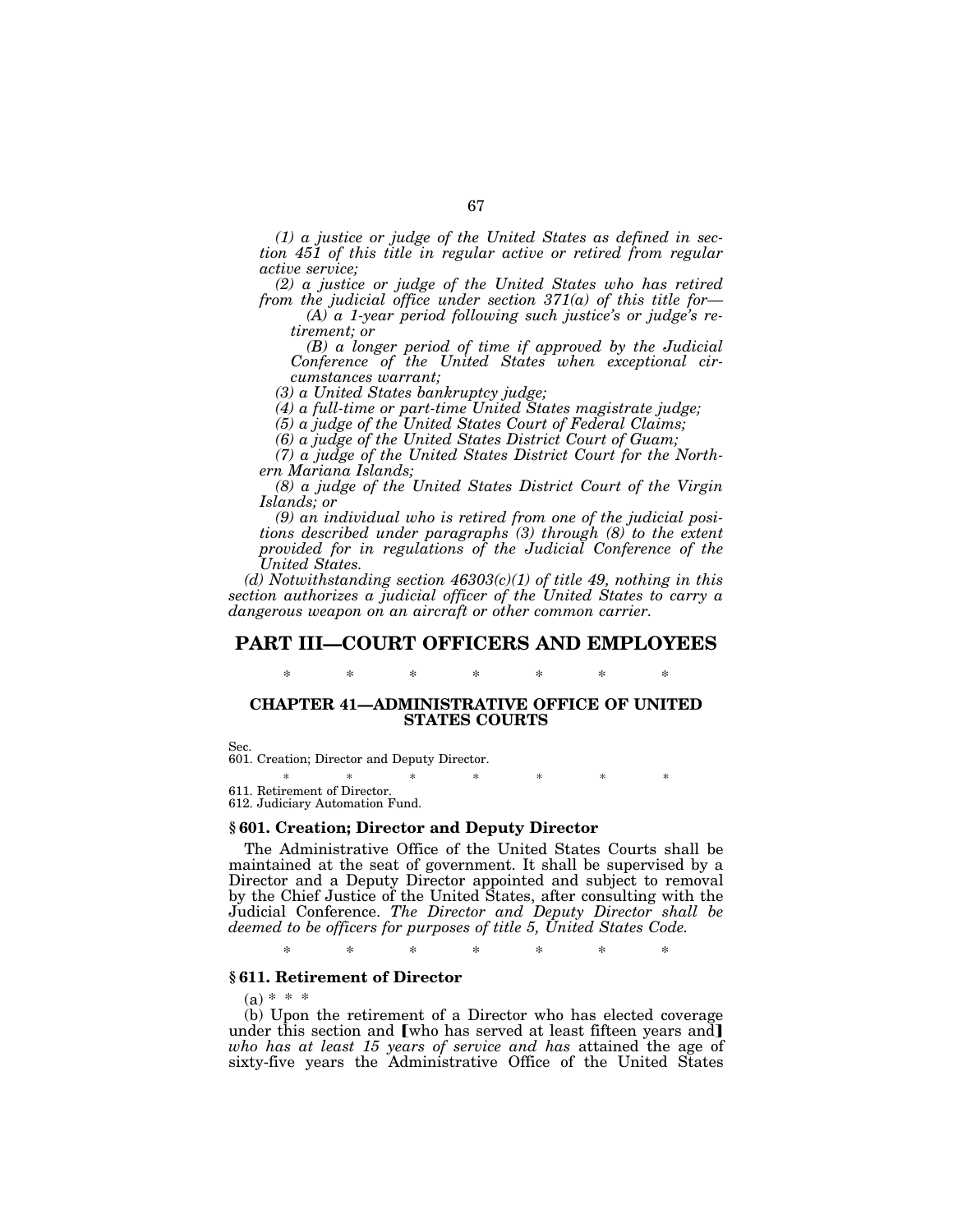*(1) a justice or judge of the United States as defined in section 451 of this title in regular active or retired from regular active service;*

*(2) a justice or judge of the United States who has retired from the judicial office under section 371(a) of this title for—*

*(A) a 1-year period following such justice's or judge's retirement; or*

*(B) a longer period of time if approved by the Judicial Conference of the United States when exceptional circumstances warrant;*

*(3) a United States bankruptcy judge;*

*(4) a full-time or part-time United States magistrate judge;*

*(5) a judge of the United States Court of Federal Claims;*

*(6) a judge of the United States District Court of Guam;*

*(7) a judge of the United States District Court for the Northern Mariana Islands;*

*(8) a judge of the United States District Court of the Virgin Islands; or*

*(9) an individual who is retired from one of the judicial positions described under paragraphs (3) through (8) to the extent provided for in regulations of the Judicial Conference of the United States.*

*(d) Notwithstanding section 46303(c)(1) of title 49, nothing in this section authorizes a judicial officer of the United States to carry a dangerous weapon on an aircraft or other common carrier.*

# PART III—COURT OFFICERS AND EMPLOYEES

\* \* \* \* \* \* \*

## CHAPTER 41—ADMINISTRATIVE OFFICE OF UNITED STATES COURTS

Sec.
601. Creation; Director and Deputy Director.

\* \* \* \* \* \* \*

611. Retirement of Director.
612. Judiciary Automation Fund.

### § 601. Creation; Director and Deputy Director

The Administrative Office of the United States Courts shall be maintained at the seat of government. It shall be supervised by a Director and a Deputy Director appointed and subject to removal by the Chief Justice of the United States, after consulting with the Judicial Conference. *The Director and Deputy Director shall be deemed to be officers for purposes of title 5, United States Code.*

\* \* \* \* \* \* \*

### § 611. Retirement of Director

(a) \* \* \*

(b) Upon the retirement of a Director who has elected coverage under this section and [who has served at least fifteen years and] *who has at least 15 years of service and has* attained the age of sixty-five years the Administrative Office of the United States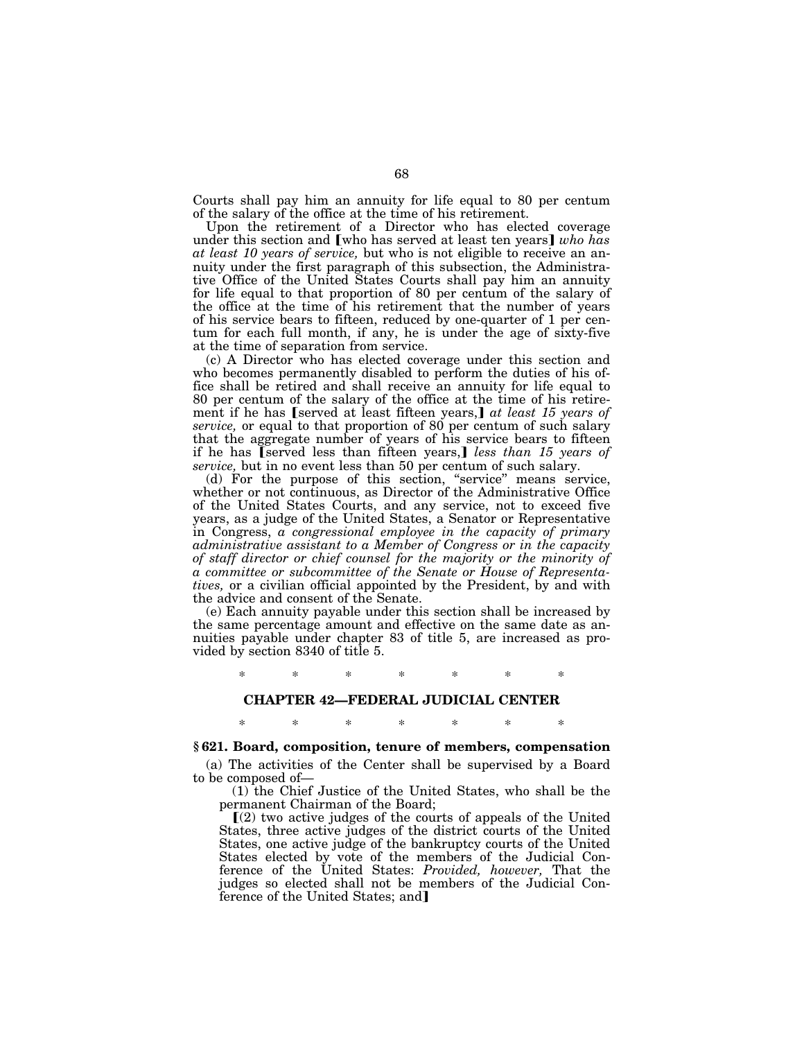Courts shall pay him an annuity for life equal to 80 per centum of the salary of the office at the time of his retirement.

Upon the retirement of a Director who has elected coverage under this section and ⟦who has served at least ten years⟧ *who has at least 10 years of service,* but who is not eligible to receive an annuity under the first paragraph of this subsection, the Administrative Office of the United States Courts shall pay him an annuity for life equal to that proportion of 80 per centum of the salary of the office at the time of his retirement that the number of years of his service bears to fifteen, reduced by one-quarter of 1 per centum for each full month, if any, he is under the age of sixty-five at the time of separation from service.

(c) A Director who has elected coverage under this section and who becomes permanently disabled to perform the duties of his office shall be retired and shall receive an annuity for life equal to 80 per centum of the salary of the office at the time of his retirement if he has ⟦served at least fifteen years,⟧ *at least 15 years of service,* or equal to that proportion of 80 per centum of such salary that the aggregate number of years of his service bears to fifteen if he has ⟦served less than fifteen years,⟧ *less than 15 years of service,* but in no event less than 50 per centum of such salary.

(d) For the purpose of this section, "service" means service, whether or not continuous, as Director of the Administrative Office of the United States Courts, and any service, not to exceed five years, as a judge of the United States, a Senator or Representative in Congress, *a congressional employee in the capacity of primary administrative assistant to a Member of Congress or in the capacity of staff director or chief counsel for the majority or the minority of a committee or subcommittee of the Senate or House of Representatives,* or a civilian official appointed by the President, by and with the advice and consent of the Senate.

(e) Each annuity payable under this section shall be increased by the same percentage amount and effective on the same date as annuities payable under chapter 83 of title 5, are increased as provided by section 8340 of title 5.

\* \* \* \* \* \* \*

## CHAPTER 42—FEDERAL JUDICIAL CENTER

\* \* \* \* \* \* \*

### § 621. Board, composition, tenure of members, compensation

(a) The activities of the Center shall be supervised by a Board to be composed of—

(1) the Chief Justice of the United States, who shall be the permanent Chairman of the Board;

⟦(2) two active judges of the courts of appeals of the United States, three active judges of the district courts of the United States, one active judge of the bankruptcy courts of the United States elected by vote of the members of the Judicial Conference of the United States: *Provided, however,* That the judges so elected shall not be members of the Judicial Conference of the United States; and⟧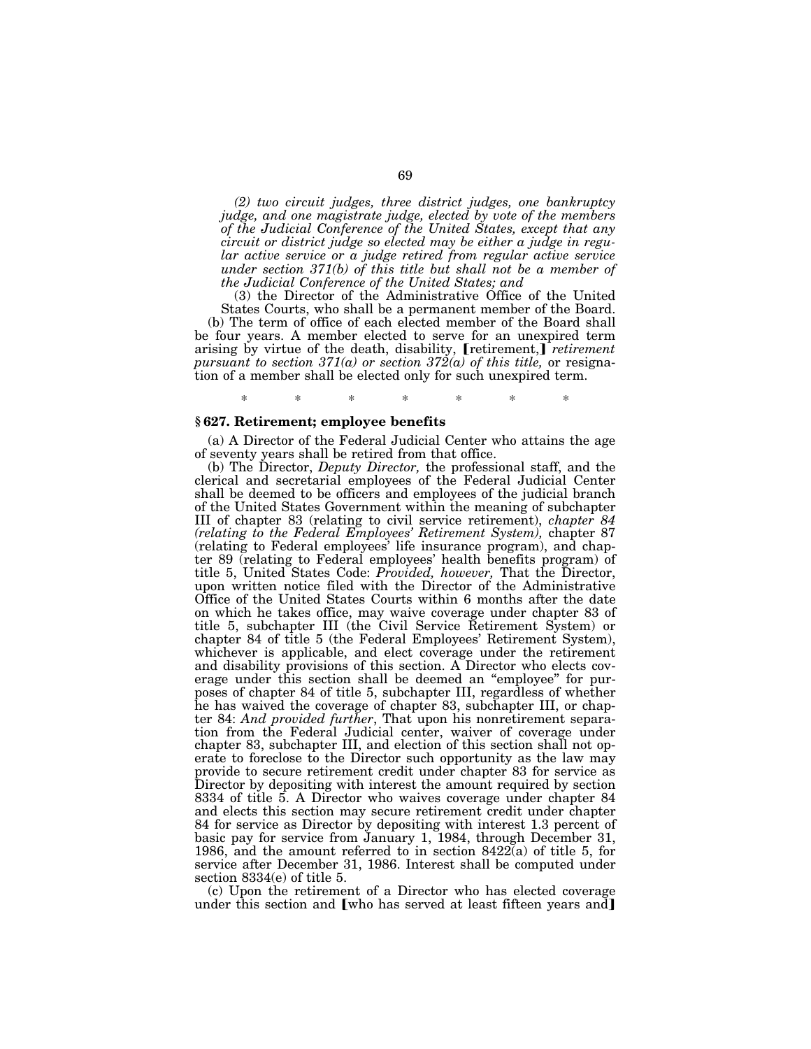*(2) two circuit judges, three district judges, one bankruptcy judge, and one magistrate judge, elected by vote of the members of the Judicial Conference of the United States, except that any circuit or district judge so elected may be either a judge in regular active service or a judge retired from regular active service under section 371(b) of this title but shall not be a member of the Judicial Conference of the United States; and*

(3) the Director of the Administrative Office of the United States Courts, who shall be a permanent member of the Board.

(b) The term of office of each elected member of the Board shall be four years. A member elected to serve for an unexpired term arising by virtue of the death, disability, 【retirement,】 *retirement pursuant to section 371(a) or section 372(a) of this title,* or resignation of a member shall be elected only for such unexpired term.

\* \* \* \* \* \* \*

### § 627. Retirement; employee benefits

(a) A Director of the Federal Judicial Center who attains the age of seventy years shall be retired from that office.

(b) The Director, *Deputy Director,* the professional staff, and the clerical and secretarial employees of the Federal Judicial Center shall be deemed to be officers and employees of the judicial branch of the United States Government within the meaning of subchapter III of chapter 83 (relating to civil service retirement), *chapter 84 (relating to the Federal Employees' Retirement System),* chapter 87 (relating to Federal employees' life insurance program), and chapter 89 (relating to Federal employees' health benefits program) of title 5, United States Code: *Provided, however,* That the Director, upon written notice filed with the Director of the Administrative Office of the United States Courts within 6 months after the date on which he takes office, may waive coverage under chapter 83 of title 5, subchapter III (the Civil Service Retirement System) or chapter 84 of title 5 (the Federal Employees' Retirement System), whichever is applicable, and elect coverage under the retirement and disability provisions of this section. A Director who elects coverage under this section shall be deemed an "employee" for purposes of chapter 84 of title 5, subchapter III, regardless of whether he has waived the coverage of chapter 83, subchapter III, or chapter 84: *And provided further*, That upon his nonretirement separation from the Federal Judicial center, waiver of coverage under chapter 83, subchapter III, and election of this section shall not operate to foreclose to the Director such opportunity as the law may provide to secure retirement credit under chapter 83 for service as Director by depositing with interest the amount required by section 8334 of title 5. A Director who waives coverage under chapter 84 and elects this section may secure retirement credit under chapter 84 for service as Director by depositing with interest 1.3 percent of basic pay for service from January 1, 1984, through December 31, 1986, and the amount referred to in section 8422(a) of title 5, for service after December 31, 1986. Interest shall be computed under section 8334(e) of title 5.

(c) Upon the retirement of a Director who has elected coverage under this section and 【who has served at least fifteen years and】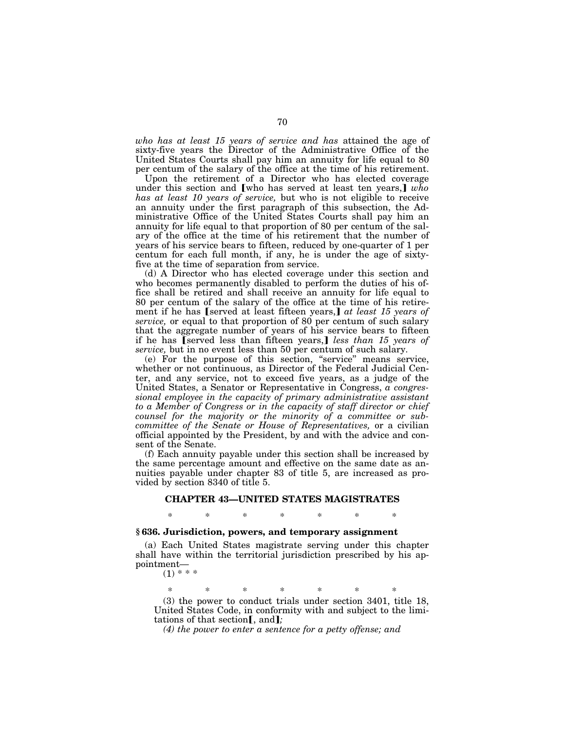*who has at least 15 years of service and has* attained the age of sixty-five years the Director of the Administrative Office of the United States Courts shall pay him an annuity for life equal to 80 per centum of the salary of the office at the time of his retirement.

Upon the retirement of a Director who has elected coverage under this section and ⟦who has served at least ten years,⟧ *who has at least 10 years of service,* but who is not eligible to receive an annuity under the first paragraph of this subsection, the Administrative Office of the United States Courts shall pay him an annuity for life equal to that proportion of 80 per centum of the salary of the office at the time of his retirement that the number of years of his service bears to fifteen, reduced by one-quarter of 1 per centum for each full month, if any, he is under the age of sixty-five at the time of separation from service.

(d) A Director who has elected coverage under this section and who becomes permanently disabled to perform the duties of his office shall be retired and shall receive an annuity for life equal to 80 per centum of the salary of the office at the time of his retirement if he has ⟦served at least fifteen years,⟧ *at least 15 years of service,* or equal to that proportion of 80 per centum of such salary that the aggregate number of years of his service bears to fifteen if he has ⟦served less than fifteen years,⟧ *less than 15 years of service,* but in no event less than 50 per centum of such salary.

(e) For the purpose of this section, "service" means service, whether or not continuous, as Director of the Federal Judicial Center, and any service, not to exceed five years, as a judge of the United States, a Senator or Representative in Congress, *a congressional employee in the capacity of primary administrative assistant to a Member of Congress or in the capacity of staff director or chief counsel for the majority or the minority of a committee or subcommittee of the Senate or House of Representatives,* or a civilian official appointed by the President, by and with the advice and consent of the Senate.

(f) Each annuity payable under this section shall be increased by the same percentage amount and effective on the same date as annuities payable under chapter 83 of title 5, are increased as provided by section 8340 of title 5.

## CHAPTER 43—UNITED STATES MAGISTRATES

\* \* \* \* \* \* \*

### § 636. Jurisdiction, powers, and temporary assignment

(a) Each United States magistrate serving under this chapter shall have within the territorial jurisdiction prescribed by his appointment—

(1) \* \* \*

\* \* \* \* \* \* \*

(3) the power to conduct trials under section 3401, title 18, United States Code, in conformity with and subject to the limitations of that section⟦, and⟧*;*

*(4) the power to enter a sentence for a petty offense; and*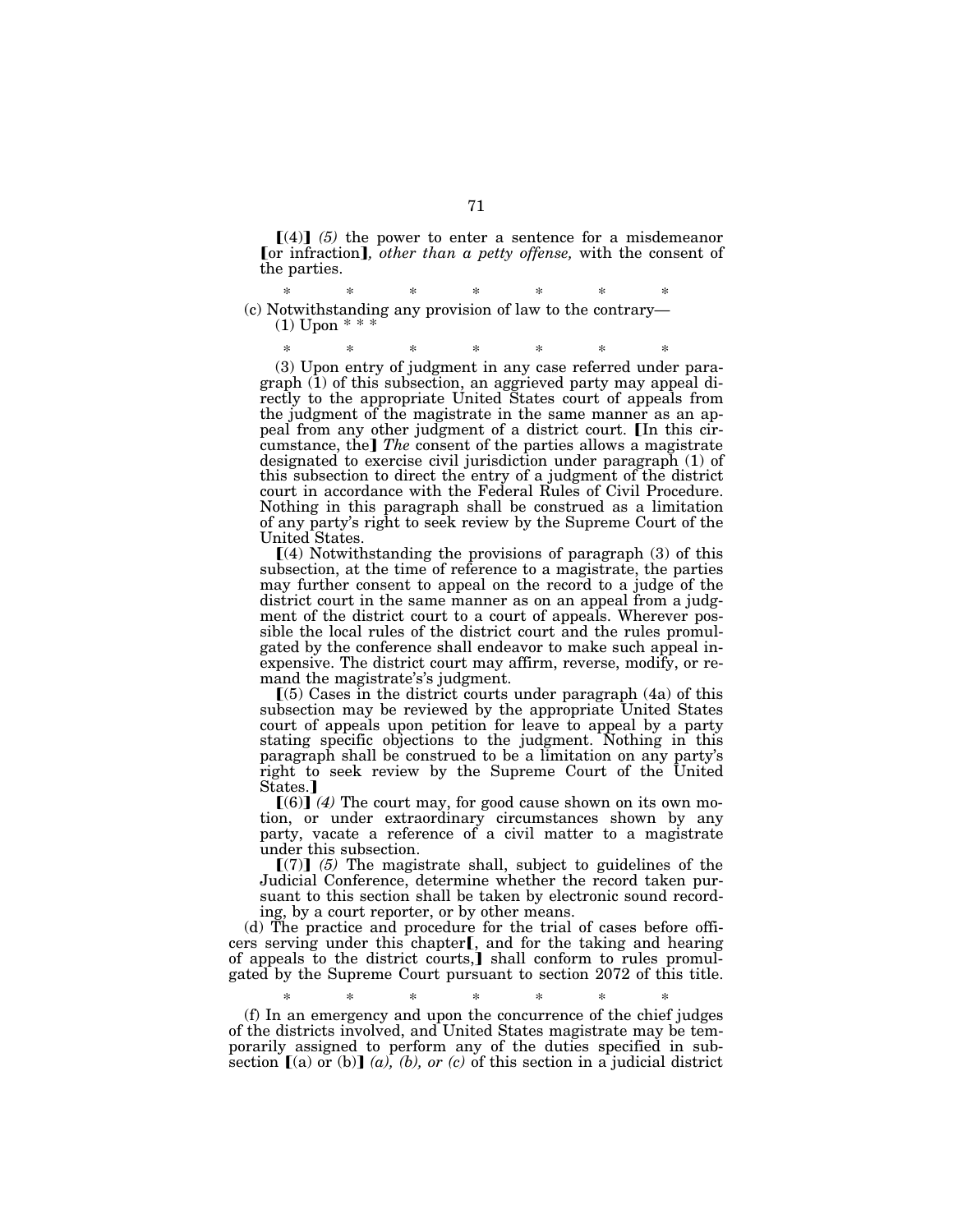[(4)] *(5)* the power to enter a sentence for a misdemeanor [or infraction]*, other than a petty offense,* with the consent of the parties.

\* \* \* \* \* \* \*

(c) Notwithstanding any provision of law to the contrary—

(1) Upon \* \* \*

\* \* \* \* \* \* \*

(3) Upon entry of judgment in any case referred under paragraph (1) of this subsection, an aggrieved party may appeal directly to the appropriate United States court of appeals from the judgment of the magistrate in the same manner as an appeal from any other judgment of a district court. [In this circumstance, the] *The* consent of the parties allows a magistrate designated to exercise civil jurisdiction under paragraph (1) of this subsection to direct the entry of a judgment of the district court in accordance with the Federal Rules of Civil Procedure. Nothing in this paragraph shall be construed as a limitation of any party's right to seek review by the Supreme Court of the United States.

[(4) Notwithstanding the provisions of paragraph (3) of this subsection, at the time of reference to a magistrate, the parties may further consent to appeal on the record to a judge of the district court in the same manner as on an appeal from a judgment of the district court to a court of appeals. Wherever possible the local rules of the district court and the rules promulgated by the conference shall endeavor to make such appeal inexpensive. The district court may affirm, reverse, modify, or remand the magistrate's's judgment.

[(5) Cases in the district courts under paragraph (4a) of this subsection may be reviewed by the appropriate United States court of appeals upon petition for leave to appeal by a party stating specific objections to the judgment. Nothing in this paragraph shall be construed to be a limitation on any party's right to seek review by the Supreme Court of the United States.]

[(6)] *(4)* The court may, for good cause shown on its own motion, or under extraordinary circumstances shown by any party, vacate a reference of a civil matter to a magistrate under this subsection.

[(7)] *(5)* The magistrate shall, subject to guidelines of the Judicial Conference, determine whether the record taken pursuant to this section shall be taken by electronic sound recording, by a court reporter, or by other means.

(d) The practice and procedure for the trial of cases before officers serving under this chapter[, and for the taking and hearing of appeals to the district courts,] shall conform to rules promulgated by the Supreme Court pursuant to section 2072 of this title.

\* \* \* \* \* \* \*

(f) In an emergency and upon the concurrence of the chief judges of the districts involved, and United States magistrate may be temporarily assigned to perform any of the duties specified in subsection [(a) or (b)] *(a), (b), or (c)* of this section in a judicial district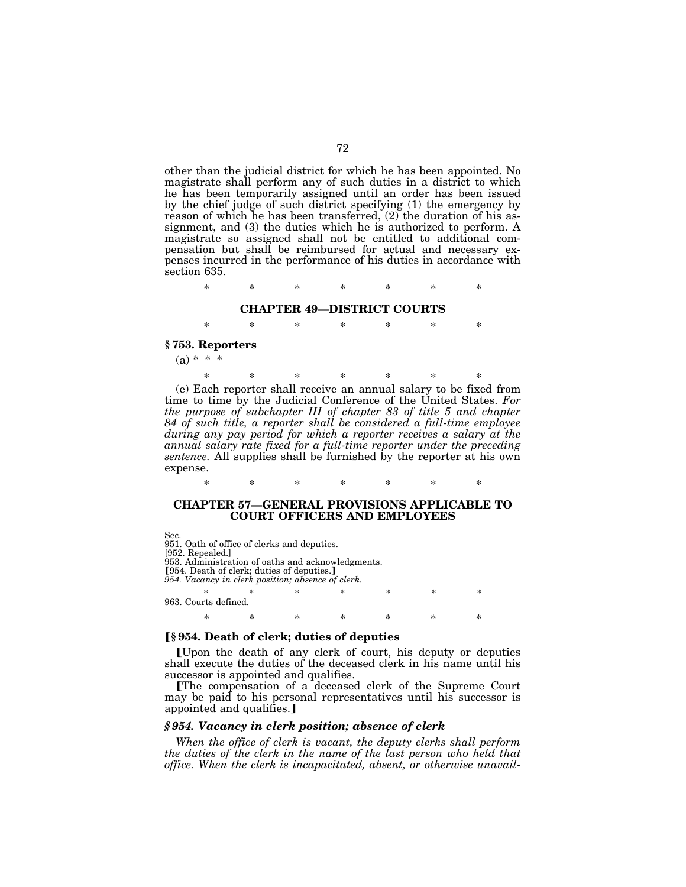other than the judicial district for which he has been appointed. No magistrate shall perform any of such duties in a district to which he has been temporarily assigned until an order has been issued by the chief judge of such district specifying (1) the emergency by reason of which he has been transferred, (2) the duration of his assignment, and (3) the duties which he is authorized to perform. A magistrate so assigned shall not be entitled to additional compensation but shall be reimbursed for actual and necessary expenses incurred in the performance of his duties in accordance with section 635.

\* \* \* \* \* \* \*

## CHAPTER 49—DISTRICT COURTS

\* \* \* \* \* \* \*

### § 753. Reporters

(a) \* \* \*

\* \* \* \* \* \* \*

(e) Each reporter shall receive an annual salary to be fixed from time to time by the Judicial Conference of the United States. *For the purpose of subchapter III of chapter 83 of title 5 and chapter 84 of such title, a reporter shall be considered a full-time employee during any pay period for which a reporter receives a salary at the annual salary rate fixed for a full-time reporter under the preceding sentence.* All supplies shall be furnished by the reporter at his own expense.

\* \* \* \* \* \* \*

## CHAPTER 57—GENERAL PROVISIONS APPLICABLE TO COURT OFFICERS AND EMPLOYEES

Sec.
951. Oath of office of clerks and deputies.
[952. Repealed.]
953. Administration of oaths and acknowledgments.
【954. Death of clerk; duties of deputies.】
*954. Vacancy in clerk position; absence of clerk.*

\* \* \* \* \* \* \*

963. Courts defined.

\* \* \* \* \* \* \*

### 【§ 954. Death of clerk; duties of deputies

【Upon the death of any clerk of court, his deputy or deputies shall execute the duties of the deceased clerk in his name until his successor is appointed and qualifies.

【The compensation of a deceased clerk of the Supreme Court may be paid to his personal representatives until his successor is appointed and qualifies.】

### *§ 954. Vacancy in clerk position; absence of clerk*

*When the office of clerk is vacant, the deputy clerks shall perform the duties of the clerk in the name of the last person who held that office. When the clerk is incapacitated, absent, or otherwise unavail-*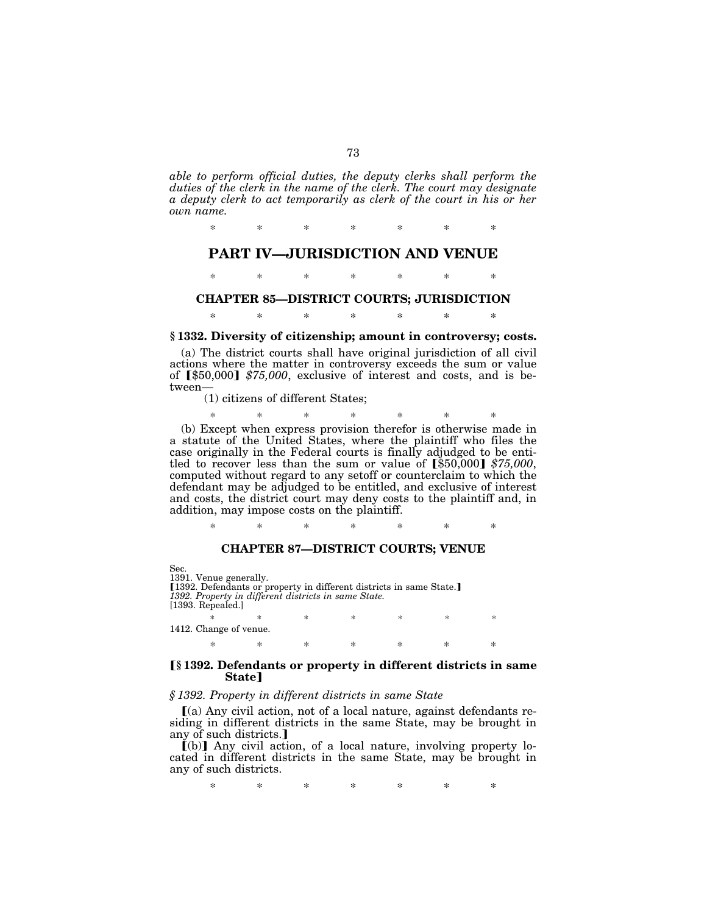*able to perform official duties, the deputy clerks shall perform the duties of the clerk in the name of the clerk. The court may designate a deputy clerk to act temporarily as clerk of the court in his or her own name.*

\* \* \* \* \* \* \*

# PART IV—JURISDICTION AND VENUE

\* \* \* \* \* \* \*

## CHAPTER 85—DISTRICT COURTS; JURISDICTION

\* \* \* \* \* \* \*

### § 1332. Diversity of citizenship; amount in controversy; costs.

(a) The district courts shall have original jurisdiction of all civil actions where the matter in controversy exceeds the sum or value of ⟦$50,000⟧ *$75,000*, exclusive of interest and costs, and is between—

(1) citizens of different States;

\* \* \* \* \* \* \*

(b) Except when express provision therefor is otherwise made in a statute of the United States, where the plaintiff who files the case originally in the Federal courts is finally adjudged to be entitled to recover less than the sum or value of ⟦$50,000⟧ *$75,000*, computed without regard to any setoff or counterclaim to which the defendant may be adjudged to be entitled, and exclusive of interest and costs, the district court may deny costs to the plaintiff and, in addition, may impose costs on the plaintiff.

\* \* \* \* \* \* \*

## CHAPTER 87—DISTRICT COURTS; VENUE

Sec.
1391. Venue generally.
⟦1392. Defendants or property in different districts in same State.⟧
*1392. Property in different districts in same State.*
[1393. Repealed.]

\* \* \* \* \* \* \*

1412. Change of venue.

\* \* \* \* \* \* \*

### ⟦§ 1392. Defendants or property in different districts in same State⟧

*§ 1392. Property in different districts in same State*

⟦(a) Any civil action, not of a local nature, against defendants residing in different districts in the same State, may be brought in any of such districts.⟧

⟦(b)⟧ Any civil action, of a local nature, involving property located in different districts in the same State, may be brought in any of such districts.

\* \* \* \* \* \* \*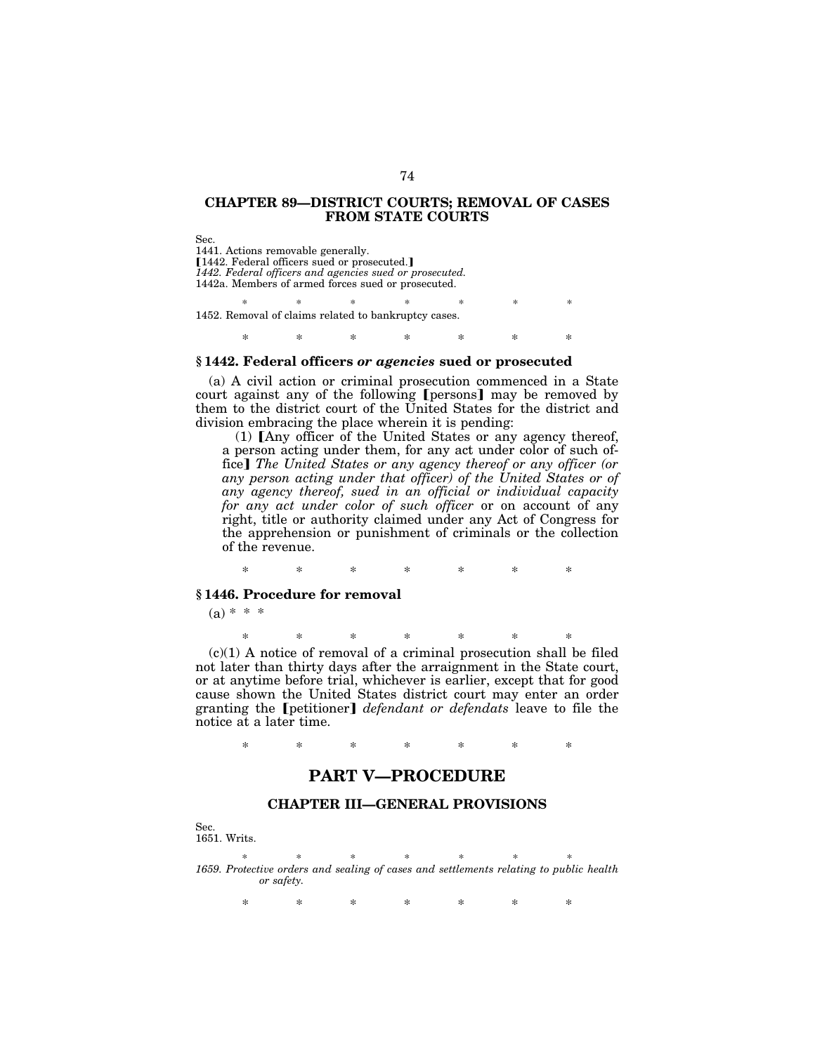## CHAPTER 89—DISTRICT COURTS; REMOVAL OF CASES FROM STATE COURTS

Sec.
1441. Actions removable generally.
【1442. Federal officers sued or prosecuted.】
*1442. Federal officers and agencies sued or prosecuted.*
1442a. Members of armed forces sued or prosecuted.

\* \* \* \* \* \* \*

1452. Removal of claims related to bankruptcy cases.

\* \* \* \* \* \* \*

### § 1442. Federal officers *or agencies* sued or prosecuted

(a) A civil action or criminal prosecution commenced in a State court against any of the following 【persons】 may be removed by them to the district court of the United States for the district and division embracing the place wherein it is pending:

(1) 【Any officer of the United States or any agency thereof, a person acting under them, for any act under color of such office】 *The United States or any agency thereof or any officer (or any person acting under that officer) of the United States or of any agency thereof, sued in an official or individual capacity for any act under color of such officer* or on account of any right, title or authority claimed under any Act of Congress for the apprehension or punishment of criminals or the collection of the revenue.

\* \* \* \* \* \* \*

### § 1446. Procedure for removal

(a) \* \* \*

\* \* \* \* \* \* \*

(c)(1) A notice of removal of a criminal prosecution shall be filed not later than thirty days after the arraignment in the State court, or at anytime before trial, whichever is earlier, except that for good cause shown the United States district court may enter an order granting the 【petitioner】 *defendant or defendats* leave to file the notice at a later time.

\* \* \* \* \* \* \*

# PART V—PROCEDURE

## CHAPTER III—GENERAL PROVISIONS

Sec.
1651. Writs.

\* \* \* \* \* \* \*

*1659. Protective orders and sealing of cases and settlements relating to public health or safety.*

\* \* \* \* \* \* \*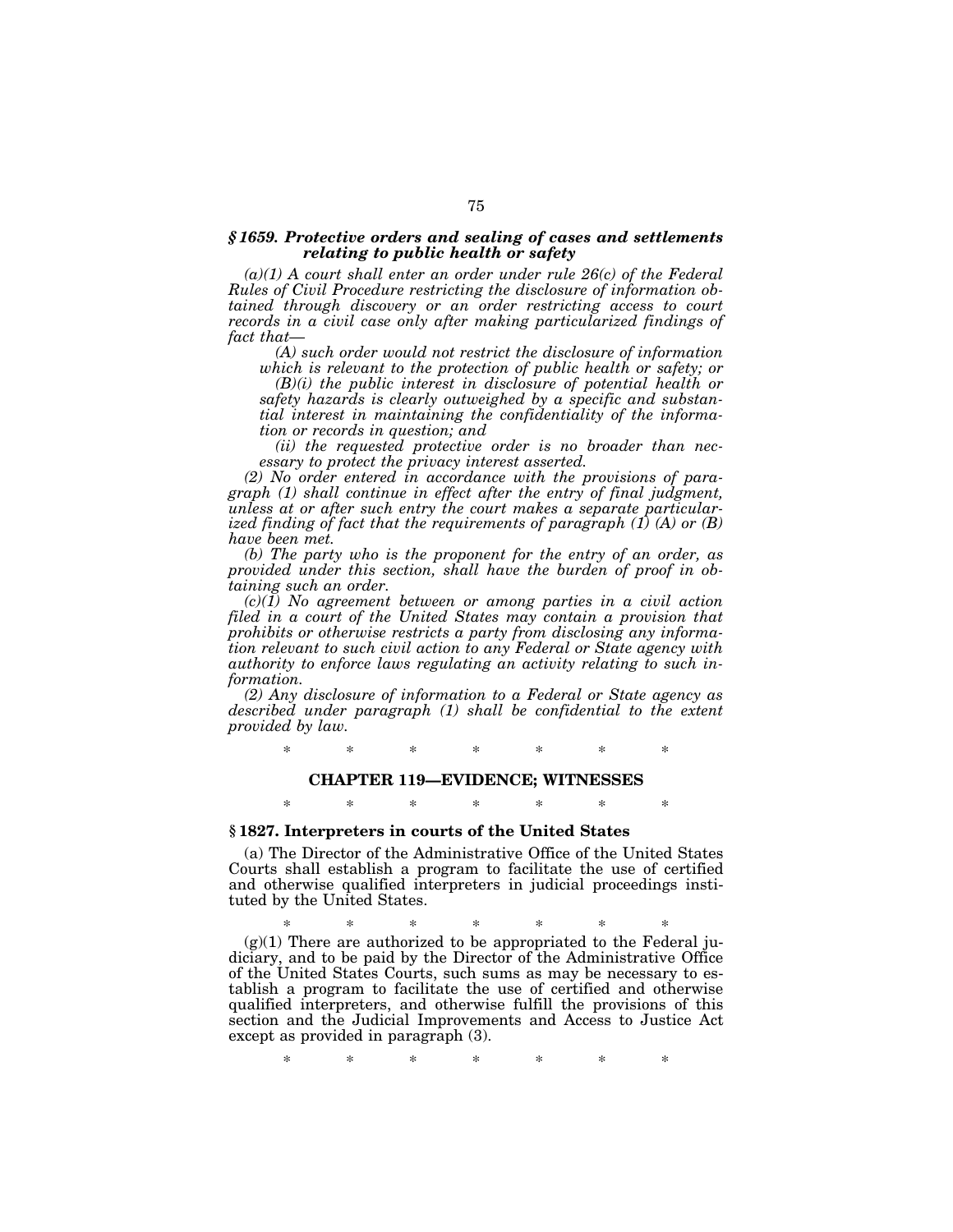***§1659. Protective orders and sealing of cases and settlements relating to public health or safety***

*(a)(1) A court shall enter an order under rule 26(c) of the Federal Rules of Civil Procedure restricting the disclosure of information obtained through discovery or an order restricting access to court records in a civil case only after making particularized findings of fact that—*

*(A) such order would not restrict the disclosure of information which is relevant to the protection of public health or safety; or*

*(B)(i) the public interest in disclosure of potential health or safety hazards is clearly outweighed by a specific and substantial interest in maintaining the confidentiality of the information or records in question; and*

*(ii) the requested protective order is no broader than necessary to protect the privacy interest asserted.*

*(2) No order entered in accordance with the provisions of paragraph (1) shall continue in effect after the entry of final judgment, unless at or after such entry the court makes a separate particularized finding of fact that the requirements of paragraph (1) (A) or (B) have been met.*

*(b) The party who is the proponent for the entry of an order, as provided under this section, shall have the burden of proof in obtaining such an order.*

*(c)(1) No agreement between or among parties in a civil action filed in a court of the United States may contain a provision that prohibits or otherwise restricts a party from disclosing any information relevant to such civil action to any Federal or State agency with authority to enforce laws regulating an activity relating to such information.*

*(2) Any disclosure of information to a Federal or State agency as described under paragraph (1) shall be confidential to the extent provided by law.*

\* \* \* \* \* \* \*

## CHAPTER 119—EVIDENCE; WITNESSES

\* \* \* \* \* \* \*

### §1827. Interpreters in courts of the United States

(a) The Director of the Administrative Office of the United States Courts shall establish a program to facilitate the use of certified and otherwise qualified interpreters in judicial proceedings instituted by the United States.

\* \* \* \* \* \* \*

(g)(1) There are authorized to be appropriated to the Federal judiciary, and to be paid by the Director of the Administrative Office of the United States Courts, such sums as may be necessary to establish a program to facilitate the use of certified and otherwise qualified interpreters, and otherwise fulfill the provisions of this section and the Judicial Improvements and Access to Justice Act except as provided in paragraph (3).

\* \* \* \* \* \* \*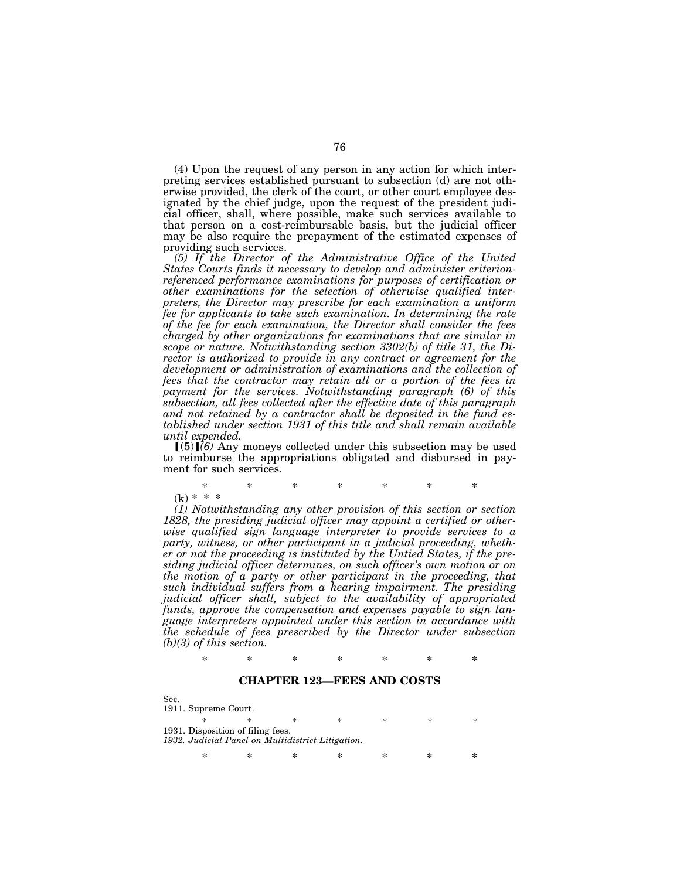(4) Upon the request of any person in any action for which interpreting services established pursuant to subsection (d) are not otherwise provided, the clerk of the court, or other court employee designated by the chief judge, upon the request of the president judicial officer, shall, where possible, make such services available to that person on a cost-reimbursable basis, but the judicial officer may be also require the prepayment of the estimated expenses of providing such services.

*(5) If the Director of the Administrative Office of the United States Courts finds it necessary to develop and administer criterion-referenced performance examinations for purposes of certification or other examinations for the selection of otherwise qualified interpreters, the Director may prescribe for each examination a uniform fee for applicants to take such examination. In determining the rate of the fee for each examination, the Director shall consider the fees charged by other organizations for examinations that are similar in scope or nature. Notwithstanding section 3302(b) of title 31, the Director is authorized to provide in any contract or agreement for the development or administration of examinations and the collection of fees that the contractor may retain all or a portion of the fees in payment for the services. Notwithstanding paragraph (6) of this subsection, all fees collected after the effective date of this paragraph and not retained by a contractor shall be deposited in the fund established under section 1931 of this title and shall remain available until expended.*

【(5)】*(6)* Any moneys collected under this subsection may be used to reimburse the appropriations obligated and disbursed in payment for such services.

\* \* \* \* \* \* \*

(k) \* \* \*

*(1) Notwithstanding any other provision of this section or section 1828, the presiding judicial officer may appoint a certified or otherwise qualified sign language interpreter to provide services to a party, witness, or other participant in a judicial proceeding, whether or not the proceeding is instituted by the Untied States, if the presiding judicial officer determines, on such officer's own motion or on the motion of a party or other participant in the proceeding, that such individual suffers from a hearing impairment. The presiding judicial officer shall, subject to the availability of appropriated funds, approve the compensation and expenses payable to sign language interpreters appointed under this section in accordance with the schedule of fees prescribed by the Director under subsection (b)(3) of this section.*

\* \* \* \* \* \* \*

## CHAPTER 123—FEES AND COSTS

Sec.
1911. Supreme Court.

\* \* \* \* \* \* \*

1931. Disposition of filing fees.
*1932. Judicial Panel on Multidistrict Litigation.*

\* \* \* \* \* \* \*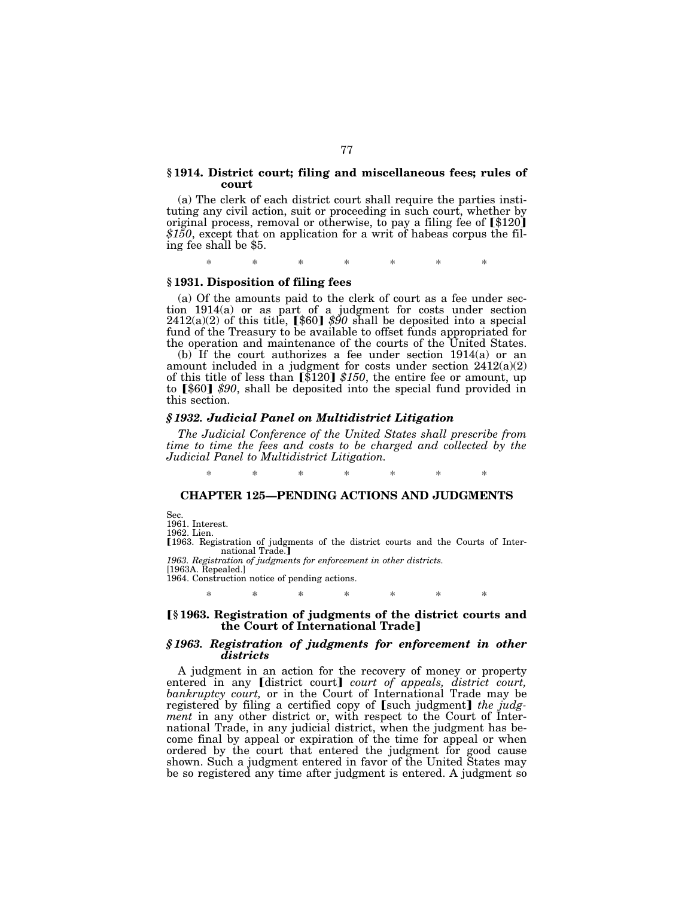### § 1914. District court; filing and miscellaneous fees; rules of court

(a) The clerk of each district court shall require the parties instituting any civil action, suit or proceeding in such court, whether by original process, removal or otherwise, to pay a filing fee of 【$120】 *$150*, except that on application for a writ of habeas corpus the filing fee shall be $5.

\* \* \* \* \* \* \*

### § 1931. Disposition of filing fees

(a) Of the amounts paid to the clerk of court as a fee under section 1914(a) or as part of a judgment for costs under section 2412(a)(2) of this title, 【$60】 *$90* shall be deposited into a special fund of the Treasury to be available to offset funds appropriated for the operation and maintenance of the courts of the United States.

(b) If the court authorizes a fee under section 1914(a) or an amount included in a judgment for costs under section 2412(a)(2) of this title of less than 【$120】 *$150*, the entire fee or amount, up to 【$60】 *$90*, shall be deposited into the special fund provided in this section.

### *§ 1932. Judicial Panel on Multidistrict Litigation*

*The Judicial Conference of the United States shall prescribe from time to time the fees and costs to be charged and collected by the Judicial Panel to Multidistrict Litigation.*

\* \* \* \* \* \* \*

## CHAPTER 125—PENDING ACTIONS AND JUDGMENTS

Sec.
1961. Interest.
1962. Lien.
【1963. Registration of judgments of the district courts and the Courts of International Trade.】
*1963. Registration of judgments for enforcement in other districts.*
[1963A. Repealed.]
1964. Construction notice of pending actions.

\* \* \* \* \* \* \*

### 【§ 1963. Registration of judgments of the district courts and the Court of International Trade】

### *§ 1963. Registration of judgments for enforcement in other districts*

A judgment in an action for the recovery of money or property entered in any 【district court】 *court of appeals, district court, bankruptcy court,* or in the Court of International Trade may be registered by filing a certified copy of 【such judgment】 *the judgment* in any other district or, with respect to the Court of International Trade, in any judicial district, when the judgment has become final by appeal or expiration of the time for appeal or when ordered by the court that entered the judgment for good cause shown. Such a judgment entered in favor of the United States may be so registered any time after judgment is entered. A judgment so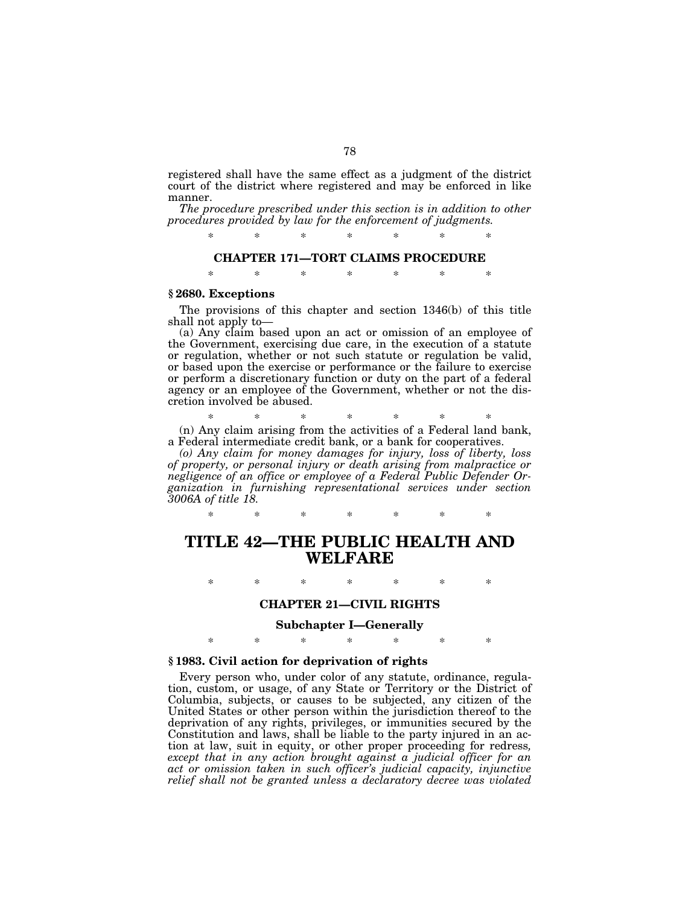registered shall have the same effect as a judgment of the district court of the district where registered and may be enforced in like manner.

*The procedure prescribed under this section is in addition to other procedures provided by law for the enforcement of judgments.*

\* \* \* \* \* \* \*

### CHAPTER 171—TORT CLAIMS PROCEDURE

\* \* \* \* \* \* \*

#### § 2680. Exceptions

The provisions of this chapter and section 1346(b) of this title shall not apply to—

(a) Any claim based upon an act or omission of an employee of the Government, exercising due care, in the execution of a statute or regulation, whether or not such statute or regulation be valid, or based upon the exercise or performance or the failure to exercise or perform a discretionary function or duty on the part of a federal agency or an employee of the Government, whether or not the discretion involved be abused.

\* \* \* \* \* \* \*

(n) Any claim arising from the activities of a Federal land bank, a Federal intermediate credit bank, or a bank for cooperatives.

*(o) Any claim for money damages for injury, loss of liberty, loss of property, or personal injury or death arising from malpractice or negligence of an office or employee of a Federal Public Defender Organization in furnishing representational services under section 3006A of title 18.*

\* \* \* \* \* \* \*

# TITLE 42—THE PUBLIC HEALTH AND WELFARE

\* \* \* \* \* \* \*

### CHAPTER 21—CIVIL RIGHTS

### Subchapter I—Generally

\* \* \* \* \* \* \*

#### § 1983. Civil action for deprivation of rights

Every person who, under color of any statute, ordinance, regulation, custom, or usage, of any State or Territory or the District of Columbia, subjects, or causes to be subjected, any citizen of the United States or other person within the jurisdiction thereof to the deprivation of any rights, privileges, or immunities secured by the Constitution and laws, shall be liable to the party injured in an action at law, suit in equity, or other proper proceeding for redress*, except that in any action brought against a judicial officer for an act or omission taken in such officer's judicial capacity, injunctive relief shall not be granted unless a declaratory decree was violated*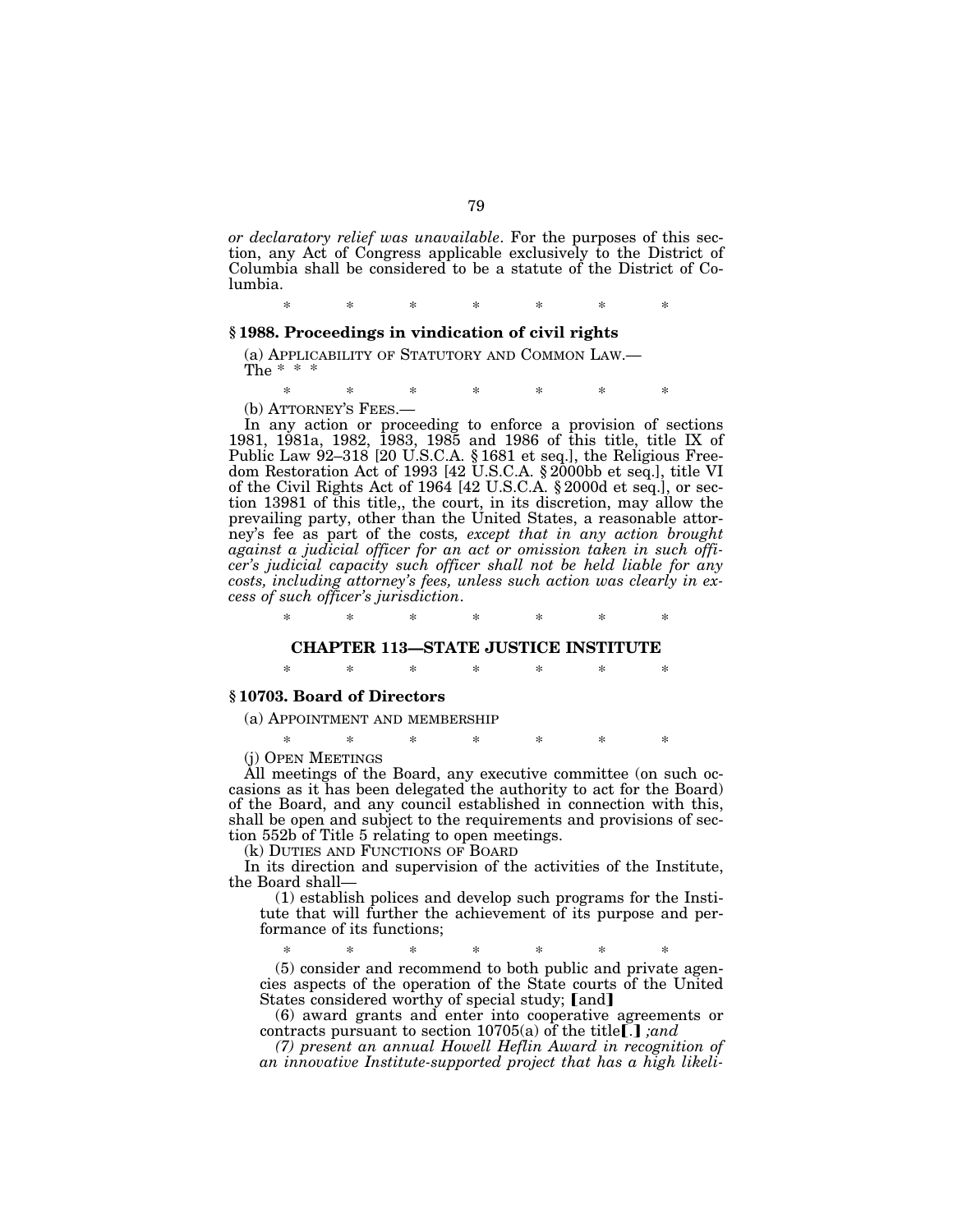*or declaratory relief was unavailable*. For the purposes of this section, any Act of Congress applicable exclusively to the District of Columbia shall be considered to be a statute of the District of Columbia.

\* \* \* \* \* \* \*

### § 1988. Proceedings in vindication of civil rights

(a) APPLICABILITY OF STATUTORY AND COMMON LAW.—
The \* \* \*

\* \* \* \* \* \* \*

(b) ATTORNEY'S FEES.—

In any action or proceeding to enforce a provision of sections 1981, 1981a, 1982, 1983, 1985 and 1986 of this title, title IX of Public Law 92–318 [20 U.S.C.A. § 1681 et seq.], the Religious Freedom Restoration Act of 1993 [42 U.S.C.A. § 2000bb et seq.], title VI of the Civil Rights Act of 1964 [42 U.S.C.A. § 2000d et seq.], or section 13981 of this title,, the court, in its discretion, may allow the prevailing party, other than the United States, a reasonable attorney's fee as part of the costs*, except that in any action brought against a judicial officer for an act or omission taken in such officer's judicial capacity such officer shall not be held liable for any costs, including attorney's fees, unless such action was clearly in excess of such officer's jurisdiction*.

\* \* \* \* \* \* \*

## CHAPTER 113—STATE JUSTICE INSTITUTE

\* \* \* \* \* \* \*

### § 10703. Board of Directors

(a) APPOINTMENT AND MEMBERSHIP

\* \* \* \* \* \* \*

(j) OPEN MEETINGS

All meetings of the Board, any executive committee (on such occasions as it has been delegated the authority to act for the Board) of the Board, and any council established in connection with this, shall be open and subject to the requirements and provisions of section 552b of Title 5 relating to open meetings.

(k) DUTIES AND FUNCTIONS OF BOARD

In its direction and supervision of the activities of the Institute, the Board shall—

(1) establish polices and develop such programs for the Institute that will further the achievement of its purpose and performance of its functions;

\* \* \* \* \* \* \*

(5) consider and recommend to both public and private agencies aspects of the operation of the State courts of the United States considered worthy of special study; 【and】

(6) award grants and enter into cooperative agreements or contracts pursuant to section 10705(a) of the title【.】 *;and*

*(7) present an annual Howell Heflin Award in recognition of an innovative Institute-supported project that has a high likeli-*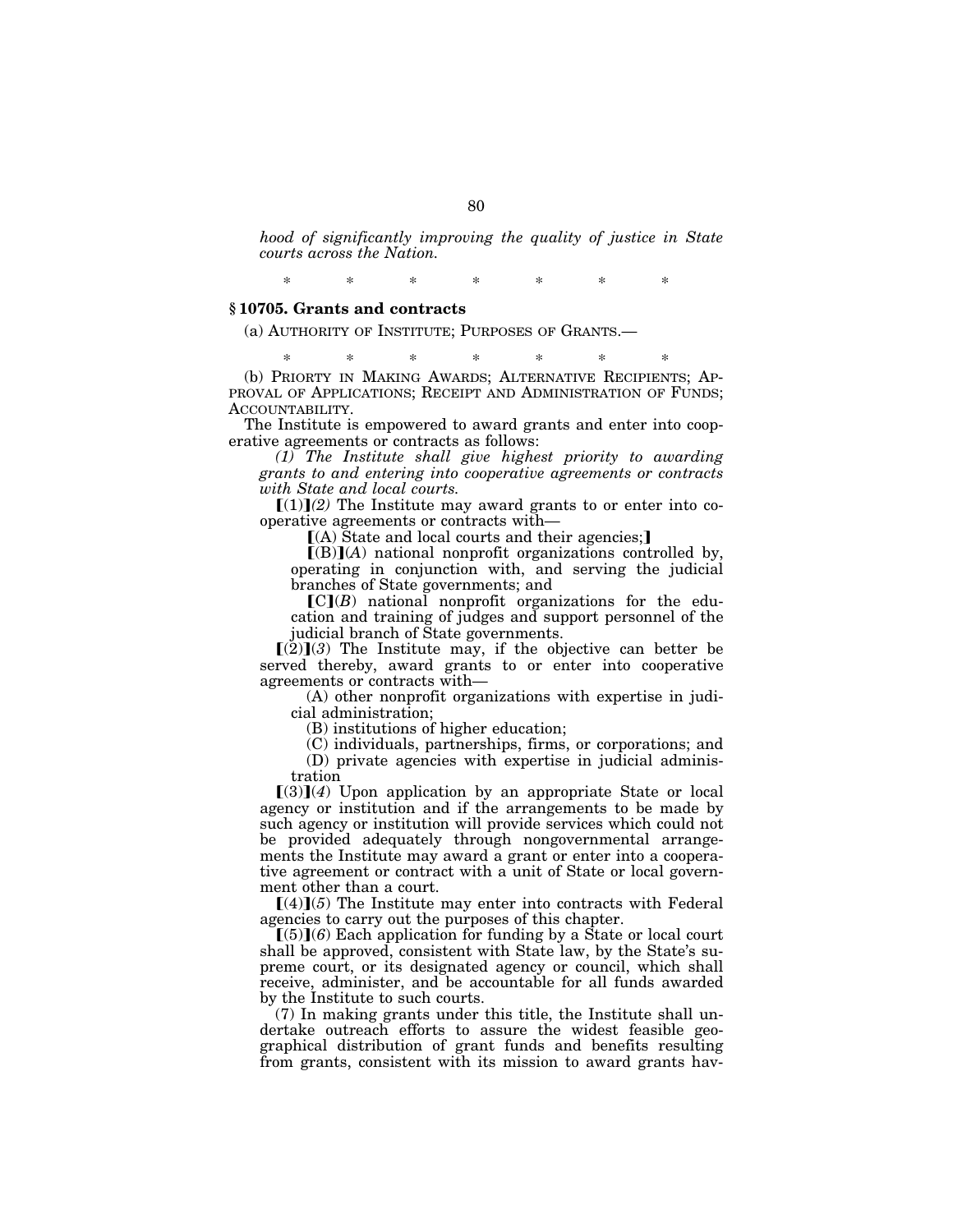*hood of significantly improving the quality of justice in State courts across the Nation.*

\* \* \* \* \* \* \*

### § 10705. Grants and contracts

(a) AUTHORITY OF INSTITUTE; PURPOSES OF GRANTS.—

\* \* \* \* \* \* \*

(b) PRIORITY IN MAKING AWARDS; ALTERNATIVE RECIPIENTS; APPROVAL OF APPLICATIONS; RECEIPT AND ADMINISTRATION OF FUNDS; ACCOUNTABILITY.

The Institute is empowered to award grants and enter into cooperative agreements or contracts as follows:

*(1) The Institute shall give highest priority to awarding grants to and entering into cooperative agreements or contracts with State and local courts.*

【(1)】*(2)* The Institute may award grants to or enter into cooperative agreements or contracts with—

【(A) State and local courts and their agencies;】

【(B)】*(A)* national nonprofit organizations controlled by, operating in conjunction with, and serving the judicial branches of State governments; and

【C】*(B)* national nonprofit organizations for the education and training of judges and support personnel of the judicial branch of State governments.

【(2)】*(3)* The Institute may, if the objective can better be served thereby, award grants to or enter into cooperative agreements or contracts with—

(A) other nonprofit organizations with expertise in judicial administration;

(B) institutions of higher education;

(C) individuals, partnerships, firms, or corporations; and

(D) private agencies with expertise in judicial administration

【(3)】*(4)* Upon application by an appropriate State or local agency or institution and if the arrangements to be made by such agency or institution will provide services which could not be provided adequately through nongovernmental arrangements the Institute may award a grant or enter into a cooperative agreement or contract with a unit of State or local government other than a court.

【(4)】*(5)* The Institute may enter into contracts with Federal agencies to carry out the purposes of this chapter.

【(5)】*(6)* Each application for funding by a State or local court shall be approved, consistent with State law, by the State's supreme court, or its designated agency or council, which shall receive, administer, and be accountable for all funds awarded by the Institute to such courts.

(7) In making grants under this title, the Institute shall undertake outreach efforts to assure the widest feasible geographical distribution of grant funds and benefits resulting from grants, consistent with its mission to award grants hav-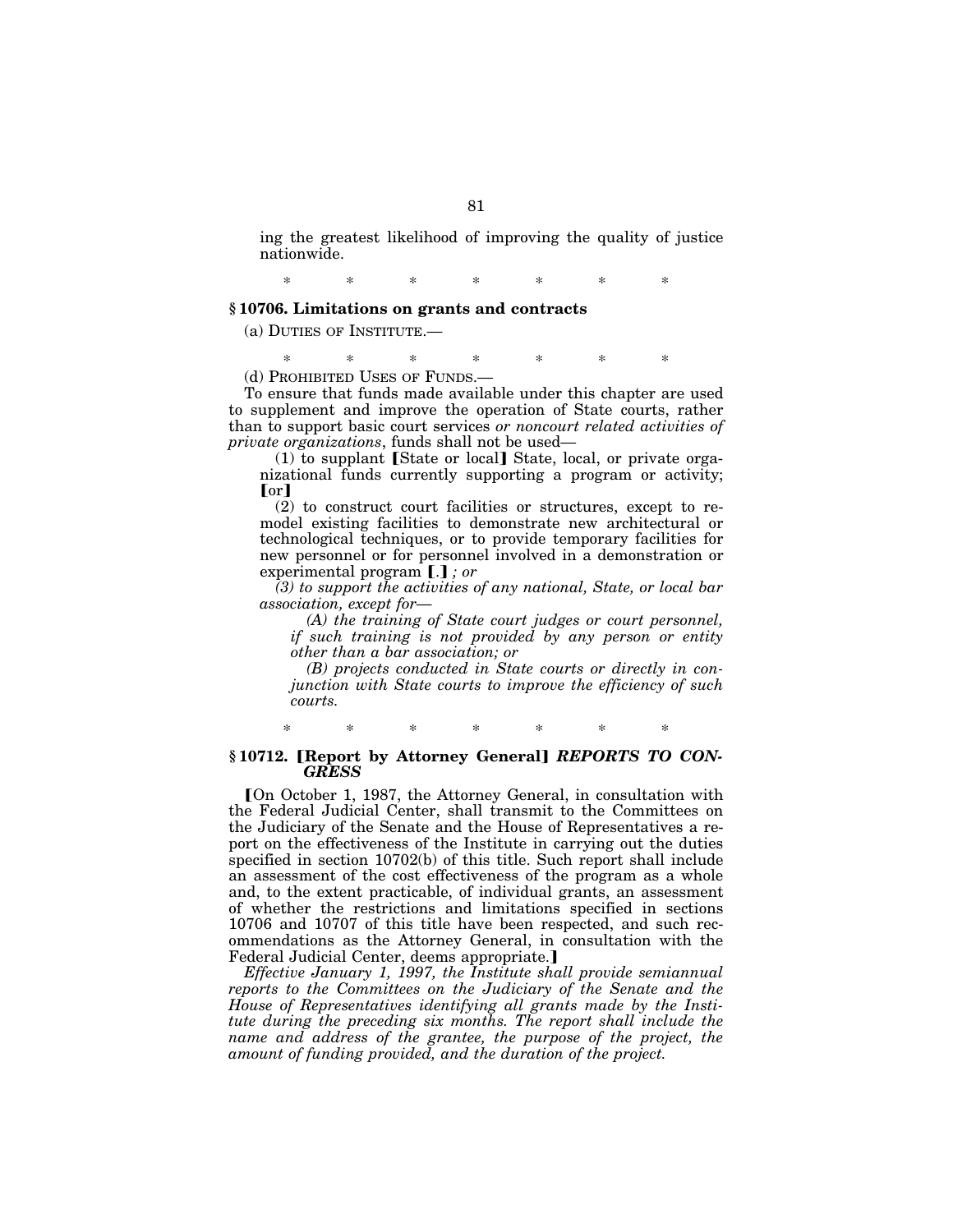ing the greatest likelihood of improving the quality of justice nationwide.

\* \* \* \* \* \* \*

### § 10706. Limitations on grants and contracts

(a) DUTIES OF INSTITUTE.—

\* \* \* \* \* \* \*

(d) PROHIBITED USES OF FUNDS.—

To ensure that funds made available under this chapter are used to supplement and improve the operation of State courts, rather than to support basic court services *or noncourt related activities of private organizations*, funds shall not be used—

(1) to supplant ⟦State or local⟧ State, local, or private organizational funds currently supporting a program or activity; ⟦or⟧

(2) to construct court facilities or structures, except to remodel existing facilities to demonstrate new architectural or technological techniques, or to provide temporary facilities for new personnel or for personnel involved in a demonstration or experimental program ⟦.⟧ *; or*

*(3) to support the activities of any national, State, or local bar association, except for—*

*(A) the training of State court judges or court personnel, if such training is not provided by any person or entity other than a bar association; or*

*(B) projects conducted in State courts or directly in conjunction with State courts to improve the efficiency of such courts.*

\* \* \* \* \* \* \*

### § 10712. ⟦Report by Attorney General⟧ *REPORTS TO CONGRESS*

⟦On October 1, 1987, the Attorney General, in consultation with the Federal Judicial Center, shall transmit to the Committees on the Judiciary of the Senate and the House of Representatives a report on the effectiveness of the Institute in carrying out the duties specified in section 10702(b) of this title. Such report shall include an assessment of the cost effectiveness of the program as a whole and, to the extent practicable, of individual grants, an assessment of whether the restrictions and limitations specified in sections 10706 and 10707 of this title have been respected, and such recommendations as the Attorney General, in consultation with the Federal Judicial Center, deems appropriate.⟧

*Effective January 1, 1997, the Institute shall provide semiannual reports to the Committees on the Judiciary of the Senate and the House of Representatives identifying all grants made by the Institute during the preceding six months. The report shall include the name and address of the grantee, the purpose of the project, the amount of funding provided, and the duration of the project.*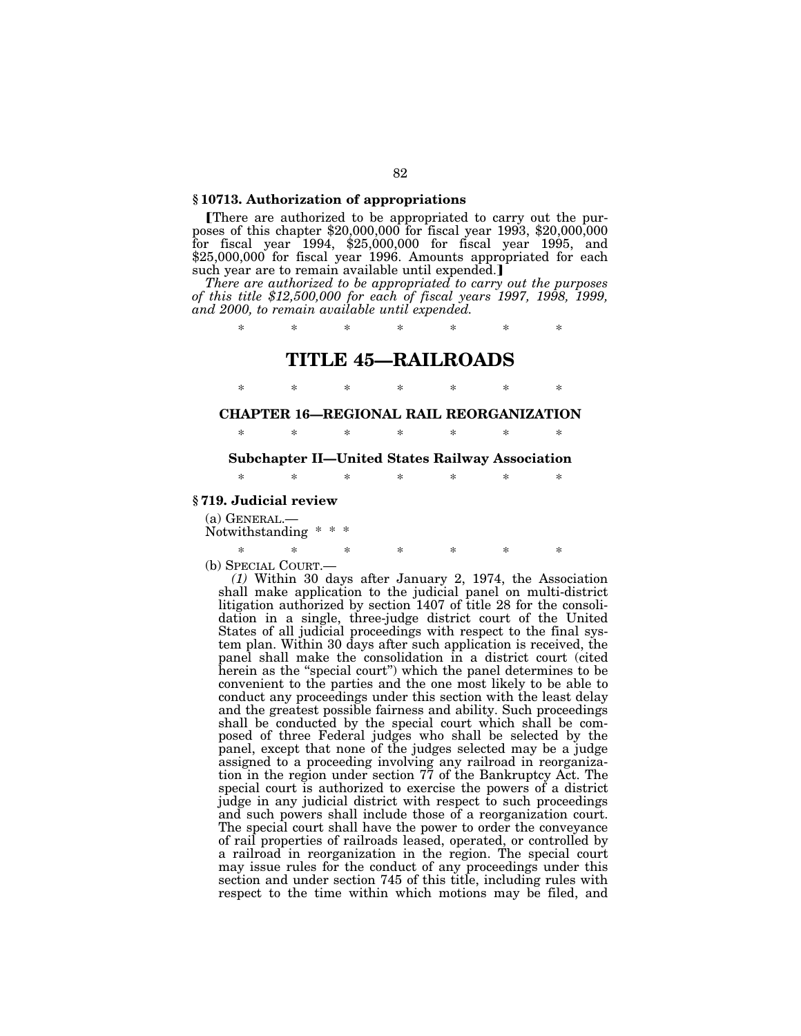### § 10713. Authorization of appropriations

【There are authorized to be appropriated to carry out the purposes of this chapter $20,000,000 for fiscal year 1993, $20,000,000 for fiscal year 1994, $25,000,000 for fiscal year 1995, and $25,000,000 for fiscal year 1996. Amounts appropriated for each such year are to remain available until expended.】

*There are authorized to be appropriated to carry out the purposes of this title $12,500,000 for each of fiscal years 1997, 1998, 1999, and 2000, to remain available until expended.*

\* \* \* \* \* \* \*

# TITLE 45—RAILROADS

\* \* \* \* \* \* \*

## CHAPTER 16—REGIONAL RAIL REORGANIZATION

\* \* \* \* \* \* \*

### Subchapter II—United States Railway Association

\* \* \* \* \* \* \*

### § 719. Judicial review

(a) GENERAL.—
Notwithstanding \* \* \*

\* \* \* \* \* \* \*

(b) SPECIAL COURT.—

*(1)* Within 30 days after January 2, 1974, the Association shall make application to the judicial panel on multi-district litigation authorized by section 1407 of title 28 for the consolidation in a single, three-judge district court of the United States of all judicial proceedings with respect to the final system plan. Within 30 days after such application is received, the panel shall make the consolidation in a district court (cited herein as the "special court") which the panel determines to be convenient to the parties and the one most likely to be able to conduct any proceedings under this section with the least delay and the greatest possible fairness and ability. Such proceedings shall be conducted by the special court which shall be composed of three Federal judges who shall be selected by the panel, except that none of the judges selected may be a judge assigned to a proceeding involving any railroad in reorganization in the region under section 77 of the Bankruptcy Act. The special court is authorized to exercise the powers of a district judge in any judicial district with respect to such proceedings and such powers shall include those of a reorganization court. The special court shall have the power to order the conveyance of rail properties of railroads leased, operated, or controlled by a railroad in reorganization in the region. The special court may issue rules for the conduct of any proceedings under this section and under section 745 of this title, including rules with respect to the time within which motions may be filed, and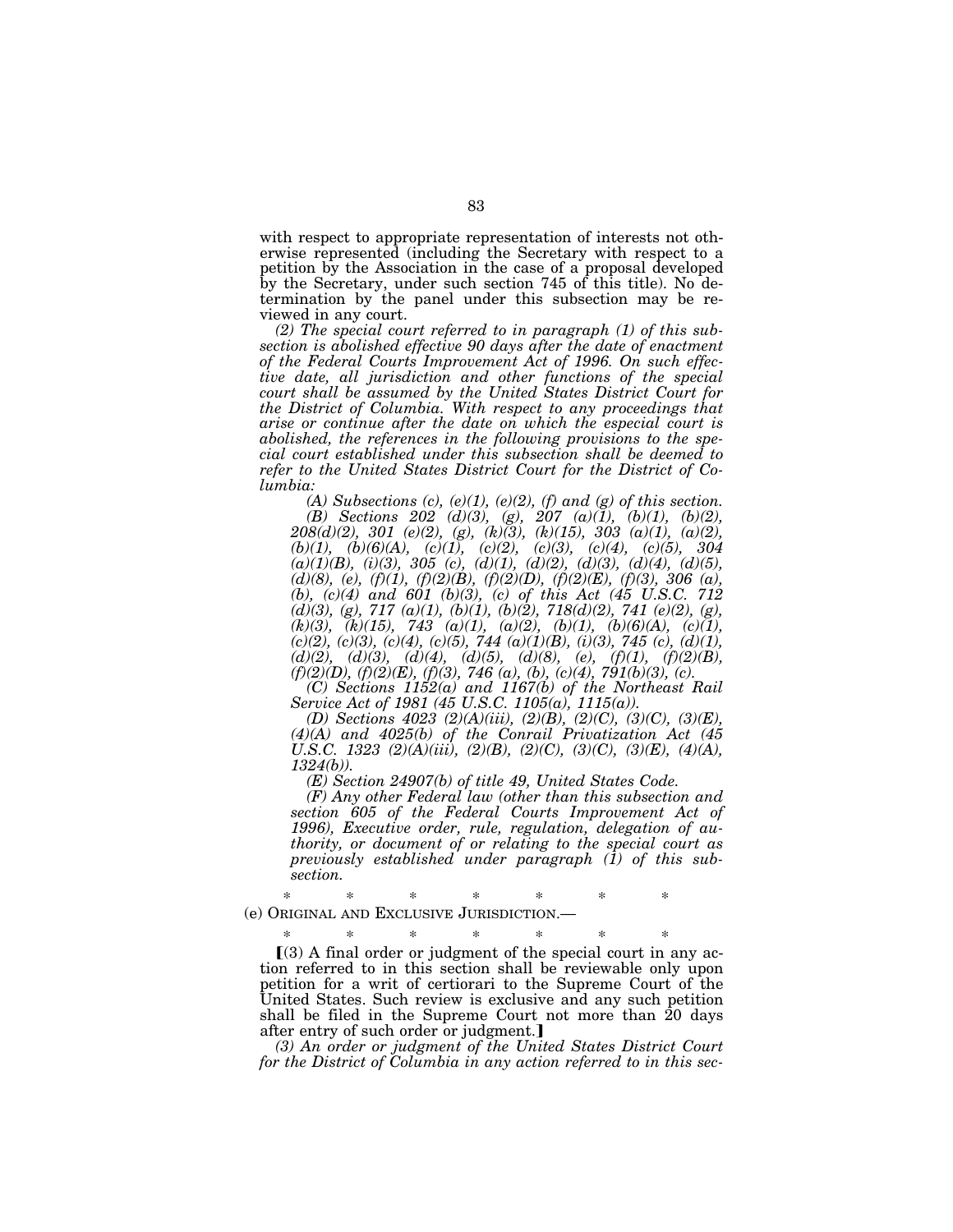with respect to appropriate representation of interests not otherwise represented (including the Secretary with respect to a petition by the Association in the case of a proposal developed by the Secretary, under such section 745 of this title). No determination by the panel under this subsection may be reviewed in any court.

*(2) The special court referred to in paragraph (1) of this subsection is abolished effective 90 days after the date of enactment of the Federal Courts Improvement Act of 1996. On such effective date, all jurisdiction and other functions of the special court shall be assumed by the United States District Court for the District of Columbia. With respect to any proceedings that arise or continue after the date on which the especial court is abolished, the references in the following provisions to the special court established under this subsection shall be deemed to refer to the United States District Court for the District of Columbia:*

*(A) Subsections (c), (e)(1), (e)(2), (f) and (g) of this section.*

*(B) Sections 202 (d)(3), (g), 207 (a)(1), (b)(1), (b)(2), 208(d)(2), 301 (e)(2), (g), (k)(3), (k)(15), 303 (a)(1), (a)(2), (b)(1), (b)(6)(A), (c)(1), (c)(2), (c)(3), (c)(4), (c)(5), 304 (a)(1)(B), (i)(3), 305 (c), (d)(1), (d)(2), (d)(3), (d)(4), (d)(5), (d)(8), (e), (f)(1), (f)(2)(B), (f)(2)(D), (f)(2)(E), (f)(3), 306 (a), (b), (c)(4) and 601 (b)(3), (c) of this Act (45 U.S.C. 712 (d)(3), (g), 717 (a)(1), (b)(1), (b)(2), 718(d)(2), 741 (e)(2), (g), (k)(3), (k)(15), 743 (a)(1), (a)(2), (b)(1), (b)(6)(A), (c)(1), (c)(2), (c)(3), (c)(4), (c)(5), 744 (a)(1)(B), (i)(3), 745 (c), (d)(1), (d)(2), (d)(3), (d)(4), (d)(5), (d)(8), (e), (f)(1), (f)(2)(B), (f)(2)(D), (f)(2)(E), (f)(3), 746 (a), (b), (c)(4), 791(b)(3), (c).*

*(C) Sections 1152(a) and 1167(b) of the Northeast Rail Service Act of 1981 (45 U.S.C. 1105(a), 1115(a)).*

*(D) Sections 4023 (2)(A)(iii), (2)(B), (2)(C), (3)(C), (3)(E), (4)(A) and 4025(b) of the Conrail Privatization Act (45 U.S.C. 1323 (2)(A)(iii), (2)(B), (2)(C), (3)(C), (3)(E), (4)(A), 1324(b)).*

*(E) Section 24907(b) of title 49, United States Code.*

*(F) Any other Federal law (other than this subsection and section 605 of the Federal Courts Improvement Act of 1996), Executive order, rule, regulation, delegation of authority, or document of or relating to the special court as previously established under paragraph (1) of this subsection.*

\* \* \* \* \* \* \*

(e) ORIGINAL AND EXCLUSIVE JURISDICTION.—

\* \* \* \* \* \* \*

[(3) A final order or judgment of the special court in any action referred to in this section shall be reviewable only upon petition for a writ of certiorari to the Supreme Court of the United States. Such review is exclusive and any such petition shall be filed in the Supreme Court not more than 20 days after entry of such order or judgment.]

*(3) An order or judgment of the United States District Court for the District of Columbia in any action referred to in this sec-*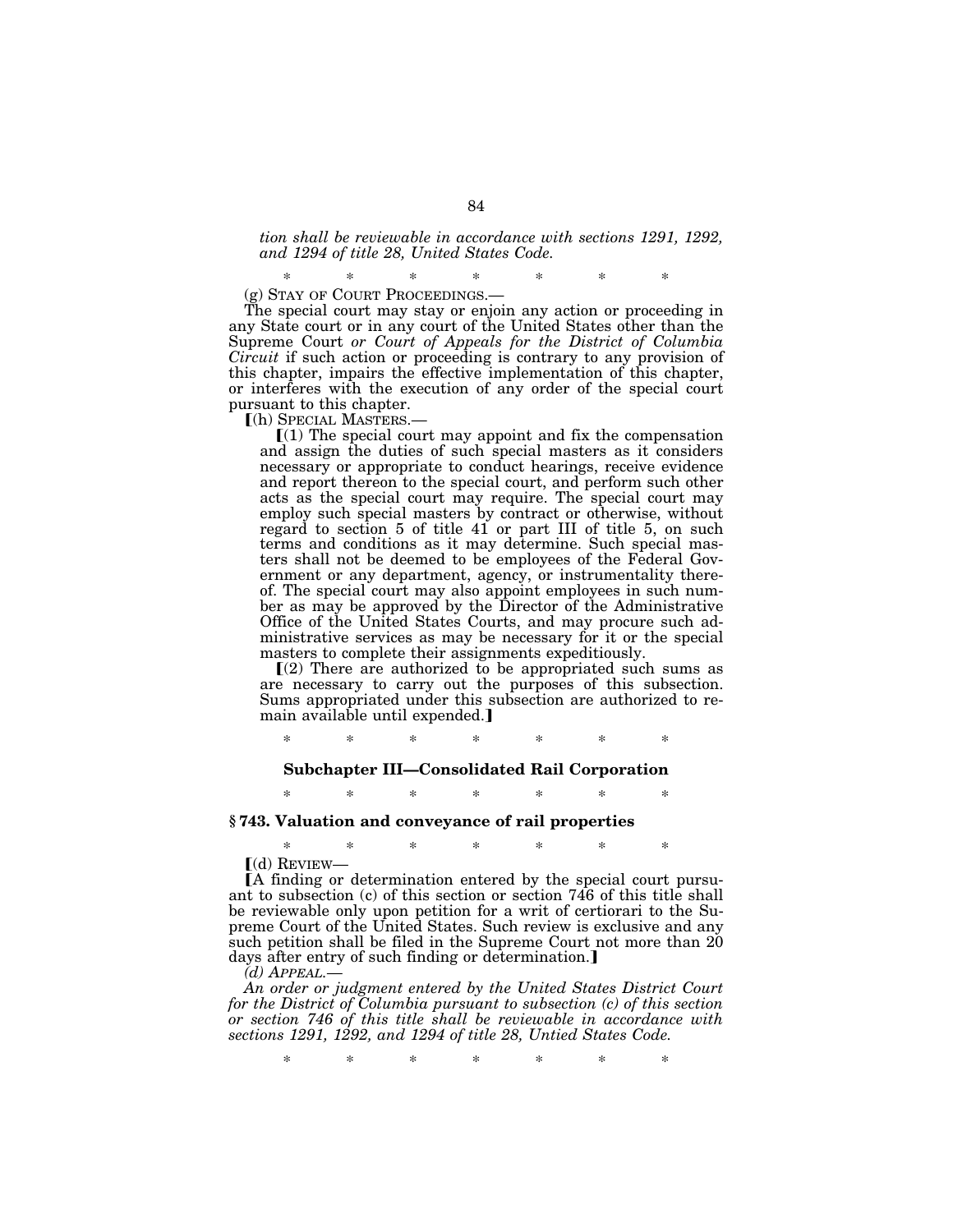*tion shall be reviewable in accordance with sections 1291, 1292, and 1294 of title 28, United States Code.*

\* \* \* \* \* \* \*

(g) STAY OF COURT PROCEEDINGS.—

The special court may stay or enjoin any action or proceeding in any State court or in any court of the United States other than the Supreme Court *or Court of Appeals for the District of Columbia Circuit* if such action or proceeding is contrary to any provision of this chapter, impairs the effective implementation of this chapter, or interferes with the execution of any order of the special court pursuant to this chapter.

⟦(h) SPECIAL MASTERS.—

⟦(1) The special court may appoint and fix the compensation and assign the duties of such special masters as it considers necessary or appropriate to conduct hearings, receive evidence and report thereon to the special court, and perform such other acts as the special court may require. The special court may employ such special masters by contract or otherwise, without regard to section 5 of title 41 or part III of title 5, on such terms and conditions as it may determine. Such special masters shall not be deemed to be employees of the Federal Government or any department, agency, or instrumentality thereof. The special court may also appoint employees in such number as may be approved by the Director of the Administrative Office of the United States Courts, and may procure such administrative services as may be necessary for it or the special masters to complete their assignments expeditiously.

⟦(2) There are authorized to be appropriated such sums as are necessary to carry out the purposes of this subsection. Sums appropriated under this subsection are authorized to remain available until expended.⟧

\* \* \* \* \* \* \*

### Subchapter III—Consolidated Rail Corporation

\* \* \* \* \* \* \*

## § 743. Valuation and conveyance of rail properties

\* \* \* \* \* \* \*

⟦(d) REVIEW—

⟦A finding or determination entered by the special court pursuant to subsection (c) of this section or section 746 of this title shall be reviewable only upon petition for a writ of certiorari to the Supreme Court of the United States. Such review is exclusive and any such petition shall be filed in the Supreme Court not more than 20 days after entry of such finding or determination.⟧

*(d) APPEAL.—*

*An order or judgment entered by the United States District Court for the District of Columbia pursuant to subsection (c) of this section or section 746 of this title shall be reviewable in accordance with sections 1291, 1292, and 1294 of title 28, Untied States Code.*

\* \* \* \* \* \* \*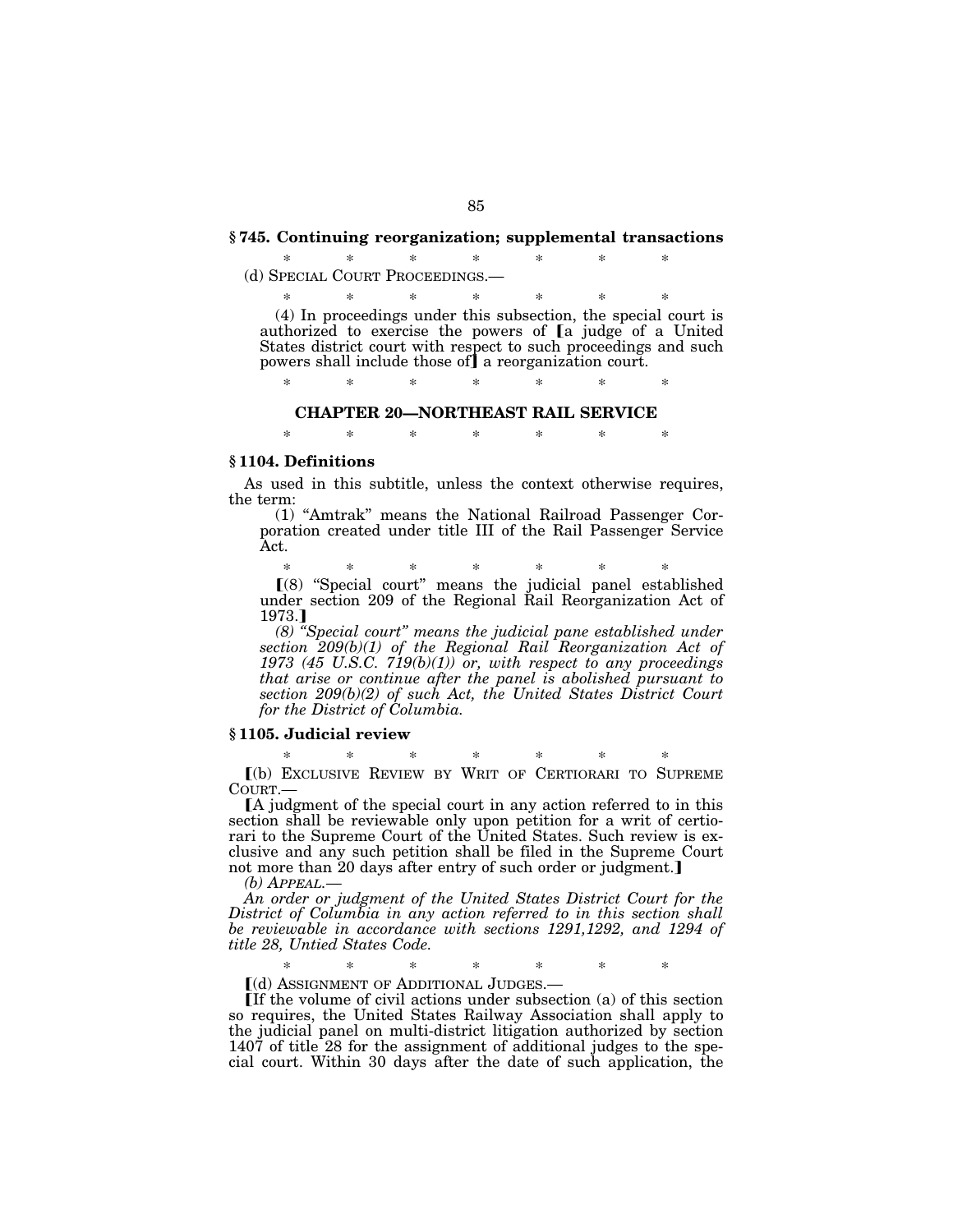### § 745. Continuing reorganization; supplemental transactions

\* \* \* \* \* \* \*

(d) SPECIAL COURT PROCEEDINGS.—

\* \* \* \* \* \* \*

(4) In proceedings under this subsection, the special court is authorized to exercise the powers of ⟦a judge of a United States district court with respect to such proceedings and such powers shall include those of⟧ a reorganization court.

\* \* \* \* \* \* \*

## CHAPTER 20—NORTHEAST RAIL SERVICE

\* \* \* \* \* \* \*

### § 1104. Definitions

As used in this subtitle, unless the context otherwise requires, the term:

(1) "Amtrak" means the National Railroad Passenger Corporation created under title III of the Rail Passenger Service Act.

\* \* \* \* \* \* \*

⟦(8) "Special court" means the judicial panel established under section 209 of the Regional Rail Reorganization Act of 1973.⟧

*(8) "Special court" means the judicial pane established under section 209(b)(1) of the Regional Rail Reorganization Act of 1973 (45 U.S.C. 719(b)(1)) or, with respect to any proceedings that arise or continue after the panel is abolished pursuant to section 209(b)(2) of such Act, the United States District Court for the District of Columbia.*

### § 1105. Judicial review

\* \* \* \* \* \* \*

⟦(b) EXCLUSIVE REVIEW BY WRIT OF CERTIORARI TO SUPREME COURT.—

⟦A judgment of the special court in any action referred to in this section shall be reviewable only upon petition for a writ of certiorari to the Supreme Court of the United States. Such review is exclusive and any such petition shall be filed in the Supreme Court not more than 20 days after entry of such order or judgment.⟧

*(b) APPEAL.—*

*An order or judgment of the United States District Court for the District of Columbia in any action referred to in this section shall be reviewable in accordance with sections 1291,1292, and 1294 of title 28, Untied States Code.*

\* \* \* \* \* \* \*

⟦(d) ASSIGNMENT OF ADDITIONAL JUDGES.—

⟦If the volume of civil actions under subsection (a) of this section so requires, the United States Railway Association shall apply to the judicial panel on multi-district litigation authorized by section 1407 of title 28 for the assignment of additional judges to the special court. Within 30 days after the date of such application, the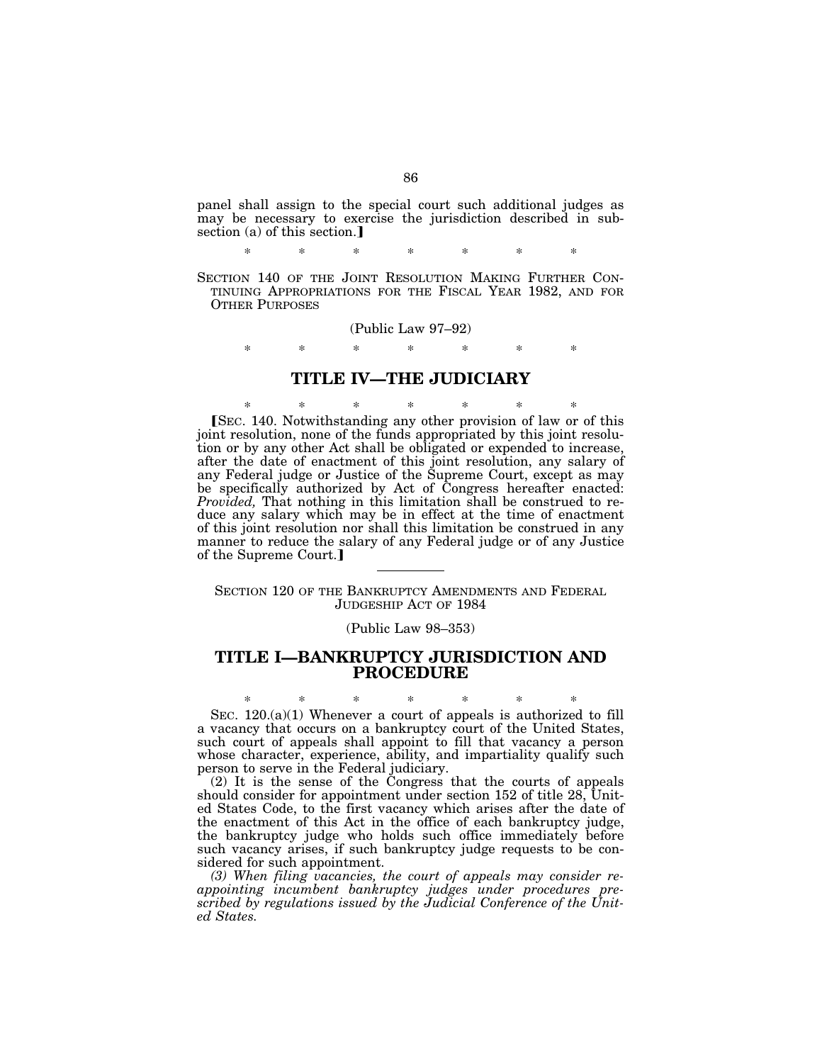panel shall assign to the special court such additional judges as may be necessary to exercise the jurisdiction described in subsection (a) of this section.]

\* \* \* \* \* \* \*

SECTION 140 OF THE JOINT RESOLUTION MAKING FURTHER CONTINUING APPROPRIATIONS FOR THE FISCAL YEAR 1982, AND FOR OTHER PURPOSES

(Public Law 97–92)

\* \* \* \* \* \* \*

## TITLE IV—THE JUDICIARY

\* \* \* \* \* \* \*

[SEC. 140. Notwithstanding any other provision of law or of this joint resolution, none of the funds appropriated by this joint resolution or by any other Act shall be obligated or expended to increase, after the date of enactment of this joint resolution, any salary of any Federal judge or Justice of the Supreme Court, except as may be specifically authorized by Act of Congress hereafter enacted: *Provided,* That nothing in this limitation shall be construed to reduce any salary which may be in effect at the time of enactment of this joint resolution nor shall this limitation be construed in any manner to reduce the salary of any Federal judge or of any Justice of the Supreme Court.]

---

SECTION 120 OF THE BANKRUPTCY AMENDMENTS AND FEDERAL JUDGESHIP ACT OF 1984

(Public Law 98–353)

## TITLE I—BANKRUPTCY JURISDICTION AND PROCEDURE

\* \* \* \* \* \* \*

SEC. 120.(a)(1) Whenever a court of appeals is authorized to fill a vacancy that occurs on a bankruptcy court of the United States, such court of appeals shall appoint to fill that vacancy a person whose character, experience, ability, and impartiality qualify such person to serve in the Federal judiciary.

(2) It is the sense of the Congress that the courts of appeals should consider for appointment under section 152 of title 28, United States Code, to the first vacancy which arises after the date of the enactment of this Act in the office of each bankruptcy judge, the bankruptcy judge who holds such office immediately before such vacancy arises, if such bankruptcy judge requests to be considered for such appointment.

*(3) When filing vacancies, the court of appeals may consider reappointing incumbent bankruptcy judges under procedures prescribed by regulations issued by the Judicial Conference of the United States.*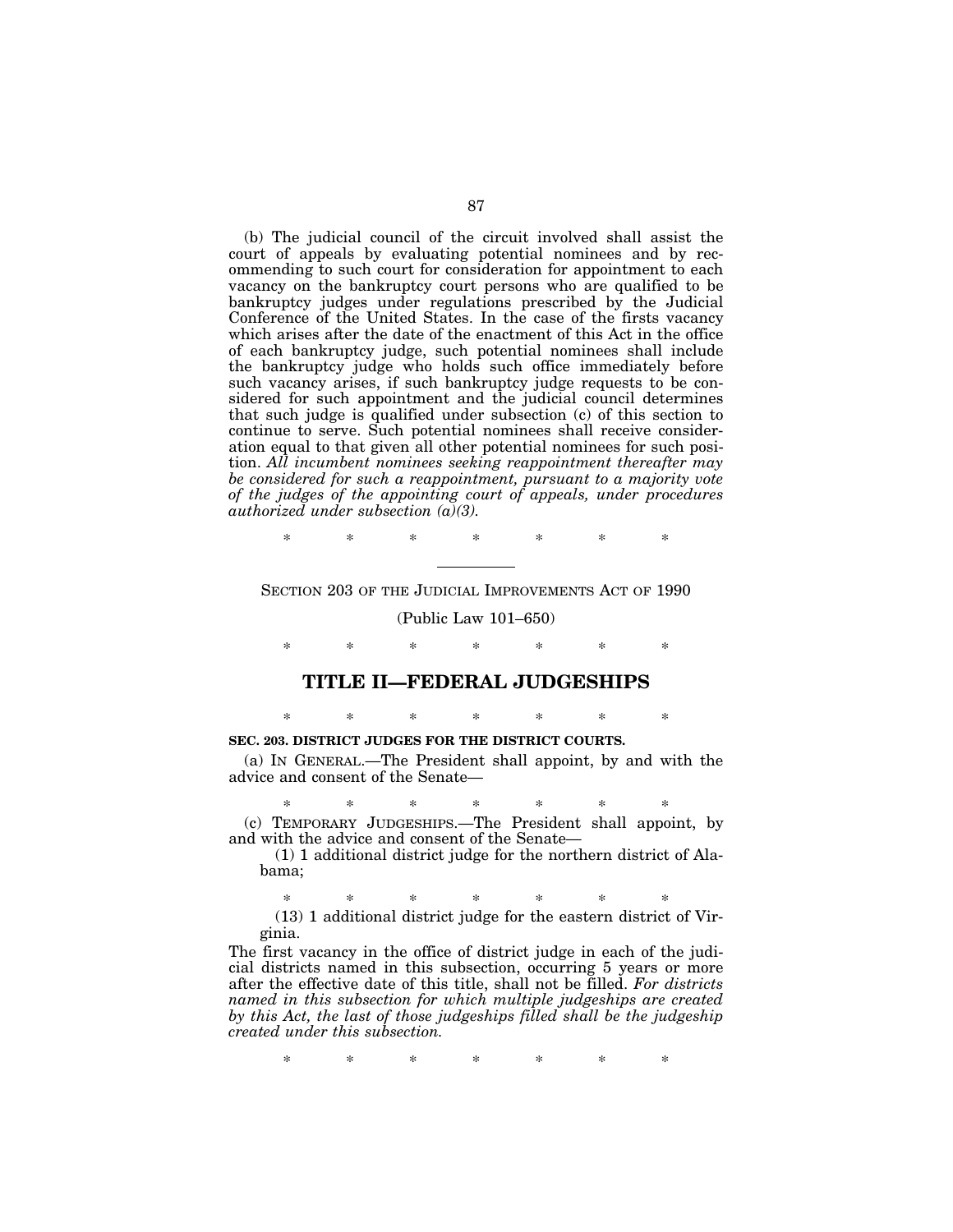(b) The judicial council of the circuit involved shall assist the court of appeals by evaluating potential nominees and by recommending to such court for consideration for appointment to each vacancy on the bankruptcy court persons who are qualified to be bankruptcy judges under regulations prescribed by the Judicial Conference of the United States. In the case of the firsts vacancy which arises after the date of the enactment of this Act in the office of each bankruptcy judge, such potential nominees shall include the bankruptcy judge who holds such office immediately before such vacancy arises, if such bankruptcy judge requests to be considered for such appointment and the judicial council determines that such judge is qualified under subsection (c) of this section to continue to serve. Such potential nominees shall receive consideration equal to that given all other potential nominees for such position. *All incumbent nominees seeking reappointment thereafter may be considered for such a reappointment, pursuant to a majority vote of the judges of the appointing court of appeals, under procedures authorized under subsection (a)(3).*

\* \* \* \* \* \* \*

SECTION 203 OF THE JUDICIAL IMPROVEMENTS ACT OF 1990

(Public Law 101–650)

\* \* \* \* \* \* \*

## TITLE II—FEDERAL JUDGESHIPS

\* \* \* \* \* \* \*

**SEC. 203. DISTRICT JUDGES FOR THE DISTRICT COURTS.**

(a) IN GENERAL.—The President shall appoint, by and with the advice and consent of the Senate—

\* \* \* \* \* \* \*

(c) TEMPORARY JUDGESHIPS.—The President shall appoint, by and with the advice and consent of the Senate—

(1) 1 additional district judge for the northern district of Alabama;

\* \* \* \* \* \* \*

(13) 1 additional district judge for the eastern district of Virginia.

The first vacancy in the office of district judge in each of the judicial districts named in this subsection, occurring 5 years or more after the effective date of this title, shall not be filled. *For districts named in this subsection for which multiple judgeships are created by this Act, the last of those judgeships filled shall be the judgeship created under this subsection.*

\* \* \* \* \* \* \*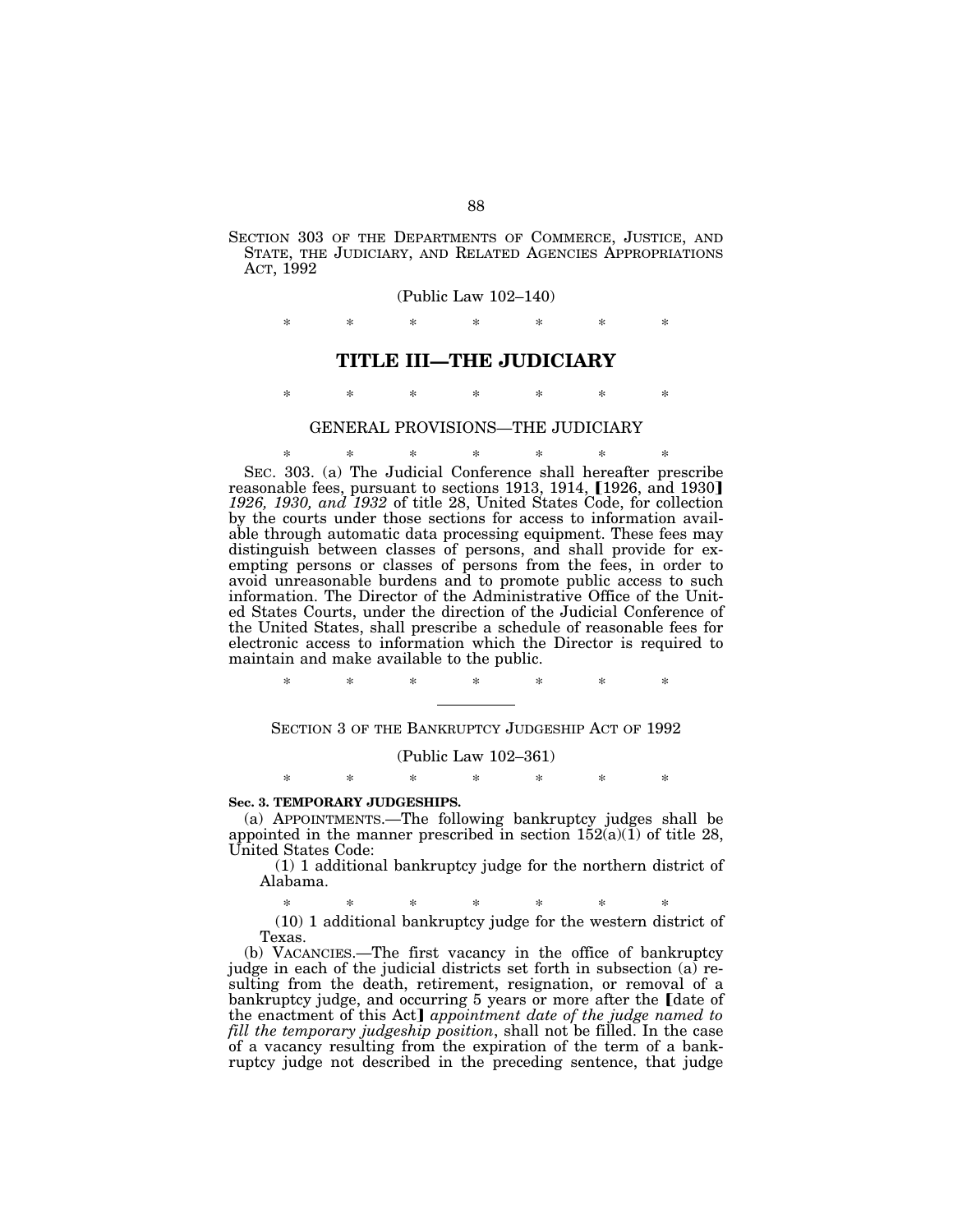SECTION 303 OF THE DEPARTMENTS OF COMMERCE, JUSTICE, AND STATE, THE JUDICIARY, AND RELATED AGENCIES APPROPRIATIONS ACT, 1992

(Public Law 102–140)

\* \* \* \* \* \* \*

## TITLE III—THE JUDICIARY

\* \* \* \* \* \* \*

GENERAL PROVISIONS—THE JUDICIARY

\* \* \* \* \* \* \*

SEC. 303. (a) The Judicial Conference shall hereafter prescribe reasonable fees, pursuant to sections 1913, 1914, 【1926, and 1930】 *1926, 1930, and 1932* of title 28, United States Code, for collection by the courts under those sections for access to information available through automatic data processing equipment. These fees may distinguish between classes of persons, and shall provide for exempting persons or classes of persons from the fees, in order to avoid unreasonable burdens and to promote public access to such information. The Director of the Administrative Office of the United States Courts, under the direction of the Judicial Conference of the United States, shall prescribe a schedule of reasonable fees for electronic access to information which the Director is required to maintain and make available to the public.

\* \* \* \* \* \* \*

---

SECTION 3 OF THE BANKRUPTCY JUDGESHIP ACT OF 1992

(Public Law 102–361)

\* \* \* \* \* \* \*

**Sec. 3. TEMPORARY JUDGESHIPS.**

(a) APPOINTMENTS.—The following bankruptcy judges shall be appointed in the manner prescribed in section 152(a)(1) of title 28, United States Code:

(1) 1 additional bankruptcy judge for the northern district of Alabama.

\* \* \* \* \* \* \*

(10) 1 additional bankruptcy judge for the western district of Texas.

(b) VACANCIES.—The first vacancy in the office of bankruptcy judge in each of the judicial districts set forth in subsection (a) resulting from the death, retirement, resignation, or removal of a bankruptcy judge, and occurring 5 years or more after the 【date of the enactment of this Act】 *appointment date of the judge named to fill the temporary judgeship position*, shall not be filled. In the case of a vacancy resulting from the expiration of the term of a bankruptcy judge not described in the preceding sentence, that judge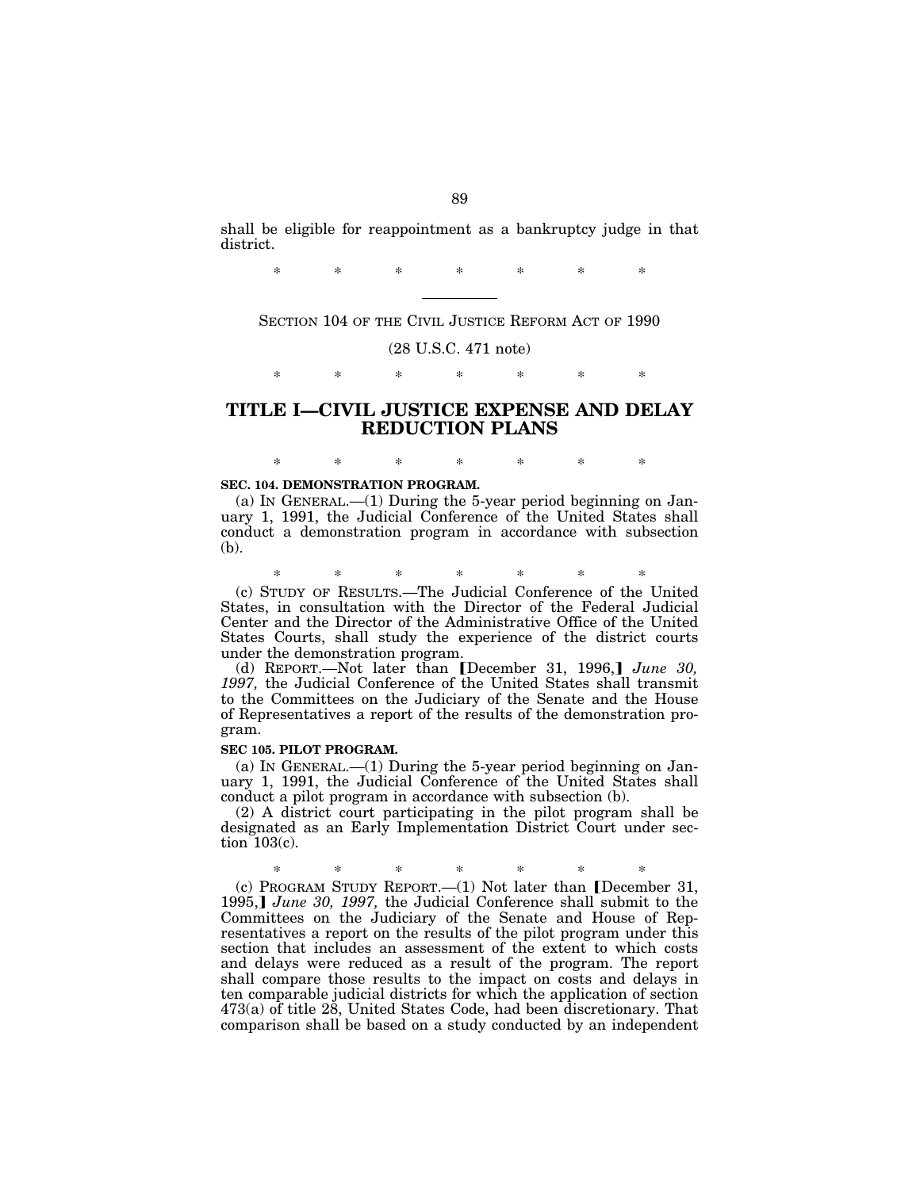shall be eligible for reappointment as a bankruptcy judge in that district.

\* \* \* \* \* \* \*

---

SECTION 104 OF THE CIVIL JUSTICE REFORM ACT OF 1990

(28 U.S.C. 471 note)

\* \* \* \* \* \* \*

# TITLE I—CIVIL JUSTICE EXPENSE AND DELAY REDUCTION PLANS

\* \* \* \* \* \* \*

**SEC. 104. DEMONSTRATION PROGRAM.**

(a) IN GENERAL.—(1) During the 5-year period beginning on January 1, 1991, the Judicial Conference of the United States shall conduct a demonstration program in accordance with subsection (b).

\* \* \* \* \* \* \*

(c) STUDY OF RESULTS.—The Judicial Conference of the United States, in consultation with the Director of the Federal Judicial Center and the Director of the Administrative Office of the United States Courts, shall study the experience of the district courts under the demonstration program.

(d) REPORT.—Not later than [December 31, 1996,] *June 30, 1997,* the Judicial Conference of the United States shall transmit to the Committees on the Judiciary of the Senate and the House of Representatives a report of the results of the demonstration program.

**SEC 105. PILOT PROGRAM.**

(a) IN GENERAL.—(1) During the 5-year period beginning on January 1, 1991, the Judicial Conference of the United States shall conduct a pilot program in accordance with subsection (b).

(2) A district court participating in the pilot program shall be designated as an Early Implementation District Court under section 103(c).

\* \* \* \* \* \* \*

(c) PROGRAM STUDY REPORT.—(1) Not later than [December 31, 1995,] *June 30, 1997,* the Judicial Conference shall submit to the Committees on the Judiciary of the Senate and House of Representatives a report on the results of the pilot program under this section that includes an assessment of the extent to which costs and delays were reduced as a result of the program. The report shall compare those results to the impact on costs and delays in ten comparable judicial districts for which the application of section 473(a) of title 28, United States Code, had been discretionary. That comparison shall be based on a study conducted by an independent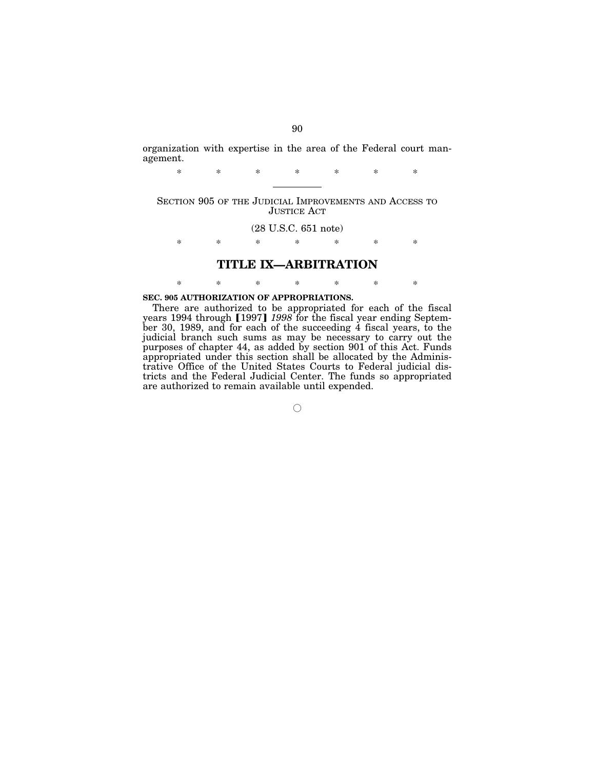organization with expertise in the area of the Federal court management.

\* \* \* \* \* \* \*

---

SECTION 905 OF THE JUDICIAL IMPROVEMENTS AND ACCESS TO JUSTICE ACT

(28 U.S.C. 651 note)

\* \* \* \* \* \* \*

## TITLE IX—ARBITRATION

\* \* \* \* \* \* \*

**SEC. 905 AUTHORIZATION OF APPROPRIATIONS.**

There are authorized to be appropriated for each of the fiscal years 1994 through 【1997】 *1998* for the fiscal year ending September 30, 1989, and for each of the succeeding 4 fiscal years, to the judicial branch such sums as may be necessary to carry out the purposes of chapter 44, as added by section 901 of this Act. Funds appropriated under this section shall be allocated by the Administrative Office of the United States Courts to Federal judicial districts and the Federal Judicial Center. The funds so appropriated are authorized to remain available until expended.

○